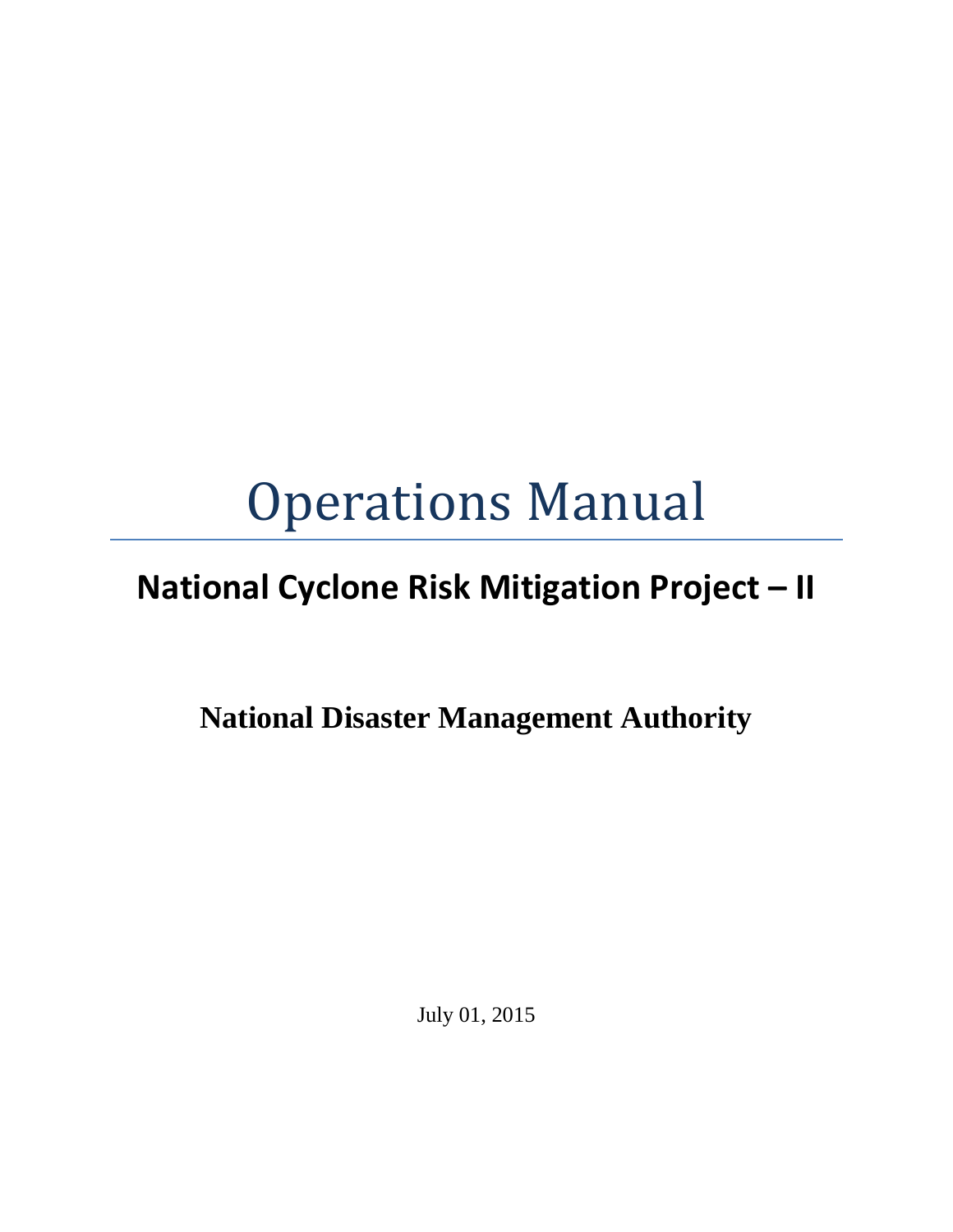# Operations Manual

## National Cyclone Risk Mitigation Project – II

**National Disaster Management Authority**

July 01, 2015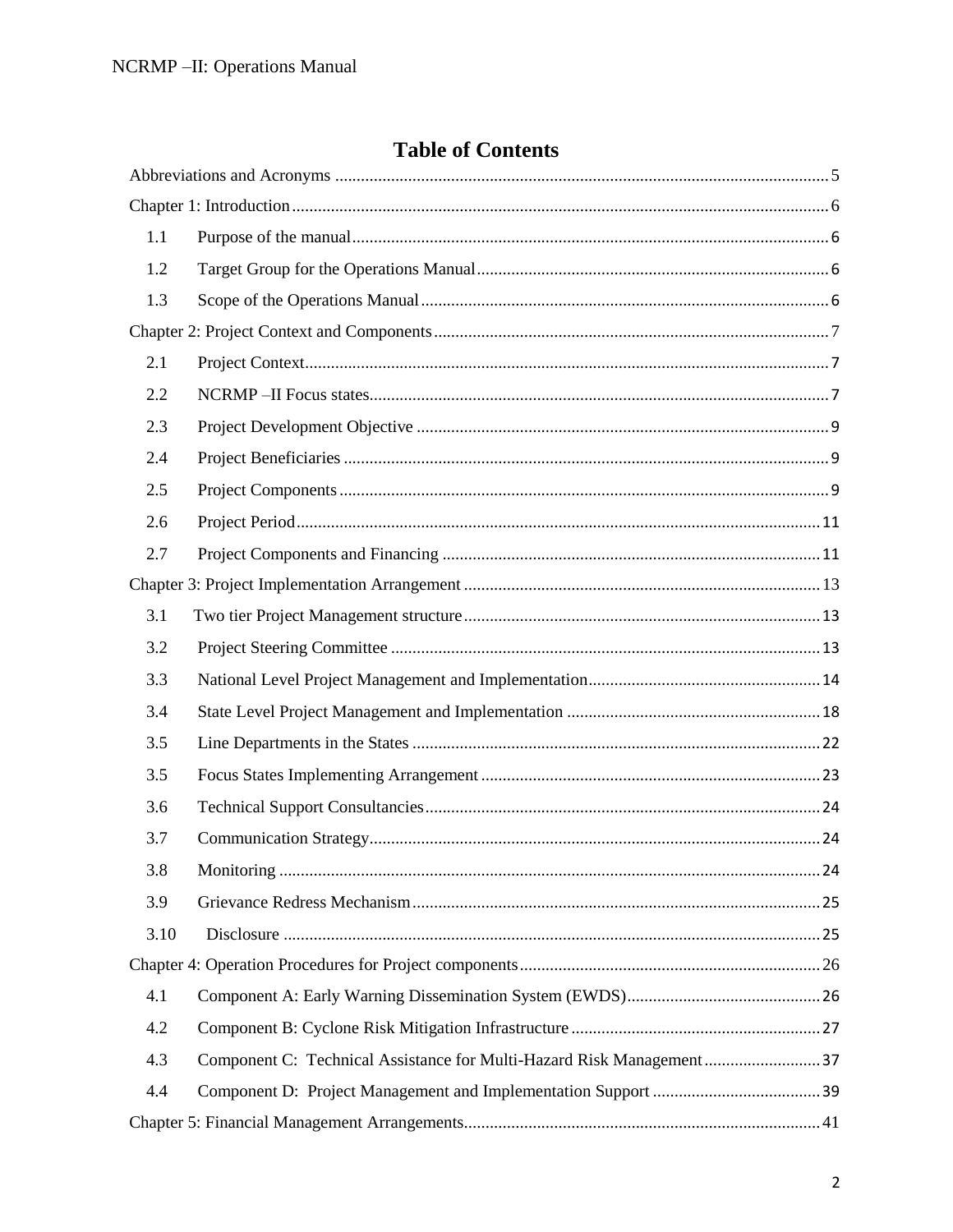# Table of Contents

Abbreviations and Acronyms .......... 5

Chapter 1: Introduction .......... 6

- 1.1 Purpose of the manual .......... 6
- 1.2 Target Group for the Operations Manual .......... 6
- 1.3 Scope of the Operations Manual .......... 6

Chapter 2: Project Context and Components .......... 7

- 2.1 Project Context .......... 7
- 2.2 NCRMP –II Focus states .......... 7
- 2.3 Project Development Objective .......... 9
- 2.4 Project Beneficiaries .......... 9
- 2.5 Project Components .......... 9
- 2.6 Project Period .......... 11
- 2.7 Project Components and Financing .......... 11

Chapter 3: Project Implementation Arrangement .......... 13

- 3.1 Two tier Project Management structure .......... 13
- 3.2 Project Steering Committee .......... 13
- 3.3 National Level Project Management and Implementation .......... 14
- 3.4 State Level Project Management and Implementation .......... 18
- 3.5 Line Departments in the States .......... 22
- 3.5 Focus States Implementing Arrangement .......... 23
- 3.6 Technical Support Consultancies .......... 24
- 3.7 Communication Strategy .......... 24
- 3.8 Monitoring .......... 24
- 3.9 Grievance Redress Mechanism .......... 25
- 3.10 Disclosure .......... 25

Chapter 4: Operation Procedures for Project components .......... 26

- 4.1 Component A: Early Warning Dissemination System (EWDS) .......... 26
- 4.2 Component B: Cyclone Risk Mitigation Infrastructure .......... 27
- 4.3 Component C: Technical Assistance for Multi-Hazard Risk Management .......... 37
- 4.4 Component D: Project Management and Implementation Support .......... 39

Chapter 5: Financial Management Arrangements .......... 41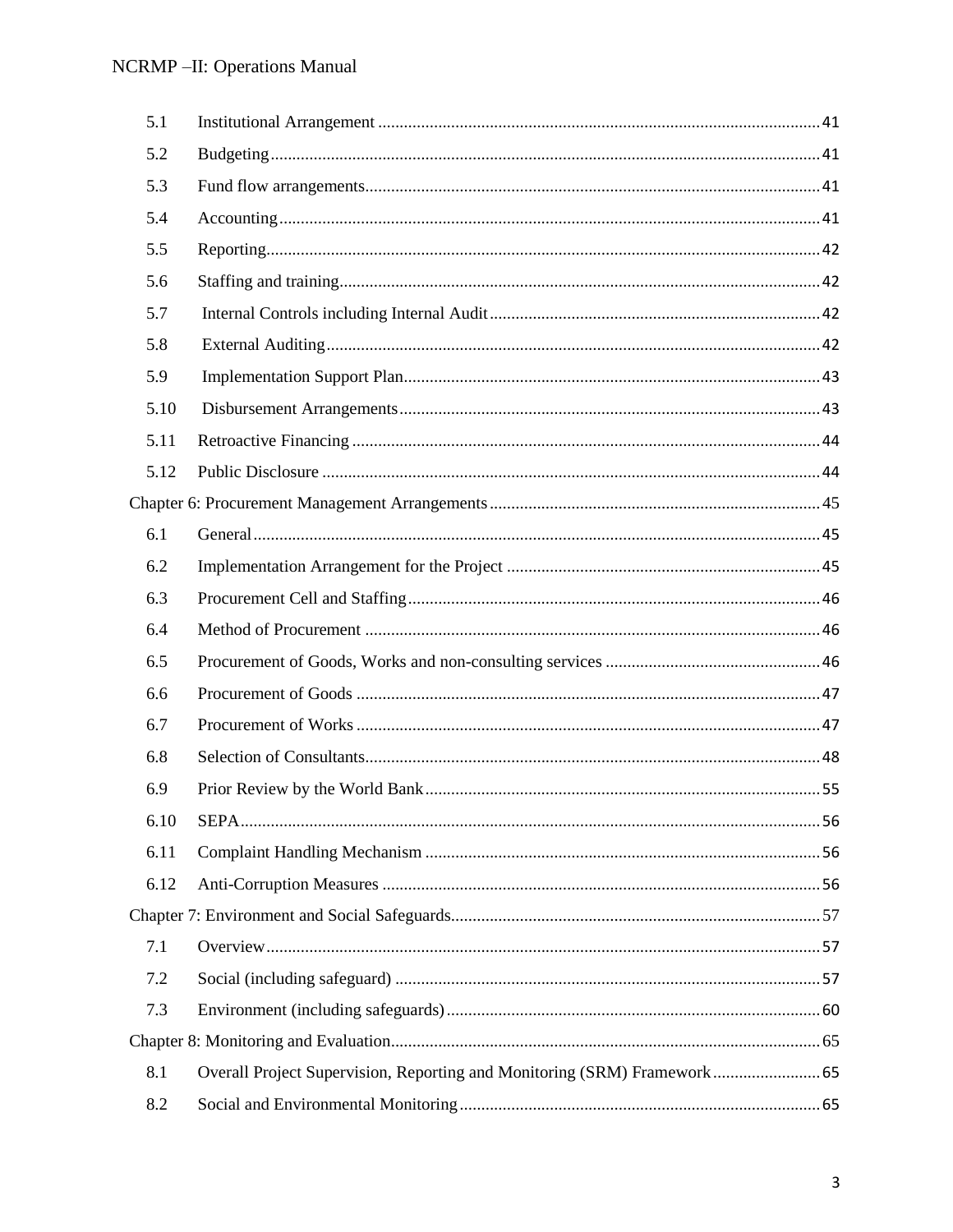5.1 Institutional Arrangement ..... 41

5.2 Budgeting ..... 41

5.3 Fund flow arrangements ..... 41

5.4 Accounting ..... 41

5.5 Reporting ..... 42

5.6 Staffing and training ..... 42

5.7 Internal Controls including Internal Audit ..... 42

5.8 External Auditing ..... 42

5.9 Implementation Support Plan ..... 43

5.10 Disbursement Arrangements ..... 43

5.11 Retroactive Financing ..... 44

5.12 Public Disclosure ..... 44

Chapter 6: Procurement Management Arrangements ..... 45

6.1 General ..... 45

6.2 Implementation Arrangement for the Project ..... 45

6.3 Procurement Cell and Staffing ..... 46

6.4 Method of Procurement ..... 46

6.5 Procurement of Goods, Works and non-consulting services ..... 46

6.6 Procurement of Goods ..... 47

6.7 Procurement of Works ..... 47

6.8 Selection of Consultants ..... 48

6.9 Prior Review by the World Bank ..... 55

6.10 SEPA ..... 56

6.11 Complaint Handling Mechanism ..... 56

6.12 Anti-Corruption Measures ..... 56

Chapter 7: Environment and Social Safeguards ..... 57

7.1 Overview ..... 57

7.2 Social (including safeguard) ..... 57

7.3 Environment (including safeguards) ..... 60

Chapter 8: Monitoring and Evaluation ..... 65

8.1 Overall Project Supervision, Reporting and Monitoring (SRM) Framework ..... 65

8.2 Social and Environmental Monitoring ..... 65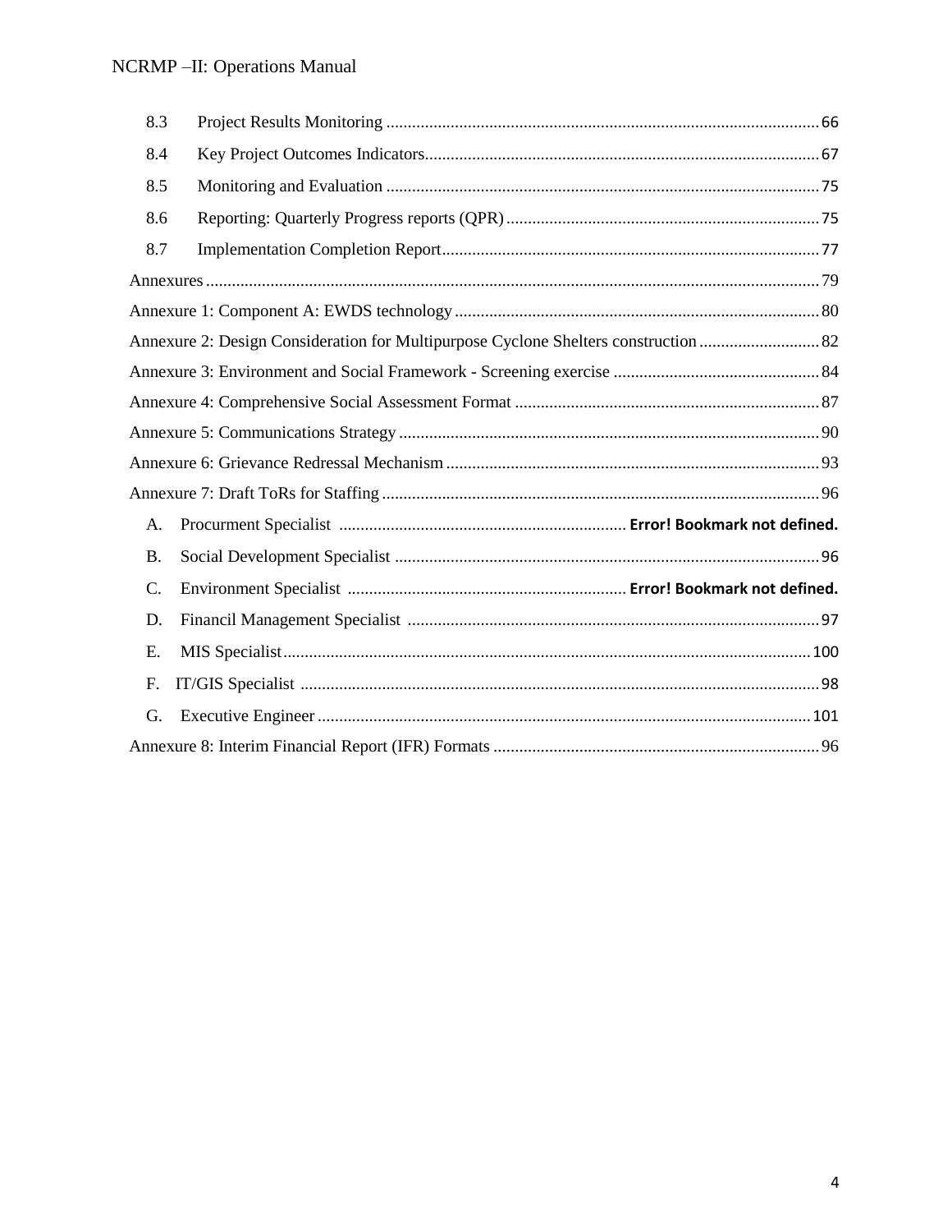8.3 Project Results Monitoring .................................................................................................... 66

8.4 Key Project Outcomes Indicators........................................................................................... 67

8.5 Monitoring and Evaluation .................................................................................................... 75

8.6 Reporting: Quarterly Progress reports (QPR) ......................................................................... 75

8.7 Implementation Completion Report....................................................................................... 77

Annexures ............................................................................................................................................. 79

Annexure 1: Component A: EWDS technology .................................................................................... 80

Annexure 2: Design Consideration for Multipurpose Cyclone Shelters construction ............................ 82

Annexure 3: Environment and Social Framework - Screening exercise ................................................ 84

Annexure 4: Comprehensive Social Assessment Format ...................................................................... 87

Annexure 5: Communications Strategy ................................................................................................. 90

Annexure 6: Grievance Redressal Mechanism ...................................................................................... 93

Annexure 7: Draft ToRs for Staffing ..................................................................................................... 96

A. Procurment Specialist .................................................................. **Error! Bookmark not defined.**

B. Social Development Specialist .................................................................................................. 96

C. Environment Specialist ................................................................ **Error! Bookmark not defined.**

D. Financil Management Specialist ............................................................................................... 97

E. MIS Specialist.......................................................................................................................... 100

F. IT/GIS Specialist ........................................................................................................................ 98

G. Executive Engineer .................................................................................................................. 101

Annexure 8: Interim Financial Report (IFR) Formats ........................................................................... 96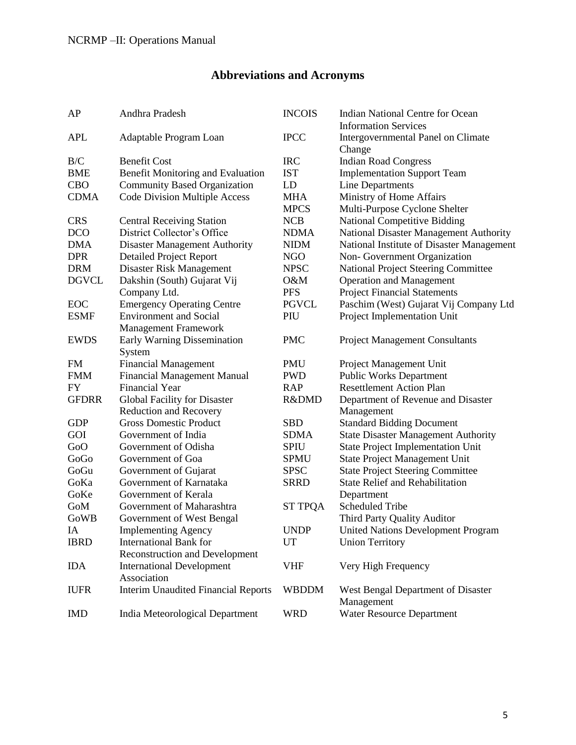# Abbreviations and Acronyms

| | | | |
|---|---|---|---|
| AP | Andhra Pradesh | INCOIS | Indian National Centre for Ocean Information Services |
| APL | Adaptable Program Loan | IPCC | Intergovernmental Panel on Climate Change |
| B/C | Benefit Cost | IRC | Indian Road Congress |
| BME | Benefit Monitoring and Evaluation | IST | Implementation Support Team |
| CBO | Community Based Organization | LD | Line Departments |
| CDMA | Code Division Multiple Access | MHA | Ministry of Home Affairs |
| | | MPCS | Multi-Purpose Cyclone Shelter |
| CRS | Central Receiving Station | NCB | National Competitive Bidding |
| DCO | District Collector's Office | NDMA | National Disaster Management Authority |
| DMA | Disaster Management Authority | NIDM | National Institute of Disaster Management |
| DPR | Detailed Project Report | NGO | Non- Government Organization |
| DRM | Disaster Risk Management | NPSC | National Project Steering Committee |
| DGVCL | Dakshin (South) Gujarat Vij Company Ltd. | O&M | Operation and Management |
| | | PFS | Project Financial Statements |
| EOC | Emergency Operating Centre | PGVCL | Paschim (West) Gujarat Vij Company Ltd |
| ESMF | Environment and Social Management Framework | PIU | Project Implementation Unit |
| EWDS | Early Warning Dissemination System | PMC | Project Management Consultants |
| FM | Financial Management | PMU | Project Management Unit |
| FMM | Financial Management Manual | PWD | Public Works Department |
| FY | Financial Year | RAP | Resettlement Action Plan |
| GFDRR | Global Facility for Disaster Reduction and Recovery | R&DMD | Department of Revenue and Disaster Management |
| GDP | Gross Domestic Product | SBD | Standard Bidding Document |
| GOI | Government of India | SDMA | State Disaster Management Authority |
| GoO | Government of Odisha | SPIU | State Project Implementation Unit |
| GoGo | Government of Goa | SPMU | State Project Management Unit |
| GoGu | Government of Gujarat | SPSC | State Project Steering Committee |
| GoKa | Government of Karnataka | SRRD | State Relief and Rehabilitation Department |
| GoKe | Government of Kerala | | |
| GoM | Government of Maharashtra | ST | Scheduled Tribe |
| GoWB | Government of West Bengal | TPQA | Third Party Quality Auditor |
| IA | Implementing Agency | UNDP | United Nations Development Program |
| IBRD | International Bank for Reconstruction and Development | UT | Union Territory |
| IDA | International Development Association | VHF | Very High Frequency |
| IUFR | Interim Unaudited Financial Reports | WBDDM | West Bengal Department of Disaster Management |
| IMD | India Meteorological Department | WRD | Water Resource Department |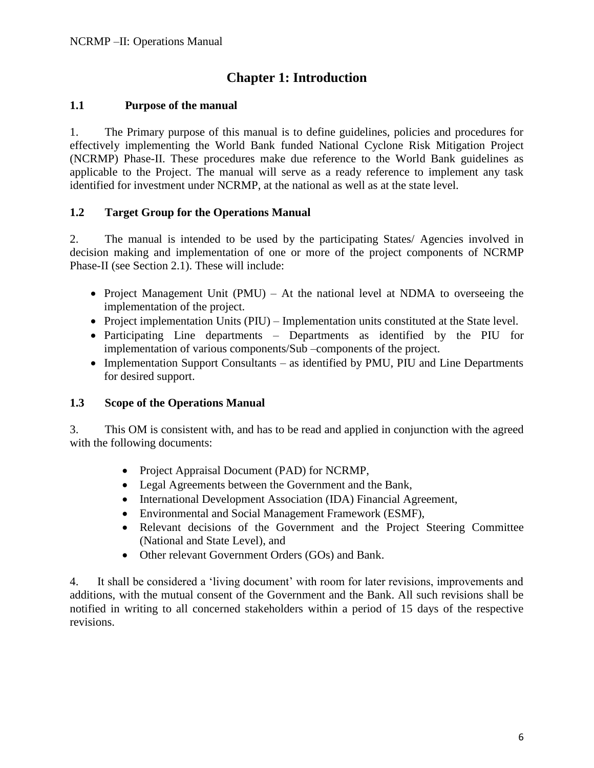# Chapter 1: Introduction

## 1.1 Purpose of the manual

1. The Primary purpose of this manual is to define guidelines, policies and procedures for effectively implementing the World Bank funded National Cyclone Risk Mitigation Project (NCRMP) Phase-II. These procedures make due reference to the World Bank guidelines as applicable to the Project. The manual will serve as a ready reference to implement any task identified for investment under NCRMP, at the national as well as at the state level.

## 1.2 Target Group for the Operations Manual

2. The manual is intended to be used by the participating States/ Agencies involved in decision making and implementation of one or more of the project components of NCRMP Phase-II (see Section 2.1). These will include:

- Project Management Unit (PMU) – At the national level at NDMA to overseeing the implementation of the project.
- Project implementation Units (PIU) – Implementation units constituted at the State level.
- Participating Line departments – Departments as identified by the PIU for implementation of various components/Sub –components of the project.
- Implementation Support Consultants – as identified by PMU, PIU and Line Departments for desired support.

## 1.3 Scope of the Operations Manual

3. This OM is consistent with, and has to be read and applied in conjunction with the agreed with the following documents:

- Project Appraisal Document (PAD) for NCRMP,
- Legal Agreements between the Government and the Bank,
- International Development Association (IDA) Financial Agreement,
- Environmental and Social Management Framework (ESMF),
- Relevant decisions of the Government and the Project Steering Committee (National and State Level), and
- Other relevant Government Orders (GOs) and Bank.

4. It shall be considered a 'living document' with room for later revisions, improvements and additions, with the mutual consent of the Government and the Bank. All such revisions shall be notified in writing to all concerned stakeholders within a period of 15 days of the respective revisions.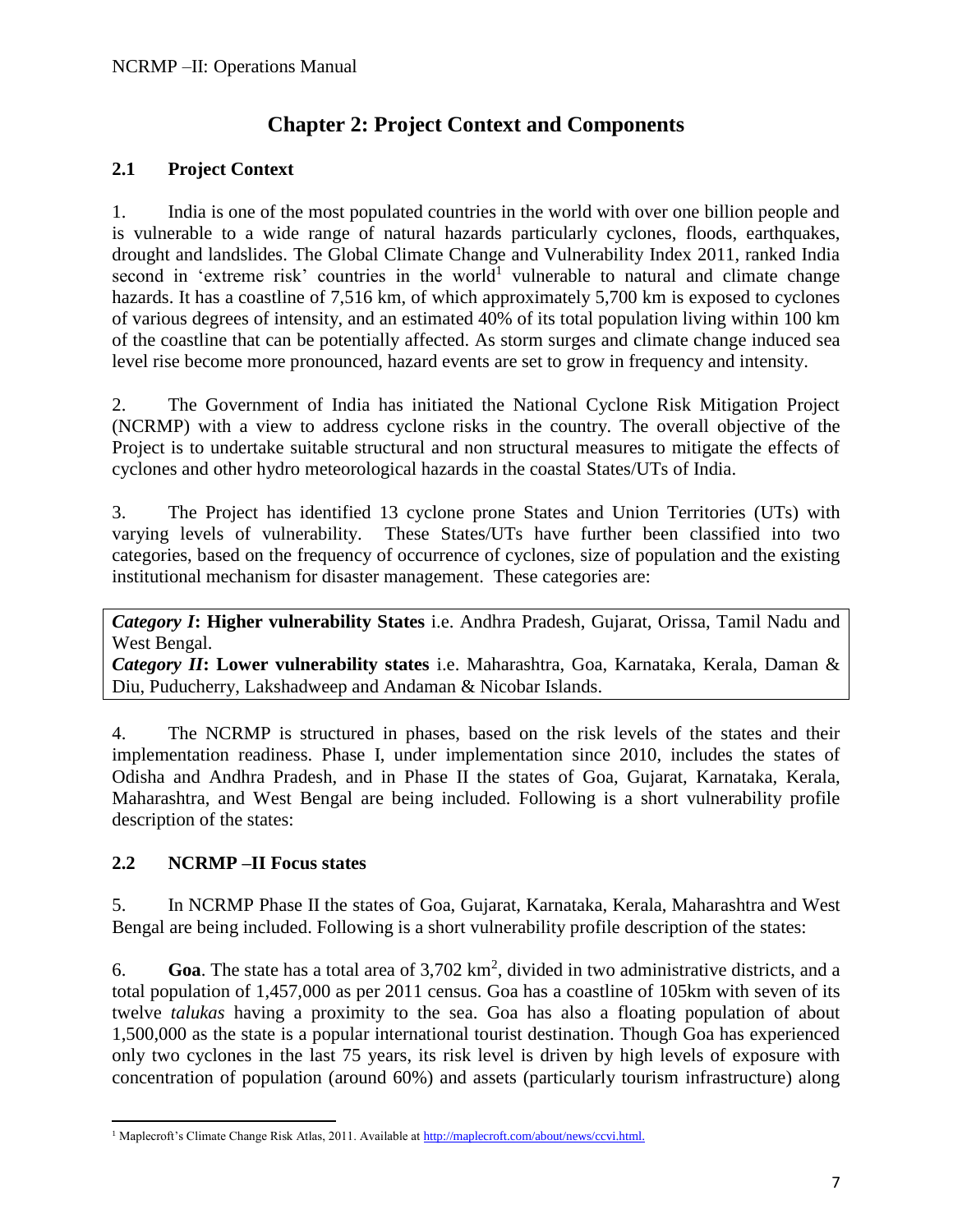# Chapter 2: Project Context and Components

## 2.1 Project Context

1. India is one of the most populated countries in the world with over one billion people and is vulnerable to a wide range of natural hazards particularly cyclones, floods, earthquakes, drought and landslides. The Global Climate Change and Vulnerability Index 2011, ranked India second in 'extreme risk' countries in the world[1] vulnerable to natural and climate change hazards. It has a coastline of 7,516 km, of which approximately 5,700 km is exposed to cyclones of various degrees of intensity, and an estimated 40% of its total population living within 100 km of the coastline that can be potentially affected. As storm surges and climate change induced sea level rise become more pronounced, hazard events are set to grow in frequency and intensity.

2. The Government of India has initiated the National Cyclone Risk Mitigation Project (NCRMP) with a view to address cyclone risks in the country. The overall objective of the Project is to undertake suitable structural and non structural measures to mitigate the effects of cyclones and other hydro meteorological hazards in the coastal States/UTs of India.

3. The Project has identified 13 cyclone prone States and Union Territories (UTs) with varying levels of vulnerability. These States/UTs have further been classified into two categories, based on the frequency of occurrence of cyclones, size of population and the existing institutional mechanism for disaster management. These categories are:

***Category I*: Higher vulnerability States** i.e. Andhra Pradesh, Gujarat, Orissa, Tamil Nadu and West Bengal.
***Category II*: Lower vulnerability states** i.e. Maharashtra, Goa, Karnataka, Kerala, Daman & Diu, Puducherry, Lakshadweep and Andaman & Nicobar Islands.

4. The NCRMP is structured in phases, based on the risk levels of the states and their implementation readiness. Phase I, under implementation since 2010, includes the states of Odisha and Andhra Pradesh, and in Phase II the states of Goa, Gujarat, Karnataka, Kerala, Maharashtra, and West Bengal are being included. Following is a short vulnerability profile description of the states:

## 2.2 NCRMP –II Focus states

5. In NCRMP Phase II the states of Goa, Gujarat, Karnataka, Kerala, Maharashtra and West Bengal are being included. Following is a short vulnerability profile description of the states:

6. **Goa**. The state has a total area of 3,702 km$^2$, divided in two administrative districts, and a total population of 1,457,000 as per 2011 census. Goa has a coastline of 105km with seven of its twelve *talukas* having a proximity to the sea. Goa has also a floating population of about 1,500,000 as the state is a popular international tourist destination. Though Goa has experienced only two cyclones in the last 75 years, its risk level is driven by high levels of exposure with concentration of population (around 60%) and assets (particularly tourism infrastructure) along

[1] Maplecroft's Climate Change Risk Atlas, 2011. Available at http://maplecroft.com/about/news/ccvi.html.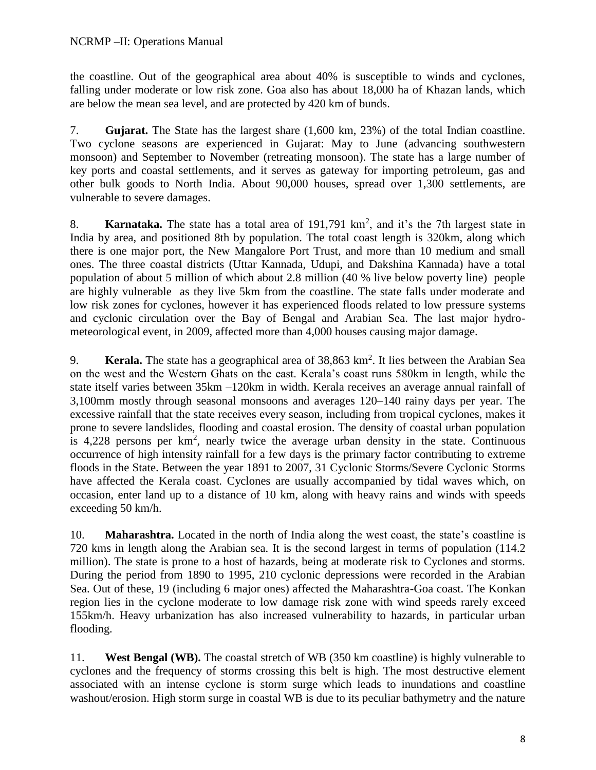the coastline. Out of the geographical area about 40% is susceptible to winds and cyclones, falling under moderate or low risk zone. Goa also has about 18,000 ha of Khazan lands, which are below the mean sea level, and are protected by 420 km of bunds.

7. **Gujarat.** The State has the largest share (1,600 km, 23%) of the total Indian coastline. Two cyclone seasons are experienced in Gujarat: May to June (advancing southwestern monsoon) and September to November (retreating monsoon). The state has a large number of key ports and coastal settlements, and it serves as gateway for importing petroleum, gas and other bulk goods to North India. About 90,000 houses, spread over 1,300 settlements, are vulnerable to severe damages.

8. **Karnataka.** The state has a total area of 191,791 km$^2$, and it's the 7th largest state in India by area, and positioned 8th by population. The total coast length is 320km, along which there is one major port, the New Mangalore Port Trust, and more than 10 medium and small ones. The three coastal districts (Uttar Kannada, Udupi, and Dakshina Kannada) have a total population of about 5 million of which about 2.8 million (40 % live below poverty line) people are highly vulnerable as they live 5km from the coastline. The state falls under moderate and low risk zones for cyclones, however it has experienced floods related to low pressure systems and cyclonic circulation over the Bay of Bengal and Arabian Sea. The last major hydro-meteorological event, in 2009, affected more than 4,000 houses causing major damage.

9. **Kerala.** The state has a geographical area of 38,863 km$^2$. It lies between the Arabian Sea on the west and the Western Ghats on the east. Kerala's coast runs 580km in length, while the state itself varies between 35km –120km in width. Kerala receives an average annual rainfall of 3,100mm mostly through seasonal monsoons and averages 120–140 rainy days per year. The excessive rainfall that the state receives every season, including from tropical cyclones, makes it prone to severe landslides, flooding and coastal erosion. The density of coastal urban population is 4,228 persons per km$^2$, nearly twice the average urban density in the state. Continuous occurrence of high intensity rainfall for a few days is the primary factor contributing to extreme floods in the State. Between the year 1891 to 2007, 31 Cyclonic Storms/Severe Cyclonic Storms have affected the Kerala coast. Cyclones are usually accompanied by tidal waves which, on occasion, enter land up to a distance of 10 km, along with heavy rains and winds with speeds exceeding 50 km/h.

10. **Maharashtra.** Located in the north of India along the west coast, the state's coastline is 720 kms in length along the Arabian sea. It is the second largest in terms of population (114.2 million). The state is prone to a host of hazards, being at moderate risk to Cyclones and storms. During the period from 1890 to 1995, 210 cyclonic depressions were recorded in the Arabian Sea. Out of these, 19 (including 6 major ones) affected the Maharashtra-Goa coast. The Konkan region lies in the cyclone moderate to low damage risk zone with wind speeds rarely exceed 155km/h. Heavy urbanization has also increased vulnerability to hazards, in particular urban flooding.

11. **West Bengal (WB).** The coastal stretch of WB (350 km coastline) is highly vulnerable to cyclones and the frequency of storms crossing this belt is high. The most destructive element associated with an intense cyclone is storm surge which leads to inundations and coastline washout/erosion. High storm surge in coastal WB is due to its peculiar bathymetry and the nature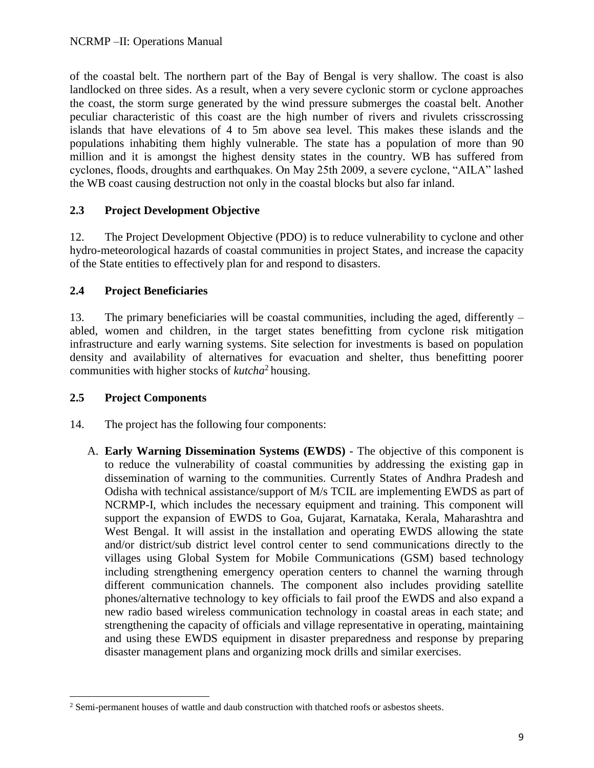of the coastal belt. The northern part of the Bay of Bengal is very shallow. The coast is also landlocked on three sides. As a result, when a very severe cyclonic storm or cyclone approaches the coast, the storm surge generated by the wind pressure submerges the coastal belt. Another peculiar characteristic of this coast are the high number of rivers and rivulets crisscrossing islands that have elevations of 4 to 5m above sea level. This makes these islands and the populations inhabiting them highly vulnerable. The state has a population of more than 90 million and it is amongst the highest density states in the country. WB has suffered from cyclones, floods, droughts and earthquakes. On May 25th 2009, a severe cyclone, "AILA" lashed the WB coast causing destruction not only in the coastal blocks but also far inland.

## 2.3 Project Development Objective

12. The Project Development Objective (PDO) is to reduce vulnerability to cyclone and other hydro-meteorological hazards of coastal communities in project States, and increase the capacity of the State entities to effectively plan for and respond to disasters.

## 2.4 Project Beneficiaries

13. The primary beneficiaries will be coastal communities, including the aged, differently – abled, women and children, in the target states benefitting from cyclone risk mitigation infrastructure and early warning systems. Site selection for investments is based on population density and availability of alternatives for evacuation and shelter, thus benefitting poorer communities with higher stocks of *kutcha*[2] housing.

## 2.5 Project Components

14. The project has the following four components:

A. **Early Warning Dissemination Systems (EWDS)** - The objective of this component is to reduce the vulnerability of coastal communities by addressing the existing gap in dissemination of warning to the communities. Currently States of Andhra Pradesh and Odisha with technical assistance/support of M/s TCIL are implementing EWDS as part of NCRMP-I, which includes the necessary equipment and training. This component will support the expansion of EWDS to Goa, Gujarat, Karnataka, Kerala, Maharashtra and West Bengal. It will assist in the installation and operating EWDS allowing the state and/or district/sub district level control center to send communications directly to the villages using Global System for Mobile Communications (GSM) based technology including strengthening emergency operation centers to channel the warning through different communication channels. The component also includes providing satellite phones/alternative technology to key officials to fail proof the EWDS and also expand a new radio based wireless communication technology in coastal areas in each state; and strengthening the capacity of officials and village representative in operating, maintaining and using these EWDS equipment in disaster preparedness and response by preparing disaster management plans and organizing mock drills and similar exercises.

[2] Semi-permanent houses of wattle and daub construction with thatched roofs or asbestos sheets.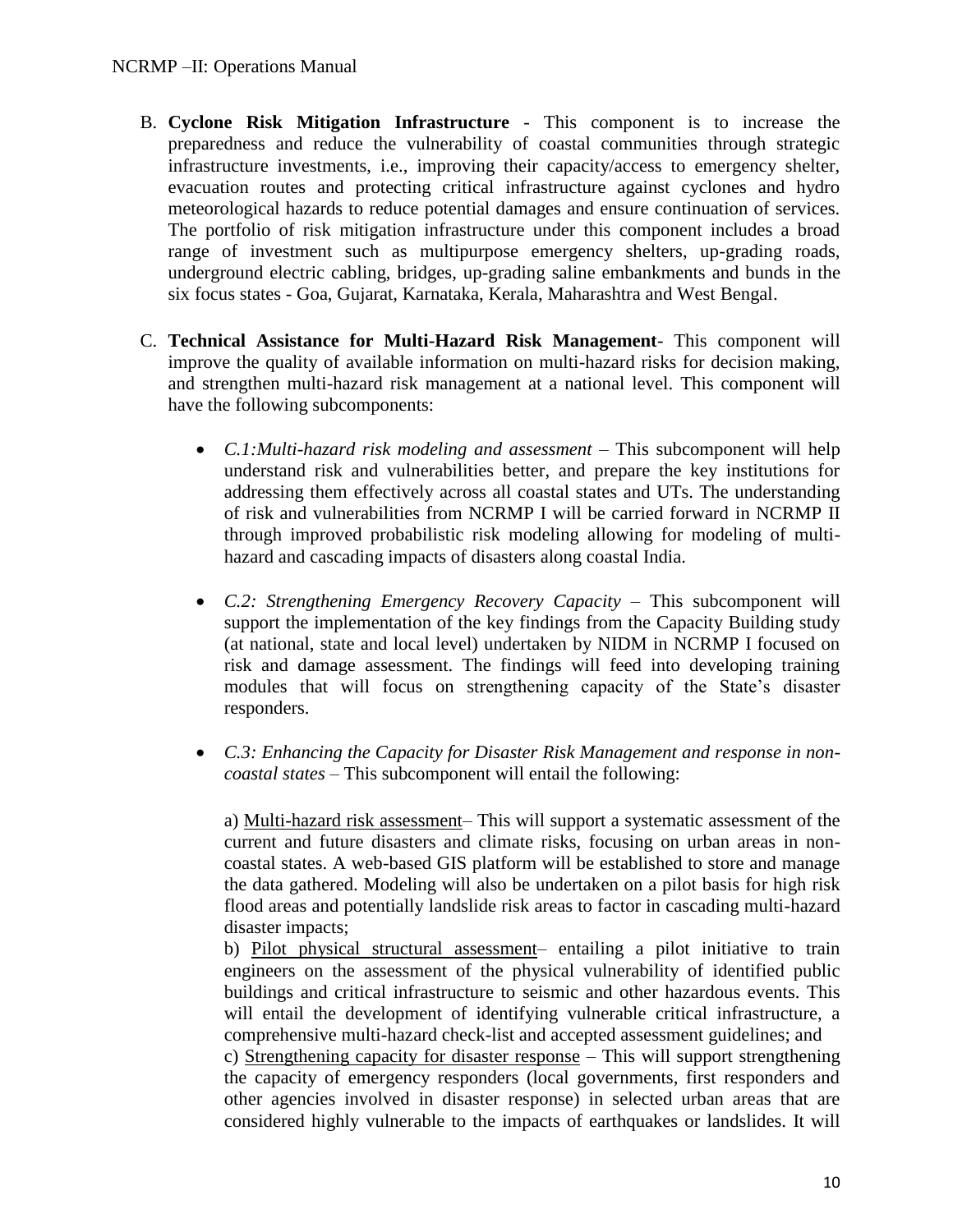B. **Cyclone Risk Mitigation Infrastructure** - This component is to increase the preparedness and reduce the vulnerability of coastal communities through strategic infrastructure investments, i.e., improving their capacity/access to emergency shelter, evacuation routes and protecting critical infrastructure against cyclones and hydro meteorological hazards to reduce potential damages and ensure continuation of services. The portfolio of risk mitigation infrastructure under this component includes a broad range of investment such as multipurpose emergency shelters, up-grading roads, underground electric cabling, bridges, up-grading saline embankments and bunds in the six focus states - Goa, Gujarat, Karnataka, Kerala, Maharashtra and West Bengal.

C. **Technical Assistance for Multi-Hazard Risk Management**- This component will improve the quality of available information on multi-hazard risks for decision making, and strengthen multi-hazard risk management at a national level. This component will have the following subcomponents:

- *C.1:Multi-hazard risk modeling and assessment* – This subcomponent will help understand risk and vulnerabilities better, and prepare the key institutions for addressing them effectively across all coastal states and UTs. The understanding of risk and vulnerabilities from NCRMP I will be carried forward in NCRMP II through improved probabilistic risk modeling allowing for modeling of multi-hazard and cascading impacts of disasters along coastal India.

- *C.2: Strengthening Emergency Recovery Capacity* – This subcomponent will support the implementation of the key findings from the Capacity Building study (at national, state and local level) undertaken by NIDM in NCRMP I focused on risk and damage assessment. The findings will feed into developing training modules that will focus on strengthening capacity of the State's disaster responders.

- *C.3: Enhancing the Capacity for Disaster Risk Management and response in non-coastal states* – This subcomponent will entail the following:

  a) Multi-hazard risk assessment– This will support a systematic assessment of the current and future disasters and climate risks, focusing on urban areas in non-coastal states. A web-based GIS platform will be established to store and manage the data gathered. Modeling will also be undertaken on a pilot basis for high risk flood areas and potentially landslide risk areas to factor in cascading multi-hazard disaster impacts;

  b) Pilot physical structural assessment– entailing a pilot initiative to train engineers on the assessment of the physical vulnerability of identified public buildings and critical infrastructure to seismic and other hazardous events. This will entail the development of identifying vulnerable critical infrastructure, a comprehensive multi-hazard check-list and accepted assessment guidelines; and

  c) Strengthening capacity for disaster response – This will support strengthening the capacity of emergency responders (local governments, first responders and other agencies involved in disaster response) in selected urban areas that are considered highly vulnerable to the impacts of earthquakes or landslides. It will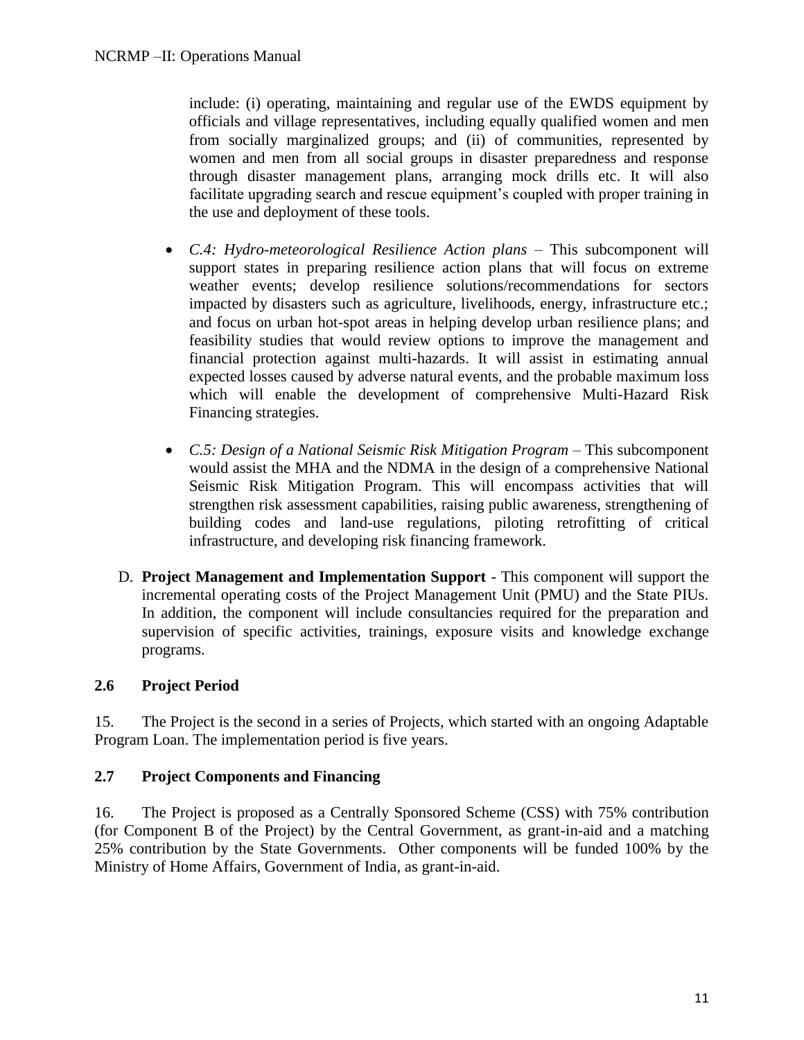include: (i) operating, maintaining and regular use of the EWDS equipment by officials and village representatives, including equally qualified women and men from socially marginalized groups; and (ii) of communities, represented by women and men from all social groups in disaster preparedness and response through disaster management plans, arranging mock drills etc. It will also facilitate upgrading search and rescue equipment's coupled with proper training in the use and deployment of these tools.

- *C.4: Hydro-meteorological Resilience Action plans* – This subcomponent will support states in preparing resilience action plans that will focus on extreme weather events; develop resilience solutions/recommendations for sectors impacted by disasters such as agriculture, livelihoods, energy, infrastructure etc.; and focus on urban hot-spot areas in helping develop urban resilience plans; and feasibility studies that would review options to improve the management and financial protection against multi-hazards. It will assist in estimating annual expected losses caused by adverse natural events, and the probable maximum loss which will enable the development of comprehensive Multi-Hazard Risk Financing strategies.

- *C.5: Design of a National Seismic Risk Mitigation Program* – This subcomponent would assist the MHA and the NDMA in the design of a comprehensive National Seismic Risk Mitigation Program. This will encompass activities that will strengthen risk assessment capabilities, raising public awareness, strengthening of building codes and land-use regulations, piloting retrofitting of critical infrastructure, and developing risk financing framework.

D. **Project Management and Implementation Support** - This component will support the incremental operating costs of the Project Management Unit (PMU) and the State PIUs. In addition, the component will include consultancies required for the preparation and supervision of specific activities, trainings, exposure visits and knowledge exchange programs.

### 2.6 Project Period

15. The Project is the second in a series of Projects, which started with an ongoing Adaptable Program Loan. The implementation period is five years.

### 2.7 Project Components and Financing

16. The Project is proposed as a Centrally Sponsored Scheme (CSS) with 75% contribution (for Component B of the Project) by the Central Government, as grant-in-aid and a matching 25% contribution by the State Governments. Other components will be funded 100% by the Ministry of Home Affairs, Government of India, as grant-in-aid.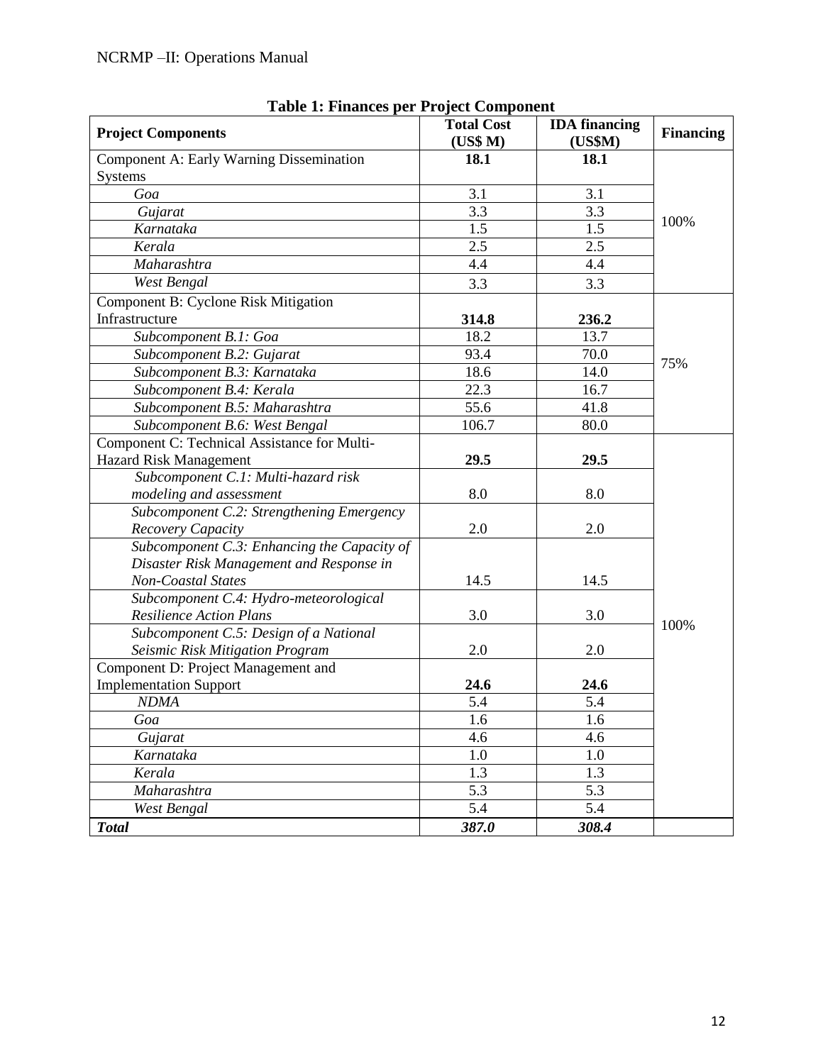**Table 1: Finances per Project Component**

| Project Components | Total Cost (US$ M) | IDA financing (US$M) | Financing |
|---|---|---|---|
| Component A: Early Warning Dissemination Systems | **18.1** | **18.1** | 100% |
| *Goa* | 3.1 | 3.1 | |
| *Gujarat* | 3.3 | 3.3 | |
| *Karnataka* | 1.5 | 1.5 | |
| *Kerala* | 2.5 | 2.5 | |
| *Maharashtra* | 4.4 | 4.4 | |
| *West Bengal* | 3.3 | 3.3 | |
| Component B: Cyclone Risk Mitigation Infrastructure | **314.8** | **236.2** | 75% |
| *Subcomponent B.1: Goa* | 18.2 | 13.7 | |
| *Subcomponent B.2: Gujarat* | 93.4 | 70.0 | |
| *Subcomponent B.3: Karnataka* | 18.6 | 14.0 | |
| *Subcomponent B.4: Kerala* | 22.3 | 16.7 | |
| *Subcomponent B.5: Maharashtra* | 55.6 | 41.8 | |
| *Subcomponent B.6: West Bengal* | 106.7 | 80.0 | |
| Component C: Technical Assistance for Multi-Hazard Risk Management | **29.5** | **29.5** | 100% |
| *Subcomponent C.1: Multi-hazard risk modeling and assessment* | 8.0 | 8.0 | |
| *Subcomponent C.2: Strengthening Emergency Recovery Capacity* | 2.0 | 2.0 | |
| *Subcomponent C.3: Enhancing the Capacity of Disaster Risk Management and Response in Non-Coastal States* | 14.5 | 14.5 | |
| *Subcomponent C.4: Hydro-meteorological Resilience Action Plans* | 3.0 | 3.0 | |
| *Subcomponent C.5: Design of a National Seismic Risk Mitigation Program* | 2.0 | 2.0 | |
| Component D: Project Management and Implementation Support | **24.6** | **24.6** | |
| *NDMA* | 5.4 | 5.4 | |
| *Goa* | 1.6 | 1.6 | |
| *Gujarat* | 4.6 | 4.6 | |
| *Karnataka* | 1.0 | 1.0 | |
| *Kerala* | 1.3 | 1.3 | |
| *Maharashtra* | 5.3 | 5.3 | |
| *West Bengal* | 5.4 | 5.4 | |
| ***Total*** | ***387.0*** | ***308.4*** | |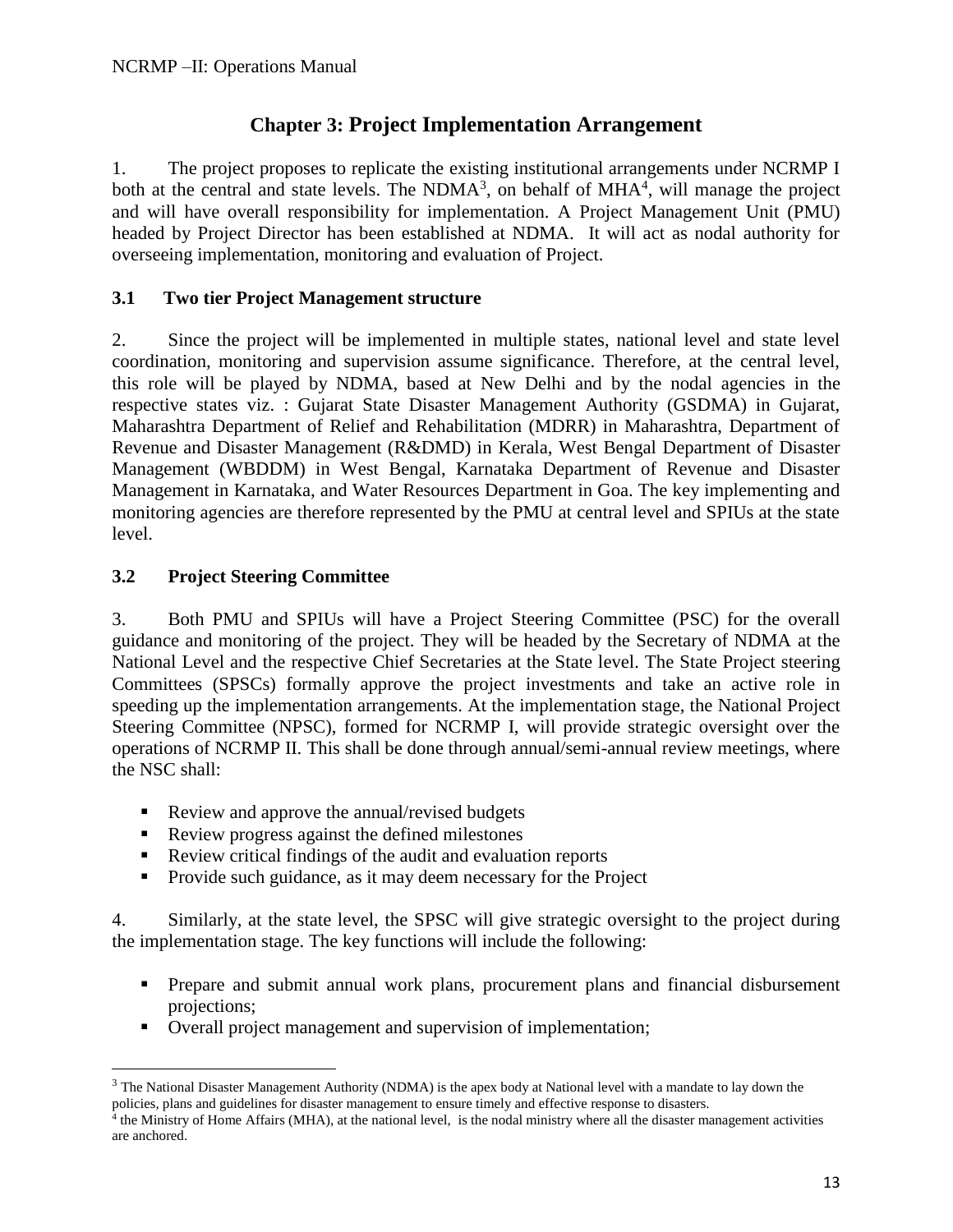# Chapter 3: Project Implementation Arrangement

1. The project proposes to replicate the existing institutional arrangements under NCRMP I both at the central and state levels. The NDMA[3], on behalf of MHA[4], will manage the project and will have overall responsibility for implementation. A Project Management Unit (PMU) headed by Project Director has been established at NDMA. It will act as nodal authority for overseeing implementation, monitoring and evaluation of Project.

## 3.1 Two tier Project Management structure

2. Since the project will be implemented in multiple states, national level and state level coordination, monitoring and supervision assume significance. Therefore, at the central level, this role will be played by NDMA, based at New Delhi and by the nodal agencies in the respective states viz. : Gujarat State Disaster Management Authority (GSDMA) in Gujarat, Maharashtra Department of Relief and Rehabilitation (MDRR) in Maharashtra, Department of Revenue and Disaster Management (R&DMD) in Kerala, West Bengal Department of Disaster Management (WBDDM) in West Bengal, Karnataka Department of Revenue and Disaster Management in Karnataka, and Water Resources Department in Goa. The key implementing and monitoring agencies are therefore represented by the PMU at central level and SPIUs at the state level.

## 3.2 Project Steering Committee

3. Both PMU and SPIUs will have a Project Steering Committee (PSC) for the overall guidance and monitoring of the project. They will be headed by the Secretary of NDMA at the National Level and the respective Chief Secretaries at the State level. The State Project steering Committees (SPSCs) formally approve the project investments and take an active role in speeding up the implementation arrangements. At the implementation stage, the National Project Steering Committee (NPSC), formed for NCRMP I, will provide strategic oversight over the operations of NCRMP II. This shall be done through annual/semi-annual review meetings, where the NSC shall:

- Review and approve the annual/revised budgets
- Review progress against the defined milestones
- Review critical findings of the audit and evaluation reports
- Provide such guidance, as it may deem necessary for the Project

4. Similarly, at the state level, the SPSC will give strategic oversight to the project during the implementation stage. The key functions will include the following:

- Prepare and submit annual work plans, procurement plans and financial disbursement projections;
- Overall project management and supervision of implementation;

---

[3] The National Disaster Management Authority (NDMA) is the apex body at National level with a mandate to lay down the policies, plans and guidelines for disaster management to ensure timely and effective response to disasters.

[4] the Ministry of Home Affairs (MHA), at the national level, is the nodal ministry where all the disaster management activities are anchored.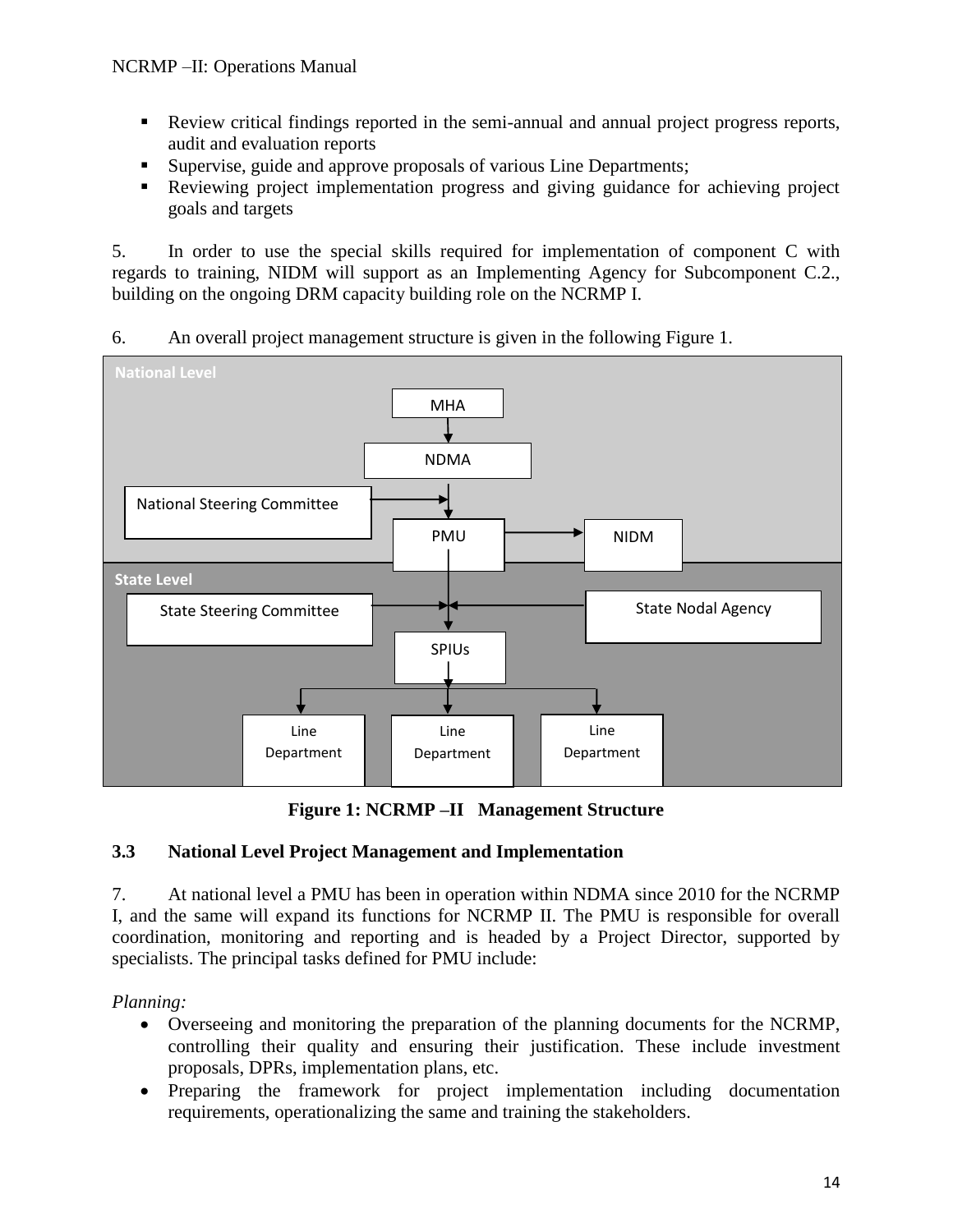- Review critical findings reported in the semi-annual and annual project progress reports, audit and evaluation reports
- Supervise, guide and approve proposals of various Line Departments;
- Reviewing project implementation progress and giving guidance for achieving project goals and targets

5. In order to use the special skills required for implementation of component C with regards to training, NIDM will support as an Implementing Agency for Subcomponent C.2., building on the ongoing DRM capacity building role on the NCRMP I.

6. An overall project management structure is given in the following Figure 1.

**Figure 1: NCRMP –II Management Structure**

### 3.3 National Level Project Management and Implementation

7. At national level a PMU has been in operation within NDMA since 2010 for the NCRMP I, and the same will expand its functions for NCRMP II. The PMU is responsible for overall coordination, monitoring and reporting and is headed by a Project Director, supported by specialists. The principal tasks defined for PMU include:

*Planning:*

- Overseeing and monitoring the preparation of the planning documents for the NCRMP, controlling their quality and ensuring their justification. These include investment proposals, DPRs, implementation plans, etc.
- Preparing the framework for project implementation including documentation requirements, operationalizing the same and training the stakeholders.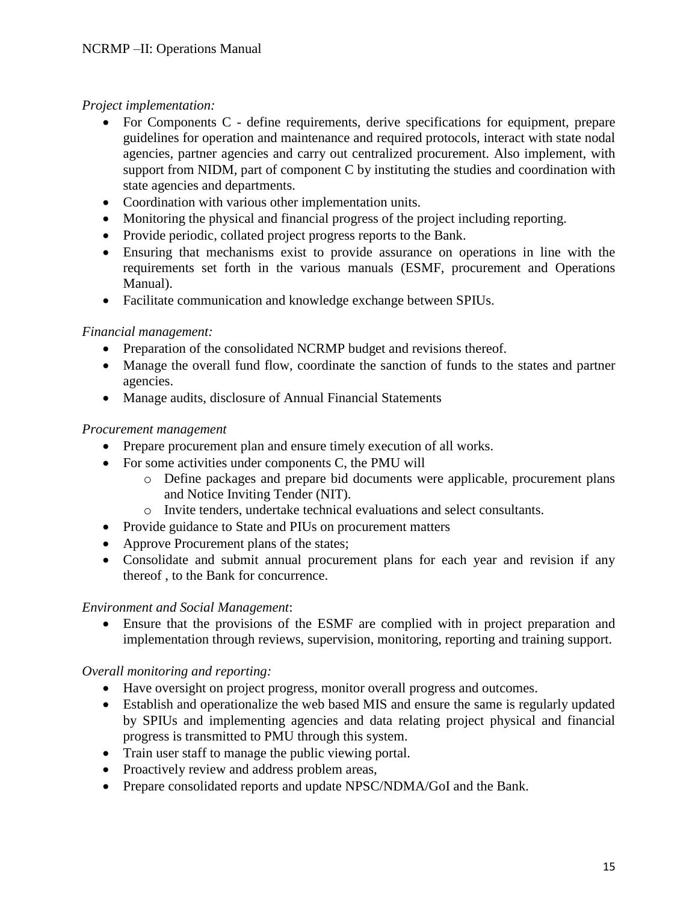*Project implementation:*

- For Components C - define requirements, derive specifications for equipment, prepare guidelines for operation and maintenance and required protocols, interact with state nodal agencies, partner agencies and carry out centralized procurement. Also implement, with support from NIDM, part of component C by instituting the studies and coordination with state agencies and departments.
- Coordination with various other implementation units.
- Monitoring the physical and financial progress of the project including reporting.
- Provide periodic, collated project progress reports to the Bank.
- Ensuring that mechanisms exist to provide assurance on operations in line with the requirements set forth in the various manuals (ESMF, procurement and Operations Manual).
- Facilitate communication and knowledge exchange between SPIUs.

*Financial management:*

- Preparation of the consolidated NCRMP budget and revisions thereof.
- Manage the overall fund flow, coordinate the sanction of funds to the states and partner agencies.
- Manage audits, disclosure of Annual Financial Statements

*Procurement management*

- Prepare procurement plan and ensure timely execution of all works.
- For some activities under components C, the PMU will
  - Define packages and prepare bid documents were applicable, procurement plans and Notice Inviting Tender (NIT).
  - Invite tenders, undertake technical evaluations and select consultants.
- Provide guidance to State and PIUs on procurement matters
- Approve Procurement plans of the states;
- Consolidate and submit annual procurement plans for each year and revision if any thereof , to the Bank for concurrence.

*Environment and Social Management*:

- Ensure that the provisions of the ESMF are complied with in project preparation and implementation through reviews, supervision, monitoring, reporting and training support.

*Overall monitoring and reporting:*

- Have oversight on project progress, monitor overall progress and outcomes.
- Establish and operationalize the web based MIS and ensure the same is regularly updated by SPIUs and implementing agencies and data relating project physical and financial progress is transmitted to PMU through this system.
- Train user staff to manage the public viewing portal.
- Proactively review and address problem areas,
- Prepare consolidated reports and update NPSC/NDMA/GoI and the Bank.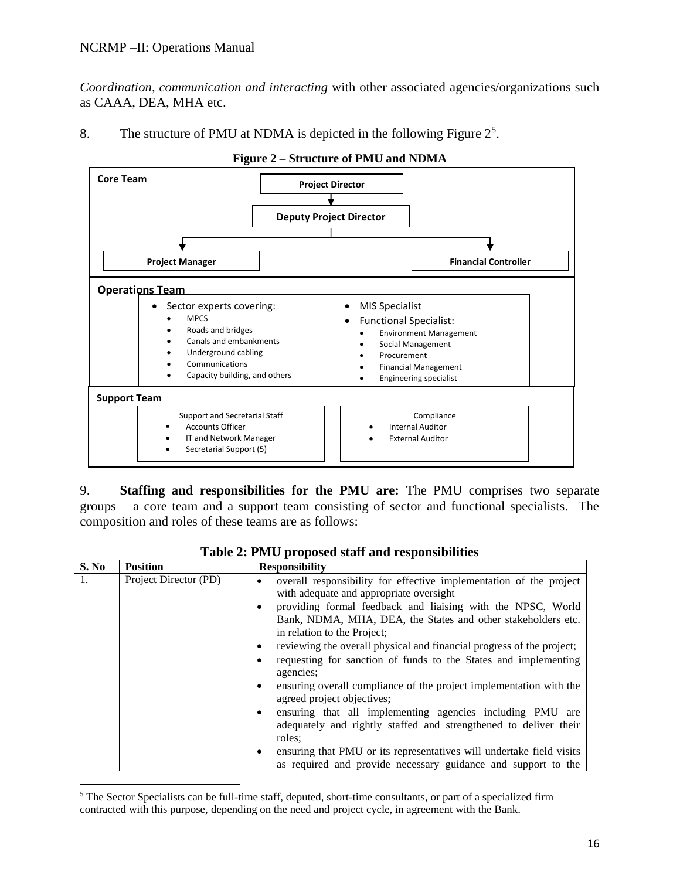*Coordination, communication and interacting* with other associated agencies/organizations such as CAAA, DEA, MHA etc.

8. The structure of PMU at NDMA is depicted in the following Figure 2[5].

**Figure 2 – Structure of PMU and NDMA**

**Core Team**

- **Project Director**
  - **Deputy Project Director**
    - **Project Manager**
    - **Financial Controller**

**Operations Team**

- Sector experts covering:
  - MPCS
  - Roads and bridges
  - Canals and embankments
  - Underground cabling
  - Communications
  - Capacity building, and others
- MIS Specialist
- Functional Specialist:
  - Environment Management
  - Social Management
  - Procurement
  - Financial Management
  - Engineering specialist

**Support Team**

Support and Secretarial Staff
- Accounts Officer
- IT and Network Manager
- Secretarial Support (5)

Compliance
- Internal Auditor
- External Auditor

9. **Staffing and responsibilities for the PMU are:** The PMU comprises two separate groups – a core team and a support team consisting of sector and functional specialists. The composition and roles of these teams are as follows:

**Table 2: PMU proposed staff and responsibilities**

| S. No | Position | Responsibility |
|---|---|---|
| 1. | Project Director (PD) | • overall responsibility for effective implementation of the project with adequate and appropriate oversight<br>• providing formal feedback and liaising with the NPSC, World Bank, NDMA, MHA, DEA, the States and other stakeholders etc. in relation to the Project;<br>• reviewing the overall physical and financial progress of the project;<br>• requesting for sanction of funds to the States and implementing agencies;<br>• ensuring overall compliance of the project implementation with the agreed project objectives;<br>• ensuring that all implementing agencies including PMU are adequately and rightly staffed and strengthened to deliver their roles;<br>• ensuring that PMU or its representatives will undertake field visits as required and provide necessary guidance and support to the |

[5] The Sector Specialists can be full-time staff, deputed, short-time consultants, or part of a specialized firm contracted with this purpose, depending on the need and project cycle, in agreement with the Bank.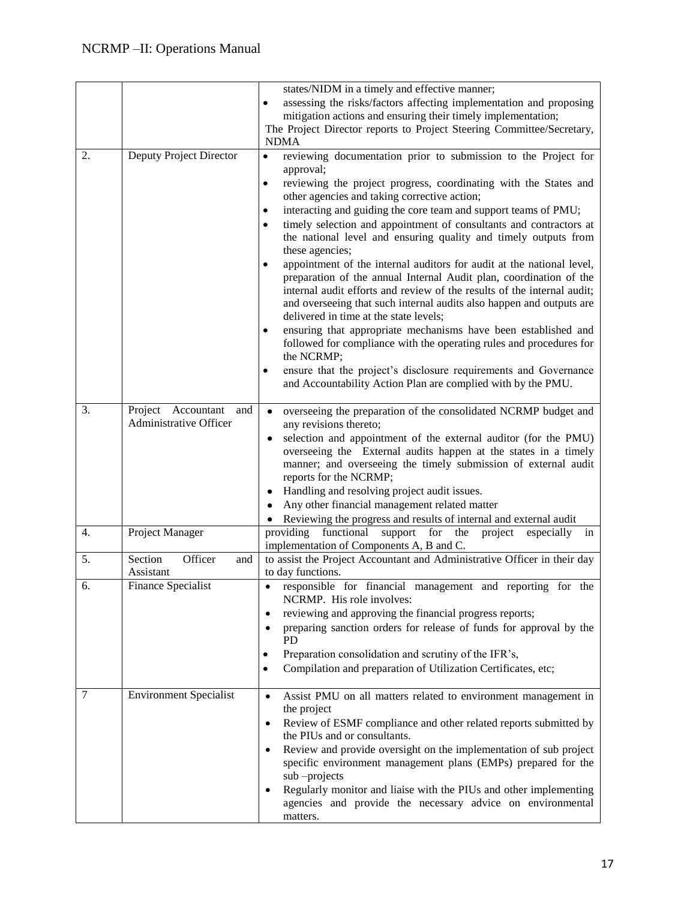| | | |
|---|---|---|
| | | states/NIDM in a timely and effective manner;<br>• assessing the risks/factors affecting implementation and proposing mitigation actions and ensuring their timely implementation;<br>The Project Director reports to Project Steering Committee/Secretary, NDMA |
| 2. | Deputy Project Director | • reviewing documentation prior to submission to the Project for approval;<br>• reviewing the project progress, coordinating with the States and other agencies and taking corrective action;<br>• interacting and guiding the core team and support teams of PMU;<br>• timely selection and appointment of consultants and contractors at the national level and ensuring quality and timely outputs from these agencies;<br>• appointment of the internal auditors for audit at the national level, preparation of the annual Internal Audit plan, coordination of the internal audit efforts and review of the results of the internal audit; and overseeing that such internal audits also happen and outputs are delivered in time at the state levels;<br>• ensuring that appropriate mechanisms have been established and followed for compliance with the operating rules and procedures for the NCRMP;<br>• ensure that the project's disclosure requirements and Governance and Accountability Action Plan are complied with by the PMU. |
| 3. | Project Accountant and Administrative Officer | • overseeing the preparation of the consolidated NCRMP budget and any revisions thereto;<br>• selection and appointment of the external auditor (for the PMU) overseeing the External audits happen at the states in a timely manner; and overseeing the timely submission of external audit reports for the NCRMP;<br>• Handling and resolving project audit issues.<br>• Any other financial management related matter<br>• Reviewing the progress and results of internal and external audit |
| 4. | Project Manager | providing functional support for the project especially in implementation of Components A, B and C. |
| 5. | Section Officer and Assistant | to assist the Project Accountant and Administrative Officer in their day to day functions. |
| 6. | Finance Specialist | • responsible for financial management and reporting for the NCRMP. His role involves:<br>• reviewing and approving the financial progress reports;<br>• preparing sanction orders for release of funds for approval by the PD<br>• Preparation consolidation and scrutiny of the IFR's,<br>• Compilation and preparation of Utilization Certificates, etc; |
| 7 | Environment Specialist | • Assist PMU on all matters related to environment management in the project<br>• Review of ESMF compliance and other related reports submitted by the PIUs and or consultants.<br>• Review and provide oversight on the implementation of sub project specific environment management plans (EMPs) prepared for the sub –projects<br>• Regularly monitor and liaise with the PIUs and other implementing agencies and provide the necessary advice on environmental matters. |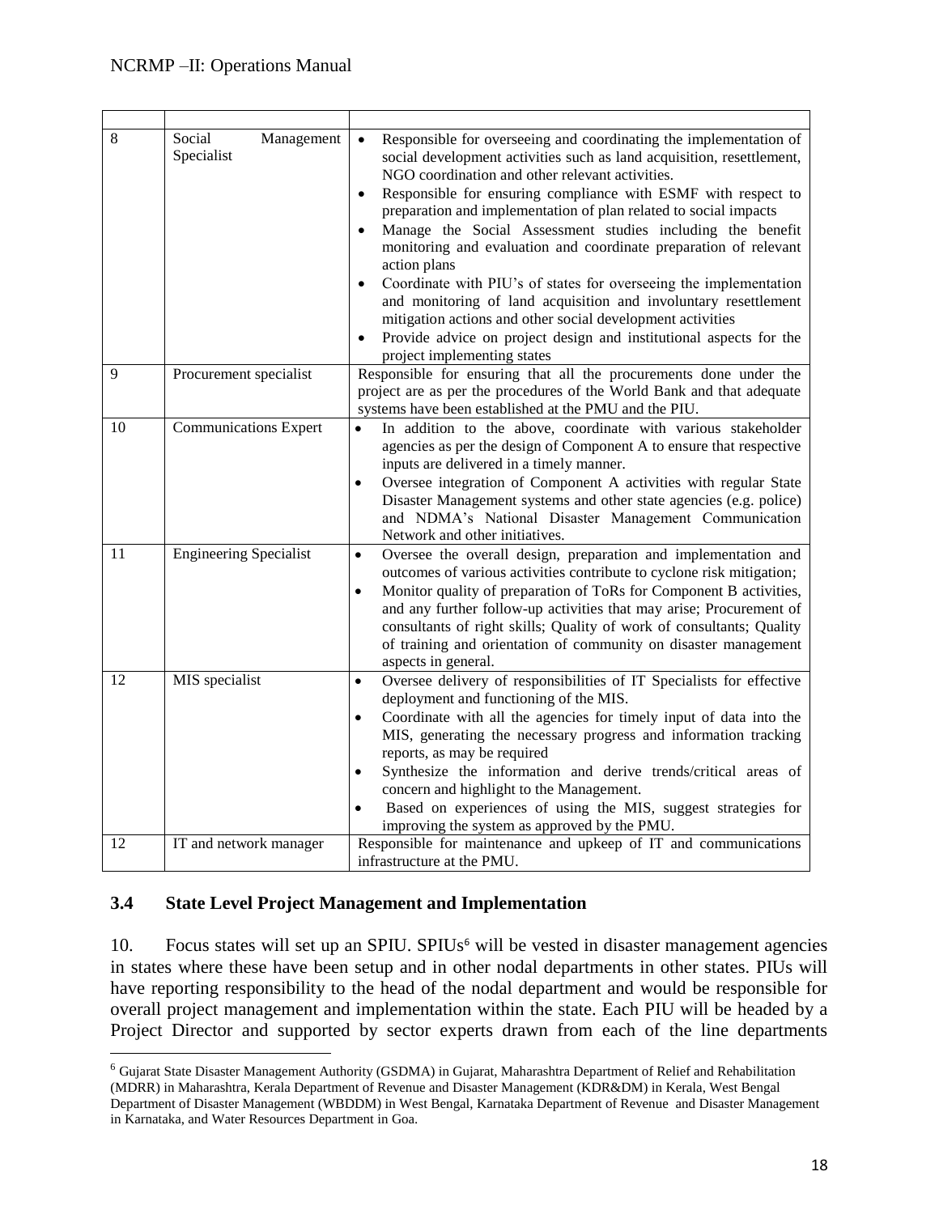| | | |
|---|---|---|
| 8 | Social Management Specialist | • Responsible for overseeing and coordinating the implementation of social development activities such as land acquisition, resettlement, NGO coordination and other relevant activities.<br>• Responsible for ensuring compliance with ESMF with respect to preparation and implementation of plan related to social impacts<br>• Manage the Social Assessment studies including the benefit monitoring and evaluation and coordinate preparation of relevant action plans<br>• Coordinate with PIU's of states for overseeing the implementation and monitoring of land acquisition and involuntary resettlement mitigation actions and other social development activities<br>• Provide advice on project design and institutional aspects for the project implementing states |
| 9 | Procurement specialist | Responsible for ensuring that all the procurements done under the project are as per the procedures of the World Bank and that adequate systems have been established at the PMU and the PIU. |
| 10 | Communications Expert | • In addition to the above, coordinate with various stakeholder agencies as per the design of Component A to ensure that respective inputs are delivered in a timely manner.<br>• Oversee integration of Component A activities with regular State Disaster Management systems and other state agencies (e.g. police) and NDMA's National Disaster Management Communication Network and other initiatives. |
| 11 | Engineering Specialist | • Oversee the overall design, preparation and implementation and outcomes of various activities contribute to cyclone risk mitigation;<br>• Monitor quality of preparation of ToRs for Component B activities, and any further follow-up activities that may arise; Procurement of consultants of right skills; Quality of work of consultants; Quality of training and orientation of community on disaster management aspects in general. |
| 12 | MIS specialist | • Oversee delivery of responsibilities of IT Specialists for effective deployment and functioning of the MIS.<br>• Coordinate with all the agencies for timely input of data into the MIS, generating the necessary progress and information tracking reports, as may be required<br>• Synthesize the information and derive trends/critical areas of concern and highlight to the Management.<br>• Based on experiences of using the MIS, suggest strategies for improving the system as approved by the PMU. |
| 12 | IT and network manager | Responsible for maintenance and upkeep of IT and communications infrastructure at the PMU. |

### 3.4 State Level Project Management and Implementation

10. Focus states will set up an SPIU. SPIUs[6] will be vested in disaster management agencies in states where these have been setup and in other nodal departments in other states. PIUs will have reporting responsibility to the head of the nodal department and would be responsible for overall project management and implementation within the state. Each PIU will be headed by a Project Director and supported by sector experts drawn from each of the line departments

[6] Gujarat State Disaster Management Authority (GSDMA) in Gujarat, Maharashtra Department of Relief and Rehabilitation (MDRR) in Maharashtra, Kerala Department of Revenue and Disaster Management (KDR&DM) in Kerala, West Bengal Department of Disaster Management (WBDDM) in West Bengal, Karnataka Department of Revenue and Disaster Management in Karnataka, and Water Resources Department in Goa.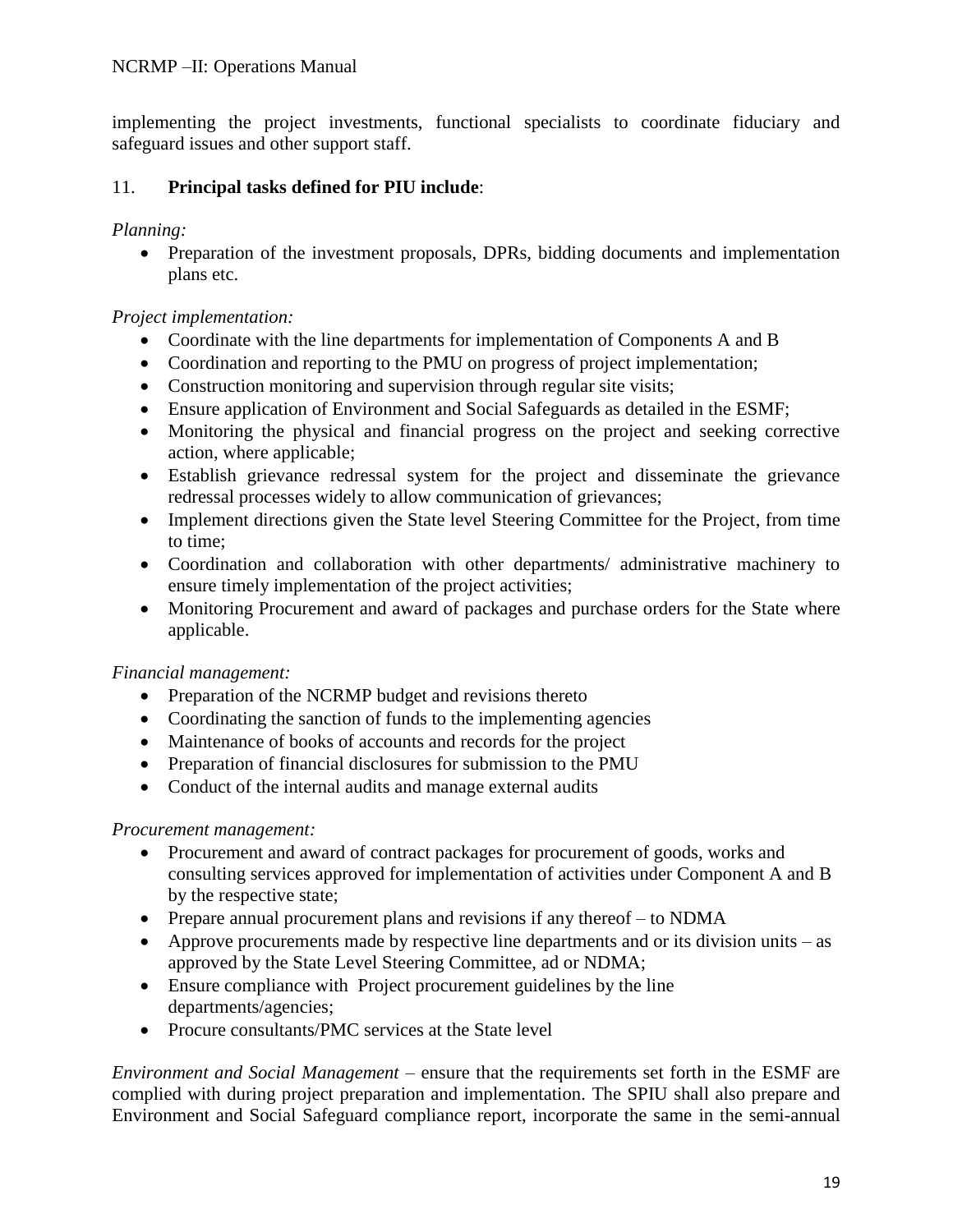implementing the project investments, functional specialists to coordinate fiduciary and safeguard issues and other support staff.

11. **Principal tasks defined for PIU include**:

*Planning:*

- Preparation of the investment proposals, DPRs, bidding documents and implementation plans etc.

*Project implementation:*

- Coordinate with the line departments for implementation of Components A and B
- Coordination and reporting to the PMU on progress of project implementation;
- Construction monitoring and supervision through regular site visits;
- Ensure application of Environment and Social Safeguards as detailed in the ESMF;
- Monitoring the physical and financial progress on the project and seeking corrective action, where applicable;
- Establish grievance redressal system for the project and disseminate the grievance redressal processes widely to allow communication of grievances;
- Implement directions given the State level Steering Committee for the Project, from time to time;
- Coordination and collaboration with other departments/ administrative machinery to ensure timely implementation of the project activities;
- Monitoring Procurement and award of packages and purchase orders for the State where applicable.

*Financial management:*

- Preparation of the NCRMP budget and revisions thereto
- Coordinating the sanction of funds to the implementing agencies
- Maintenance of books of accounts and records for the project
- Preparation of financial disclosures for submission to the PMU
- Conduct of the internal audits and manage external audits

*Procurement management:*

- Procurement and award of contract packages for procurement of goods, works and consulting services approved for implementation of activities under Component A and B by the respective state;
- Prepare annual procurement plans and revisions if any thereof – to NDMA
- Approve procurements made by respective line departments and or its division units – as approved by the State Level Steering Committee, ad or NDMA;
- Ensure compliance with Project procurement guidelines by the line departments/agencies;
- Procure consultants/PMC services at the State level

*Environment and Social Management* – ensure that the requirements set forth in the ESMF are complied with during project preparation and implementation. The SPIU shall also prepare and Environment and Social Safeguard compliance report, incorporate the same in the semi-annual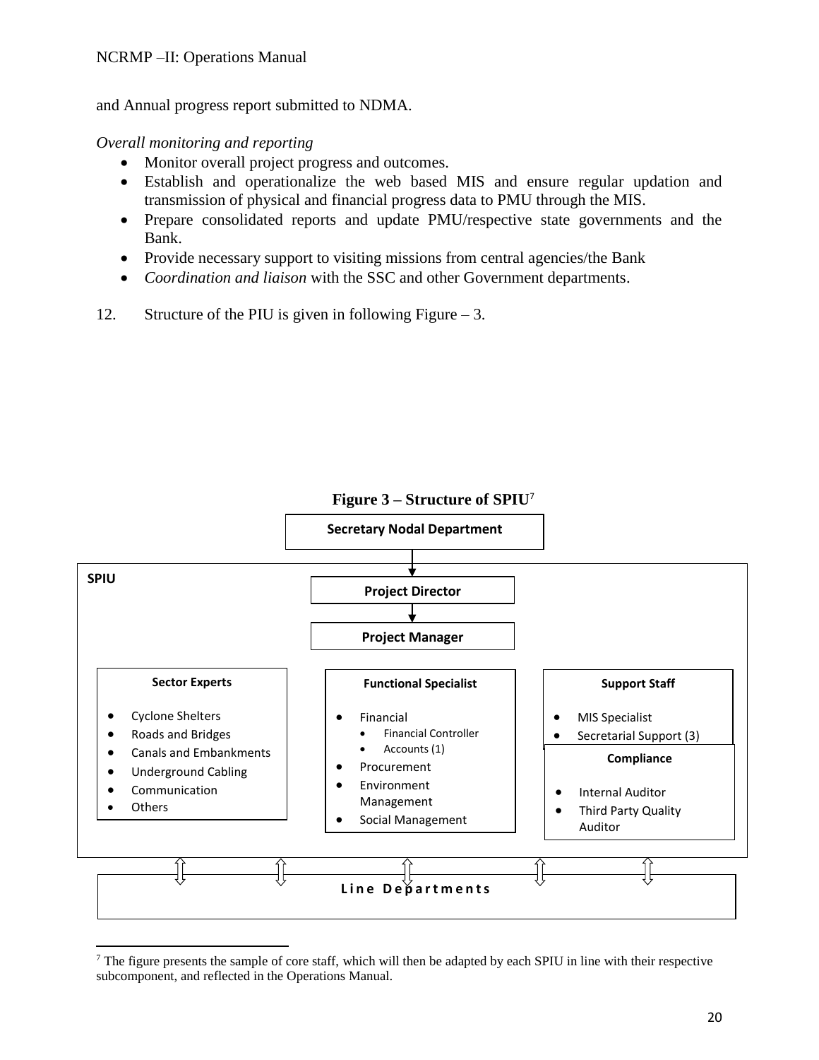and Annual progress report submitted to NDMA.

*Overall monitoring and reporting*

- Monitor overall project progress and outcomes.
- Establish and operationalize the web based MIS and ensure regular updation and transmission of physical and financial progress data to PMU through the MIS.
- Prepare consolidated reports and update PMU/respective state governments and the Bank.
- Provide necessary support to visiting missions from central agencies/the Bank
- *Coordination and liaison* with the SSC and other Government departments.

12. Structure of the PIU is given in following Figure – 3.

**Figure 3 – Structure of SPIU**[7]

**Secretary Nodal Department**

↓

**SPIU**

**Project Director**

↓

**Project Manager**

**Sector Experts**

- Cyclone Shelters
- Roads and Bridges
- Canals and Embankments
- Underground Cabling
- Communication
- Others

**Functional Specialist**

- Financial
  - Financial Controller
  - Accounts (1)
- Procurement
- Environment Management
- Social Management

**Support Staff**

- MIS Specialist
- Secretarial Support (3)

**Compliance**

- Internal Auditor
- Third Party Quality Auditor

⇕ ⇕ ⇕ ⇕ ⇕

**Line Departments**

---

[7] The figure presents the sample of core staff, which will then be adapted by each SPIU in line with their respective subcomponent, and reflected in the Operations Manual.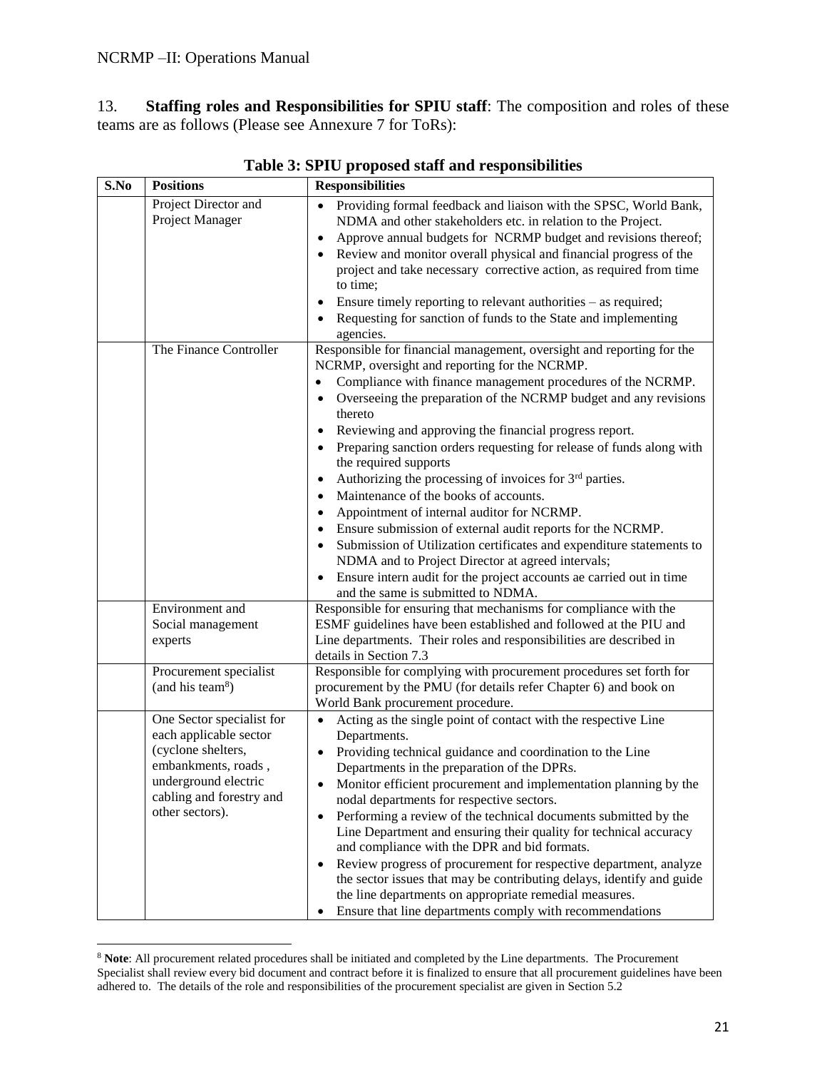13. **Staffing roles and Responsibilities for SPIU staff**: The composition and roles of these teams are as follows (Please see Annexure 7 for ToRs):

**Table 3: SPIU proposed staff and responsibilities**

| S.No | Positions | Responsibilities |
|---|---|---|
| | Project Director and Project Manager | • Providing formal feedback and liaison with the SPSC, World Bank, NDMA and other stakeholders etc. in relation to the Project.<br>• Approve annual budgets for NCRMP budget and revisions thereof;<br>• Review and monitor overall physical and financial progress of the project and take necessary corrective action, as required from time to time;<br>• Ensure timely reporting to relevant authorities – as required;<br>• Requesting for sanction of funds to the State and implementing agencies. |
| | The Finance Controller | Responsible for financial management, oversight and reporting for the NCRMP, oversight and reporting for the NCRMP.<br>• Compliance with finance management procedures of the NCRMP.<br>• Overseeing the preparation of the NCRMP budget and any revisions thereto<br>• Reviewing and approving the financial progress report.<br>• Preparing sanction orders requesting for release of funds along with the required supports<br>• Authorizing the processing of invoices for 3rd parties.<br>• Maintenance of the books of accounts.<br>• Appointment of internal auditor for NCRMP.<br>• Ensure submission of external audit reports for the NCRMP.<br>• Submission of Utilization certificates and expenditure statements to NDMA and to Project Director at agreed intervals;<br>• Ensure intern audit for the project accounts ae carried out in time and the same is submitted to NDMA. |
| | Environment and Social management experts | Responsible for ensuring that mechanisms for compliance with the ESMF guidelines have been established and followed at the PIU and Line departments. Their roles and responsibilities are described in details in Section 7.3 |
| | Procurement specialist (and his team[8]) | Responsible for complying with procurement procedures set forth for procurement by the PMU (for details refer Chapter 6) and book on World Bank procurement procedure. |
| | One Sector specialist for each applicable sector (cyclone shelters, embankments, roads , underground electric cabling and forestry and other sectors). | • Acting as the single point of contact with the respective Line Departments.<br>• Providing technical guidance and coordination to the Line Departments in the preparation of the DPRs.<br>• Monitor efficient procurement and implementation planning by the nodal departments for respective sectors.<br>• Performing a review of the technical documents submitted by the Line Department and ensuring their quality for technical accuracy and compliance with the DPR and bid formats.<br>• Review progress of procurement for respective department, analyze the sector issues that may be contributing delays, identify and guide the line departments on appropriate remedial measures.<br>• Ensure that line departments comply with recommendations |

[8] **Note**: All procurement related procedures shall be initiated and completed by the Line departments. The Procurement Specialist shall review every bid document and contract before it is finalized to ensure that all procurement guidelines have been adhered to. The details of the role and responsibilities of the procurement specialist are given in Section 5.2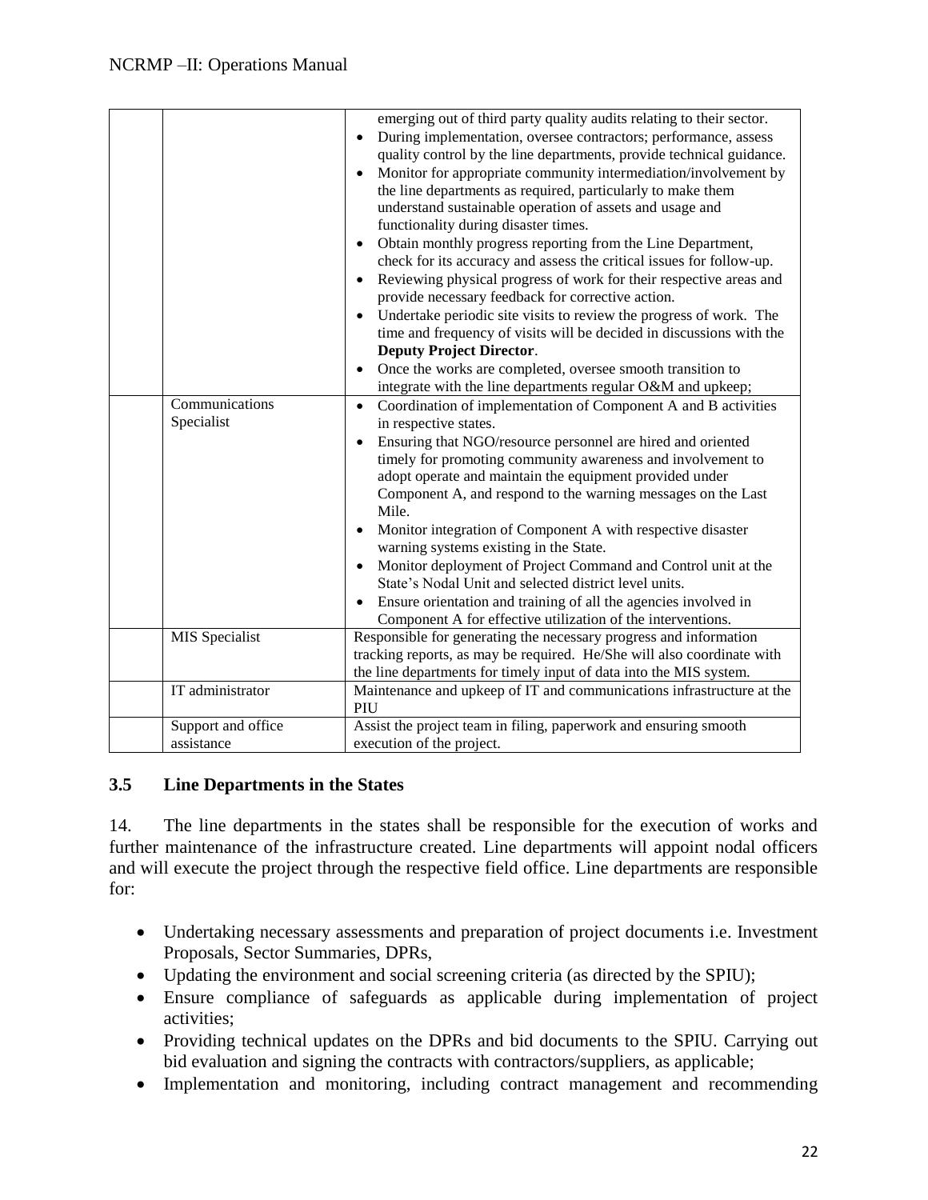| | | |
|---|---|---|
| | | emerging out of third party quality audits relating to their sector.<br>• During implementation, oversee contractors; performance, assess quality control by the line departments, provide technical guidance.<br>• Monitor for appropriate community intermediation/involvement by the line departments as required, particularly to make them understand sustainable operation of assets and usage and functionality during disaster times.<br>• Obtain monthly progress reporting from the Line Department, check for its accuracy and assess the critical issues for follow-up.<br>• Reviewing physical progress of work for their respective areas and provide necessary feedback for corrective action.<br>• Undertake periodic site visits to review the progress of work. The time and frequency of visits will be decided in discussions with the **Deputy Project Director**.<br>• Once the works are completed, oversee smooth transition to integrate with the line departments regular O&M and upkeep; |
| | Communications Specialist | • Coordination of implementation of Component A and B activities in respective states.<br>• Ensuring that NGO/resource personnel are hired and oriented timely for promoting community awareness and involvement to adopt operate and maintain the equipment provided under Component A, and respond to the warning messages on the Last Mile.<br>• Monitor integration of Component A with respective disaster warning systems existing in the State.<br>• Monitor deployment of Project Command and Control unit at the State's Nodal Unit and selected district level units.<br>• Ensure orientation and training of all the agencies involved in Component A for effective utilization of the interventions. |
| | MIS Specialist | Responsible for generating the necessary progress and information tracking reports, as may be required. He/She will also coordinate with the line departments for timely input of data into the MIS system. |
| | IT administrator | Maintenance and upkeep of IT and communications infrastructure at the PIU |
| | Support and office assistance | Assist the project team in filing, paperwork and ensuring smooth execution of the project. |

### 3.5 Line Departments in the States

14. The line departments in the states shall be responsible for the execution of works and further maintenance of the infrastructure created. Line departments will appoint nodal officers and will execute the project through the respective field office. Line departments are responsible for:

- Undertaking necessary assessments and preparation of project documents i.e. Investment Proposals, Sector Summaries, DPRs,
- Updating the environment and social screening criteria (as directed by the SPIU);
- Ensure compliance of safeguards as applicable during implementation of project activities;
- Providing technical updates on the DPRs and bid documents to the SPIU. Carrying out bid evaluation and signing the contracts with contractors/suppliers, as applicable;
- Implementation and monitoring, including contract management and recommending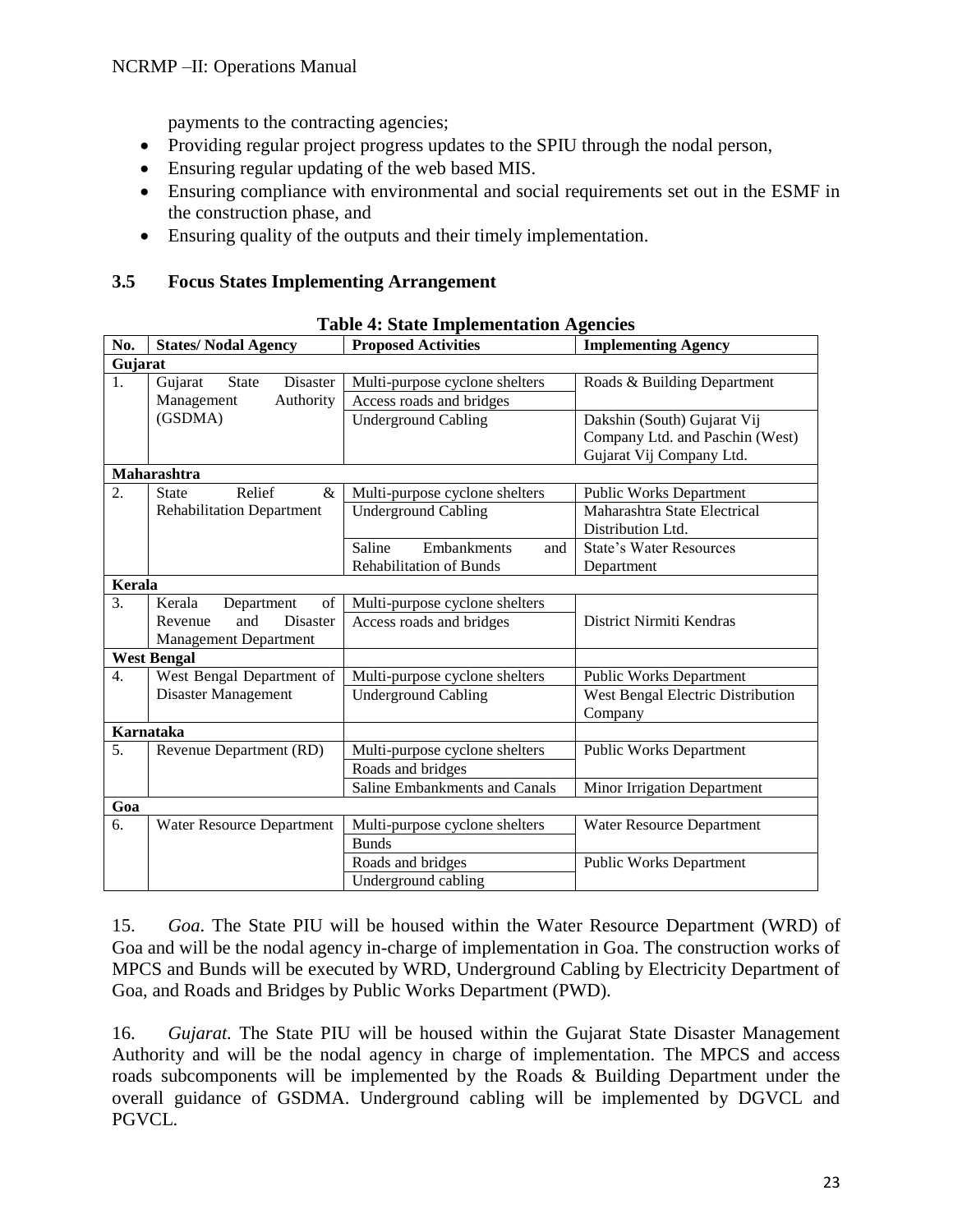payments to the contracting agencies;

- Providing regular project progress updates to the SPIU through the nodal person,
- Ensuring regular updating of the web based MIS.
- Ensuring compliance with environmental and social requirements set out in the ESMF in the construction phase, and
- Ensuring quality of the outputs and their timely implementation.

### 3.5 Focus States Implementing Arrangement

**Table 4: State Implementation Agencies**

| No. | States/ Nodal Agency | Proposed Activities | Implementing Agency |
|---|---|---|---|
| **Gujarat** | | | |
| 1. | Gujarat State Disaster Management Authority (GSDMA) | Multi-purpose cyclone shelters | Roads & Building Department |
| | | Access roads and bridges | |
| | | Underground Cabling | Dakshin (South) Gujarat Vij Company Ltd. and Paschin (West) Gujarat Vij Company Ltd. |
| **Maharashtra** | | | |
| 2. | State Relief & Rehabilitation Department | Multi-purpose cyclone shelters | Public Works Department |
| | | Underground Cabling | Maharashtra State Electrical Distribution Ltd. |
| | | Saline Embankments and Rehabilitation of Bunds | State's Water Resources Department |
| **Kerala** | | | |
| 3. | Kerala Department of Revenue and Disaster Management Department | Multi-purpose cyclone shelters | District Nirmiti Kendras |
| | | Access roads and bridges | |
| **West Bengal** | | | |
| 4. | West Bengal Department of Disaster Management | Multi-purpose cyclone shelters | Public Works Department |
| | | Underground Cabling | West Bengal Electric Distribution Company |
| **Karnataka** | | | |
| 5. | Revenue Department (RD) | Multi-purpose cyclone shelters | Public Works Department |
| | | Roads and bridges | |
| | | Saline Embankments and Canals | Minor Irrigation Department |
| **Goa** | | | |
| 6. | Water Resource Department | Multi-purpose cyclone shelters | Water Resource Department |
| | | Bunds | |
| | | Roads and bridges | Public Works Department |
| | | Underground cabling | |

15. *Goa*. The State PIU will be housed within the Water Resource Department (WRD) of Goa and will be the nodal agency in-charge of implementation in Goa. The construction works of MPCS and Bunds will be executed by WRD, Underground Cabling by Electricity Department of Goa, and Roads and Bridges by Public Works Department (PWD).

16. *Gujarat.* The State PIU will be housed within the Gujarat State Disaster Management Authority and will be the nodal agency in charge of implementation. The MPCS and access roads subcomponents will be implemented by the Roads & Building Department under the overall guidance of GSDMA. Underground cabling will be implemented by DGVCL and PGVCL.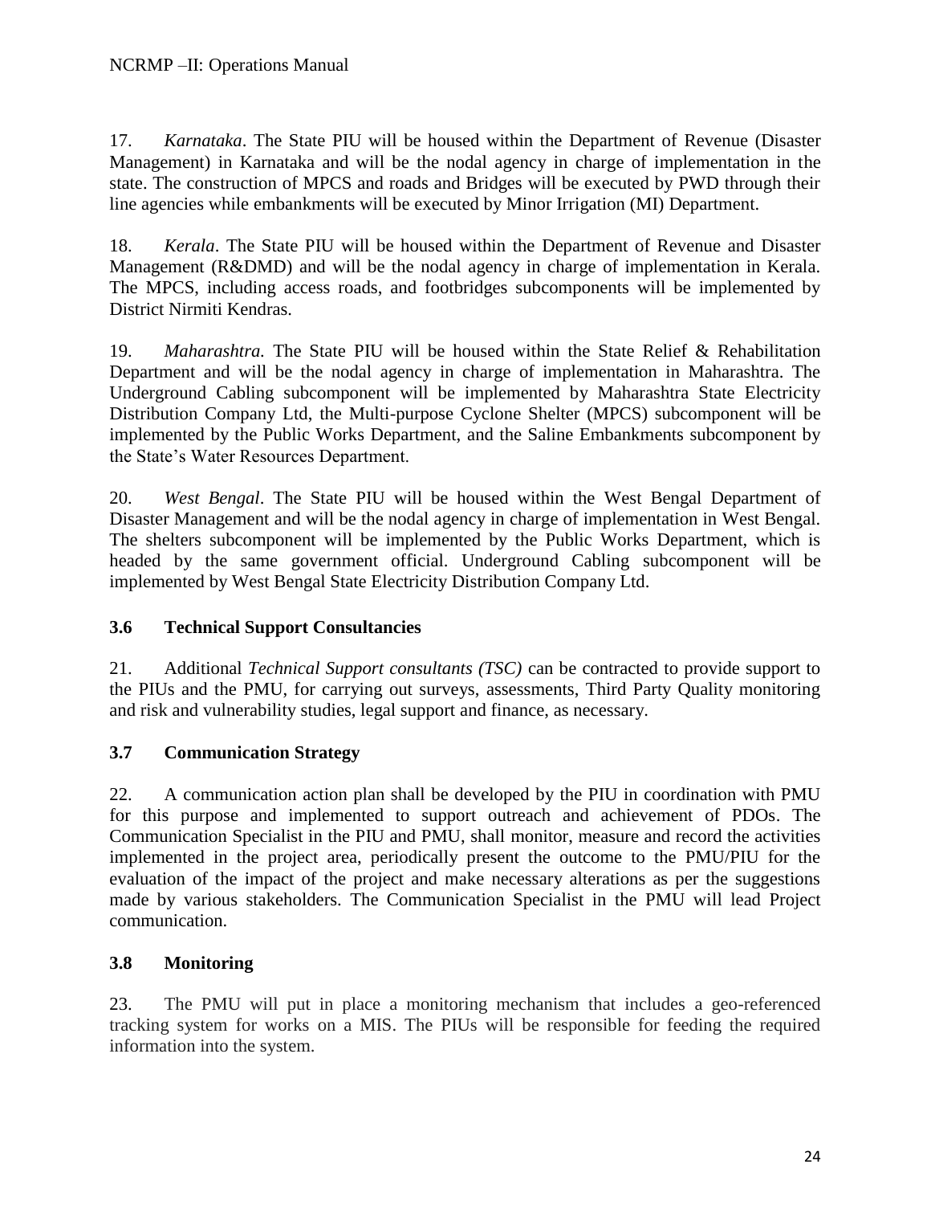17. *Karnataka*. The State PIU will be housed within the Department of Revenue (Disaster Management) in Karnataka and will be the nodal agency in charge of implementation in the state. The construction of MPCS and roads and Bridges will be executed by PWD through their line agencies while embankments will be executed by Minor Irrigation (MI) Department.

18. *Kerala*. The State PIU will be housed within the Department of Revenue and Disaster Management (R&DMD) and will be the nodal agency in charge of implementation in Kerala. The MPCS, including access roads, and footbridges subcomponents will be implemented by District Nirmiti Kendras.

19. *Maharashtra.* The State PIU will be housed within the State Relief & Rehabilitation Department and will be the nodal agency in charge of implementation in Maharashtra. The Underground Cabling subcomponent will be implemented by Maharashtra State Electricity Distribution Company Ltd, the Multi-purpose Cyclone Shelter (MPCS) subcomponent will be implemented by the Public Works Department, and the Saline Embankments subcomponent by the State's Water Resources Department.

20. *West Bengal*. The State PIU will be housed within the West Bengal Department of Disaster Management and will be the nodal agency in charge of implementation in West Bengal. The shelters subcomponent will be implemented by the Public Works Department, which is headed by the same government official. Underground Cabling subcomponent will be implemented by West Bengal State Electricity Distribution Company Ltd.

### 3.6 Technical Support Consultancies

21. Additional *Technical Support consultants (TSC)* can be contracted to provide support to the PIUs and the PMU, for carrying out surveys, assessments, Third Party Quality monitoring and risk and vulnerability studies, legal support and finance, as necessary.

### 3.7 Communication Strategy

22. A communication action plan shall be developed by the PIU in coordination with PMU for this purpose and implemented to support outreach and achievement of PDOs. The Communication Specialist in the PIU and PMU, shall monitor, measure and record the activities implemented in the project area, periodically present the outcome to the PMU/PIU for the evaluation of the impact of the project and make necessary alterations as per the suggestions made by various stakeholders. The Communication Specialist in the PMU will lead Project communication.

### 3.8 Monitoring

23. The PMU will put in place a monitoring mechanism that includes a geo-referenced tracking system for works on a MIS. The PIUs will be responsible for feeding the required information into the system.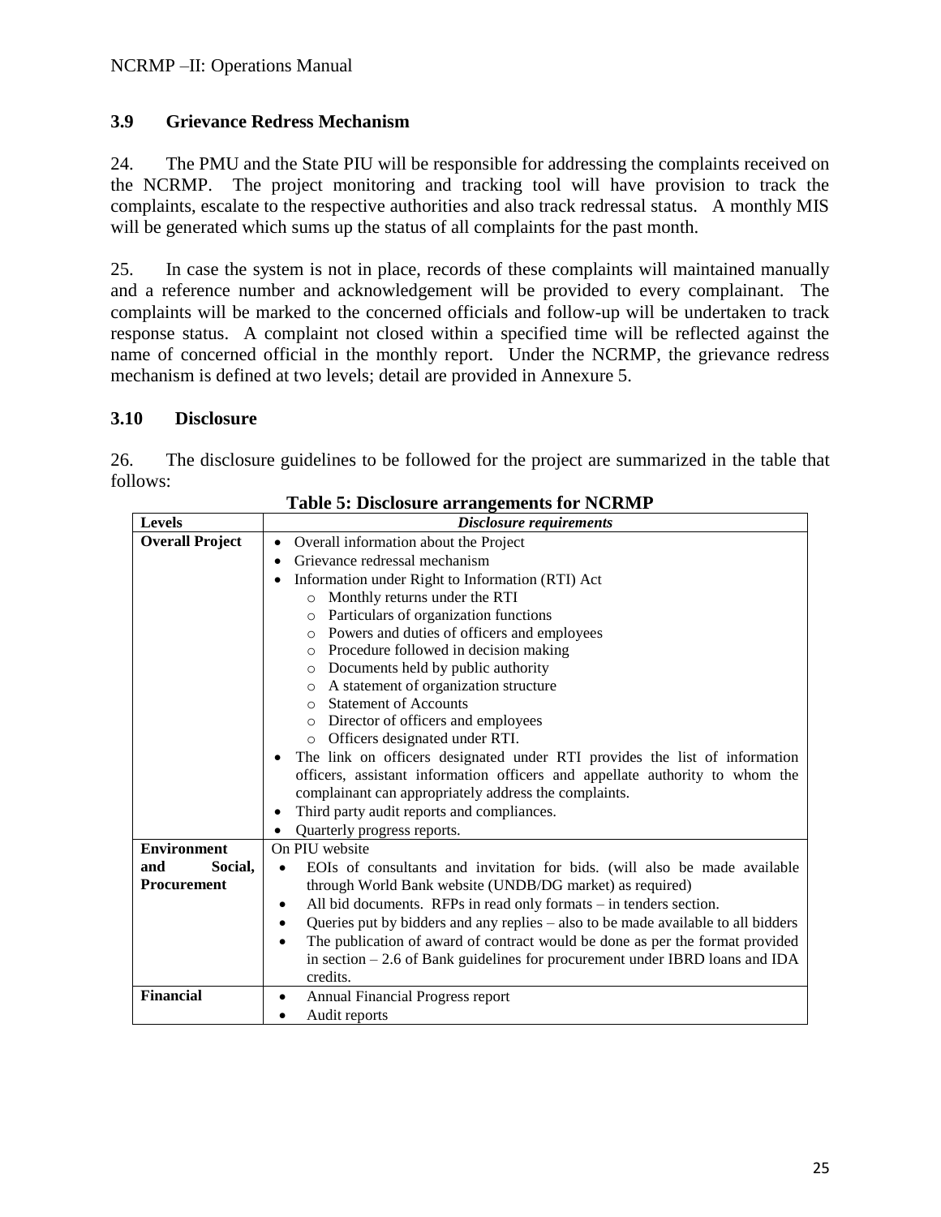### 3.9 Grievance Redress Mechanism

24. The PMU and the State PIU will be responsible for addressing the complaints received on the NCRMP. The project monitoring and tracking tool will have provision to track the complaints, escalate to the respective authorities and also track redressal status. A monthly MIS will be generated which sums up the status of all complaints for the past month.

25. In case the system is not in place, records of these complaints will maintained manually and a reference number and acknowledgement will be provided to every complainant. The complaints will be marked to the concerned officials and follow-up will be undertaken to track response status. A complaint not closed within a specified time will be reflected against the name of concerned official in the monthly report. Under the NCRMP, the grievance redress mechanism is defined at two levels; detail are provided in Annexure 5.

### 3.10 Disclosure

26. The disclosure guidelines to be followed for the project are summarized in the table that follows:

**Table 5: Disclosure arrangements for NCRMP**

| Levels | *Disclosure requirements* |
|---|---|
| **Overall Project** | • Overall information about the Project<br>• Grievance redressal mechanism<br>• Information under Right to Information (RTI) Act<br>  o Monthly returns under the RTI<br>  o Particulars of organization functions<br>  o Powers and duties of officers and employees<br>  o Procedure followed in decision making<br>  o Documents held by public authority<br>  o A statement of organization structure<br>  o Statement of Accounts<br>  o Director of officers and employees<br>  o Officers designated under RTI.<br>• The link on officers designated under RTI provides the list of information officers, assistant information officers and appellate authority to whom the complainant can appropriately address the complaints.<br>• Third party audit reports and compliances.<br>• Quarterly progress reports. |
| **Environment and Social, Procurement** | On PIU website<br>• EOIs of consultants and invitation for bids. (will also be made available through World Bank website (UNDB/DG market) as required)<br>• All bid documents. RFPs in read only formats – in tenders section.<br>• Queries put by bidders and any replies – also to be made available to all bidders<br>• The publication of award of contract would be done as per the format provided in section – 2.6 of Bank guidelines for procurement under IBRD loans and IDA credits. |
| **Financial** | • Annual Financial Progress report<br>• Audit reports |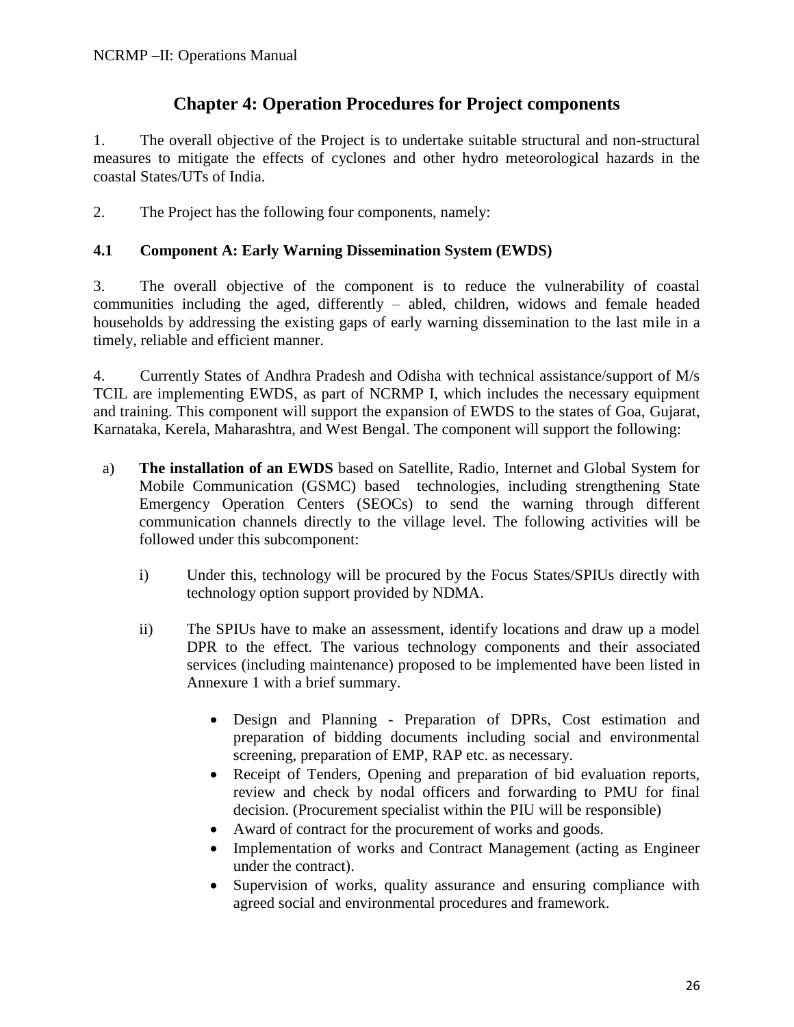# Chapter 4: Operation Procedures for Project components

1. The overall objective of the Project is to undertake suitable structural and non-structural measures to mitigate the effects of cyclones and other hydro meteorological hazards in the coastal States/UTs of India.

2. The Project has the following four components, namely:

## 4.1 Component A: Early Warning Dissemination System (EWDS)

3. The overall objective of the component is to reduce the vulnerability of coastal communities including the aged, differently – abled, children, widows and female headed households by addressing the existing gaps of early warning dissemination to the last mile in a timely, reliable and efficient manner.

4. Currently States of Andhra Pradesh and Odisha with technical assistance/support of M/s TCIL are implementing EWDS, as part of NCRMP I, which includes the necessary equipment and training. This component will support the expansion of EWDS to the states of Goa, Gujarat, Karnataka, Kerela, Maharashtra, and West Bengal. The component will support the following:

a) **The installation of an EWDS** based on Satellite, Radio, Internet and Global System for Mobile Communication (GSMC) based technologies, including strengthening State Emergency Operation Centers (SEOCs) to send the warning through different communication channels directly to the village level. The following activities will be followed under this subcomponent:

   i) Under this, technology will be procured by the Focus States/SPIUs directly with technology option support provided by NDMA.

   ii) The SPIUs have to make an assessment, identify locations and draw up a model DPR to the effect. The various technology components and their associated services (including maintenance) proposed to be implemented have been listed in Annexure 1 with a brief summary.

      - Design and Planning - Preparation of DPRs, Cost estimation and preparation of bidding documents including social and environmental screening, preparation of EMP, RAP etc. as necessary.
      - Receipt of Tenders, Opening and preparation of bid evaluation reports, review and check by nodal officers and forwarding to PMU for final decision. (Procurement specialist within the PIU will be responsible)
      - Award of contract for the procurement of works and goods.
      - Implementation of works and Contract Management (acting as Engineer under the contract).
      - Supervision of works, quality assurance and ensuring compliance with agreed social and environmental procedures and framework.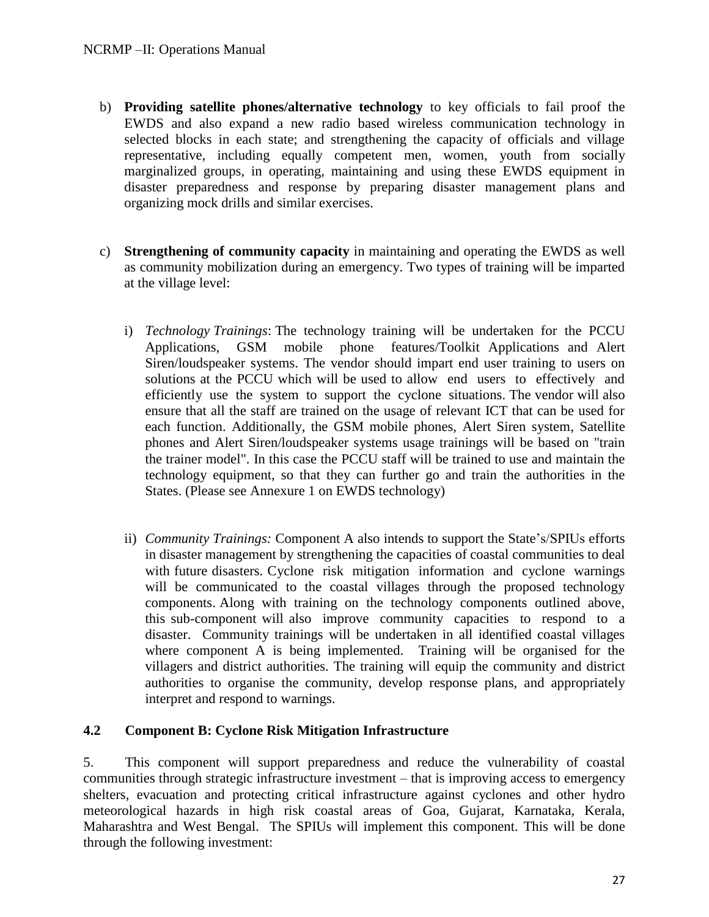b) **Providing satellite phones/alternative technology** to key officials to fail proof the EWDS and also expand a new radio based wireless communication technology in selected blocks in each state; and strengthening the capacity of officials and village representative, including equally competent men, women, youth from socially marginalized groups, in operating, maintaining and using these EWDS equipment in disaster preparedness and response by preparing disaster management plans and organizing mock drills and similar exercises.

c) **Strengthening of community capacity** in maintaining and operating the EWDS as well as community mobilization during an emergency. Two types of training will be imparted at the village level:

   i) *Technology Trainings*: The technology training will be undertaken for the PCCU Applications, GSM mobile phone features/Toolkit Applications and Alert Siren/loudspeaker systems. The vendor should impart end user training to users on solutions at the PCCU which will be used to allow end users to effectively and efficiently use the system to support the cyclone situations. The vendor will also ensure that all the staff are trained on the usage of relevant ICT that can be used for each function. Additionally, the GSM mobile phones, Alert Siren system, Satellite phones and Alert Siren/loudspeaker systems usage trainings will be based on "train the trainer model". In this case the PCCU staff will be trained to use and maintain the technology equipment, so that they can further go and train the authorities in the States. (Please see Annexure 1 on EWDS technology)

   ii) *Community Trainings:* Component A also intends to support the State's/SPIUs efforts in disaster management by strengthening the capacities of coastal communities to deal with future disasters. Cyclone risk mitigation information and cyclone warnings will be communicated to the coastal villages through the proposed technology components. Along with training on the technology components outlined above, this sub-component will also improve community capacities to respond to a disaster. Community trainings will be undertaken in all identified coastal villages where component A is being implemented. Training will be organised for the villagers and district authorities. The training will equip the community and district authorities to organise the community, develop response plans, and appropriately interpret and respond to warnings.

### 4.2 Component B: Cyclone Risk Mitigation Infrastructure

5. This component will support preparedness and reduce the vulnerability of coastal communities through strategic infrastructure investment – that is improving access to emergency shelters, evacuation and protecting critical infrastructure against cyclones and other hydro meteorological hazards in high risk coastal areas of Goa, Gujarat, Karnataka, Kerala, Maharashtra and West Bengal. The SPIUs will implement this component. This will be done through the following investment: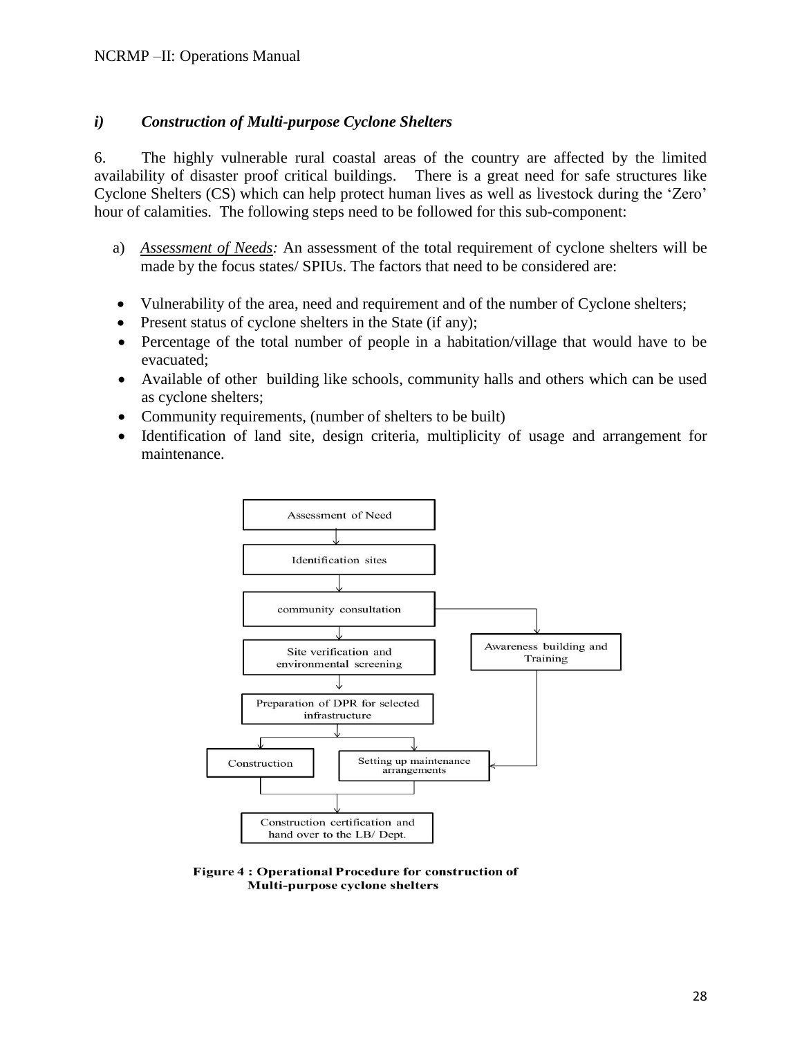### *i) Construction of Multi-purpose Cyclone Shelters*

6. The highly vulnerable rural coastal areas of the country are affected by the limited availability of disaster proof critical buildings. There is a great need for safe structures like Cyclone Shelters (CS) which can help protect human lives as well as livestock during the 'Zero' hour of calamities. The following steps need to be followed for this sub-component:

a) *Assessment of Needs:* An assessment of the total requirement of cyclone shelters will be made by the focus states/ SPIUs. The factors that need to be considered are:

- Vulnerability of the area, need and requirement and of the number of Cyclone shelters;
- Present status of cyclone shelters in the State (if any);
- Percentage of the total number of people in a habitation/village that would have to be evacuated;
- Available of other building like schools, community halls and others which can be used as cyclone shelters;
- Community requirements, (number of shelters to be built)
- Identification of land site, design criteria, multiplicity of usage and arrangement for maintenance.

```
Assessment of Need
        ↓
Identification sites
        ↓
community consultation ──────────────→ Awareness building and Training
        ↓                                          │
Site verification and environmental screening      │
        ↓                                          │
Preparation of DPR for selected infrastructure     │
        ↓                                          │
   ┌────┴──────────────────────┐                   │
Construction      Setting up maintenance arrangements ←┘
   └────┬──────────────────────┘
        ↓
Construction certification and hand over to the LB/ Dept.
```

**Figure 4 : Operational Procedure for construction of Multi-purpose cyclone shelters**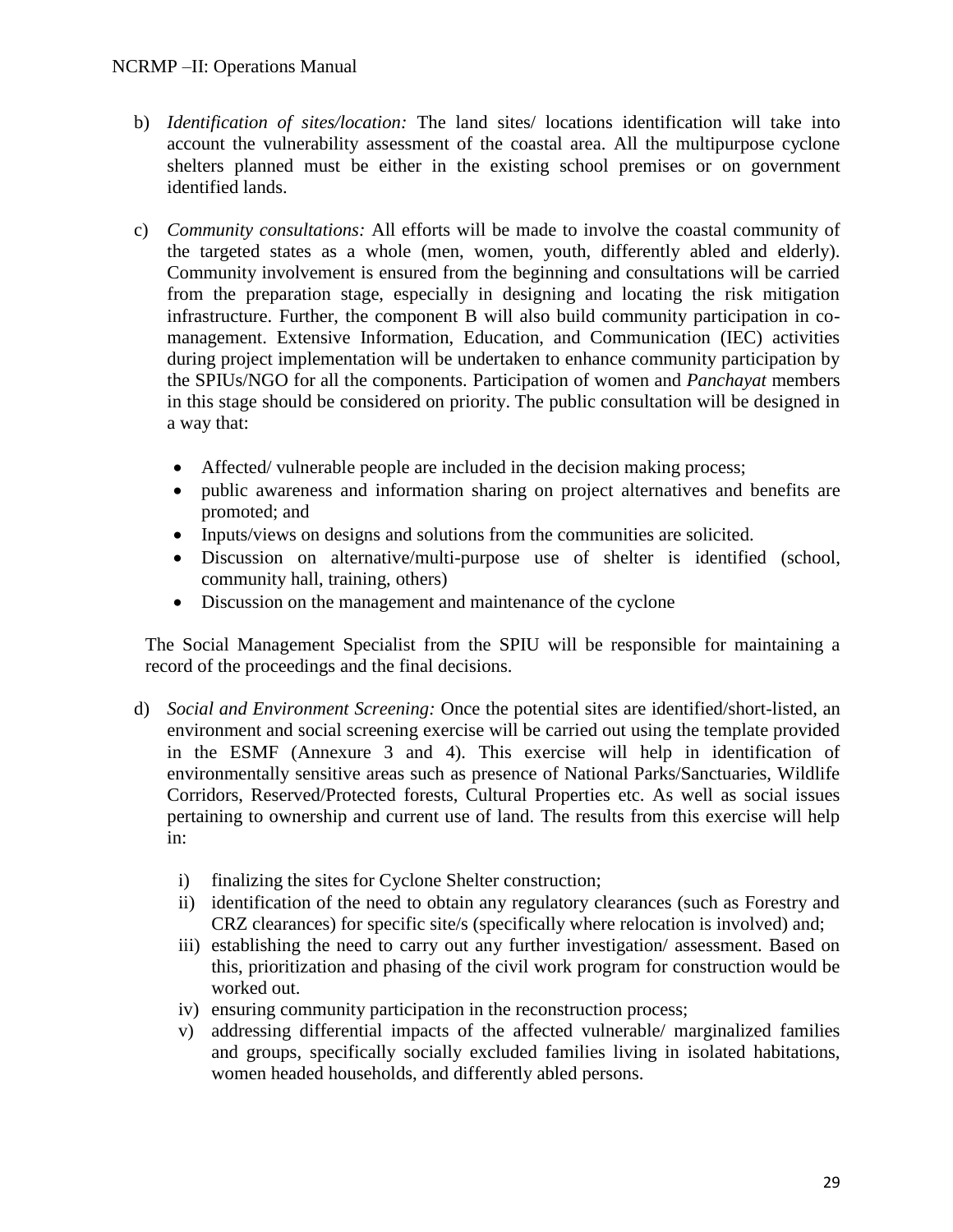b) *Identification of sites/location:* The land sites/ locations identification will take into account the vulnerability assessment of the coastal area. All the multipurpose cyclone shelters planned must be either in the existing school premises or on government identified lands.

c) *Community consultations:* All efforts will be made to involve the coastal community of the targeted states as a whole (men, women, youth, differently abled and elderly). Community involvement is ensured from the beginning and consultations will be carried from the preparation stage, especially in designing and locating the risk mitigation infrastructure. Further, the component B will also build community participation in co-management. Extensive Information, Education, and Communication (IEC) activities during project implementation will be undertaken to enhance community participation by the SPIUs/NGO for all the components. Participation of women and *Panchayat* members in this stage should be considered on priority. The public consultation will be designed in a way that:

   - Affected/ vulnerable people are included in the decision making process;
   - public awareness and information sharing on project alternatives and benefits are promoted; and
   - Inputs/views on designs and solutions from the communities are solicited.
   - Discussion on alternative/multi-purpose use of shelter is identified (school, community hall, training, others)
   - Discussion on the management and maintenance of the cyclone

   The Social Management Specialist from the SPIU will be responsible for maintaining a record of the proceedings and the final decisions.

d) *Social and Environment Screening:* Once the potential sites are identified/short-listed, an environment and social screening exercise will be carried out using the template provided in the ESMF (Annexure 3 and 4). This exercise will help in identification of environmentally sensitive areas such as presence of National Parks/Sanctuaries, Wildlife Corridors, Reserved/Protected forests, Cultural Properties etc. As well as social issues pertaining to ownership and current use of land. The results from this exercise will help in:

   i) finalizing the sites for Cyclone Shelter construction;
   ii) identification of the need to obtain any regulatory clearances (such as Forestry and CRZ clearances) for specific site/s (specifically where relocation is involved) and;
   iii) establishing the need to carry out any further investigation/ assessment. Based on this, prioritization and phasing of the civil work program for construction would be worked out.
   iv) ensuring community participation in the reconstruction process;
   v) addressing differential impacts of the affected vulnerable/ marginalized families and groups, specifically socially excluded families living in isolated habitations, women headed households, and differently abled persons.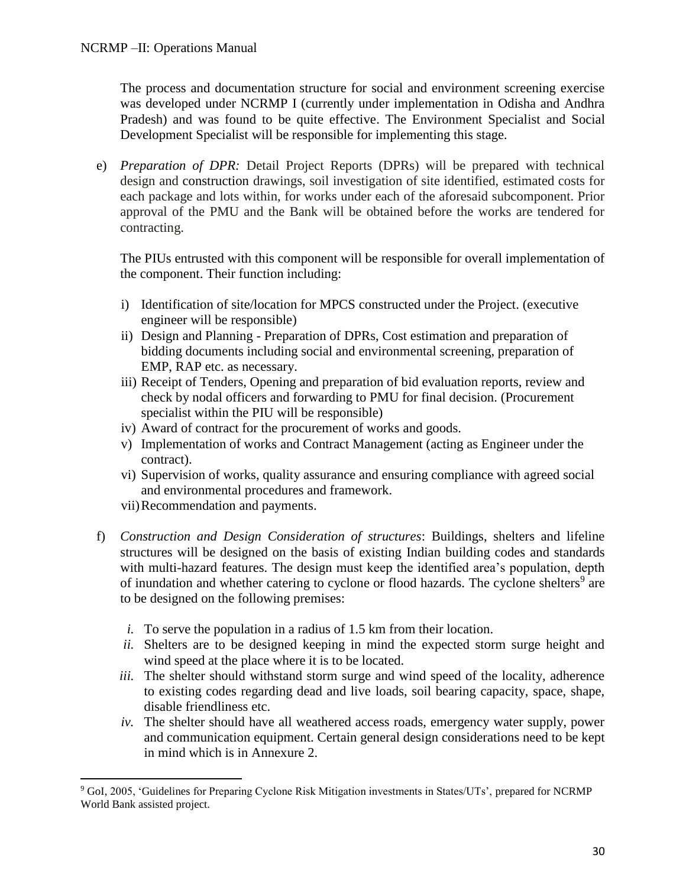The process and documentation structure for social and environment screening exercise was developed under NCRMP I (currently under implementation in Odisha and Andhra Pradesh) and was found to be quite effective. The Environment Specialist and Social Development Specialist will be responsible for implementing this stage.

e) *Preparation of DPR:* Detail Project Reports (DPRs) will be prepared with technical design and construction drawings, soil investigation of site identified, estimated costs for each package and lots within, for works under each of the aforesaid subcomponent. Prior approval of the PMU and the Bank will be obtained before the works are tendered for contracting.

   The PIUs entrusted with this component will be responsible for overall implementation of the component. Their function including:

   i) Identification of site/location for MPCS constructed under the Project. (executive engineer will be responsible)
   ii) Design and Planning - Preparation of DPRs, Cost estimation and preparation of bidding documents including social and environmental screening, preparation of EMP, RAP etc. as necessary.
   iii) Receipt of Tenders, Opening and preparation of bid evaluation reports, review and check by nodal officers and forwarding to PMU for final decision. (Procurement specialist within the PIU will be responsible)
   iv) Award of contract for the procurement of works and goods.
   v) Implementation of works and Contract Management (acting as Engineer under the contract).
   vi) Supervision of works, quality assurance and ensuring compliance with agreed social and environmental procedures and framework.
   vii) Recommendation and payments.

f) *Construction and Design Consideration of structures*: Buildings, shelters and lifeline structures will be designed on the basis of existing Indian building codes and standards with multi-hazard features. The design must keep the identified area's population, depth of inundation and whether catering to cyclone or flood hazards. The cyclone shelters[9] are to be designed on the following premises:

   *i.* To serve the population in a radius of 1.5 km from their location.
   *ii.* Shelters are to be designed keeping in mind the expected storm surge height and wind speed at the place where it is to be located.
   *iii.* The shelter should withstand storm surge and wind speed of the locality, adherence to existing codes regarding dead and live loads, soil bearing capacity, space, shape, disable friendliness etc.
   *iv.* The shelter should have all weathered access roads, emergency water supply, power and communication equipment. Certain general design considerations need to be kept in mind which is in Annexure 2.

---

[9] GoI, 2005, 'Guidelines for Preparing Cyclone Risk Mitigation investments in States/UTs', prepared for NCRMP World Bank assisted project.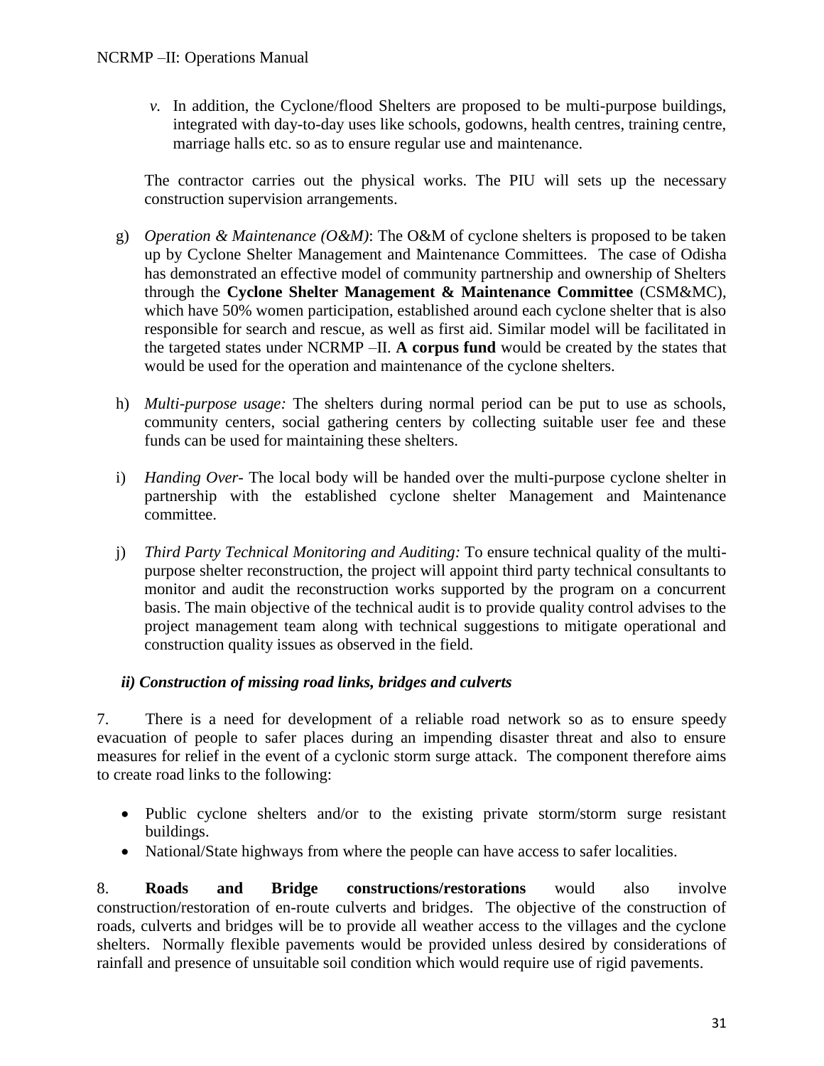*v.* In addition, the Cyclone/flood Shelters are proposed to be multi-purpose buildings, integrated with day-to-day uses like schools, godowns, health centres, training centre, marriage halls etc. so as to ensure regular use and maintenance.

The contractor carries out the physical works. The PIU will sets up the necessary construction supervision arrangements.

g) *Operation & Maintenance (O&M)*: The O&M of cyclone shelters is proposed to be taken up by Cyclone Shelter Management and Maintenance Committees. The case of Odisha has demonstrated an effective model of community partnership and ownership of Shelters through the **Cyclone Shelter Management & Maintenance Committee** (CSM&MC), which have 50% women participation, established around each cyclone shelter that is also responsible for search and rescue, as well as first aid. Similar model will be facilitated in the targeted states under NCRMP –II. **A corpus fund** would be created by the states that would be used for the operation and maintenance of the cyclone shelters.

h) *Multi-purpose usage:* The shelters during normal period can be put to use as schools, community centers, social gathering centers by collecting suitable user fee and these funds can be used for maintaining these shelters.

i) *Handing Over-* The local body will be handed over the multi-purpose cyclone shelter in partnership with the established cyclone shelter Management and Maintenance committee.

j) *Third Party Technical Monitoring and Auditing:* To ensure technical quality of the multi-purpose shelter reconstruction, the project will appoint third party technical consultants to monitor and audit the reconstruction works supported by the program on a concurrent basis. The main objective of the technical audit is to provide quality control advises to the project management team along with technical suggestions to mitigate operational and construction quality issues as observed in the field.

### *ii) Construction of missing road links, bridges and culverts*

7. There is a need for development of a reliable road network so as to ensure speedy evacuation of people to safer places during an impending disaster threat and also to ensure measures for relief in the event of a cyclonic storm surge attack. The component therefore aims to create road links to the following:

- Public cyclone shelters and/or to the existing private storm/storm surge resistant buildings.
- National/State highways from where the people can have access to safer localities.

8. **Roads and Bridge constructions/restorations** would also involve construction/restoration of en-route culverts and bridges. The objective of the construction of roads, culverts and bridges will be to provide all weather access to the villages and the cyclone shelters. Normally flexible pavements would be provided unless desired by considerations of rainfall and presence of unsuitable soil condition which would require use of rigid pavements.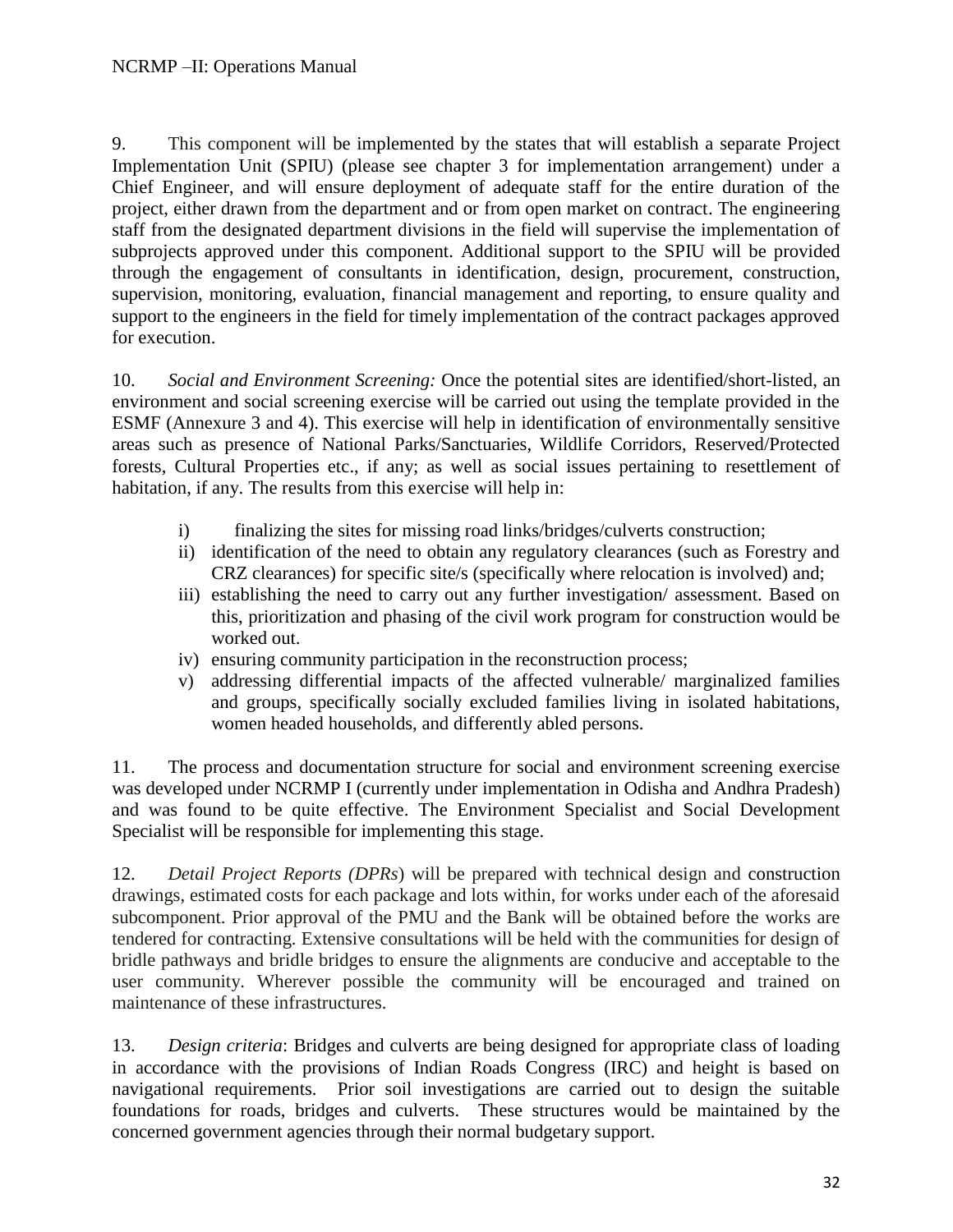9. This component will be implemented by the states that will establish a separate Project Implementation Unit (SPIU) (please see chapter 3 for implementation arrangement) under a Chief Engineer, and will ensure deployment of adequate staff for the entire duration of the project, either drawn from the department and or from open market on contract. The engineering staff from the designated department divisions in the field will supervise the implementation of subprojects approved under this component. Additional support to the SPIU will be provided through the engagement of consultants in identification, design, procurement, construction, supervision, monitoring, evaluation, financial management and reporting, to ensure quality and support to the engineers in the field for timely implementation of the contract packages approved for execution.

10. *Social and Environment Screening:* Once the potential sites are identified/short-listed, an environment and social screening exercise will be carried out using the template provided in the ESMF (Annexure 3 and 4). This exercise will help in identification of environmentally sensitive areas such as presence of National Parks/Sanctuaries, Wildlife Corridors, Reserved/Protected forests, Cultural Properties etc., if any; as well as social issues pertaining to resettlement of habitation, if any. The results from this exercise will help in:

i) finalizing the sites for missing road links/bridges/culverts construction;
ii) identification of the need to obtain any regulatory clearances (such as Forestry and CRZ clearances) for specific site/s (specifically where relocation is involved) and;
iii) establishing the need to carry out any further investigation/ assessment. Based on this, prioritization and phasing of the civil work program for construction would be worked out.
iv) ensuring community participation in the reconstruction process;
v) addressing differential impacts of the affected vulnerable/ marginalized families and groups, specifically socially excluded families living in isolated habitations, women headed households, and differently abled persons.

11. The process and documentation structure for social and environment screening exercise was developed under NCRMP I (currently under implementation in Odisha and Andhra Pradesh) and was found to be quite effective. The Environment Specialist and Social Development Specialist will be responsible for implementing this stage.

12. *Detail Project Reports (DPRs*) will be prepared with technical design and construction drawings, estimated costs for each package and lots within, for works under each of the aforesaid subcomponent. Prior approval of the PMU and the Bank will be obtained before the works are tendered for contracting. Extensive consultations will be held with the communities for design of bridle pathways and bridle bridges to ensure the alignments are conducive and acceptable to the user community. Wherever possible the community will be encouraged and trained on maintenance of these infrastructures.

13. *Design criteria*: Bridges and culverts are being designed for appropriate class of loading in accordance with the provisions of Indian Roads Congress (IRC) and height is based on navigational requirements. Prior soil investigations are carried out to design the suitable foundations for roads, bridges and culverts. These structures would be maintained by the concerned government agencies through their normal budgetary support.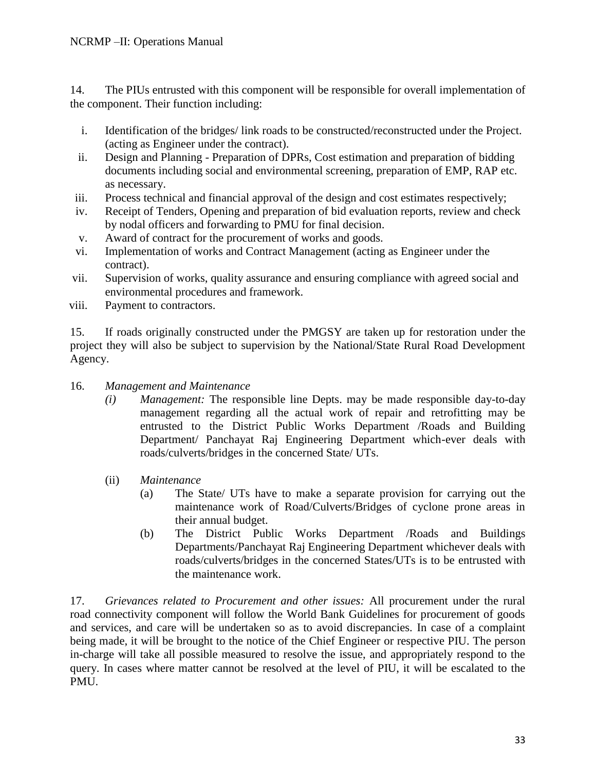14. The PIUs entrusted with this component will be responsible for overall implementation of the component. Their function including:

i. Identification of the bridges/ link roads to be constructed/reconstructed under the Project. (acting as Engineer under the contract).
ii. Design and Planning - Preparation of DPRs, Cost estimation and preparation of bidding documents including social and environmental screening, preparation of EMP, RAP etc. as necessary.
iii. Process technical and financial approval of the design and cost estimates respectively;
iv. Receipt of Tenders, Opening and preparation of bid evaluation reports, review and check by nodal officers and forwarding to PMU for final decision.
v. Award of contract for the procurement of works and goods.
vi. Implementation of works and Contract Management (acting as Engineer under the contract).
vii. Supervision of works, quality assurance and ensuring compliance with agreed social and environmental procedures and framework.
viii. Payment to contractors.

15. If roads originally constructed under the PMGSY are taken up for restoration under the project they will also be subject to supervision by the National/State Rural Road Development Agency.

16. *Management and Maintenance*

*(i) Management:* The responsible line Depts. may be made responsible day-to-day management regarding all the actual work of repair and retrofitting may be entrusted to the District Public Works Department /Roads and Building Department/ Panchayat Raj Engineering Department which-ever deals with roads/culverts/bridges in the concerned State/ UTs.

(ii) *Maintenance*

(a) The State/ UTs have to make a separate provision for carrying out the maintenance work of Road/Culverts/Bridges of cyclone prone areas in their annual budget.

(b) The District Public Works Department /Roads and Buildings Departments/Panchayat Raj Engineering Department whichever deals with roads/culverts/bridges in the concerned States/UTs is to be entrusted with the maintenance work.

17. *Grievances related to Procurement and other issues:* All procurement under the rural road connectivity component will follow the World Bank Guidelines for procurement of goods and services, and care will be undertaken so as to avoid discrepancies. In case of a complaint being made, it will be brought to the notice of the Chief Engineer or respective PIU. The person in-charge will take all possible measured to resolve the issue, and appropriately respond to the query. In cases where matter cannot be resolved at the level of PIU, it will be escalated to the PMU.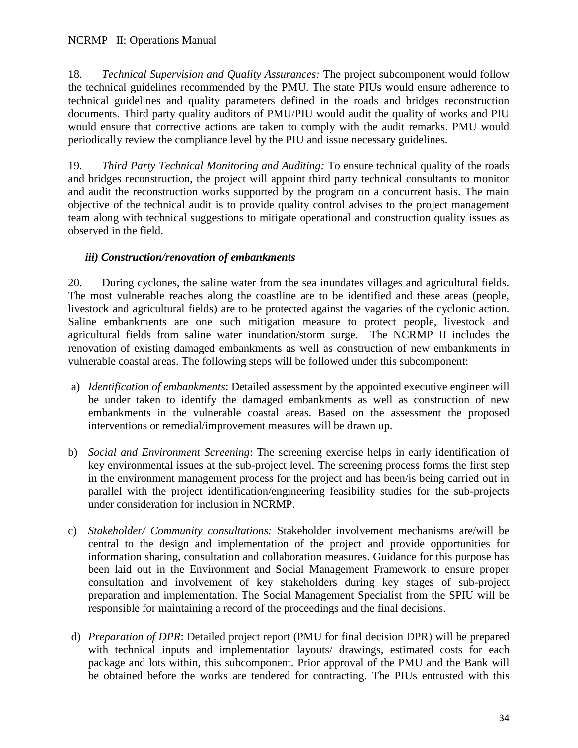18. *Technical Supervision and Quality Assurances:* The project subcomponent would follow the technical guidelines recommended by the PMU. The state PIUs would ensure adherence to technical guidelines and quality parameters defined in the roads and bridges reconstruction documents. Third party quality auditors of PMU/PIU would audit the quality of works and PIU would ensure that corrective actions are taken to comply with the audit remarks. PMU would periodically review the compliance level by the PIU and issue necessary guidelines.

19. *Third Party Technical Monitoring and Auditing:* To ensure technical quality of the roads and bridges reconstruction, the project will appoint third party technical consultants to monitor and audit the reconstruction works supported by the program on a concurrent basis. The main objective of the technical audit is to provide quality control advises to the project management team along with technical suggestions to mitigate operational and construction quality issues as observed in the field.

### *iii) Construction/renovation of embankments*

20. During cyclones, the saline water from the sea inundates villages and agricultural fields. The most vulnerable reaches along the coastline are to be identified and these areas (people, livestock and agricultural fields) are to be protected against the vagaries of the cyclonic action. Saline embankments are one such mitigation measure to protect people, livestock and agricultural fields from saline water inundation/storm surge. The NCRMP II includes the renovation of existing damaged embankments as well as construction of new embankments in vulnerable coastal areas. The following steps will be followed under this subcomponent:

a) *Identification of embankments*: Detailed assessment by the appointed executive engineer will be under taken to identify the damaged embankments as well as construction of new embankments in the vulnerable coastal areas. Based on the assessment the proposed interventions or remedial/improvement measures will be drawn up.

b) *Social and Environment Screening*: The screening exercise helps in early identification of key environmental issues at the sub-project level. The screening process forms the first step in the environment management process for the project and has been/is being carried out in parallel with the project identification/engineering feasibility studies for the sub-projects under consideration for inclusion in NCRMP.

c) *Stakeholder/ Community consultations:* Stakeholder involvement mechanisms are/will be central to the design and implementation of the project and provide opportunities for information sharing, consultation and collaboration measures. Guidance for this purpose has been laid out in the Environment and Social Management Framework to ensure proper consultation and involvement of key stakeholders during key stages of sub-project preparation and implementation. The Social Management Specialist from the SPIU will be responsible for maintaining a record of the proceedings and the final decisions.

d) *Preparation of DPR*: Detailed project report (PMU for final decision DPR) will be prepared with technical inputs and implementation layouts/ drawings, estimated costs for each package and lots within, this subcomponent. Prior approval of the PMU and the Bank will be obtained before the works are tendered for contracting. The PIUs entrusted with this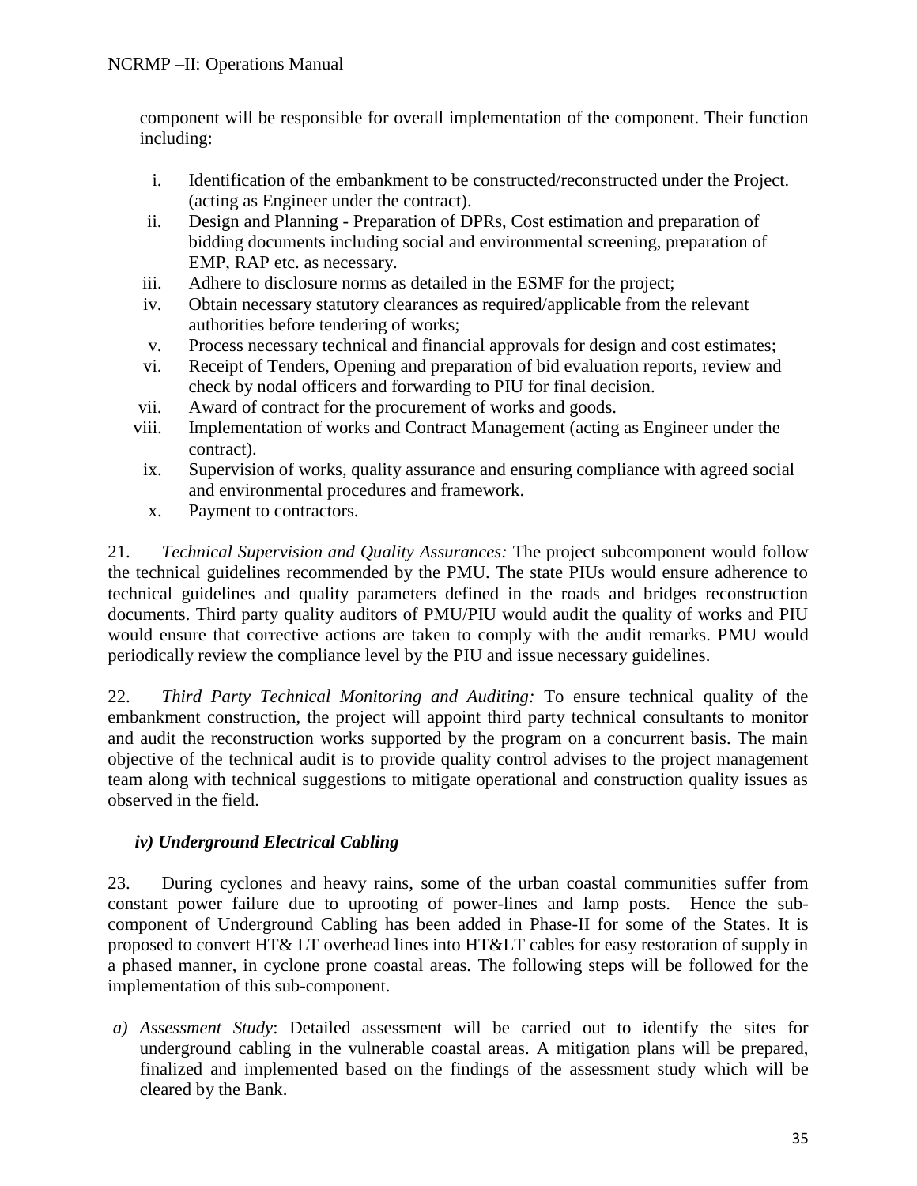component will be responsible for overall implementation of the component. Their function including:

i. Identification of the embankment to be constructed/reconstructed under the Project. (acting as Engineer under the contract).
ii. Design and Planning - Preparation of DPRs, Cost estimation and preparation of bidding documents including social and environmental screening, preparation of EMP, RAP etc. as necessary.
iii. Adhere to disclosure norms as detailed in the ESMF for the project;
iv. Obtain necessary statutory clearances as required/applicable from the relevant authorities before tendering of works;
v. Process necessary technical and financial approvals for design and cost estimates;
vi. Receipt of Tenders, Opening and preparation of bid evaluation reports, review and check by nodal officers and forwarding to PIU for final decision.
vii. Award of contract for the procurement of works and goods.
viii. Implementation of works and Contract Management (acting as Engineer under the contract).
ix. Supervision of works, quality assurance and ensuring compliance with agreed social and environmental procedures and framework.
x. Payment to contractors.

21. *Technical Supervision and Quality Assurances:* The project subcomponent would follow the technical guidelines recommended by the PMU. The state PIUs would ensure adherence to technical guidelines and quality parameters defined in the roads and bridges reconstruction documents. Third party quality auditors of PMU/PIU would audit the quality of works and PIU would ensure that corrective actions are taken to comply with the audit remarks. PMU would periodically review the compliance level by the PIU and issue necessary guidelines.

22. *Third Party Technical Monitoring and Auditing:* To ensure technical quality of the embankment construction, the project will appoint third party technical consultants to monitor and audit the reconstruction works supported by the program on a concurrent basis. The main objective of the technical audit is to provide quality control advises to the project management team along with technical suggestions to mitigate operational and construction quality issues as observed in the field.

### *iv) Underground Electrical Cabling*

23. During cyclones and heavy rains, some of the urban coastal communities suffer from constant power failure due to uprooting of power-lines and lamp posts. Hence the sub-component of Underground Cabling has been added in Phase-II for some of the States. It is proposed to convert HT& LT overhead lines into HT&LT cables for easy restoration of supply in a phased manner, in cyclone prone coastal areas. The following steps will be followed for the implementation of this sub-component.

*a) Assessment Study*: Detailed assessment will be carried out to identify the sites for underground cabling in the vulnerable coastal areas. A mitigation plans will be prepared, finalized and implemented based on the findings of the assessment study which will be cleared by the Bank.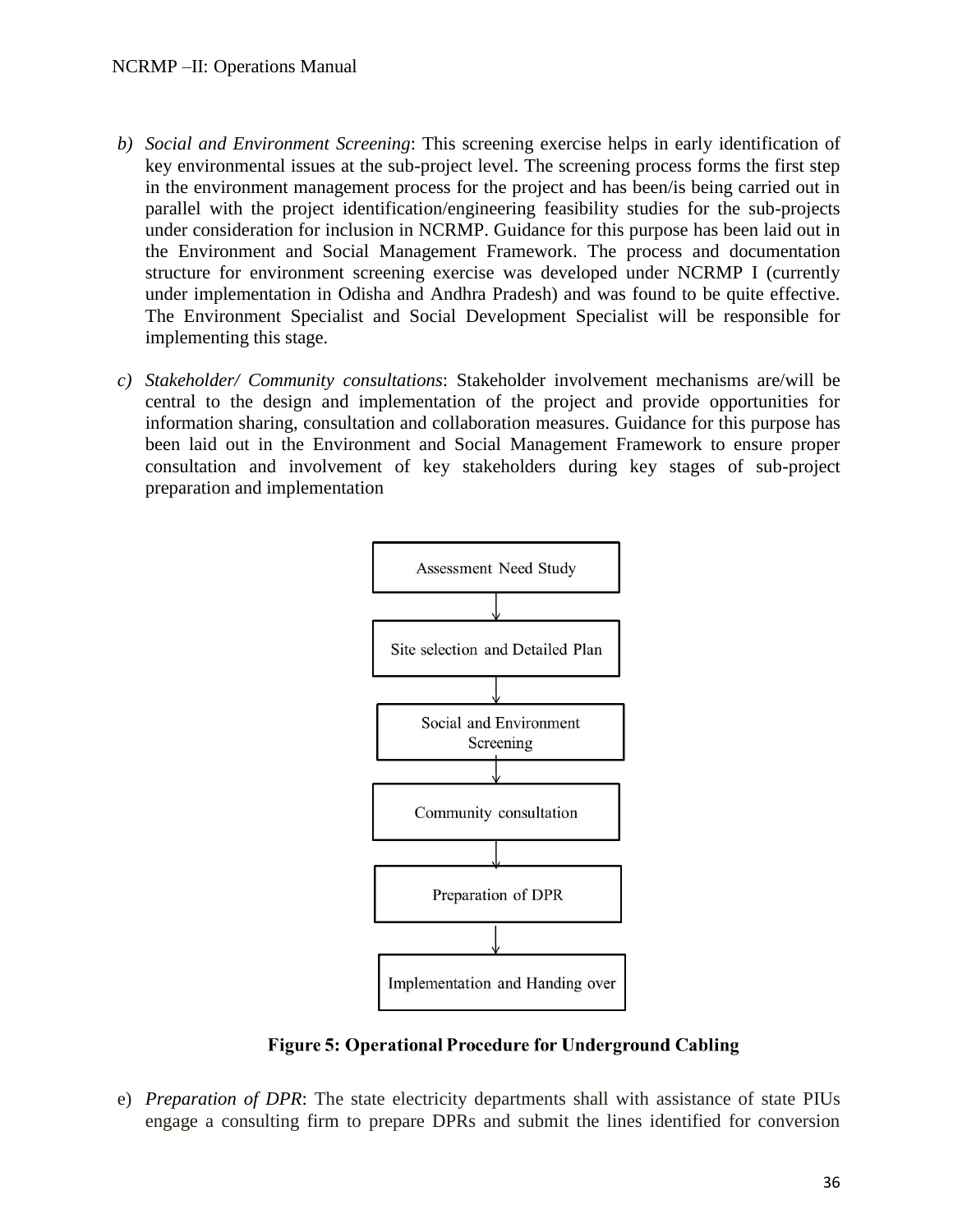b) *Social and Environment Screening*: This screening exercise helps in early identification of key environmental issues at the sub-project level. The screening process forms the first step in the environment management process for the project and has been/is being carried out in parallel with the project identification/engineering feasibility studies for the sub-projects under consideration for inclusion in NCRMP. Guidance for this purpose has been laid out in the Environment and Social Management Framework. The process and documentation structure for environment screening exercise was developed under NCRMP I (currently under implementation in Odisha and Andhra Pradesh) and was found to be quite effective. The Environment Specialist and Social Development Specialist will be responsible for implementing this stage.

c) *Stakeholder/ Community consultations*: Stakeholder involvement mechanisms are/will be central to the design and implementation of the project and provide opportunities for information sharing, consultation and collaboration measures. Guidance for this purpose has been laid out in the Environment and Social Management Framework to ensure proper consultation and involvement of key stakeholders during key stages of sub-project preparation and implementation

Assessment Need Study
↓
Site selection and Detailed Plan
↓
Social and Environment Screening
↓
Community consultation
↓
Preparation of DPR
↓
Implementation and Handing over

**Figure 5: Operational Procedure for Underground Cabling**

e) *Preparation of DPR*: The state electricity departments shall with assistance of state PIUs engage a consulting firm to prepare DPRs and submit the lines identified for conversion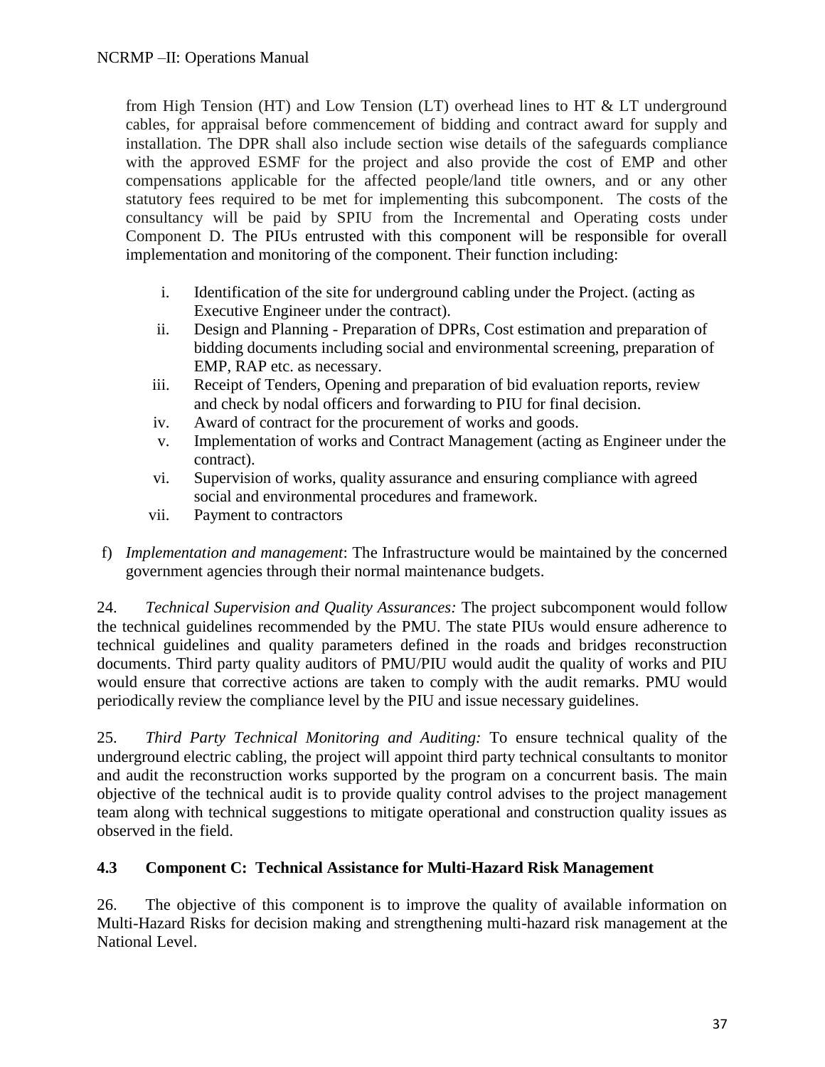from High Tension (HT) and Low Tension (LT) overhead lines to HT & LT underground cables, for appraisal before commencement of bidding and contract award for supply and installation. The DPR shall also include section wise details of the safeguards compliance with the approved ESMF for the project and also provide the cost of EMP and other compensations applicable for the affected people/land title owners, and or any other statutory fees required to be met for implementing this subcomponent. The costs of the consultancy will be paid by SPIU from the Incremental and Operating costs under Component D. The PIUs entrusted with this component will be responsible for overall implementation and monitoring of the component. Their function including:

i. Identification of the site for underground cabling under the Project. (acting as Executive Engineer under the contract).
ii. Design and Planning - Preparation of DPRs, Cost estimation and preparation of bidding documents including social and environmental screening, preparation of EMP, RAP etc. as necessary.
iii. Receipt of Tenders, Opening and preparation of bid evaluation reports, review and check by nodal officers and forwarding to PIU for final decision.
iv. Award of contract for the procurement of works and goods.
v. Implementation of works and Contract Management (acting as Engineer under the contract).
vi. Supervision of works, quality assurance and ensuring compliance with agreed social and environmental procedures and framework.
vii. Payment to contractors

f) *Implementation and management*: The Infrastructure would be maintained by the concerned government agencies through their normal maintenance budgets.

24. *Technical Supervision and Quality Assurances:* The project subcomponent would follow the technical guidelines recommended by the PMU. The state PIUs would ensure adherence to technical guidelines and quality parameters defined in the roads and bridges reconstruction documents. Third party quality auditors of PMU/PIU would audit the quality of works and PIU would ensure that corrective actions are taken to comply with the audit remarks. PMU would periodically review the compliance level by the PIU and issue necessary guidelines.

25. *Third Party Technical Monitoring and Auditing:* To ensure technical quality of the underground electric cabling, the project will appoint third party technical consultants to monitor and audit the reconstruction works supported by the program on a concurrent basis. The main objective of the technical audit is to provide quality control advises to the project management team along with technical suggestions to mitigate operational and construction quality issues as observed in the field.

### 4.3 Component C: Technical Assistance for Multi-Hazard Risk Management

26. The objective of this component is to improve the quality of available information on Multi-Hazard Risks for decision making and strengthening multi-hazard risk management at the National Level.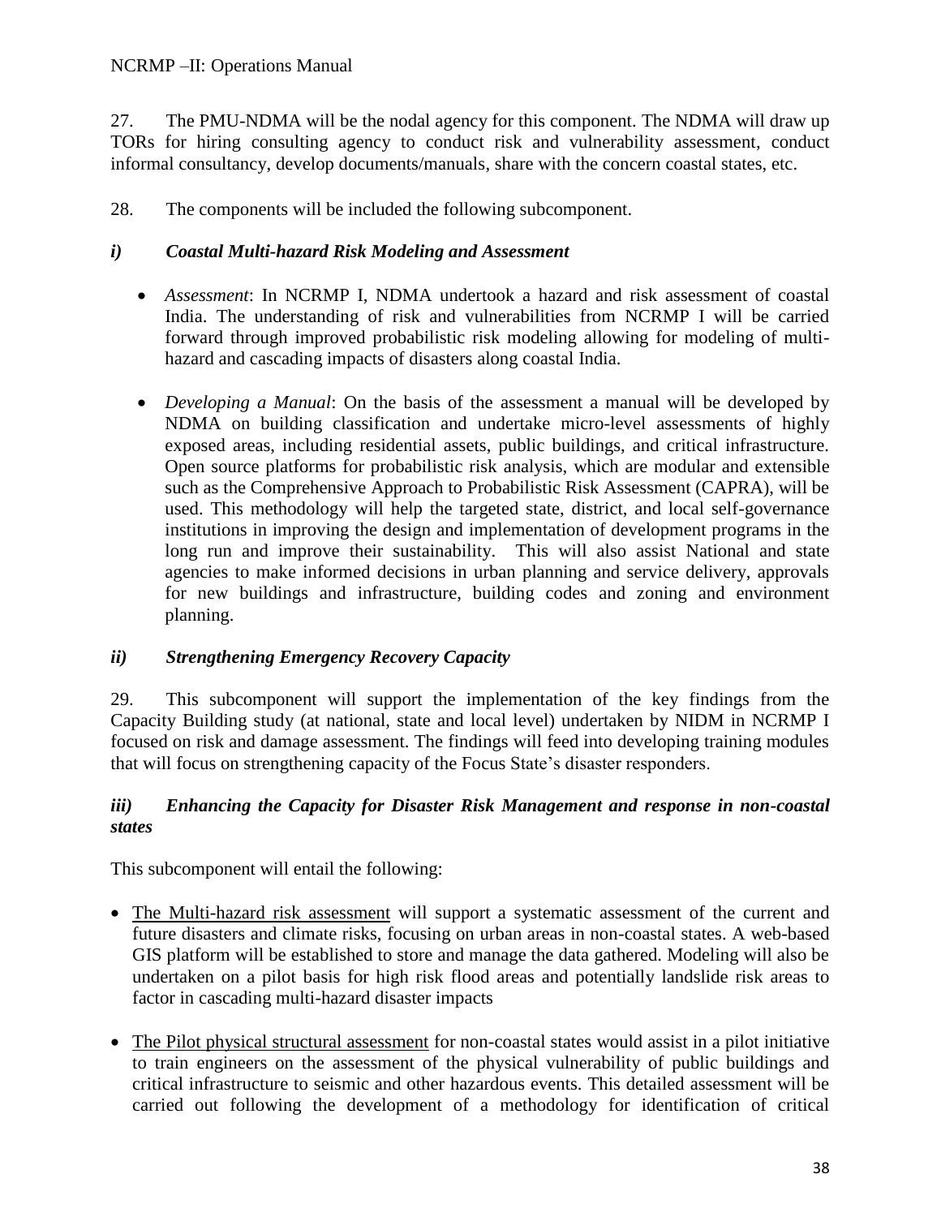27. The PMU-NDMA will be the nodal agency for this component. The NDMA will draw up TORs for hiring consulting agency to conduct risk and vulnerability assessment, conduct informal consultancy, develop documents/manuals, share with the concern coastal states, etc.

28. The components will be included the following subcomponent.

### *i) Coastal Multi-hazard Risk Modeling and Assessment*

- *Assessment*: In NCRMP I, NDMA undertook a hazard and risk assessment of coastal India. The understanding of risk and vulnerabilities from NCRMP I will be carried forward through improved probabilistic risk modeling allowing for modeling of multi-hazard and cascading impacts of disasters along coastal India.

- *Developing a Manual*: On the basis of the assessment a manual will be developed by NDMA on building classification and undertake micro-level assessments of highly exposed areas, including residential assets, public buildings, and critical infrastructure. Open source platforms for probabilistic risk analysis, which are modular and extensible such as the Comprehensive Approach to Probabilistic Risk Assessment (CAPRA), will be used. This methodology will help the targeted state, district, and local self-governance institutions in improving the design and implementation of development programs in the long run and improve their sustainability. This will also assist National and state agencies to make informed decisions in urban planning and service delivery, approvals for new buildings and infrastructure, building codes and zoning and environment planning.

### *ii) Strengthening Emergency Recovery Capacity*

29. This subcomponent will support the implementation of the key findings from the Capacity Building study (at national, state and local level) undertaken by NIDM in NCRMP I focused on risk and damage assessment. The findings will feed into developing training modules that will focus on strengthening capacity of the Focus State's disaster responders.

### *iii) Enhancing the Capacity for Disaster Risk Management and response in non-coastal states*

This subcomponent will entail the following:

- <u>The Multi-hazard risk assessment</u> will support a systematic assessment of the current and future disasters and climate risks, focusing on urban areas in non-coastal states. A web-based GIS platform will be established to store and manage the data gathered. Modeling will also be undertaken on a pilot basis for high risk flood areas and potentially landslide risk areas to factor in cascading multi-hazard disaster impacts

- <u>The Pilot physical structural assessment</u> for non-coastal states would assist in a pilot initiative to train engineers on the assessment of the physical vulnerability of public buildings and critical infrastructure to seismic and other hazardous events. This detailed assessment will be carried out following the development of a methodology for identification of critical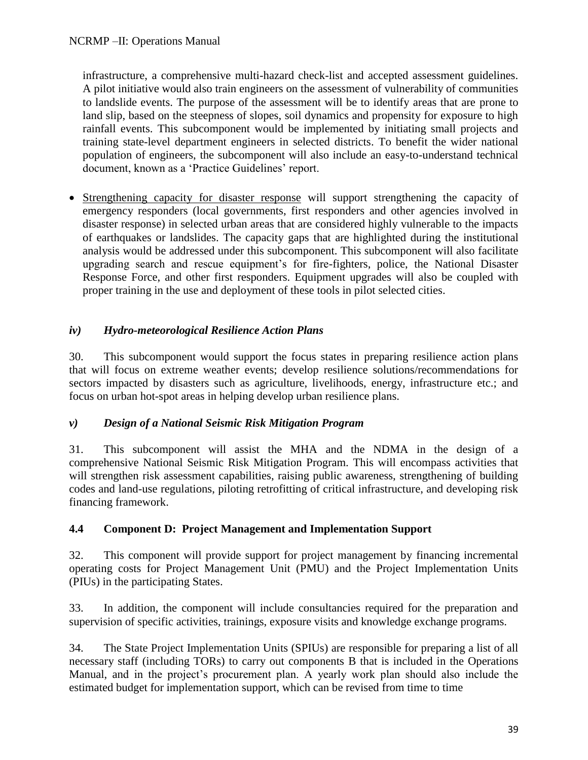infrastructure, a comprehensive multi-hazard check-list and accepted assessment guidelines. A pilot initiative would also train engineers on the assessment of vulnerability of communities to landslide events. The purpose of the assessment will be to identify areas that are prone to land slip, based on the steepness of slopes, soil dynamics and propensity for exposure to high rainfall events. This subcomponent would be implemented by initiating small projects and training state-level department engineers in selected districts. To benefit the wider national population of engineers, the subcomponent will also include an easy-to-understand technical document, known as a 'Practice Guidelines' report.

- <u>Strengthening capacity for disaster response</u> will support strengthening the capacity of emergency responders (local governments, first responders and other agencies involved in disaster response) in selected urban areas that are considered highly vulnerable to the impacts of earthquakes or landslides. The capacity gaps that are highlighted during the institutional analysis would be addressed under this subcomponent. This subcomponent will also facilitate upgrading search and rescue equipment's for fire-fighters, police, the National Disaster Response Force, and other first responders. Equipment upgrades will also be coupled with proper training in the use and deployment of these tools in pilot selected cities.

### *iv) Hydro-meteorological Resilience Action Plans*

30. This subcomponent would support the focus states in preparing resilience action plans that will focus on extreme weather events; develop resilience solutions/recommendations for sectors impacted by disasters such as agriculture, livelihoods, energy, infrastructure etc.; and focus on urban hot-spot areas in helping develop urban resilience plans.

### *v) Design of a National Seismic Risk Mitigation Program*

31. This subcomponent will assist the MHA and the NDMA in the design of a comprehensive National Seismic Risk Mitigation Program. This will encompass activities that will strengthen risk assessment capabilities, raising public awareness, strengthening of building codes and land-use regulations, piloting retrofitting of critical infrastructure, and developing risk financing framework.

## 4.4 Component D: Project Management and Implementation Support

32. This component will provide support for project management by financing incremental operating costs for Project Management Unit (PMU) and the Project Implementation Units (PIUs) in the participating States.

33. In addition, the component will include consultancies required for the preparation and supervision of specific activities, trainings, exposure visits and knowledge exchange programs.

34. The State Project Implementation Units (SPIUs) are responsible for preparing a list of all necessary staff (including TORs) to carry out components B that is included in the Operations Manual, and in the project's procurement plan. A yearly work plan should also include the estimated budget for implementation support, which can be revised from time to time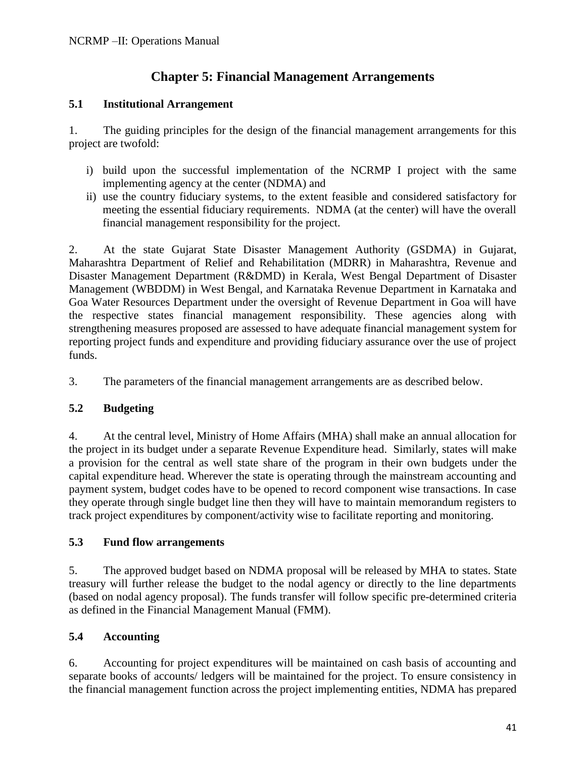# Chapter 5: Financial Management Arrangements

## 5.1 Institutional Arrangement

1. The guiding principles for the design of the financial management arrangements for this project are twofold:

   i) build upon the successful implementation of the NCRMP I project with the same implementing agency at the center (NDMA) and
   ii) use the country fiduciary systems, to the extent feasible and considered satisfactory for meeting the essential fiduciary requirements. NDMA (at the center) will have the overall financial management responsibility for the project.

2. At the state Gujarat State Disaster Management Authority (GSDMA) in Gujarat, Maharashtra Department of Relief and Rehabilitation (MDRR) in Maharashtra, Revenue and Disaster Management Department (R&DMD) in Kerala, West Bengal Department of Disaster Management (WBDDM) in West Bengal, and Karnataka Revenue Department in Karnataka and Goa Water Resources Department under the oversight of Revenue Department in Goa will have the respective states financial management responsibility. These agencies along with strengthening measures proposed are assessed to have adequate financial management system for reporting project funds and expenditure and providing fiduciary assurance over the use of project funds.

3. The parameters of the financial management arrangements are as described below.

## 5.2 Budgeting

4. At the central level, Ministry of Home Affairs (MHA) shall make an annual allocation for the project in its budget under a separate Revenue Expenditure head. Similarly, states will make a provision for the central as well state share of the program in their own budgets under the capital expenditure head. Wherever the state is operating through the mainstream accounting and payment system, budget codes have to be opened to record component wise transactions. In case they operate through single budget line then they will have to maintain memorandum registers to track project expenditures by component/activity wise to facilitate reporting and monitoring.

## 5.3 Fund flow arrangements

5. The approved budget based on NDMA proposal will be released by MHA to states. State treasury will further release the budget to the nodal agency or directly to the line departments (based on nodal agency proposal). The funds transfer will follow specific pre-determined criteria as defined in the Financial Management Manual (FMM).

## 5.4 Accounting

6. Accounting for project expenditures will be maintained on cash basis of accounting and separate books of accounts/ ledgers will be maintained for the project. To ensure consistency in the financial management function across the project implementing entities, NDMA has prepared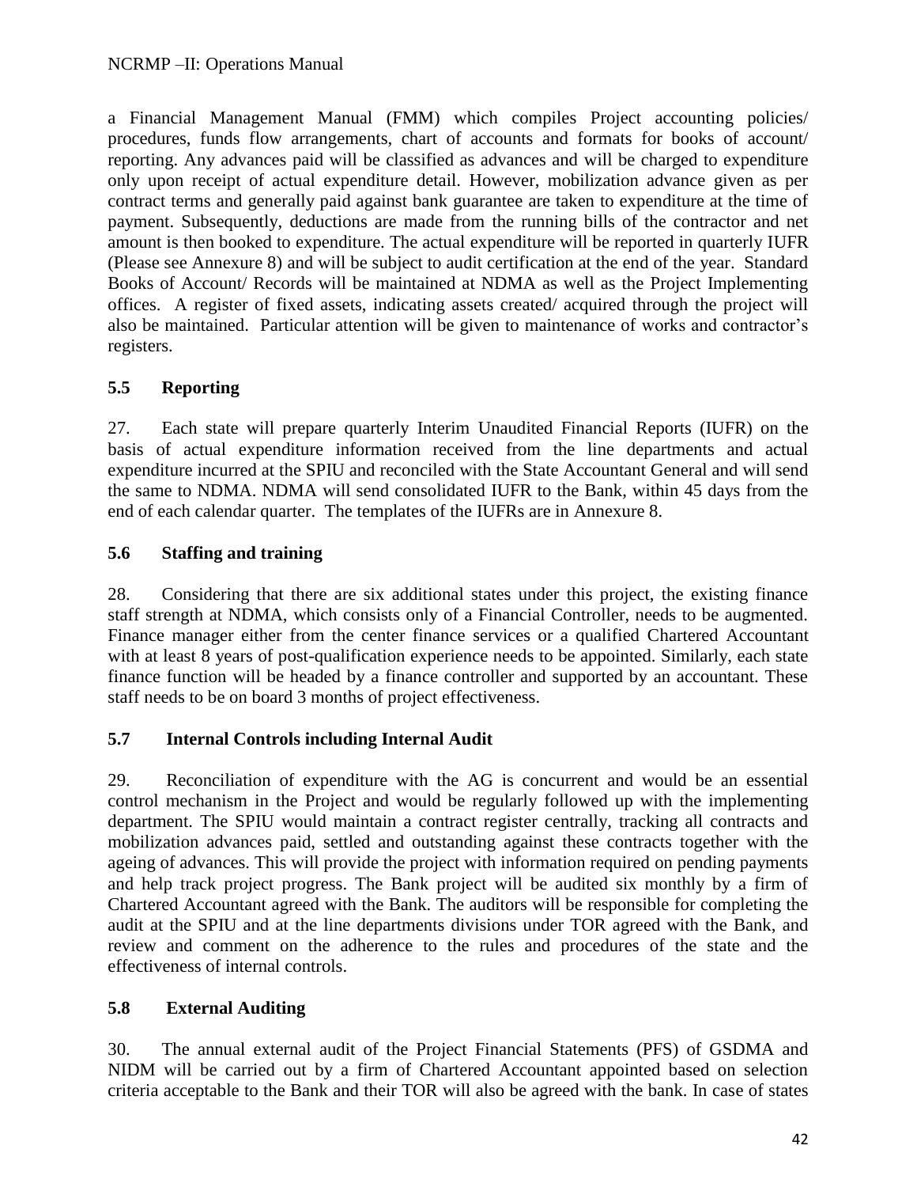a Financial Management Manual (FMM) which compiles Project accounting policies/ procedures, funds flow arrangements, chart of accounts and formats for books of account/ reporting. Any advances paid will be classified as advances and will be charged to expenditure only upon receipt of actual expenditure detail. However, mobilization advance given as per contract terms and generally paid against bank guarantee are taken to expenditure at the time of payment. Subsequently, deductions are made from the running bills of the contractor and net amount is then booked to expenditure. The actual expenditure will be reported in quarterly IUFR (Please see Annexure 8) and will be subject to audit certification at the end of the year. Standard Books of Account/ Records will be maintained at NDMA as well as the Project Implementing offices. A register of fixed assets, indicating assets created/ acquired through the project will also be maintained. Particular attention will be given to maintenance of works and contractor's registers.

## 5.5 Reporting

27. Each state will prepare quarterly Interim Unaudited Financial Reports (IUFR) on the basis of actual expenditure information received from the line departments and actual expenditure incurred at the SPIU and reconciled with the State Accountant General and will send the same to NDMA. NDMA will send consolidated IUFR to the Bank, within 45 days from the end of each calendar quarter. The templates of the IUFRs are in Annexure 8.

## 5.6 Staffing and training

28. Considering that there are six additional states under this project, the existing finance staff strength at NDMA, which consists only of a Financial Controller, needs to be augmented. Finance manager either from the center finance services or a qualified Chartered Accountant with at least 8 years of post-qualification experience needs to be appointed. Similarly, each state finance function will be headed by a finance controller and supported by an accountant. These staff needs to be on board 3 months of project effectiveness.

## 5.7 Internal Controls including Internal Audit

29. Reconciliation of expenditure with the AG is concurrent and would be an essential control mechanism in the Project and would be regularly followed up with the implementing department. The SPIU would maintain a contract register centrally, tracking all contracts and mobilization advances paid, settled and outstanding against these contracts together with the ageing of advances. This will provide the project with information required on pending payments and help track project progress. The Bank project will be audited six monthly by a firm of Chartered Accountant agreed with the Bank. The auditors will be responsible for completing the audit at the SPIU and at the line departments divisions under TOR agreed with the Bank, and review and comment on the adherence to the rules and procedures of the state and the effectiveness of internal controls.

## 5.8 External Auditing

30. The annual external audit of the Project Financial Statements (PFS) of GSDMA and NIDM will be carried out by a firm of Chartered Accountant appointed based on selection criteria acceptable to the Bank and their TOR will also be agreed with the bank. In case of states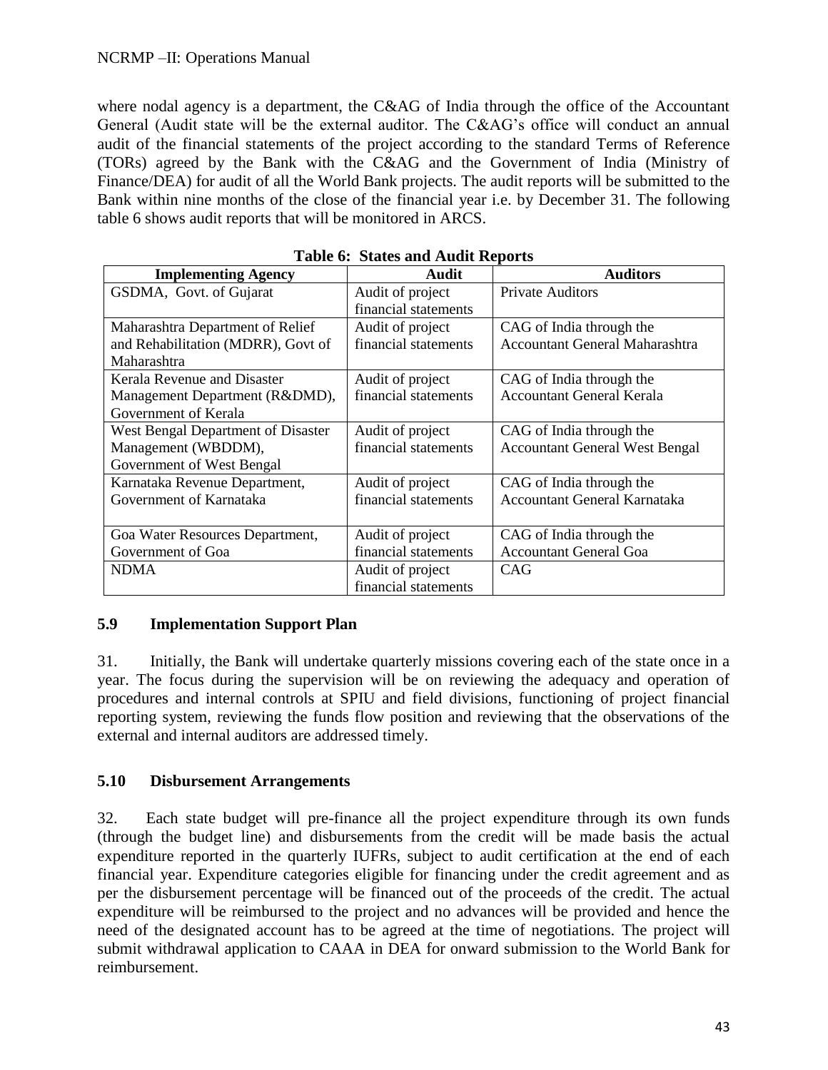where nodal agency is a department, the C&AG of India through the office of the Accountant General (Audit state will be the external auditor. The C&AG's office will conduct an annual audit of the financial statements of the project according to the standard Terms of Reference (TORs) agreed by the Bank with the C&AG and the Government of India (Ministry of Finance/DEA) for audit of all the World Bank projects. The audit reports will be submitted to the Bank within nine months of the close of the financial year i.e. by December 31. The following table 6 shows audit reports that will be monitored in ARCS.

**Table 6: States and Audit Reports**

| Implementing Agency | Audit | Auditors |
|---|---|---|
| GSDMA, Govt. of Gujarat | Audit of project financial statements | Private Auditors |
| Maharashtra Department of Relief and Rehabilitation (MDRR), Govt of Maharashtra | Audit of project financial statements | CAG of India through the Accountant General Maharashtra |
| Kerala Revenue and Disaster Management Department (R&DMD), Government of Kerala | Audit of project financial statements | CAG of India through the Accountant General Kerala |
| West Bengal Department of Disaster Management (WBDDM), Government of West Bengal | Audit of project financial statements | CAG of India through the Accountant General West Bengal |
| Karnataka Revenue Department, Government of Karnataka | Audit of project financial statements | CAG of India through the Accountant General Karnataka |
| Goa Water Resources Department, Government of Goa | Audit of project financial statements | CAG of India through the Accountant General Goa |
| NDMA | Audit of project financial statements | CAG |

### 5.9 Implementation Support Plan

31. Initially, the Bank will undertake quarterly missions covering each of the state once in a year. The focus during the supervision will be on reviewing the adequacy and operation of procedures and internal controls at SPIU and field divisions, functioning of project financial reporting system, reviewing the funds flow position and reviewing that the observations of the external and internal auditors are addressed timely.

### 5.10 Disbursement Arrangements

32. Each state budget will pre-finance all the project expenditure through its own funds (through the budget line) and disbursements from the credit will be made basis the actual expenditure reported in the quarterly IUFRs, subject to audit certification at the end of each financial year. Expenditure categories eligible for financing under the credit agreement and as per the disbursement percentage will be financed out of the proceeds of the credit. The actual expenditure will be reimbursed to the project and no advances will be provided and hence the need of the designated account has to be agreed at the time of negotiations. The project will submit withdrawal application to CAAA in DEA for onward submission to the World Bank for reimbursement.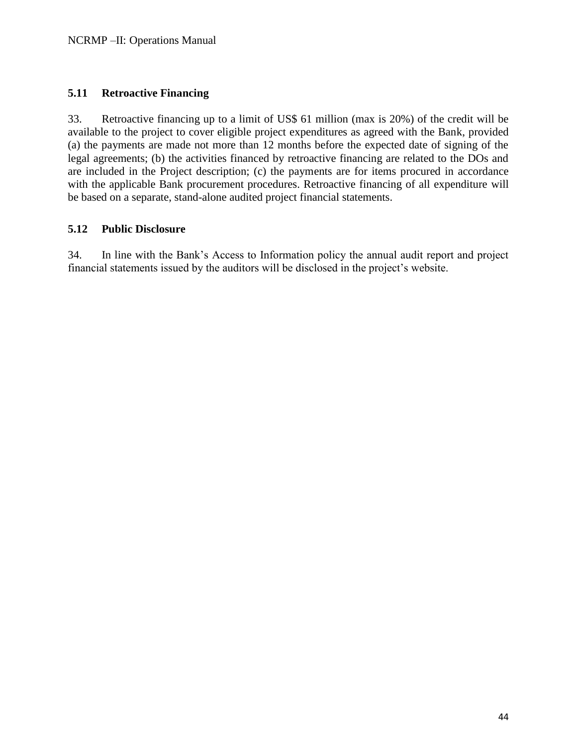### 5.11 Retroactive Financing

33. Retroactive financing up to a limit of US$ 61 million (max is 20%) of the credit will be available to the project to cover eligible project expenditures as agreed with the Bank, provided (a) the payments are made not more than 12 months before the expected date of signing of the legal agreements; (b) the activities financed by retroactive financing are related to the DOs and are included in the Project description; (c) the payments are for items procured in accordance with the applicable Bank procurement procedures. Retroactive financing of all expenditure will be based on a separate, stand-alone audited project financial statements.

### 5.12 Public Disclosure

34. In line with the Bank's Access to Information policy the annual audit report and project financial statements issued by the auditors will be disclosed in the project's website.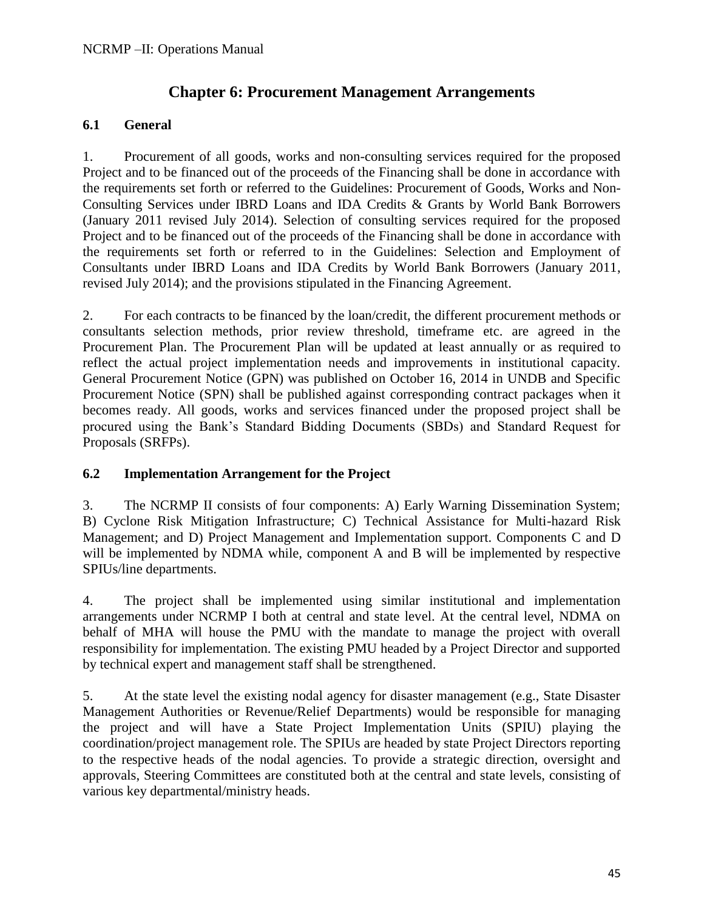# Chapter 6: Procurement Management Arrangements

## 6.1 General

1. Procurement of all goods, works and non-consulting services required for the proposed Project and to be financed out of the proceeds of the Financing shall be done in accordance with the requirements set forth or referred to the Guidelines: Procurement of Goods, Works and Non-Consulting Services under IBRD Loans and IDA Credits & Grants by World Bank Borrowers (January 2011 revised July 2014). Selection of consulting services required for the proposed Project and to be financed out of the proceeds of the Financing shall be done in accordance with the requirements set forth or referred to in the Guidelines: Selection and Employment of Consultants under IBRD Loans and IDA Credits by World Bank Borrowers (January 2011, revised July 2014); and the provisions stipulated in the Financing Agreement.

2. For each contracts to be financed by the loan/credit, the different procurement methods or consultants selection methods, prior review threshold, timeframe etc. are agreed in the Procurement Plan. The Procurement Plan will be updated at least annually or as required to reflect the actual project implementation needs and improvements in institutional capacity. General Procurement Notice (GPN) was published on October 16, 2014 in UNDB and Specific Procurement Notice (SPN) shall be published against corresponding contract packages when it becomes ready. All goods, works and services financed under the proposed project shall be procured using the Bank's Standard Bidding Documents (SBDs) and Standard Request for Proposals (SRFPs).

## 6.2 Implementation Arrangement for the Project

3. The NCRMP II consists of four components: A) Early Warning Dissemination System; B) Cyclone Risk Mitigation Infrastructure; C) Technical Assistance for Multi-hazard Risk Management; and D) Project Management and Implementation support. Components C and D will be implemented by NDMA while, component A and B will be implemented by respective SPIUs/line departments.

4. The project shall be implemented using similar institutional and implementation arrangements under NCRMP I both at central and state level. At the central level, NDMA on behalf of MHA will house the PMU with the mandate to manage the project with overall responsibility for implementation. The existing PMU headed by a Project Director and supported by technical expert and management staff shall be strengthened.

5. At the state level the existing nodal agency for disaster management (e.g., State Disaster Management Authorities or Revenue/Relief Departments) would be responsible for managing the project and will have a State Project Implementation Units (SPIU) playing the coordination/project management role. The SPIUs are headed by state Project Directors reporting to the respective heads of the nodal agencies. To provide a strategic direction, oversight and approvals, Steering Committees are constituted both at the central and state levels, consisting of various key departmental/ministry heads.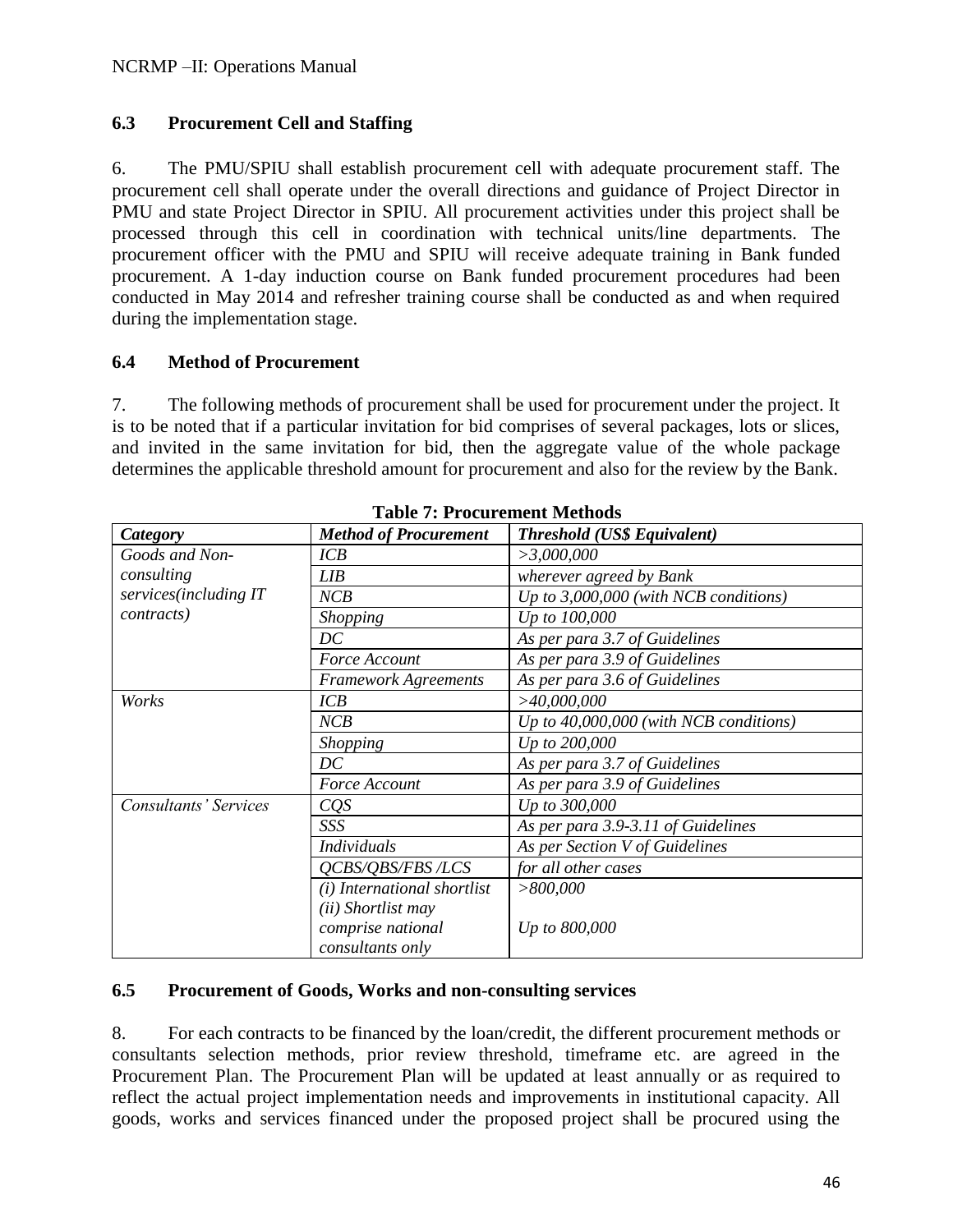### 6.3 Procurement Cell and Staffing

6. The PMU/SPIU shall establish procurement cell with adequate procurement staff. The procurement cell shall operate under the overall directions and guidance of Project Director in PMU and state Project Director in SPIU. All procurement activities under this project shall be processed through this cell in coordination with technical units/line departments. The procurement officer with the PMU and SPIU will receive adequate training in Bank funded procurement. A 1-day induction course on Bank funded procurement procedures had been conducted in May 2014 and refresher training course shall be conducted as and when required during the implementation stage.

### 6.4 Method of Procurement

7. The following methods of procurement shall be used for procurement under the project. It is to be noted that if a particular invitation for bid comprises of several packages, lots or slices, and invited in the same invitation for bid, then the aggregate value of the whole package determines the applicable threshold amount for procurement and also for the review by the Bank.

**Table 7: Procurement Methods**

| *Category* | *Method of Procurement* | *Threshold (US$ Equivalent)* |
|---|---|---|
| *Goods and Non-consulting services(including IT contracts)* | *ICB* | *>3,000,000* |
| | *LIB* | *wherever agreed by Bank* |
| | *NCB* | *Up to 3,000,000 (with NCB conditions)* |
| | *Shopping* | *Up to 100,000* |
| | *DC* | *As per para 3.7 of Guidelines* |
| | *Force Account* | *As per para 3.9 of Guidelines* |
| | *Framework Agreements* | *As per para 3.6 of Guidelines* |
| *Works* | *ICB* | *>40,000,000* |
| | *NCB* | *Up to 40,000,000 (with NCB conditions)* |
| | *Shopping* | *Up to 200,000* |
| | *DC* | *As per para 3.7 of Guidelines* |
| | *Force Account* | *As per para 3.9 of Guidelines* |
| *Consultants' Services* | *CQS* | *Up to 300,000* |
| | *SSS* | *As per para 3.9-3.11 of Guidelines* |
| | *Individuals* | *As per Section V of Guidelines* |
| | *QCBS/QBS/FBS /LCS* | *for all other cases* |
| | *(i) International shortlist* | *>800,000* |
| | *(ii) Shortlist may comprise national consultants only* | *Up to 800,000* |

### 6.5 Procurement of Goods, Works and non-consulting services

8. For each contracts to be financed by the loan/credit, the different procurement methods or consultants selection methods, prior review threshold, timeframe etc. are agreed in the Procurement Plan. The Procurement Plan will be updated at least annually or as required to reflect the actual project implementation needs and improvements in institutional capacity. All goods, works and services financed under the proposed project shall be procured using the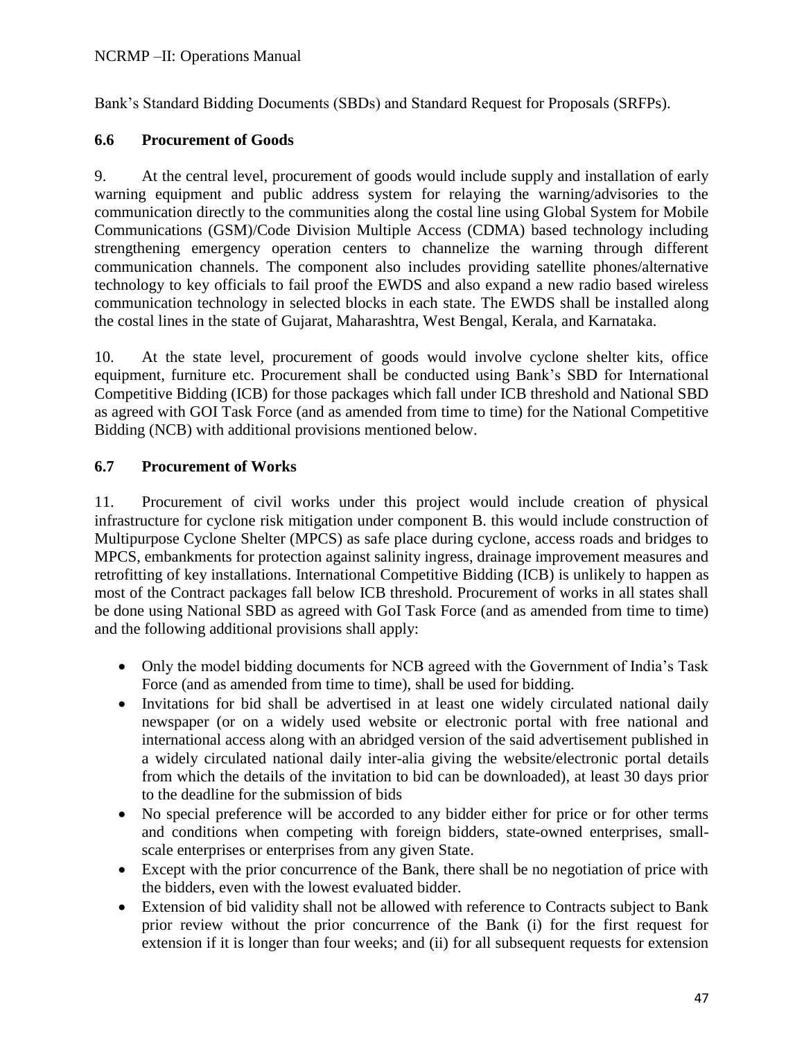Bank's Standard Bidding Documents (SBDs) and Standard Request for Proposals (SRFPs).

### 6.6 Procurement of Goods

9. At the central level, procurement of goods would include supply and installation of early warning equipment and public address system for relaying the warning/advisories to the communication directly to the communities along the costal line using Global System for Mobile Communications (GSM)/Code Division Multiple Access (CDMA) based technology including strengthening emergency operation centers to channelize the warning through different communication channels. The component also includes providing satellite phones/alternative technology to key officials to fail proof the EWDS and also expand a new radio based wireless communication technology in selected blocks in each state. The EWDS shall be installed along the costal lines in the state of Gujarat, Maharashtra, West Bengal, Kerala, and Karnataka.

10. At the state level, procurement of goods would involve cyclone shelter kits, office equipment, furniture etc. Procurement shall be conducted using Bank's SBD for International Competitive Bidding (ICB) for those packages which fall under ICB threshold and National SBD as agreed with GOI Task Force (and as amended from time to time) for the National Competitive Bidding (NCB) with additional provisions mentioned below.

### 6.7 Procurement of Works

11. Procurement of civil works under this project would include creation of physical infrastructure for cyclone risk mitigation under component B. this would include construction of Multipurpose Cyclone Shelter (MPCS) as safe place during cyclone, access roads and bridges to MPCS, embankments for protection against salinity ingress, drainage improvement measures and retrofitting of key installations. International Competitive Bidding (ICB) is unlikely to happen as most of the Contract packages fall below ICB threshold. Procurement of works in all states shall be done using National SBD as agreed with GoI Task Force (and as amended from time to time) and the following additional provisions shall apply:

- Only the model bidding documents for NCB agreed with the Government of India's Task Force (and as amended from time to time), shall be used for bidding.
- Invitations for bid shall be advertised in at least one widely circulated national daily newspaper (or on a widely used website or electronic portal with free national and international access along with an abridged version of the said advertisement published in a widely circulated national daily inter-alia giving the website/electronic portal details from which the details of the invitation to bid can be downloaded), at least 30 days prior to the deadline for the submission of bids
- No special preference will be accorded to any bidder either for price or for other terms and conditions when competing with foreign bidders, state-owned enterprises, small-scale enterprises or enterprises from any given State.
- Except with the prior concurrence of the Bank, there shall be no negotiation of price with the bidders, even with the lowest evaluated bidder.
- Extension of bid validity shall not be allowed with reference to Contracts subject to Bank prior review without the prior concurrence of the Bank (i) for the first request for extension if it is longer than four weeks; and (ii) for all subsequent requests for extension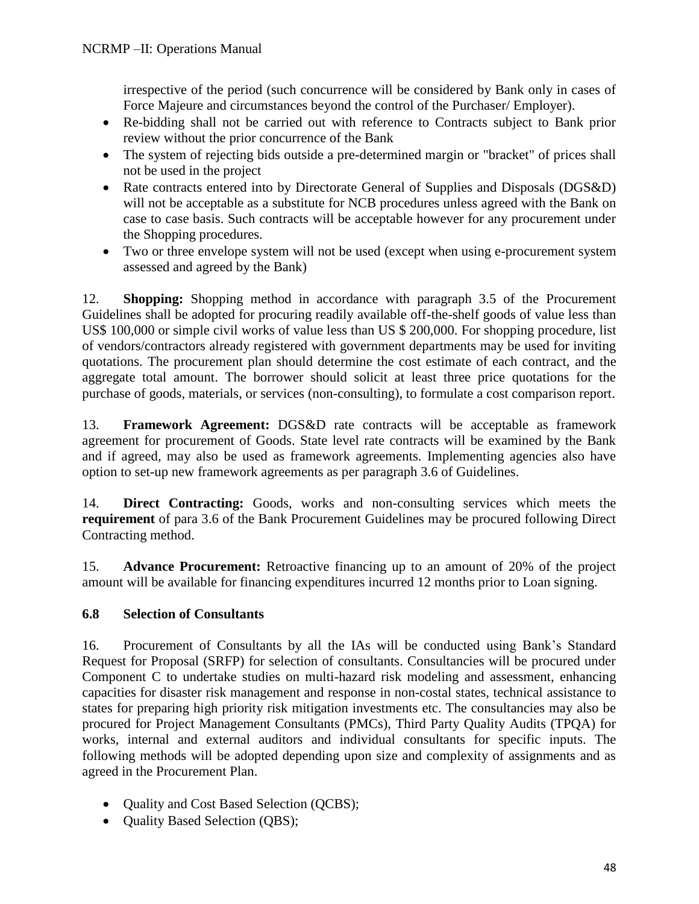irrespective of the period (such concurrence will be considered by Bank only in cases of Force Majeure and circumstances beyond the control of the Purchaser/ Employer).

- Re-bidding shall not be carried out with reference to Contracts subject to Bank prior review without the prior concurrence of the Bank
- The system of rejecting bids outside a pre-determined margin or "bracket" of prices shall not be used in the project
- Rate contracts entered into by Directorate General of Supplies and Disposals (DGS&D) will not be acceptable as a substitute for NCB procedures unless agreed with the Bank on case to case basis. Such contracts will be acceptable however for any procurement under the Shopping procedures.
- Two or three envelope system will not be used (except when using e-procurement system assessed and agreed by the Bank)

12. **Shopping:** Shopping method in accordance with paragraph 3.5 of the Procurement Guidelines shall be adopted for procuring readily available off-the-shelf goods of value less than US$ 100,000 or simple civil works of value less than US $ 200,000. For shopping procedure, list of vendors/contractors already registered with government departments may be used for inviting quotations. The procurement plan should determine the cost estimate of each contract, and the aggregate total amount. The borrower should solicit at least three price quotations for the purchase of goods, materials, or services (non-consulting), to formulate a cost comparison report.

13. **Framework Agreement:** DGS&D rate contracts will be acceptable as framework agreement for procurement of Goods. State level rate contracts will be examined by the Bank and if agreed, may also be used as framework agreements. Implementing agencies also have option to set-up new framework agreements as per paragraph 3.6 of Guidelines.

14. **Direct Contracting:** Goods, works and non-consulting services which meets the **requirement** of para 3.6 of the Bank Procurement Guidelines may be procured following Direct Contracting method.

15. **Advance Procurement:** Retroactive financing up to an amount of 20% of the project amount will be available for financing expenditures incurred 12 months prior to Loan signing.

### 6.8 Selection of Consultants

16. Procurement of Consultants by all the IAs will be conducted using Bank's Standard Request for Proposal (SRFP) for selection of consultants. Consultancies will be procured under Component C to undertake studies on multi-hazard risk modeling and assessment, enhancing capacities for disaster risk management and response in non-costal states, technical assistance to states for preparing high priority risk mitigation investments etc. The consultancies may also be procured for Project Management Consultants (PMCs), Third Party Quality Audits (TPQA) for works, internal and external auditors and individual consultants for specific inputs. The following methods will be adopted depending upon size and complexity of assignments and as agreed in the Procurement Plan.

- Quality and Cost Based Selection (QCBS);
- Quality Based Selection (QBS);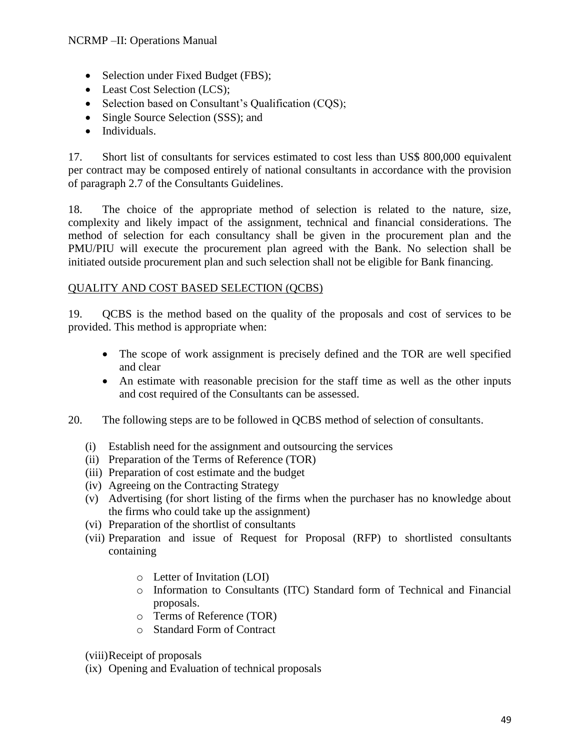- Selection under Fixed Budget (FBS);
- Least Cost Selection (LCS);
- Selection based on Consultant's Qualification (CQS);
- Single Source Selection (SSS); and
- Individuals.

17. Short list of consultants for services estimated to cost less than US$ 800,000 equivalent per contract may be composed entirely of national consultants in accordance with the provision of paragraph 2.7 of the Consultants Guidelines.

18. The choice of the appropriate method of selection is related to the nature, size, complexity and likely impact of the assignment, technical and financial considerations. The method of selection for each consultancy shall be given in the procurement plan and the PMU/PIU will execute the procurement plan agreed with the Bank. No selection shall be initiated outside procurement plan and such selection shall not be eligible for Bank financing.

## QUALITY AND COST BASED SELECTION (QCBS)

19. QCBS is the method based on the quality of the proposals and cost of services to be provided. This method is appropriate when:

- The scope of work assignment is precisely defined and the TOR are well specified and clear
- An estimate with reasonable precision for the staff time as well as the other inputs and cost required of the Consultants can be assessed.

20. The following steps are to be followed in QCBS method of selection of consultants.

(i) Establish need for the assignment and outsourcing the services
(ii) Preparation of the Terms of Reference (TOR)
(iii) Preparation of cost estimate and the budget
(iv) Agreeing on the Contracting Strategy
(v) Advertising (for short listing of the firms when the purchaser has no knowledge about the firms who could take up the assignment)
(vi) Preparation of the shortlist of consultants
(vii) Preparation and issue of Request for Proposal (RFP) to shortlisted consultants containing

  - Letter of Invitation (LOI)
  - Information to Consultants (ITC) Standard form of Technical and Financial proposals.
  - Terms of Reference (TOR)
  - Standard Form of Contract

(viii) Receipt of proposals
(ix) Opening and Evaluation of technical proposals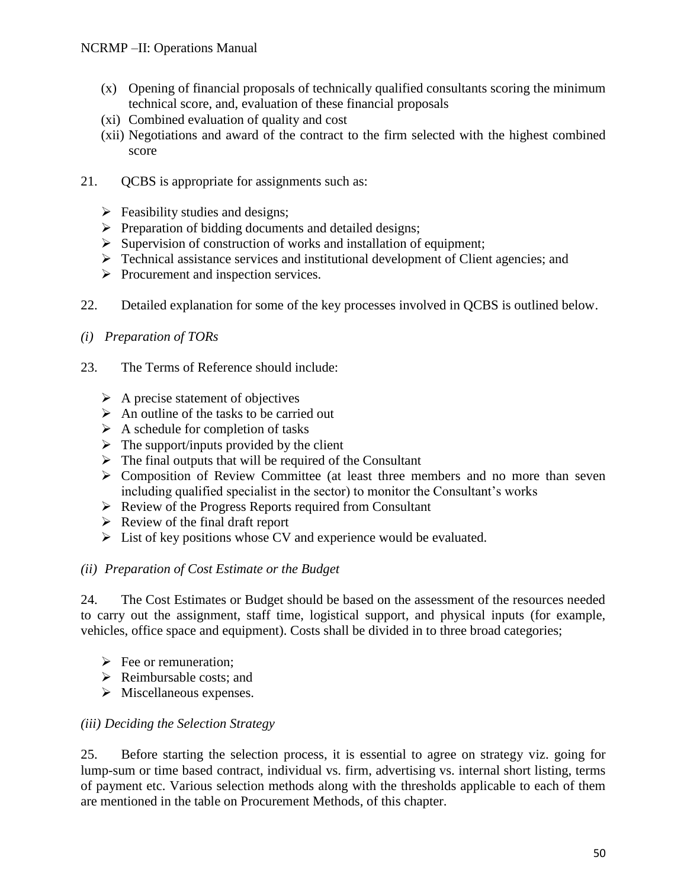(x) Opening of financial proposals of technically qualified consultants scoring the minimum technical score, and, evaluation of these financial proposals
(xi) Combined evaluation of quality and cost
(xii) Negotiations and award of the contract to the firm selected with the highest combined score

21. QCBS is appropriate for assignments such as:

- Feasibility studies and designs;
- Preparation of bidding documents and detailed designs;
- Supervision of construction of works and installation of equipment;
- Technical assistance services and institutional development of Client agencies; and
- Procurement and inspection services.

22. Detailed explanation for some of the key processes involved in QCBS is outlined below.

*(i) Preparation of TORs*

23. The Terms of Reference should include:

- A precise statement of objectives
- An outline of the tasks to be carried out
- A schedule for completion of tasks
- The support/inputs provided by the client
- The final outputs that will be required of the Consultant
- Composition of Review Committee (at least three members and no more than seven including qualified specialist in the sector) to monitor the Consultant's works
- Review of the Progress Reports required from Consultant
- Review of the final draft report
- List of key positions whose CV and experience would be evaluated.

*(ii) Preparation of Cost Estimate or the Budget*

24. The Cost Estimates or Budget should be based on the assessment of the resources needed to carry out the assignment, staff time, logistical support, and physical inputs (for example, vehicles, office space and equipment). Costs shall be divided in to three broad categories;

- Fee or remuneration;
- Reimbursable costs; and
- Miscellaneous expenses.

*(iii) Deciding the Selection Strategy*

25. Before starting the selection process, it is essential to agree on strategy viz. going for lump-sum or time based contract, individual vs. firm, advertising vs. internal short listing, terms of payment etc. Various selection methods along with the thresholds applicable to each of them are mentioned in the table on Procurement Methods, of this chapter.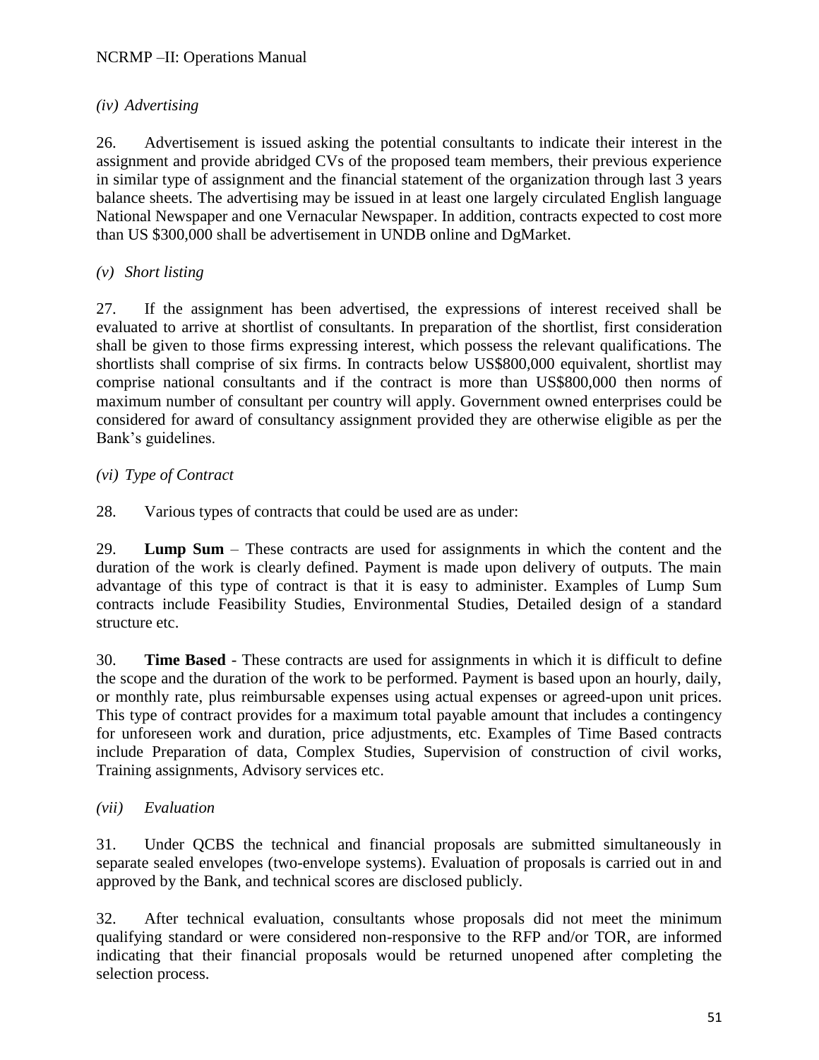*(iv) Advertising*

26. Advertisement is issued asking the potential consultants to indicate their interest in the assignment and provide abridged CVs of the proposed team members, their previous experience in similar type of assignment and the financial statement of the organization through last 3 years balance sheets. The advertising may be issued in at least one largely circulated English language National Newspaper and one Vernacular Newspaper. In addition, contracts expected to cost more than US $300,000 shall be advertisement in UNDB online and DgMarket.

*(v) Short listing*

27. If the assignment has been advertised, the expressions of interest received shall be evaluated to arrive at shortlist of consultants. In preparation of the shortlist, first consideration shall be given to those firms expressing interest, which possess the relevant qualifications. The shortlists shall comprise of six firms. In contracts below US$800,000 equivalent, shortlist may comprise national consultants and if the contract is more than US$800,000 then norms of maximum number of consultant per country will apply. Government owned enterprises could be considered for award of consultancy assignment provided they are otherwise eligible as per the Bank's guidelines.

*(vi) Type of Contract*

28. Various types of contracts that could be used are as under:

29. **Lump Sum** – These contracts are used for assignments in which the content and the duration of the work is clearly defined. Payment is made upon delivery of outputs. The main advantage of this type of contract is that it is easy to administer. Examples of Lump Sum contracts include Feasibility Studies, Environmental Studies, Detailed design of a standard structure etc.

30. **Time Based** - These contracts are used for assignments in which it is difficult to define the scope and the duration of the work to be performed. Payment is based upon an hourly, daily, or monthly rate, plus reimbursable expenses using actual expenses or agreed-upon unit prices. This type of contract provides for a maximum total payable amount that includes a contingency for unforeseen work and duration, price adjustments, etc. Examples of Time Based contracts include Preparation of data, Complex Studies, Supervision of construction of civil works, Training assignments, Advisory services etc.

*(vii) Evaluation*

31. Under QCBS the technical and financial proposals are submitted simultaneously in separate sealed envelopes (two-envelope systems). Evaluation of proposals is carried out in and approved by the Bank, and technical scores are disclosed publicly.

32. After technical evaluation, consultants whose proposals did not meet the minimum qualifying standard or were considered non-responsive to the RFP and/or TOR, are informed indicating that their financial proposals would be returned unopened after completing the selection process.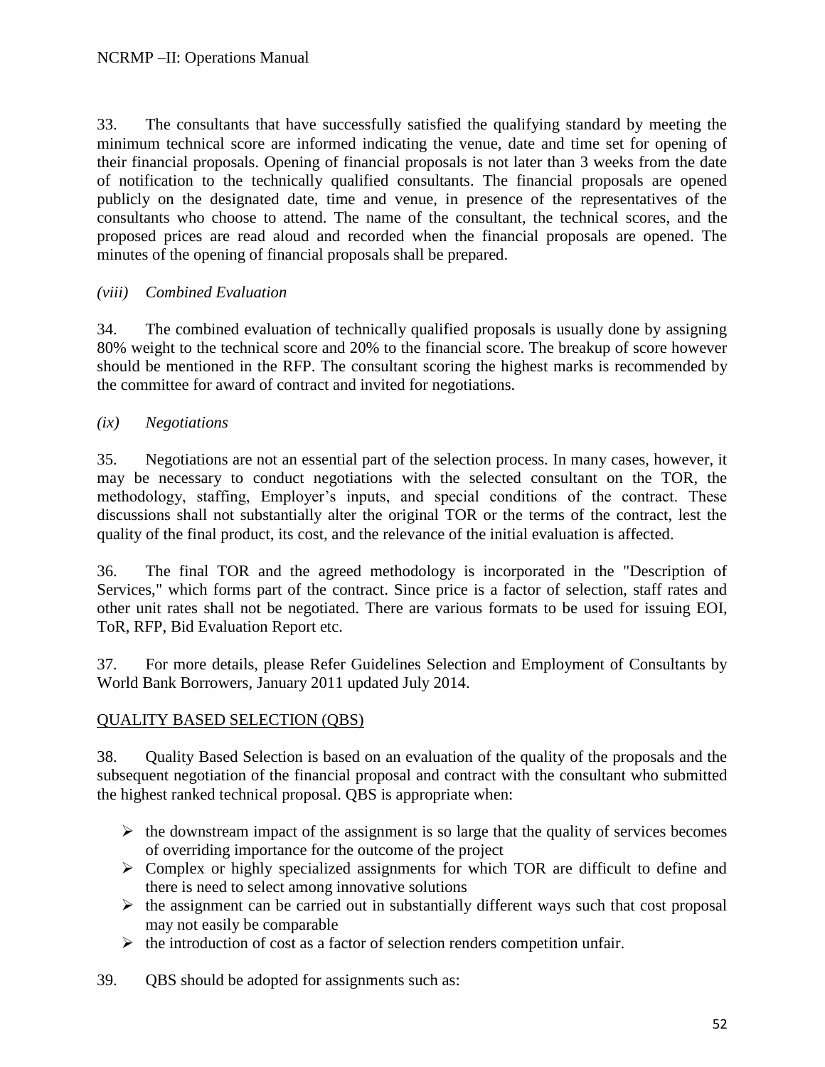33. The consultants that have successfully satisfied the qualifying standard by meeting the minimum technical score are informed indicating the venue, date and time set for opening of their financial proposals. Opening of financial proposals is not later than 3 weeks from the date of notification to the technically qualified consultants. The financial proposals are opened publicly on the designated date, time and venue, in presence of the representatives of the consultants who choose to attend. The name of the consultant, the technical scores, and the proposed prices are read aloud and recorded when the financial proposals are opened. The minutes of the opening of financial proposals shall be prepared.

*(viii) Combined Evaluation*

34. The combined evaluation of technically qualified proposals is usually done by assigning 80% weight to the technical score and 20% to the financial score. The breakup of score however should be mentioned in the RFP. The consultant scoring the highest marks is recommended by the committee for award of contract and invited for negotiations.

*(ix) Negotiations*

35. Negotiations are not an essential part of the selection process. In many cases, however, it may be necessary to conduct negotiations with the selected consultant on the TOR, the methodology, staffing, Employer's inputs, and special conditions of the contract. These discussions shall not substantially alter the original TOR or the terms of the contract, lest the quality of the final product, its cost, and the relevance of the initial evaluation is affected.

36. The final TOR and the agreed methodology is incorporated in the "Description of Services," which forms part of the contract. Since price is a factor of selection, staff rates and other unit rates shall not be negotiated. There are various formats to be used for issuing EOI, ToR, RFP, Bid Evaluation Report etc.

37. For more details, please Refer Guidelines Selection and Employment of Consultants by World Bank Borrowers, January 2011 updated July 2014.

QUALITY BASED SELECTION (QBS)

38. Quality Based Selection is based on an evaluation of the quality of the proposals and the subsequent negotiation of the financial proposal and contract with the consultant who submitted the highest ranked technical proposal. QBS is appropriate when:

- the downstream impact of the assignment is so large that the quality of services becomes of overriding importance for the outcome of the project
- Complex or highly specialized assignments for which TOR are difficult to define and there is need to select among innovative solutions
- the assignment can be carried out in substantially different ways such that cost proposal may not easily be comparable
- the introduction of cost as a factor of selection renders competition unfair.

39. QBS should be adopted for assignments such as: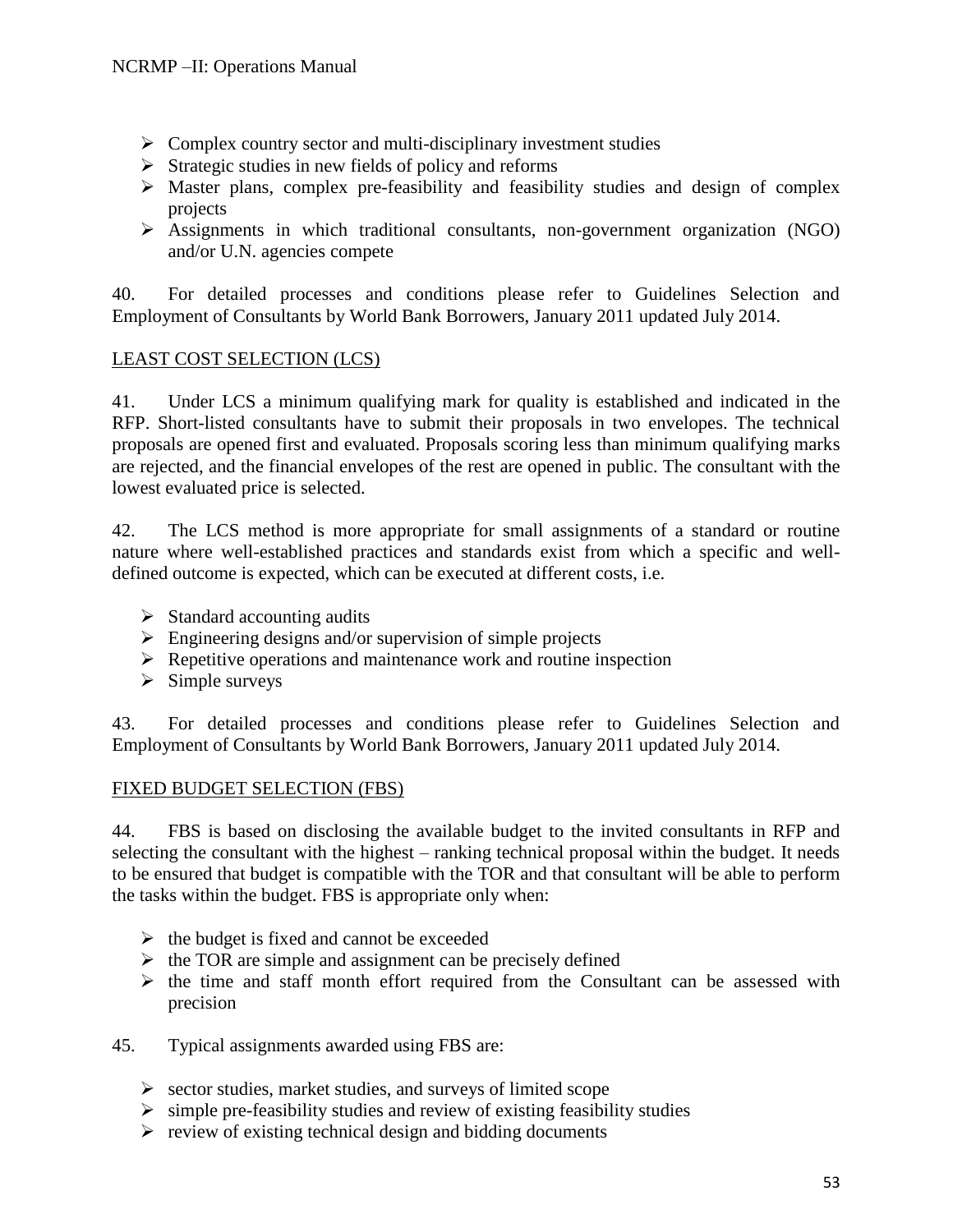- Complex country sector and multi-disciplinary investment studies
- Strategic studies in new fields of policy and reforms
- Master plans, complex pre-feasibility and feasibility studies and design of complex projects
- Assignments in which traditional consultants, non-government organization (NGO) and/or U.N. agencies compete

40. For detailed processes and conditions please refer to Guidelines Selection and Employment of Consultants by World Bank Borrowers, January 2011 updated July 2014.

## LEAST COST SELECTION (LCS)

41. Under LCS a minimum qualifying mark for quality is established and indicated in the RFP. Short-listed consultants have to submit their proposals in two envelopes. The technical proposals are opened first and evaluated. Proposals scoring less than minimum qualifying marks are rejected, and the financial envelopes of the rest are opened in public. The consultant with the lowest evaluated price is selected.

42. The LCS method is more appropriate for small assignments of a standard or routine nature where well-established practices and standards exist from which a specific and well-defined outcome is expected, which can be executed at different costs, i.e.

- Standard accounting audits
- Engineering designs and/or supervision of simple projects
- Repetitive operations and maintenance work and routine inspection
- Simple surveys

43. For detailed processes and conditions please refer to Guidelines Selection and Employment of Consultants by World Bank Borrowers, January 2011 updated July 2014.

## FIXED BUDGET SELECTION (FBS)

44. FBS is based on disclosing the available budget to the invited consultants in RFP and selecting the consultant with the highest – ranking technical proposal within the budget. It needs to be ensured that budget is compatible with the TOR and that consultant will be able to perform the tasks within the budget. FBS is appropriate only when:

- the budget is fixed and cannot be exceeded
- the TOR are simple and assignment can be precisely defined
- the time and staff month effort required from the Consultant can be assessed with precision

45. Typical assignments awarded using FBS are:

- sector studies, market studies, and surveys of limited scope
- simple pre-feasibility studies and review of existing feasibility studies
- review of existing technical design and bidding documents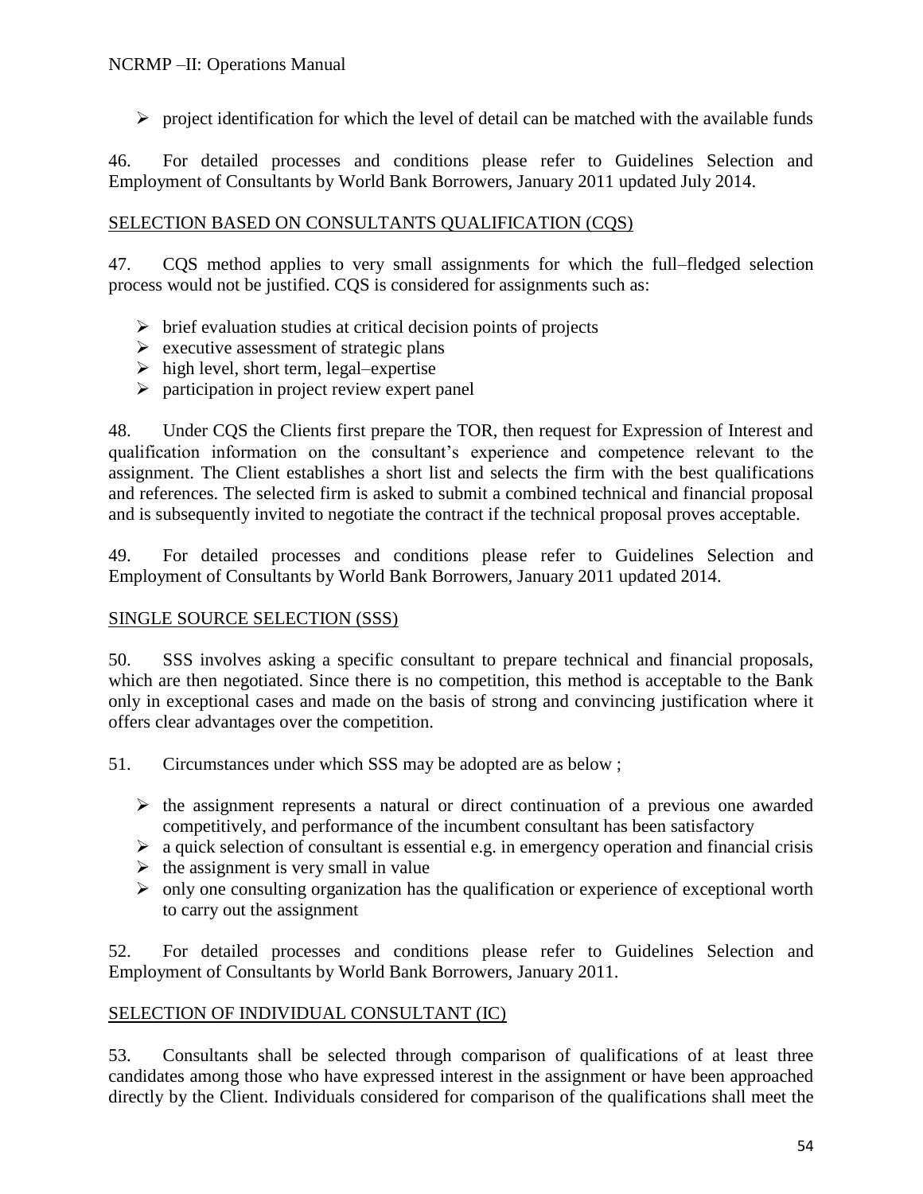- project identification for which the level of detail can be matched with the available funds

46. For detailed processes and conditions please refer to Guidelines Selection and Employment of Consultants by World Bank Borrowers, January 2011 updated July 2014.

## SELECTION BASED ON CONSULTANTS QUALIFICATION (CQS)

47. CQS method applies to very small assignments for which the full–fledged selection process would not be justified. CQS is considered for assignments such as:

- brief evaluation studies at critical decision points of projects
- executive assessment of strategic plans
- high level, short term, legal–expertise
- participation in project review expert panel

48. Under CQS the Clients first prepare the TOR, then request for Expression of Interest and qualification information on the consultant's experience and competence relevant to the assignment. The Client establishes a short list and selects the firm with the best qualifications and references. The selected firm is asked to submit a combined technical and financial proposal and is subsequently invited to negotiate the contract if the technical proposal proves acceptable.

49. For detailed processes and conditions please refer to Guidelines Selection and Employment of Consultants by World Bank Borrowers, January 2011 updated 2014.

## SINGLE SOURCE SELECTION (SSS)

50. SSS involves asking a specific consultant to prepare technical and financial proposals, which are then negotiated. Since there is no competition, this method is acceptable to the Bank only in exceptional cases and made on the basis of strong and convincing justification where it offers clear advantages over the competition.

51. Circumstances under which SSS may be adopted are as below ;

- the assignment represents a natural or direct continuation of a previous one awarded competitively, and performance of the incumbent consultant has been satisfactory
- a quick selection of consultant is essential e.g. in emergency operation and financial crisis
- the assignment is very small in value
- only one consulting organization has the qualification or experience of exceptional worth to carry out the assignment

52. For detailed processes and conditions please refer to Guidelines Selection and Employment of Consultants by World Bank Borrowers, January 2011.

## SELECTION OF INDIVIDUAL CONSULTANT (IC)

53. Consultants shall be selected through comparison of qualifications of at least three candidates among those who have expressed interest in the assignment or have been approached directly by the Client. Individuals considered for comparison of the qualifications shall meet the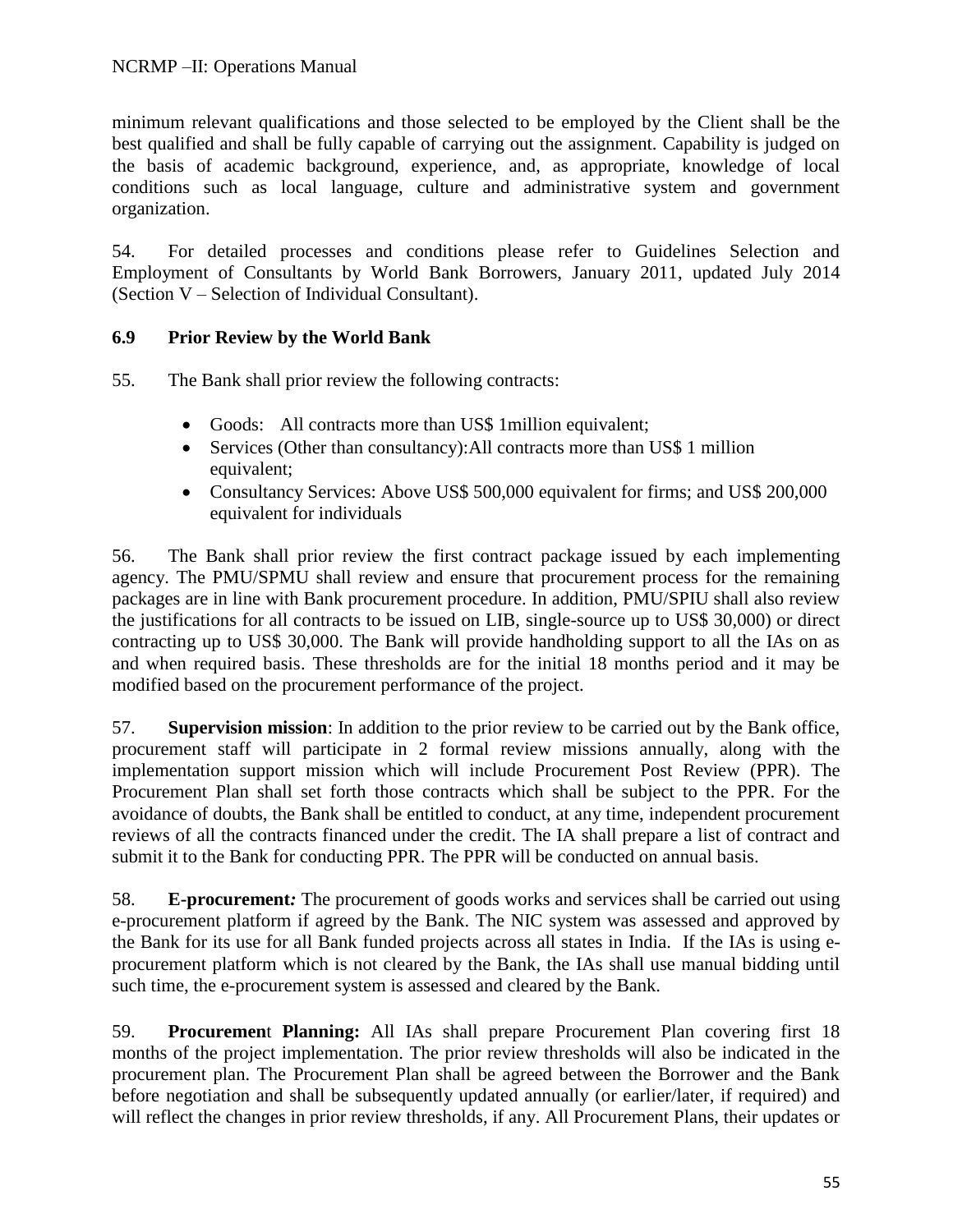minimum relevant qualifications and those selected to be employed by the Client shall be the best qualified and shall be fully capable of carrying out the assignment. Capability is judged on the basis of academic background, experience, and, as appropriate, knowledge of local conditions such as local language, culture and administrative system and government organization.

54. For detailed processes and conditions please refer to Guidelines Selection and Employment of Consultants by World Bank Borrowers, January 2011, updated July 2014 (Section V – Selection of Individual Consultant).

### 6.9 Prior Review by the World Bank

55. The Bank shall prior review the following contracts:

- Goods: All contracts more than US$ 1million equivalent;
- Services (Other than consultancy):All contracts more than US$ 1 million equivalent;
- Consultancy Services: Above US$ 500,000 equivalent for firms; and US$ 200,000 equivalent for individuals

56. The Bank shall prior review the first contract package issued by each implementing agency. The PMU/SPMU shall review and ensure that procurement process for the remaining packages are in line with Bank procurement procedure. In addition, PMU/SPIU shall also review the justifications for all contracts to be issued on LIB, single-source up to US$ 30,000) or direct contracting up to US$ 30,000. The Bank will provide handholding support to all the IAs on as and when required basis. These thresholds are for the initial 18 months period and it may be modified based on the procurement performance of the project.

57. **Supervision mission**: In addition to the prior review to be carried out by the Bank office, procurement staff will participate in 2 formal review missions annually, along with the implementation support mission which will include Procurement Post Review (PPR). The Procurement Plan shall set forth those contracts which shall be subject to the PPR. For the avoidance of doubts, the Bank shall be entitled to conduct, at any time, independent procurement reviews of all the contracts financed under the credit. The IA shall prepare a list of contract and submit it to the Bank for conducting PPR. The PPR will be conducted on annual basis.

58. **E-procurement***:* The procurement of goods works and services shall be carried out using e-procurement platform if agreed by the Bank. The NIC system was assessed and approved by the Bank for its use for all Bank funded projects across all states in India. If the IAs is using e-procurement platform which is not cleared by the Bank, the IAs shall use manual bidding until such time, the e-procurement system is assessed and cleared by the Bank.

59. **Procurement Planning:** All IAs shall prepare Procurement Plan covering first 18 months of the project implementation. The prior review thresholds will also be indicated in the procurement plan. The Procurement Plan shall be agreed between the Borrower and the Bank before negotiation and shall be subsequently updated annually (or earlier/later, if required) and will reflect the changes in prior review thresholds, if any. All Procurement Plans, their updates or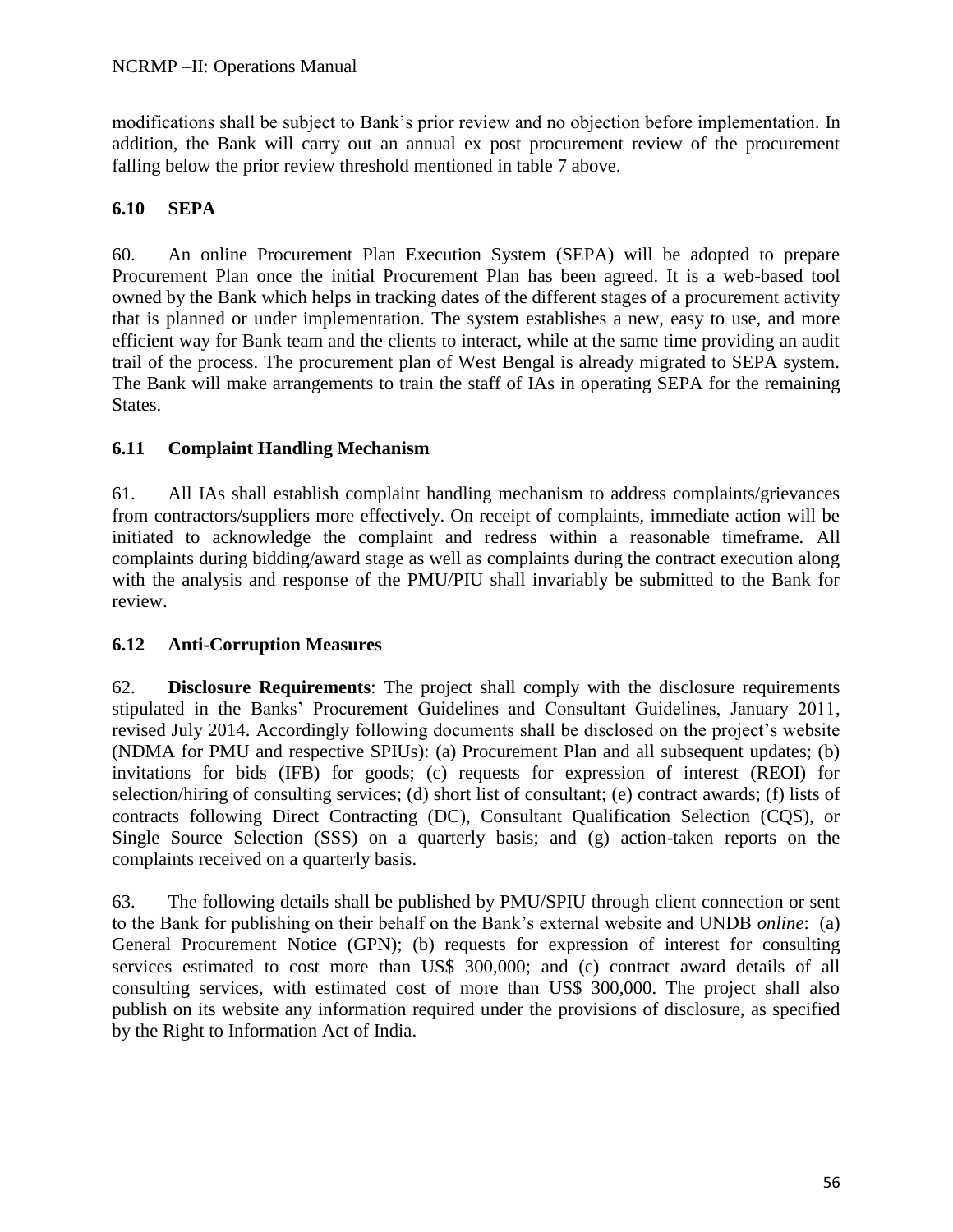modifications shall be subject to Bank's prior review and no objection before implementation. In addition, the Bank will carry out an annual ex post procurement review of the procurement falling below the prior review threshold mentioned in table 7 above.

### 6.10 SEPA

60. An online Procurement Plan Execution System (SEPA) will be adopted to prepare Procurement Plan once the initial Procurement Plan has been agreed. It is a web-based tool owned by the Bank which helps in tracking dates of the different stages of a procurement activity that is planned or under implementation. The system establishes a new, easy to use, and more efficient way for Bank team and the clients to interact, while at the same time providing an audit trail of the process. The procurement plan of West Bengal is already migrated to SEPA system. The Bank will make arrangements to train the staff of IAs in operating SEPA for the remaining States.

### 6.11 Complaint Handling Mechanism

61. All IAs shall establish complaint handling mechanism to address complaints/grievances from contractors/suppliers more effectively. On receipt of complaints, immediate action will be initiated to acknowledge the complaint and redress within a reasonable timeframe. All complaints during bidding/award stage as well as complaints during the contract execution along with the analysis and response of the PMU/PIU shall invariably be submitted to the Bank for review.

### 6.12 Anti-Corruption Measures

62. **Disclosure Requirements**: The project shall comply with the disclosure requirements stipulated in the Banks' Procurement Guidelines and Consultant Guidelines, January 2011, revised July 2014. Accordingly following documents shall be disclosed on the project's website (NDMA for PMU and respective SPIUs): (a) Procurement Plan and all subsequent updates; (b) invitations for bids (IFB) for goods; (c) requests for expression of interest (REOI) for selection/hiring of consulting services; (d) short list of consultant; (e) contract awards; (f) lists of contracts following Direct Contracting (DC), Consultant Qualification Selection (CQS), or Single Source Selection (SSS) on a quarterly basis; and (g) action-taken reports on the complaints received on a quarterly basis.

63. The following details shall be published by PMU/SPIU through client connection or sent to the Bank for publishing on their behalf on the Bank's external website and UNDB *online*: (a) General Procurement Notice (GPN); (b) requests for expression of interest for consulting services estimated to cost more than US$ 300,000; and (c) contract award details of all consulting services, with estimated cost of more than US$ 300,000. The project shall also publish on its website any information required under the provisions of disclosure, as specified by the Right to Information Act of India.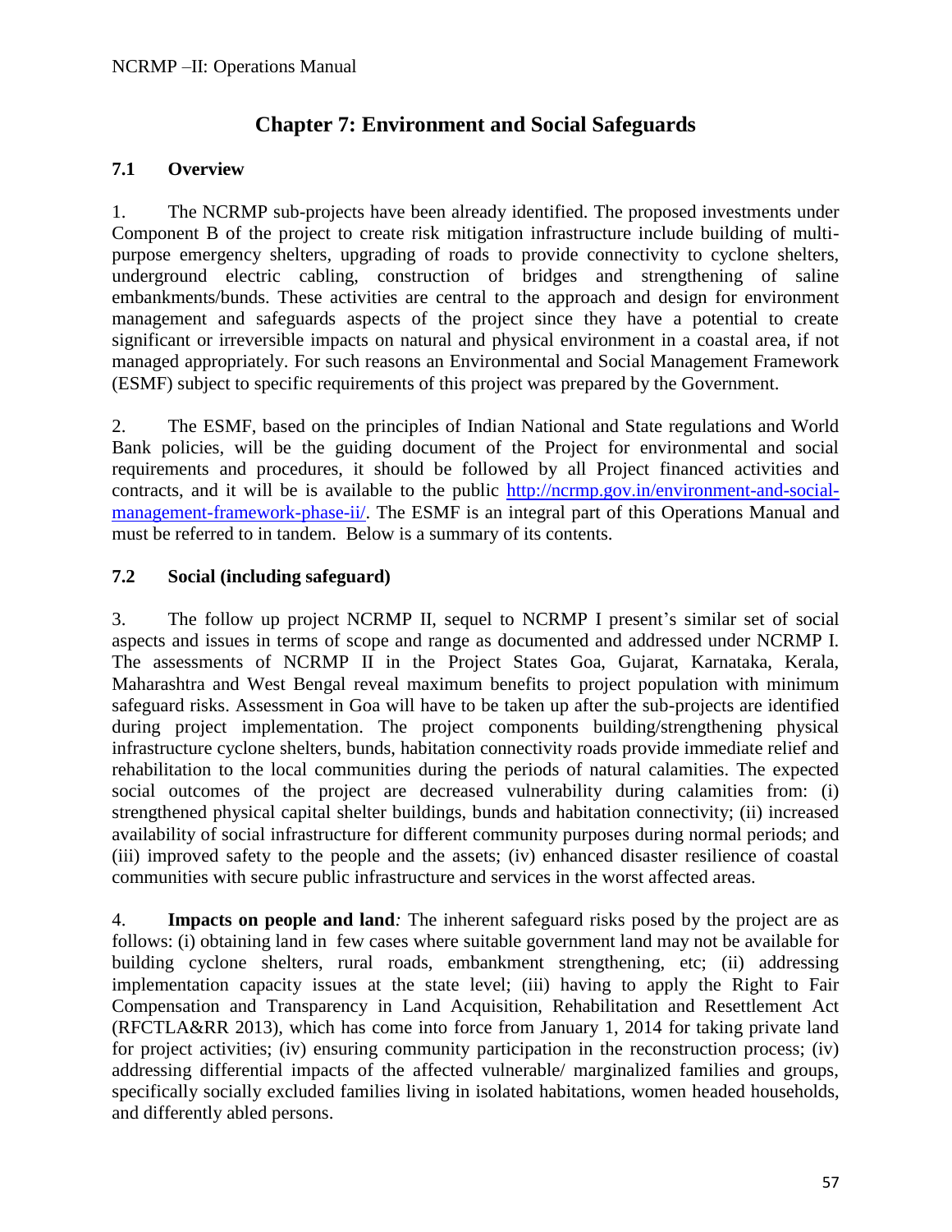# Chapter 7: Environment and Social Safeguards

## 7.1 Overview

1. The NCRMP sub-projects have been already identified. The proposed investments under Component B of the project to create risk mitigation infrastructure include building of multi-purpose emergency shelters, upgrading of roads to provide connectivity to cyclone shelters, underground electric cabling, construction of bridges and strengthening of saline embankments/bunds. These activities are central to the approach and design for environment management and safeguards aspects of the project since they have a potential to create significant or irreversible impacts on natural and physical environment in a coastal area, if not managed appropriately. For such reasons an Environmental and Social Management Framework (ESMF) subject to specific requirements of this project was prepared by the Government.

2. The ESMF, based on the principles of Indian National and State regulations and World Bank policies, will be the guiding document of the Project for environmental and social requirements and procedures, it should be followed by all Project financed activities and contracts, and it will be is available to the public [http://ncrmp.gov.in/environment-and-social-management-framework-phase-ii/](http://ncrmp.gov.in/environment-and-social-management-framework-phase-ii/). The ESMF is an integral part of this Operations Manual and must be referred to in tandem. Below is a summary of its contents.

## 7.2 Social (including safeguard)

3. The follow up project NCRMP II, sequel to NCRMP I present's similar set of social aspects and issues in terms of scope and range as documented and addressed under NCRMP I. The assessments of NCRMP II in the Project States Goa, Gujarat, Karnataka, Kerala, Maharashtra and West Bengal reveal maximum benefits to project population with minimum safeguard risks. Assessment in Goa will have to be taken up after the sub-projects are identified during project implementation. The project components building/strengthening physical infrastructure cyclone shelters, bunds, habitation connectivity roads provide immediate relief and rehabilitation to the local communities during the periods of natural calamities. The expected social outcomes of the project are decreased vulnerability during calamities from: (i) strengthened physical capital shelter buildings, bunds and habitation connectivity; (ii) increased availability of social infrastructure for different community purposes during normal periods; and (iii) improved safety to the people and the assets; (iv) enhanced disaster resilience of coastal communities with secure public infrastructure and services in the worst affected areas.

4. **Impacts on people and land***:* The inherent safeguard risks posed by the project are as follows: (i) obtaining land in few cases where suitable government land may not be available for building cyclone shelters, rural roads, embankment strengthening, etc; (ii) addressing implementation capacity issues at the state level; (iii) having to apply the Right to Fair Compensation and Transparency in Land Acquisition, Rehabilitation and Resettlement Act (RFCTLA&RR 2013), which has come into force from January 1, 2014 for taking private land for project activities; (iv) ensuring community participation in the reconstruction process; (iv) addressing differential impacts of the affected vulnerable/ marginalized families and groups, specifically socially excluded families living in isolated habitations, women headed households, and differently abled persons.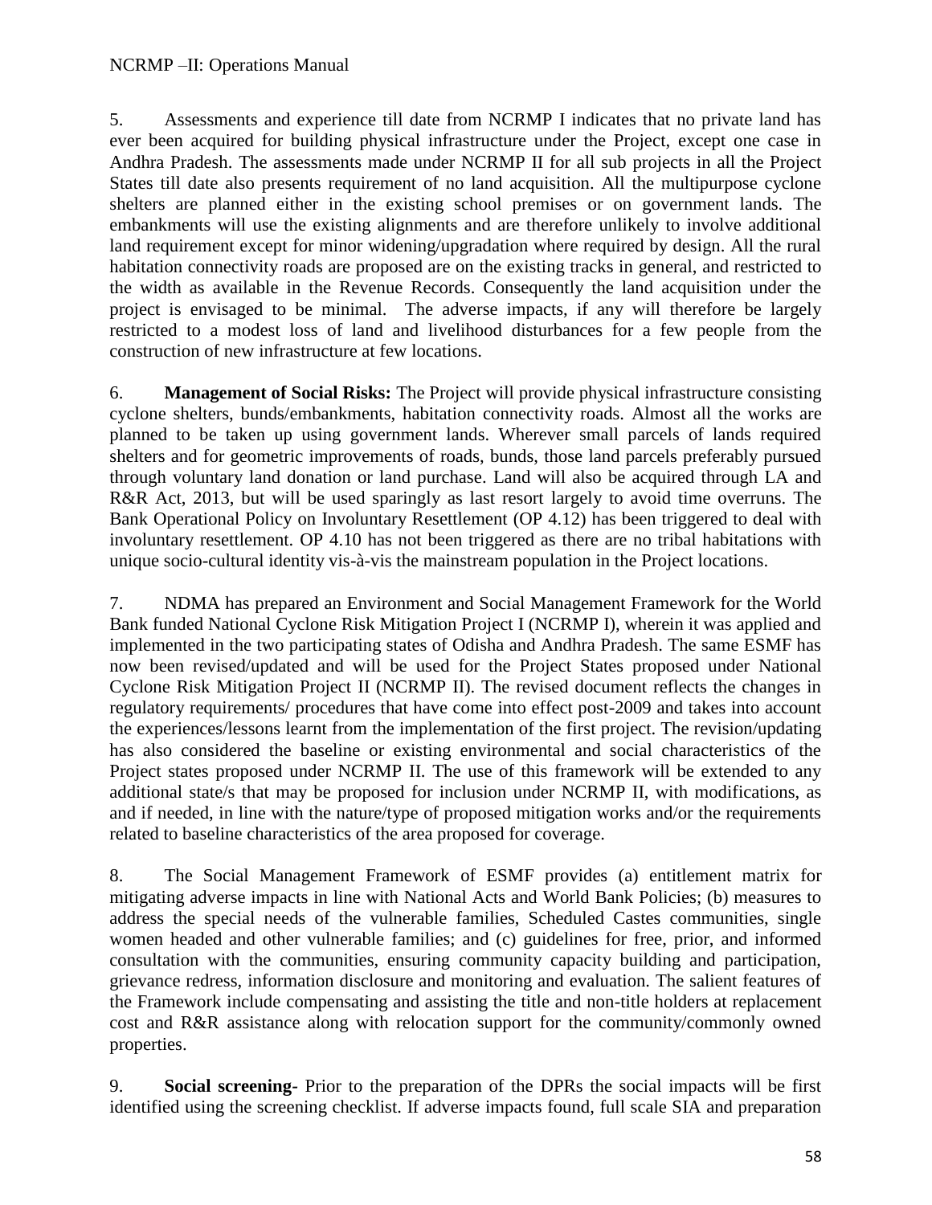5. Assessments and experience till date from NCRMP I indicates that no private land has ever been acquired for building physical infrastructure under the Project, except one case in Andhra Pradesh. The assessments made under NCRMP II for all sub projects in all the Project States till date also presents requirement of no land acquisition. All the multipurpose cyclone shelters are planned either in the existing school premises or on government lands. The embankments will use the existing alignments and are therefore unlikely to involve additional land requirement except for minor widening/upgradation where required by design. All the rural habitation connectivity roads are proposed are on the existing tracks in general, and restricted to the width as available in the Revenue Records. Consequently the land acquisition under the project is envisaged to be minimal. The adverse impacts, if any will therefore be largely restricted to a modest loss of land and livelihood disturbances for a few people from the construction of new infrastructure at few locations.

6. **Management of Social Risks:** The Project will provide physical infrastructure consisting cyclone shelters, bunds/embankments, habitation connectivity roads. Almost all the works are planned to be taken up using government lands. Wherever small parcels of lands required shelters and for geometric improvements of roads, bunds, those land parcels preferably pursued through voluntary land donation or land purchase. Land will also be acquired through LA and R&R Act, 2013, but will be used sparingly as last resort largely to avoid time overruns. The Bank Operational Policy on Involuntary Resettlement (OP 4.12) has been triggered to deal with involuntary resettlement. OP 4.10 has not been triggered as there are no tribal habitations with unique socio-cultural identity vis-à-vis the mainstream population in the Project locations.

7. NDMA has prepared an Environment and Social Management Framework for the World Bank funded National Cyclone Risk Mitigation Project I (NCRMP I), wherein it was applied and implemented in the two participating states of Odisha and Andhra Pradesh. The same ESMF has now been revised/updated and will be used for the Project States proposed under National Cyclone Risk Mitigation Project II (NCRMP II). The revised document reflects the changes in regulatory requirements/ procedures that have come into effect post-2009 and takes into account the experiences/lessons learnt from the implementation of the first project. The revision/updating has also considered the baseline or existing environmental and social characteristics of the Project states proposed under NCRMP II. The use of this framework will be extended to any additional state/s that may be proposed for inclusion under NCRMP II, with modifications, as and if needed, in line with the nature/type of proposed mitigation works and/or the requirements related to baseline characteristics of the area proposed for coverage.

8. The Social Management Framework of ESMF provides (a) entitlement matrix for mitigating adverse impacts in line with National Acts and World Bank Policies; (b) measures to address the special needs of the vulnerable families, Scheduled Castes communities, single women headed and other vulnerable families; and (c) guidelines for free, prior, and informed consultation with the communities, ensuring community capacity building and participation, grievance redress, information disclosure and monitoring and evaluation. The salient features of the Framework include compensating and assisting the title and non-title holders at replacement cost and R&R assistance along with relocation support for the community/commonly owned properties.

9. **Social screening-** Prior to the preparation of the DPRs the social impacts will be first identified using the screening checklist. If adverse impacts found, full scale SIA and preparation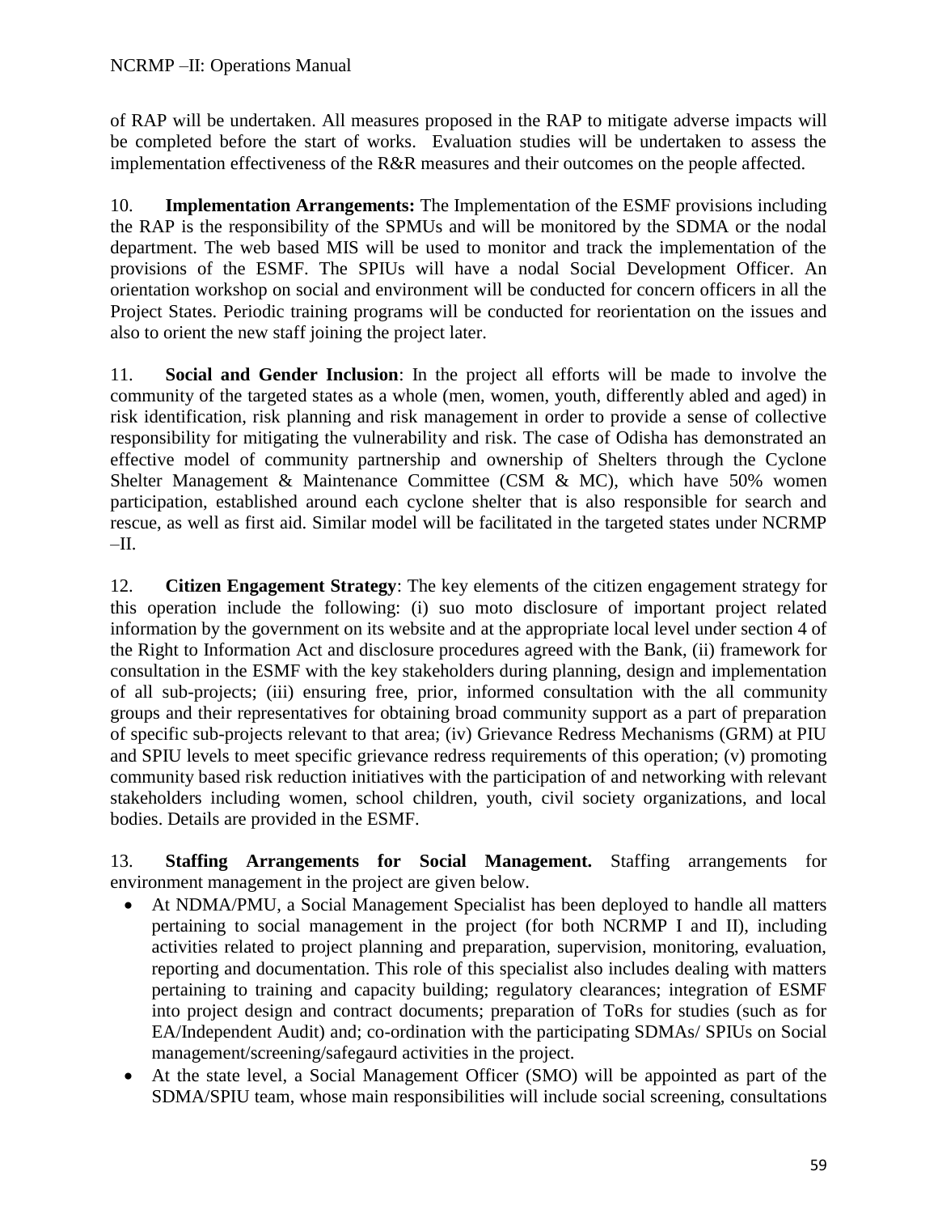of RAP will be undertaken. All measures proposed in the RAP to mitigate adverse impacts will be completed before the start of works. Evaluation studies will be undertaken to assess the implementation effectiveness of the R&R measures and their outcomes on the people affected.

10. **Implementation Arrangements:** The Implementation of the ESMF provisions including the RAP is the responsibility of the SPMUs and will be monitored by the SDMA or the nodal department. The web based MIS will be used to monitor and track the implementation of the provisions of the ESMF. The SPIUs will have a nodal Social Development Officer. An orientation workshop on social and environment will be conducted for concern officers in all the Project States. Periodic training programs will be conducted for reorientation on the issues and also to orient the new staff joining the project later.

11. **Social and Gender Inclusion**: In the project all efforts will be made to involve the community of the targeted states as a whole (men, women, youth, differently abled and aged) in risk identification, risk planning and risk management in order to provide a sense of collective responsibility for mitigating the vulnerability and risk. The case of Odisha has demonstrated an effective model of community partnership and ownership of Shelters through the Cyclone Shelter Management & Maintenance Committee (CSM & MC), which have 50% women participation, established around each cyclone shelter that is also responsible for search and rescue, as well as first aid. Similar model will be facilitated in the targeted states under NCRMP –II.

12. **Citizen Engagement Strategy**: The key elements of the citizen engagement strategy for this operation include the following: (i) suo moto disclosure of important project related information by the government on its website and at the appropriate local level under section 4 of the Right to Information Act and disclosure procedures agreed with the Bank, (ii) framework for consultation in the ESMF with the key stakeholders during planning, design and implementation of all sub-projects; (iii) ensuring free, prior, informed consultation with the all community groups and their representatives for obtaining broad community support as a part of preparation of specific sub-projects relevant to that area; (iv) Grievance Redress Mechanisms (GRM) at PIU and SPIU levels to meet specific grievance redress requirements of this operation; (v) promoting community based risk reduction initiatives with the participation of and networking with relevant stakeholders including women, school children, youth, civil society organizations, and local bodies. Details are provided in the ESMF.

13. **Staffing Arrangements for Social Management.** Staffing arrangements for environment management in the project are given below.

- At NDMA/PMU, a Social Management Specialist has been deployed to handle all matters pertaining to social management in the project (for both NCRMP I and II), including activities related to project planning and preparation, supervision, monitoring, evaluation, reporting and documentation. This role of this specialist also includes dealing with matters pertaining to training and capacity building; regulatory clearances; integration of ESMF into project design and contract documents; preparation of ToRs for studies (such as for EA/Independent Audit) and; co-ordination with the participating SDMAs/ SPIUs on Social management/screening/safegaurd activities in the project.
- At the state level, a Social Management Officer (SMO) will be appointed as part of the SDMA/SPIU team, whose main responsibilities will include social screening, consultations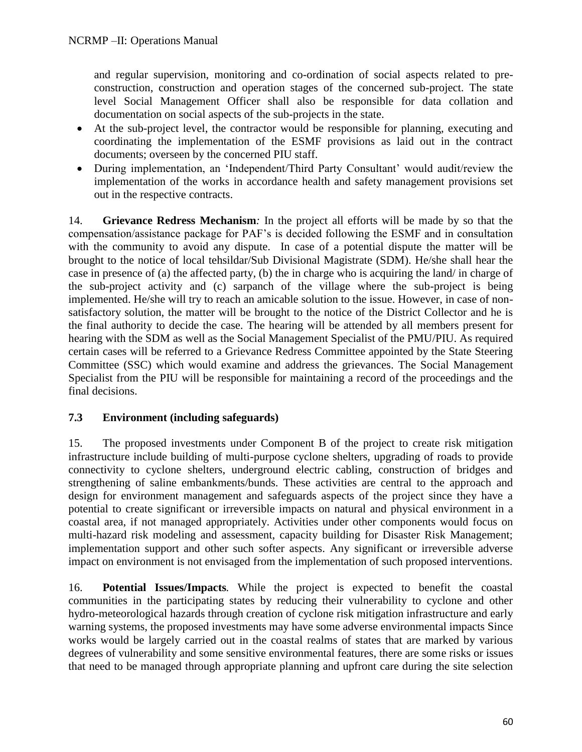and regular supervision, monitoring and co-ordination of social aspects related to pre-construction, construction and operation stages of the concerned sub-project. The state level Social Management Officer shall also be responsible for data collation and documentation on social aspects of the sub-projects in the state.

- At the sub-project level, the contractor would be responsible for planning, executing and coordinating the implementation of the ESMF provisions as laid out in the contract documents; overseen by the concerned PIU staff.
- During implementation, an 'Independent/Third Party Consultant' would audit/review the implementation of the works in accordance health and safety management provisions set out in the respective contracts.

14. **Grievance Redress Mechanism***:* In the project all efforts will be made by so that the compensation/assistance package for PAF's is decided following the ESMF and in consultation with the community to avoid any dispute. In case of a potential dispute the matter will be brought to the notice of local tehsildar/Sub Divisional Magistrate (SDM). He/she shall hear the case in presence of (a) the affected party, (b) the in charge who is acquiring the land/ in charge of the sub-project activity and (c) sarpanch of the village where the sub-project is being implemented. He/she will try to reach an amicable solution to the issue. However, in case of non-satisfactory solution, the matter will be brought to the notice of the District Collector and he is the final authority to decide the case. The hearing will be attended by all members present for hearing with the SDM as well as the Social Management Specialist of the PMU/PIU. As required certain cases will be referred to a Grievance Redress Committee appointed by the State Steering Committee (SSC) which would examine and address the grievances. The Social Management Specialist from the PIU will be responsible for maintaining a record of the proceedings and the final decisions.

### 7.3 Environment (including safeguards)

15. The proposed investments under Component B of the project to create risk mitigation infrastructure include building of multi-purpose cyclone shelters, upgrading of roads to provide connectivity to cyclone shelters, underground electric cabling, construction of bridges and strengthening of saline embankments/bunds. These activities are central to the approach and design for environment management and safeguards aspects of the project since they have a potential to create significant or irreversible impacts on natural and physical environment in a coastal area, if not managed appropriately. Activities under other components would focus on multi-hazard risk modeling and assessment, capacity building for Disaster Risk Management; implementation support and other such softer aspects. Any significant or irreversible adverse impact on environment is not envisaged from the implementation of such proposed interventions.

16. **Potential Issues/Impacts***.* While the project is expected to benefit the coastal communities in the participating states by reducing their vulnerability to cyclone and other hydro-meteorological hazards through creation of cyclone risk mitigation infrastructure and early warning systems, the proposed investments may have some adverse environmental impacts Since works would be largely carried out in the coastal realms of states that are marked by various degrees of vulnerability and some sensitive environmental features, there are some risks or issues that need to be managed through appropriate planning and upfront care during the site selection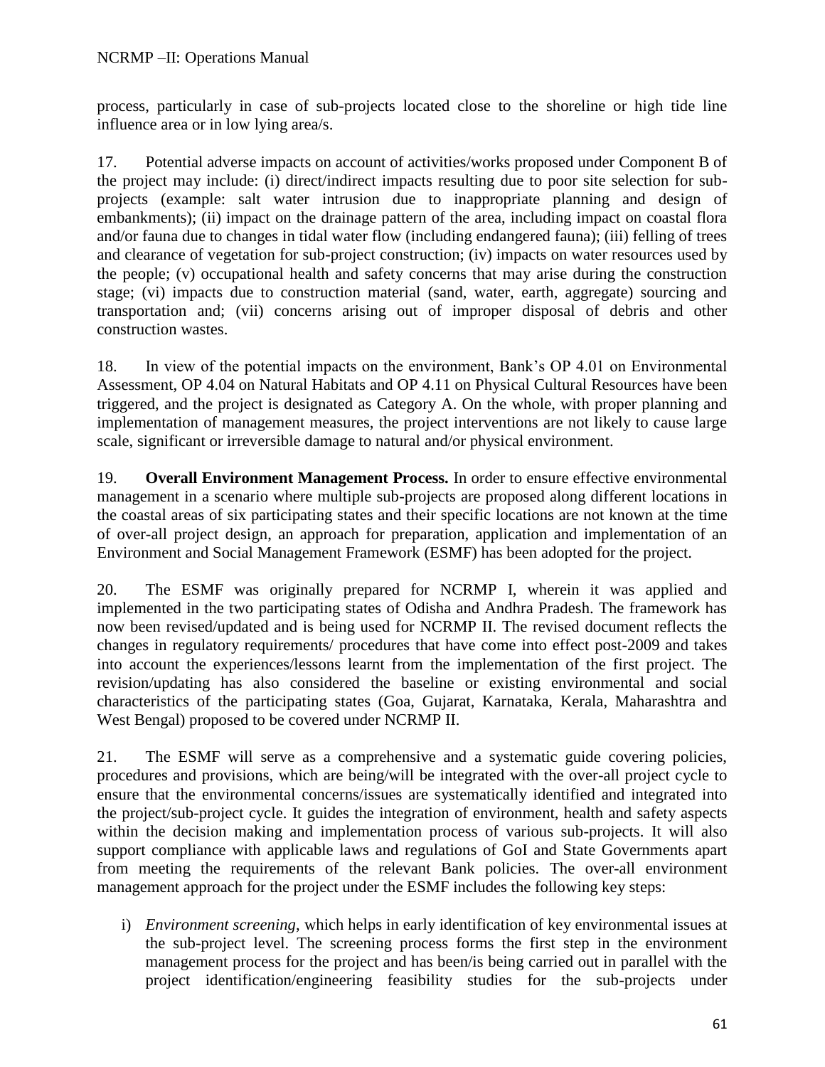process, particularly in case of sub-projects located close to the shoreline or high tide line influence area or in low lying area/s.

17. Potential adverse impacts on account of activities/works proposed under Component B of the project may include: (i) direct/indirect impacts resulting due to poor site selection for sub-projects (example: salt water intrusion due to inappropriate planning and design of embankments); (ii) impact on the drainage pattern of the area, including impact on coastal flora and/or fauna due to changes in tidal water flow (including endangered fauna); (iii) felling of trees and clearance of vegetation for sub-project construction; (iv) impacts on water resources used by the people; (v) occupational health and safety concerns that may arise during the construction stage; (vi) impacts due to construction material (sand, water, earth, aggregate) sourcing and transportation and; (vii) concerns arising out of improper disposal of debris and other construction wastes.

18. In view of the potential impacts on the environment, Bank's OP 4.01 on Environmental Assessment, OP 4.04 on Natural Habitats and OP 4.11 on Physical Cultural Resources have been triggered, and the project is designated as Category A. On the whole, with proper planning and implementation of management measures, the project interventions are not likely to cause large scale, significant or irreversible damage to natural and/or physical environment.

19. **Overall Environment Management Process.** In order to ensure effective environmental management in a scenario where multiple sub-projects are proposed along different locations in the coastal areas of six participating states and their specific locations are not known at the time of over-all project design, an approach for preparation, application and implementation of an Environment and Social Management Framework (ESMF) has been adopted for the project.

20. The ESMF was originally prepared for NCRMP I, wherein it was applied and implemented in the two participating states of Odisha and Andhra Pradesh. The framework has now been revised/updated and is being used for NCRMP II. The revised document reflects the changes in regulatory requirements/ procedures that have come into effect post-2009 and takes into account the experiences/lessons learnt from the implementation of the first project. The revision/updating has also considered the baseline or existing environmental and social characteristics of the participating states (Goa, Gujarat, Karnataka, Kerala, Maharashtra and West Bengal) proposed to be covered under NCRMP II.

21. The ESMF will serve as a comprehensive and a systematic guide covering policies, procedures and provisions, which are being/will be integrated with the over-all project cycle to ensure that the environmental concerns/issues are systematically identified and integrated into the project/sub-project cycle. It guides the integration of environment, health and safety aspects within the decision making and implementation process of various sub-projects. It will also support compliance with applicable laws and regulations of GoI and State Governments apart from meeting the requirements of the relevant Bank policies. The over-all environment management approach for the project under the ESMF includes the following key steps:

i) *Environment screening*, which helps in early identification of key environmental issues at the sub-project level. The screening process forms the first step in the environment management process for the project and has been/is being carried out in parallel with the project identification/engineering feasibility studies for the sub-projects under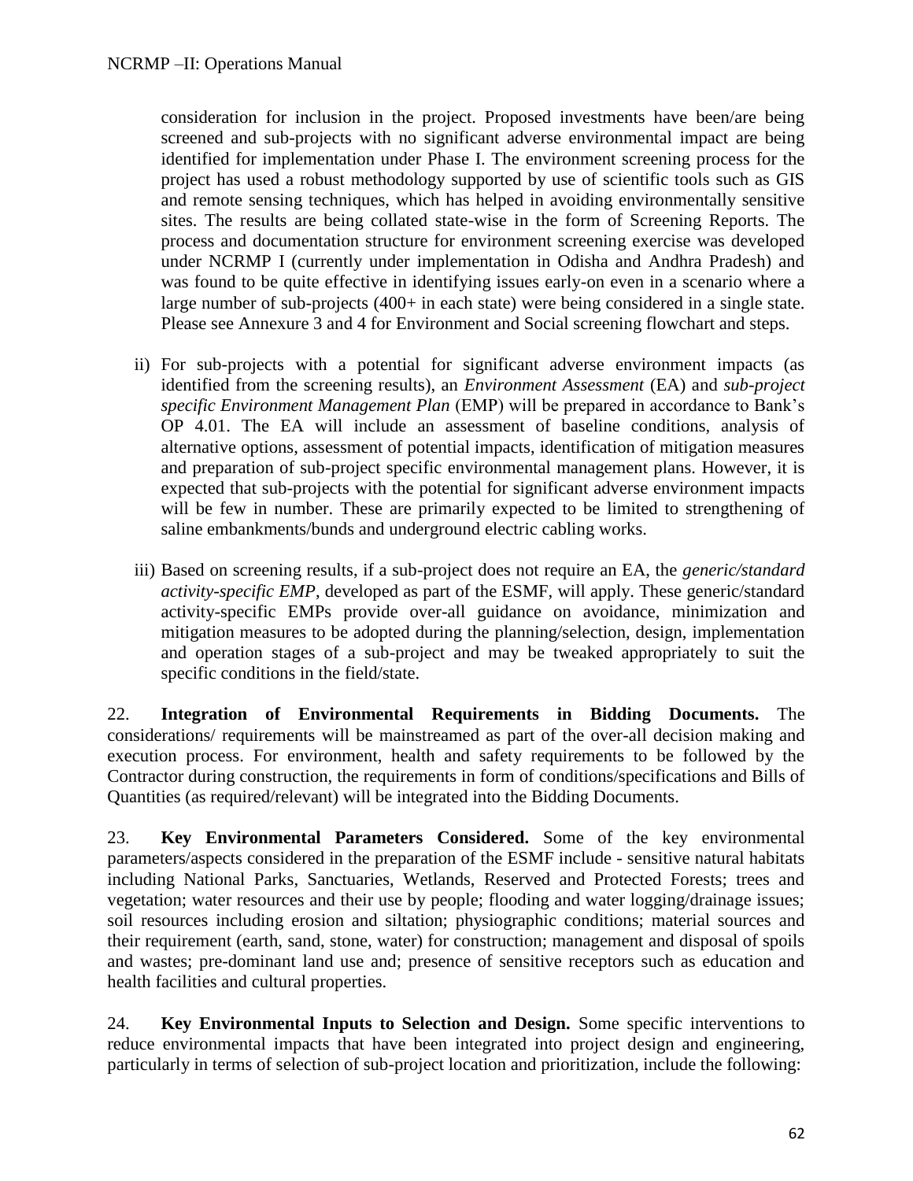consideration for inclusion in the project. Proposed investments have been/are being screened and sub-projects with no significant adverse environmental impact are being identified for implementation under Phase I. The environment screening process for the project has used a robust methodology supported by use of scientific tools such as GIS and remote sensing techniques, which has helped in avoiding environmentally sensitive sites. The results are being collated state-wise in the form of Screening Reports. The process and documentation structure for environment screening exercise was developed under NCRMP I (currently under implementation in Odisha and Andhra Pradesh) and was found to be quite effective in identifying issues early-on even in a scenario where a large number of sub-projects (400+ in each state) were being considered in a single state. Please see Annexure 3 and 4 for Environment and Social screening flowchart and steps.

ii) For sub-projects with a potential for significant adverse environment impacts (as identified from the screening results), an *Environment Assessment* (EA) and *sub-project specific Environment Management Plan* (EMP) will be prepared in accordance to Bank's OP 4.01. The EA will include an assessment of baseline conditions, analysis of alternative options, assessment of potential impacts, identification of mitigation measures and preparation of sub-project specific environmental management plans. However, it is expected that sub-projects with the potential for significant adverse environment impacts will be few in number. These are primarily expected to be limited to strengthening of saline embankments/bunds and underground electric cabling works.

iii) Based on screening results, if a sub-project does not require an EA, the *generic/standard activity-specific EMP*, developed as part of the ESMF, will apply. These generic/standard activity-specific EMPs provide over-all guidance on avoidance, minimization and mitigation measures to be adopted during the planning/selection, design, implementation and operation stages of a sub-project and may be tweaked appropriately to suit the specific conditions in the field/state.

22. **Integration of Environmental Requirements in Bidding Documents.** The considerations/ requirements will be mainstreamed as part of the over-all decision making and execution process. For environment, health and safety requirements to be followed by the Contractor during construction, the requirements in form of conditions/specifications and Bills of Quantities (as required/relevant) will be integrated into the Bidding Documents.

23. **Key Environmental Parameters Considered.** Some of the key environmental parameters/aspects considered in the preparation of the ESMF include - sensitive natural habitats including National Parks, Sanctuaries, Wetlands, Reserved and Protected Forests; trees and vegetation; water resources and their use by people; flooding and water logging/drainage issues; soil resources including erosion and siltation; physiographic conditions; material sources and their requirement (earth, sand, stone, water) for construction; management and disposal of spoils and wastes; pre-dominant land use and; presence of sensitive receptors such as education and health facilities and cultural properties.

24. **Key Environmental Inputs to Selection and Design.** Some specific interventions to reduce environmental impacts that have been integrated into project design and engineering, particularly in terms of selection of sub-project location and prioritization, include the following: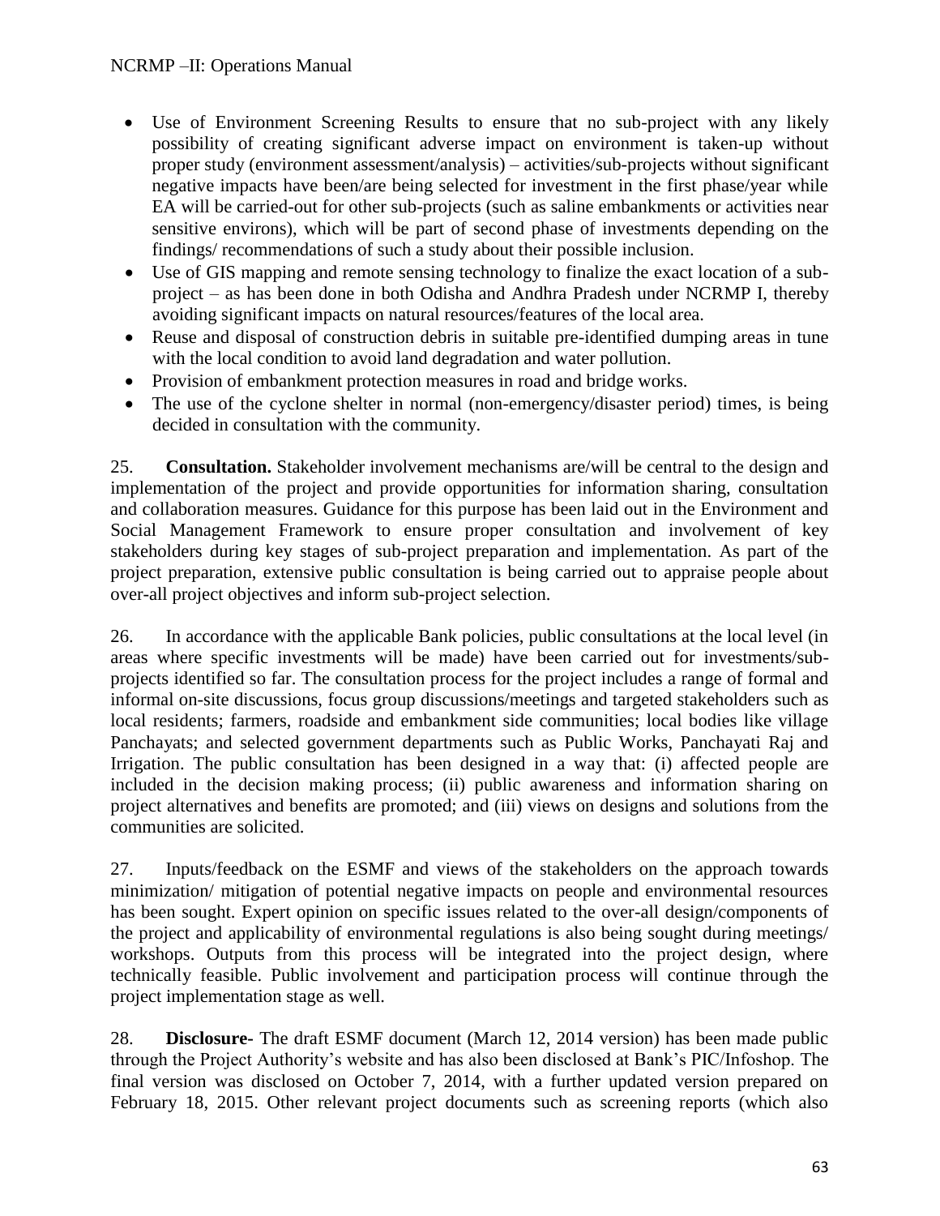- Use of Environment Screening Results to ensure that no sub-project with any likely possibility of creating significant adverse impact on environment is taken-up without proper study (environment assessment/analysis) – activities/sub-projects without significant negative impacts have been/are being selected for investment in the first phase/year while EA will be carried-out for other sub-projects (such as saline embankments or activities near sensitive environs), which will be part of second phase of investments depending on the findings/ recommendations of such a study about their possible inclusion.
- Use of GIS mapping and remote sensing technology to finalize the exact location of a sub-project – as has been done in both Odisha and Andhra Pradesh under NCRMP I, thereby avoiding significant impacts on natural resources/features of the local area.
- Reuse and disposal of construction debris in suitable pre-identified dumping areas in tune with the local condition to avoid land degradation and water pollution.
- Provision of embankment protection measures in road and bridge works.
- The use of the cyclone shelter in normal (non-emergency/disaster period) times, is being decided in consultation with the community.

25. **Consultation.** Stakeholder involvement mechanisms are/will be central to the design and implementation of the project and provide opportunities for information sharing, consultation and collaboration measures. Guidance for this purpose has been laid out in the Environment and Social Management Framework to ensure proper consultation and involvement of key stakeholders during key stages of sub-project preparation and implementation. As part of the project preparation, extensive public consultation is being carried out to appraise people about over-all project objectives and inform sub-project selection.

26. In accordance with the applicable Bank policies, public consultations at the local level (in areas where specific investments will be made) have been carried out for investments/sub-projects identified so far. The consultation process for the project includes a range of formal and informal on-site discussions, focus group discussions/meetings and targeted stakeholders such as local residents; farmers, roadside and embankment side communities; local bodies like village Panchayats; and selected government departments such as Public Works, Panchayati Raj and Irrigation. The public consultation has been designed in a way that: (i) affected people are included in the decision making process; (ii) public awareness and information sharing on project alternatives and benefits are promoted; and (iii) views on designs and solutions from the communities are solicited.

27. Inputs/feedback on the ESMF and views of the stakeholders on the approach towards minimization/ mitigation of potential negative impacts on people and environmental resources has been sought. Expert opinion on specific issues related to the over-all design/components of the project and applicability of environmental regulations is also being sought during meetings/ workshops. Outputs from this process will be integrated into the project design, where technically feasible. Public involvement and participation process will continue through the project implementation stage as well.

28. **Disclosure-** The draft ESMF document (March 12, 2014 version) has been made public through the Project Authority's website and has also been disclosed at Bank's PIC/Infoshop. The final version was disclosed on October 7, 2014, with a further updated version prepared on February 18, 2015. Other relevant project documents such as screening reports (which also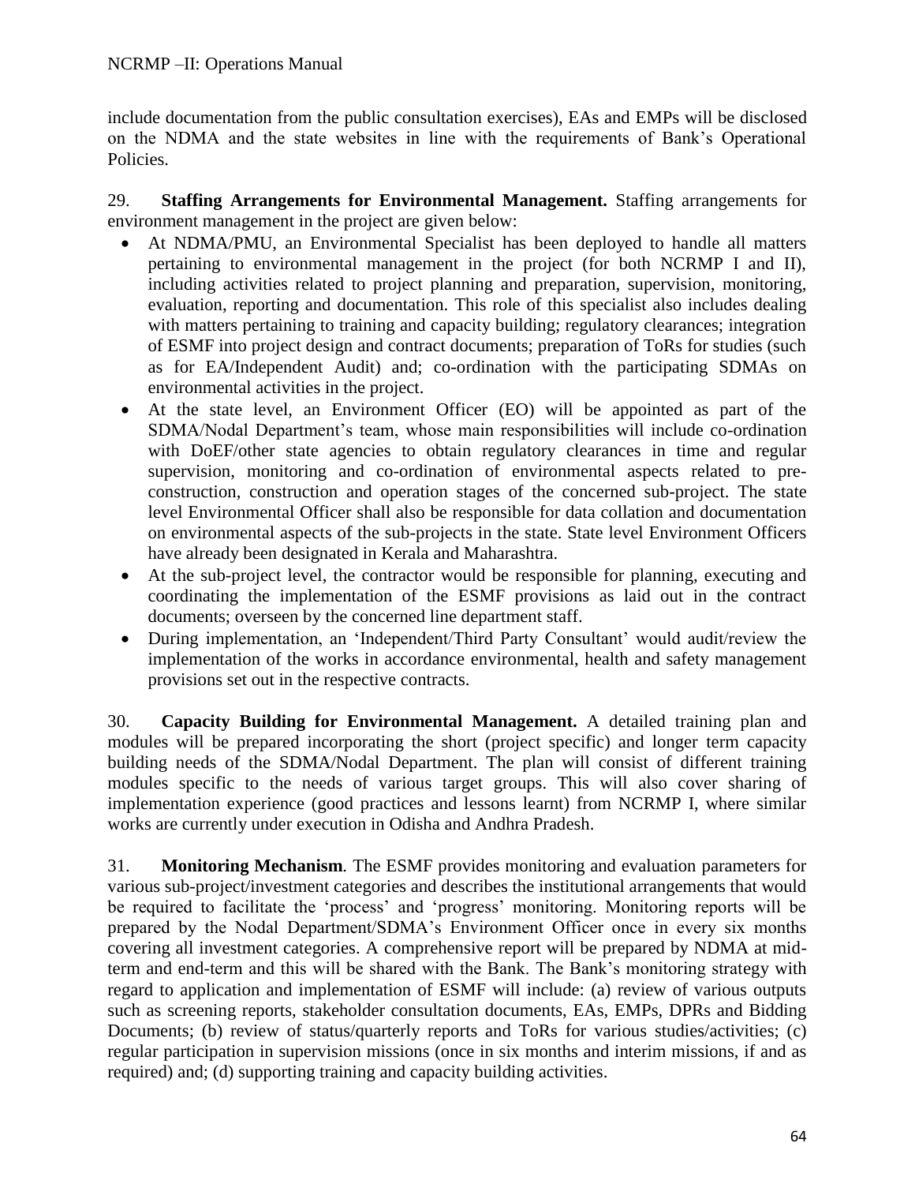include documentation from the public consultation exercises), EAs and EMPs will be disclosed on the NDMA and the state websites in line with the requirements of Bank's Operational Policies.

29. **Staffing Arrangements for Environmental Management.** Staffing arrangements for environment management in the project are given below:

- At NDMA/PMU, an Environmental Specialist has been deployed to handle all matters pertaining to environmental management in the project (for both NCRMP I and II), including activities related to project planning and preparation, supervision, monitoring, evaluation, reporting and documentation. This role of this specialist also includes dealing with matters pertaining to training and capacity building; regulatory clearances; integration of ESMF into project design and contract documents; preparation of ToRs for studies (such as for EA/Independent Audit) and; co-ordination with the participating SDMAs on environmental activities in the project.
- At the state level, an Environment Officer (EO) will be appointed as part of the SDMA/Nodal Department's team, whose main responsibilities will include co-ordination with DoEF/other state agencies to obtain regulatory clearances in time and regular supervision, monitoring and co-ordination of environmental aspects related to pre-construction, construction and operation stages of the concerned sub-project. The state level Environmental Officer shall also be responsible for data collation and documentation on environmental aspects of the sub-projects in the state. State level Environment Officers have already been designated in Kerala and Maharashtra.
- At the sub-project level, the contractor would be responsible for planning, executing and coordinating the implementation of the ESMF provisions as laid out in the contract documents; overseen by the concerned line department staff.
- During implementation, an 'Independent/Third Party Consultant' would audit/review the implementation of the works in accordance environmental, health and safety management provisions set out in the respective contracts.

30. **Capacity Building for Environmental Management.** A detailed training plan and modules will be prepared incorporating the short (project specific) and longer term capacity building needs of the SDMA/Nodal Department. The plan will consist of different training modules specific to the needs of various target groups. This will also cover sharing of implementation experience (good practices and lessons learnt) from NCRMP I, where similar works are currently under execution in Odisha and Andhra Pradesh.

31. **Monitoring Mechanism***.* The ESMF provides monitoring and evaluation parameters for various sub-project/investment categories and describes the institutional arrangements that would be required to facilitate the 'process' and 'progress' monitoring. Monitoring reports will be prepared by the Nodal Department/SDMA's Environment Officer once in every six months covering all investment categories. A comprehensive report will be prepared by NDMA at mid-term and end-term and this will be shared with the Bank. The Bank's monitoring strategy with regard to application and implementation of ESMF will include: (a) review of various outputs such as screening reports, stakeholder consultation documents, EAs, EMPs, DPRs and Bidding Documents; (b) review of status/quarterly reports and ToRs for various studies/activities; (c) regular participation in supervision missions (once in six months and interim missions, if and as required) and; (d) supporting training and capacity building activities.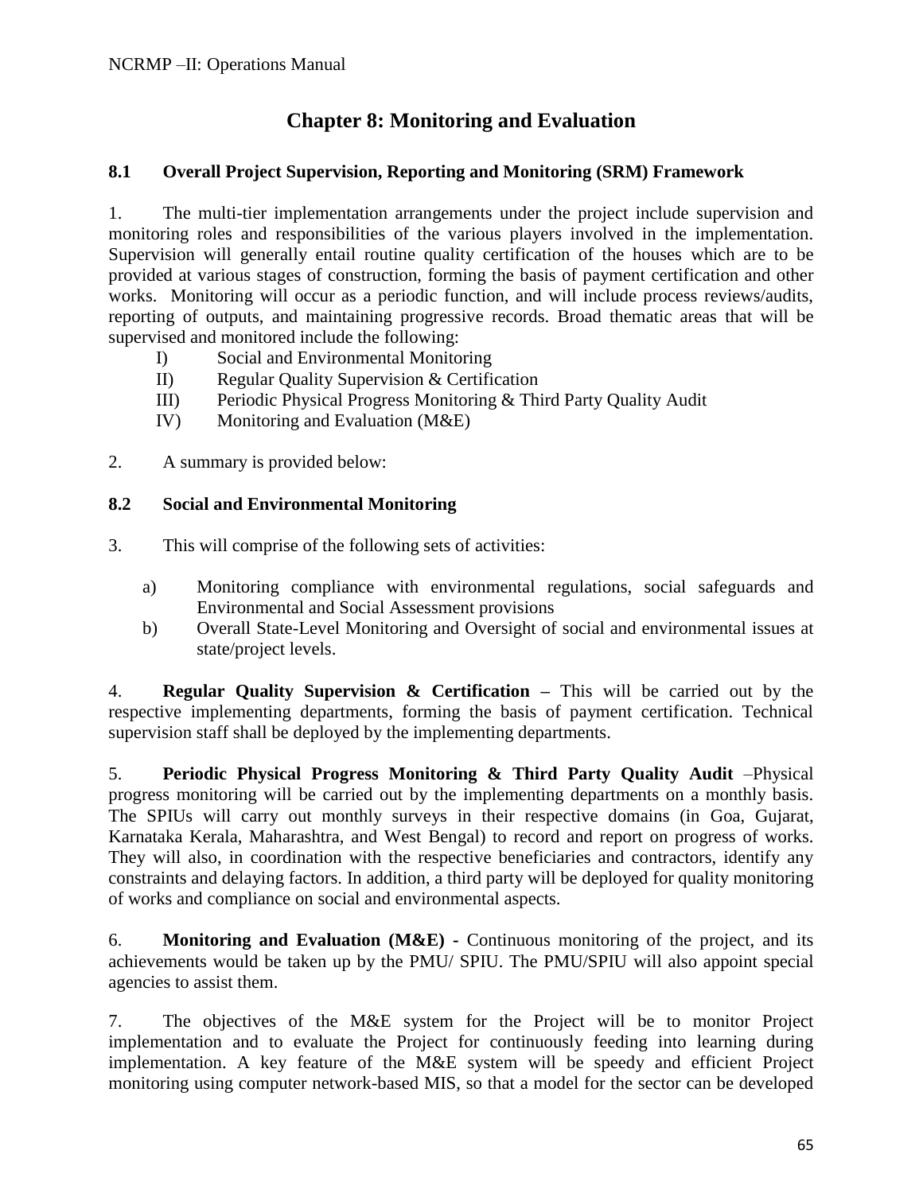# Chapter 8: Monitoring and Evaluation

## 8.1 Overall Project Supervision, Reporting and Monitoring (SRM) Framework

1. The multi-tier implementation arrangements under the project include supervision and monitoring roles and responsibilities of the various players involved in the implementation. Supervision will generally entail routine quality certification of the houses which are to be provided at various stages of construction, forming the basis of payment certification and other works. Monitoring will occur as a periodic function, and will include process reviews/audits, reporting of outputs, and maintaining progressive records. Broad thematic areas that will be supervised and monitored include the following:

   I) Social and Environmental Monitoring
   II) Regular Quality Supervision & Certification
   III) Periodic Physical Progress Monitoring & Third Party Quality Audit
   IV) Monitoring and Evaluation (M&E)

2. A summary is provided below:

## 8.2 Social and Environmental Monitoring

3. This will comprise of the following sets of activities:

   a) Monitoring compliance with environmental regulations, social safeguards and Environmental and Social Assessment provisions
   b) Overall State-Level Monitoring and Oversight of social and environmental issues at state/project levels.

4. **Regular Quality Supervision & Certification –** This will be carried out by the respective implementing departments, forming the basis of payment certification. Technical supervision staff shall be deployed by the implementing departments.

5. **Periodic Physical Progress Monitoring & Third Party Quality Audit** –Physical progress monitoring will be carried out by the implementing departments on a monthly basis. The SPIUs will carry out monthly surveys in their respective domains (in Goa, Gujarat, Karnataka Kerala, Maharashtra, and West Bengal) to record and report on progress of works. They will also, in coordination with the respective beneficiaries and contractors, identify any constraints and delaying factors. In addition, a third party will be deployed for quality monitoring of works and compliance on social and environmental aspects.

6. **Monitoring and Evaluation (M&E) -** Continuous monitoring of the project, and its achievements would be taken up by the PMU/ SPIU. The PMU/SPIU will also appoint special agencies to assist them.

7. The objectives of the M&E system for the Project will be to monitor Project implementation and to evaluate the Project for continuously feeding into learning during implementation. A key feature of the M&E system will be speedy and efficient Project monitoring using computer network-based MIS, so that a model for the sector can be developed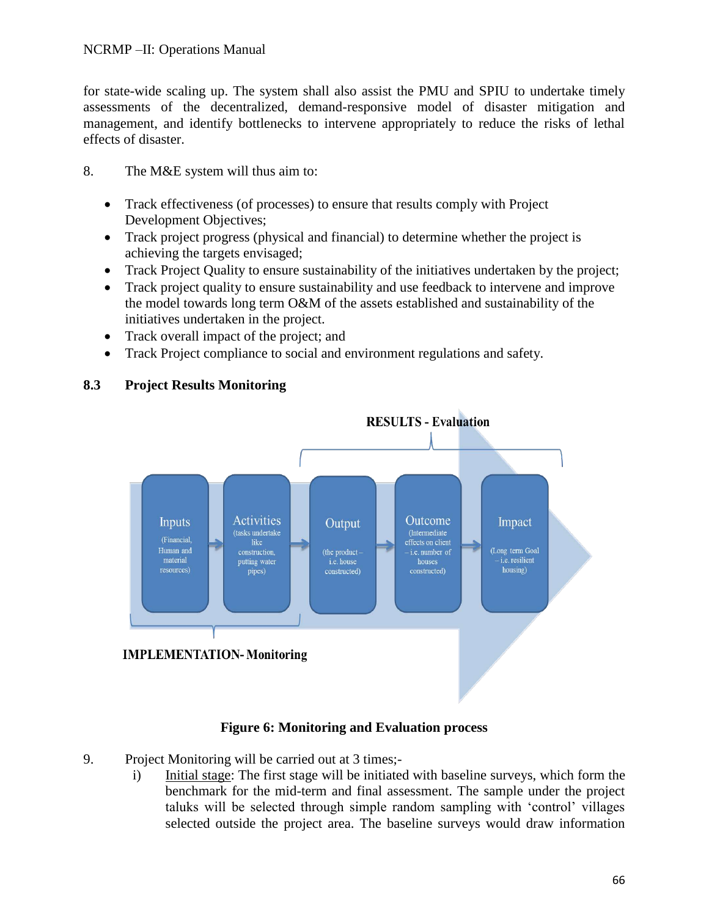for state-wide scaling up. The system shall also assist the PMU and SPIU to undertake timely assessments of the decentralized, demand-responsive model of disaster mitigation and management, and identify bottlenecks to intervene appropriately to reduce the risks of lethal effects of disaster.

8. The M&E system will thus aim to:

- Track effectiveness (of processes) to ensure that results comply with Project Development Objectives;
- Track project progress (physical and financial) to determine whether the project is achieving the targets envisaged;
- Track Project Quality to ensure sustainability of the initiatives undertaken by the project;
- Track project quality to ensure sustainability and use feedback to intervene and improve the model towards long term O&M of the assets established and sustainability of the initiatives undertaken in the project.
- Track overall impact of the project; and
- Track Project compliance to social and environment regulations and safety.

## 8.3 Project Results Monitoring

RESULTS - Evaluation

Inputs (Financial, Human and material resources) → Activities (tasks undertake like construction, putting water pipes) → Output (the product – i.e. house constructed) → Outcome (Intermediate effects on client – i.e. number of houses constructed) → Impact (Long term Goal – i.e. resilient housing)

IMPLEMENTATION- Monitoring

**Figure 6: Monitoring and Evaluation process**

9. Project Monitoring will be carried out at 3 times;-

   i) Initial stage: The first stage will be initiated with baseline surveys, which form the benchmark for the mid-term and final assessment. The sample under the project taluks will be selected through simple random sampling with 'control' villages selected outside the project area. The baseline surveys would draw information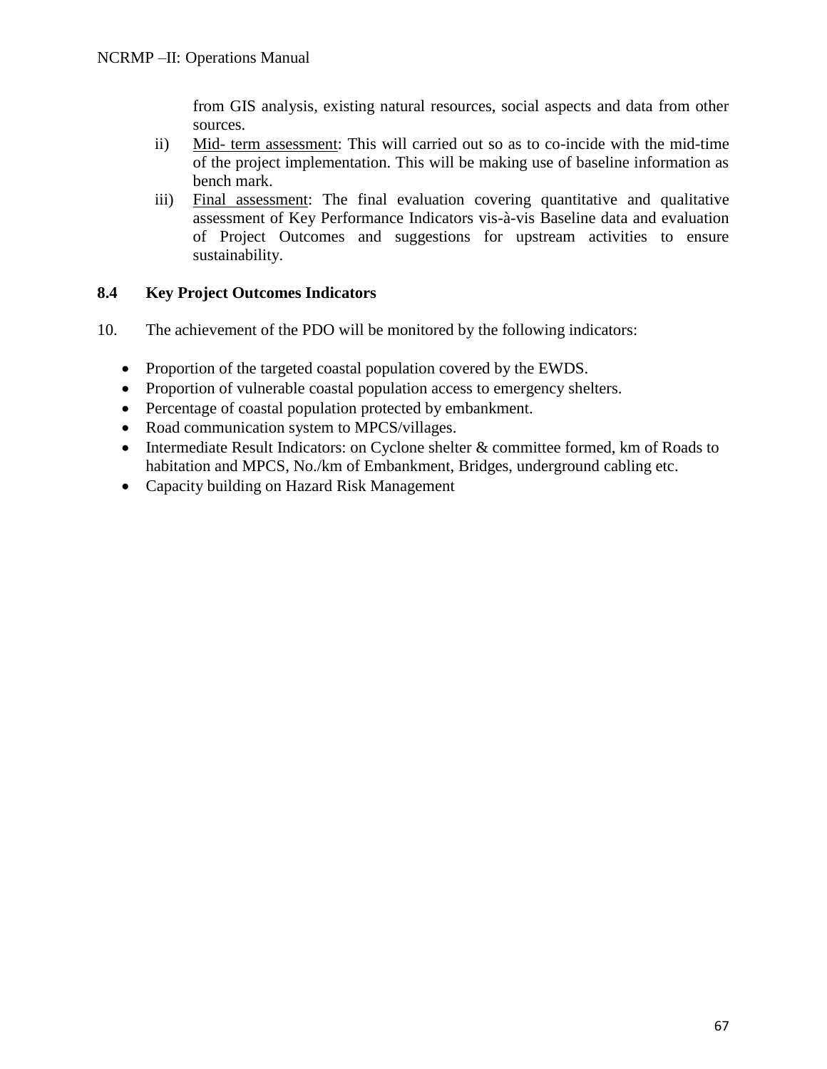from GIS analysis, existing natural resources, social aspects and data from other sources.

ii) Mid- term assessment: This will carried out so as to co-incide with the mid-time of the project implementation. This will be making use of baseline information as bench mark.

iii) Final assessment: The final evaluation covering quantitative and qualitative assessment of Key Performance Indicators vis-à-vis Baseline data and evaluation of Project Outcomes and suggestions for upstream activities to ensure sustainability.

### 8.4 Key Project Outcomes Indicators

10. The achievement of the PDO will be monitored by the following indicators:

- Proportion of the targeted coastal population covered by the EWDS.
- Proportion of vulnerable coastal population access to emergency shelters.
- Percentage of coastal population protected by embankment.
- Road communication system to MPCS/villages.
- Intermediate Result Indicators: on Cyclone shelter & committee formed, km of Roads to habitation and MPCS, No./km of Embankment, Bridges, underground cabling etc.
- Capacity building on Hazard Risk Management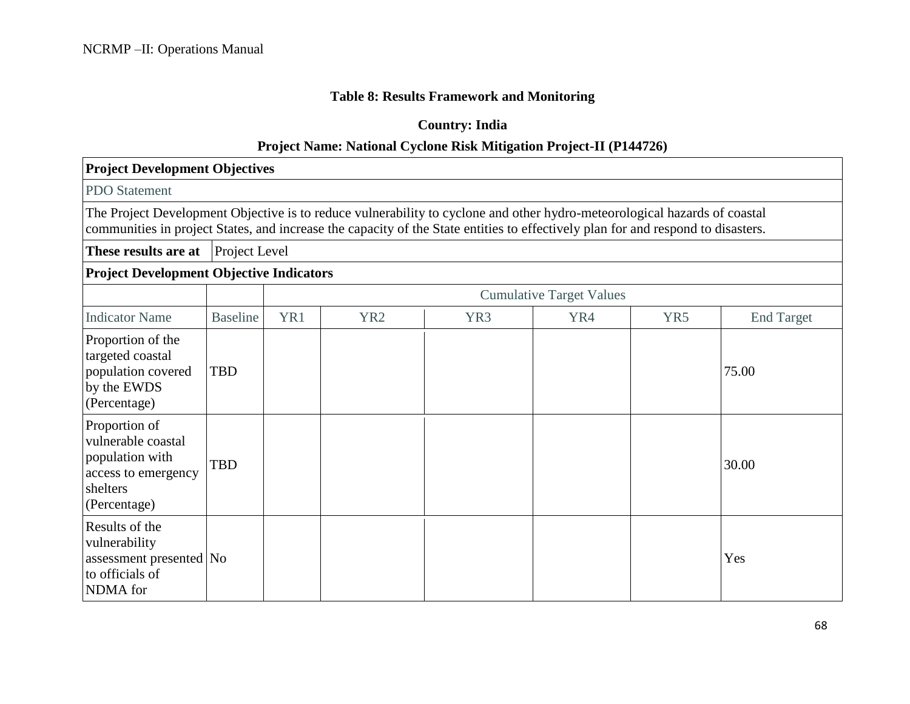**Table 8: Results Framework and Monitoring**

**Country: India**

**Project Name: National Cyclone Risk Mitigation Project-II (P144726)**

| **Project Development Objectives** | | | | | | | |
|---|---|---|---|---|---|---|---|
| PDO Statement | | | | | | | |
| The Project Development Objective is to reduce vulnerability to cyclone and other hydro-meteorological hazards of coastal communities in project States, and increase the capacity of the State entities to effectively plan for and respond to disasters. | | | | | | | |
| **These results are at** | Project Level | | | | | | |
| **Project Development Objective Indicators** | | | | | | | |
| | | Cumulative Target Values | | | | | |
| Indicator Name | Baseline | YR1 | YR2 | YR3 | YR4 | YR5 | End Target |
| Proportion of the targeted coastal population covered by the EWDS (Percentage) | TBD | | | | | | 75.00 |
| Proportion of vulnerable coastal population with access to emergency shelters (Percentage) | TBD | | | | | | 30.00 |
| Results of the vulnerability assessment presented to officials of NDMA for | No | | | | | | Yes |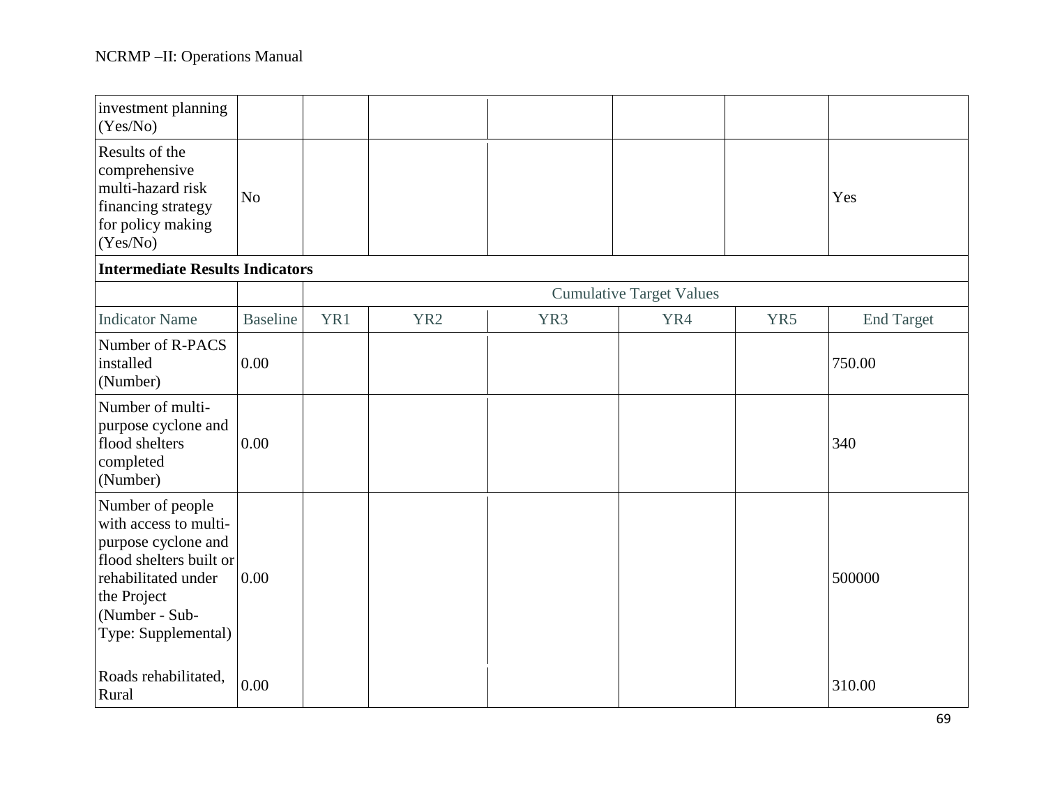| | | | | | | | |
|---|---|---|---|---|---|---|---|
| investment planning (Yes/No) | | | | | | | |
| Results of the comprehensive multi-hazard risk financing strategy for policy making (Yes/No) | No | | | | | | Yes |
| **Intermediate Results Indicators** | | | | | | | |
| | | Cumulative Target Values | | | | | |
| Indicator Name | Baseline | YR1 | YR2 | YR3 | YR4 | YR5 | End Target |
| Number of R-PACS installed (Number) | 0.00 | | | | | | 750.00 |
| Number of multi-purpose cyclone and flood shelters completed (Number) | 0.00 | | | | | | 340 |
| Number of people with access to multi-purpose cyclone and flood shelters built or rehabilitated under the Project (Number - Sub-Type: Supplemental) | 0.00 | | | | | | 500000 |
| Roads rehabilitated, Rural | 0.00 | | | | | | 310.00 |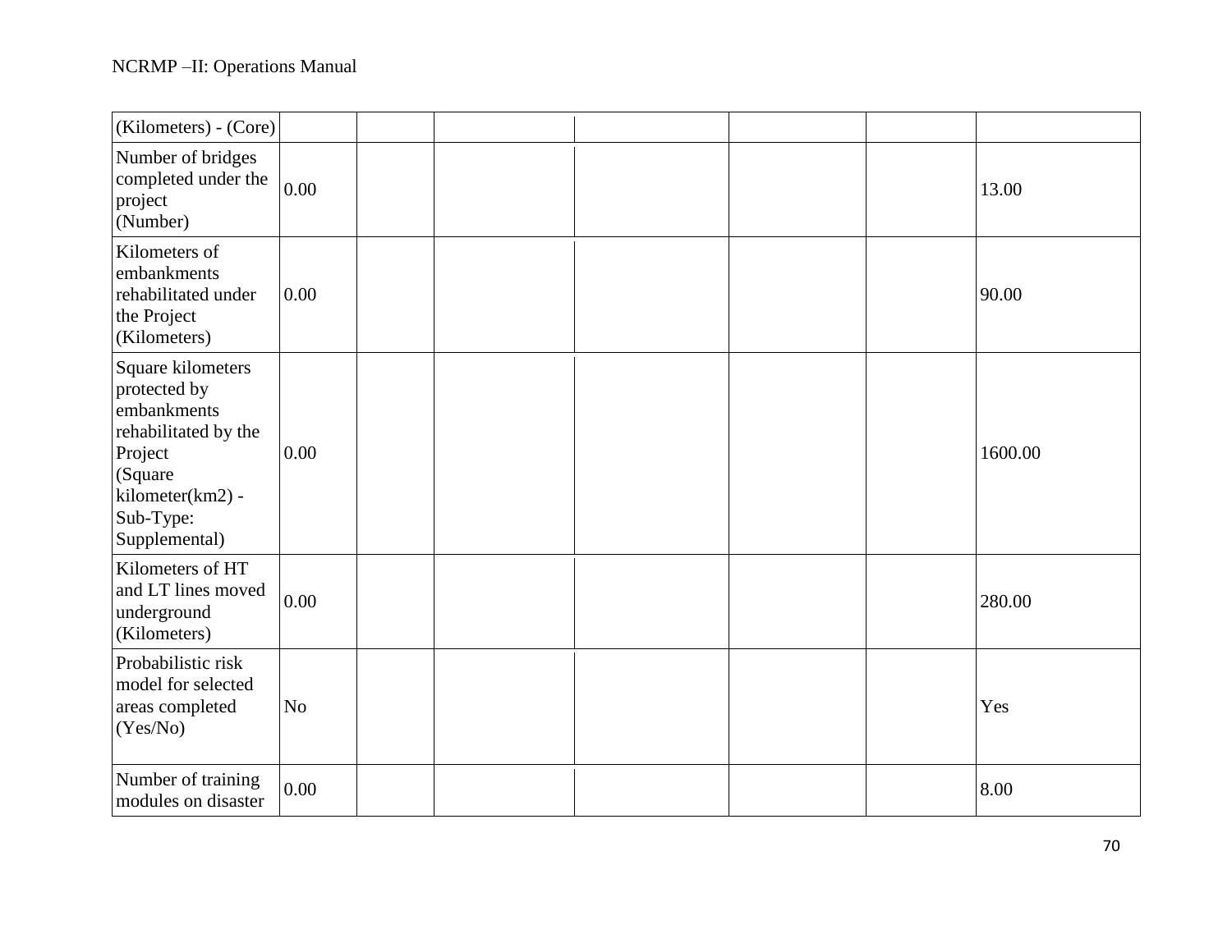| | | | | | | | |
|---|---|---|---|---|---|---|---|
| (Kilometers) - (Core) | | | | | | | |
| Number of bridges completed under the project (Number) | 0.00 | | | | | | 13.00 |
| Kilometers of embankments rehabilitated under the Project (Kilometers) | 0.00 | | | | | | 90.00 |
| Square kilometers protected by embankments rehabilitated by the Project (Square kilometer(km2) - Sub-Type: Supplemental) | 0.00 | | | | | | 1600.00 |
| Kilometers of HT and LT lines moved underground (Kilometers) | 0.00 | | | | | | 280.00 |
| Probabilistic risk model for selected areas completed (Yes/No) | No | | | | | | Yes |
| Number of training modules on disaster | 0.00 | | | | | | 8.00 |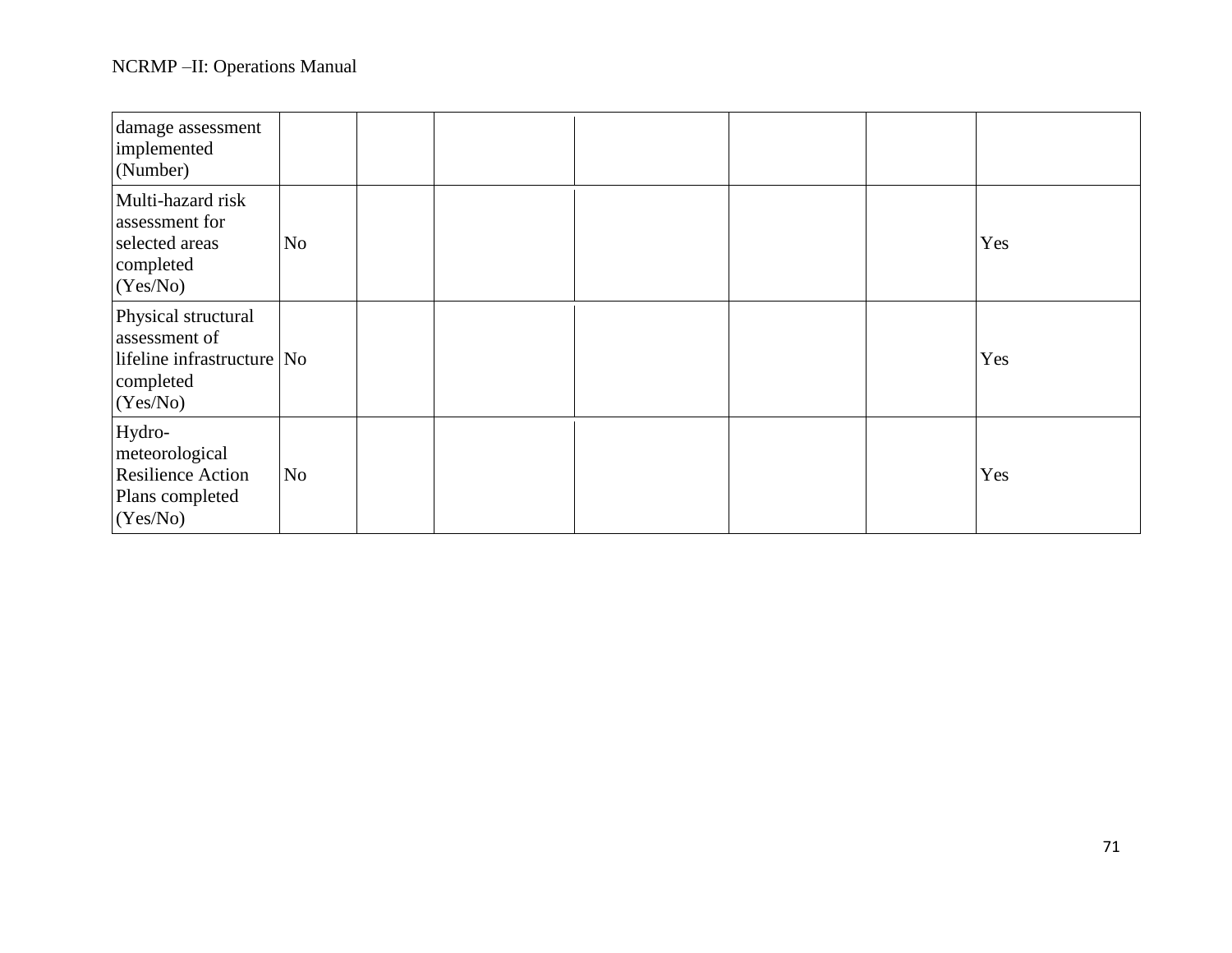| | | | | | | | |
|---|---|---|---|---|---|---|---|
| damage assessment implemented (Number) | | | | | | | |
| Multi-hazard risk assessment for selected areas completed (Yes/No) | No | | | | | | Yes |
| Physical structural assessment of lifeline infrastructure completed (Yes/No) | No | | | | | | Yes |
| Hydro-meteorological Resilience Action Plans completed (Yes/No) | No | | | | | | Yes |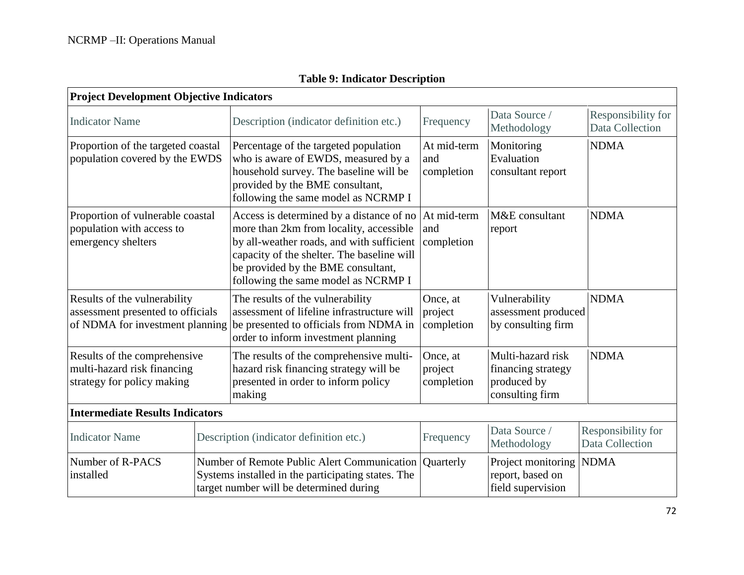**Table 9: Indicator Description**

| **Project Development Objective Indicators** | | | | |
|---|---|---|---|---|
| Indicator Name | Description (indicator definition etc.) | Frequency | Data Source / Methodology | Responsibility for Data Collection |
| Proportion of the targeted coastal population covered by the EWDS | Percentage of the targeted population who is aware of EWDS, measured by a household survey. The baseline will be provided by the BME consultant, following the same model as NCRMP I | At mid-term and completion | Monitoring Evaluation consultant report | NDMA |
| Proportion of vulnerable coastal population with access to emergency shelters | Access is determined by a distance of no more than 2km from locality, accessible by all-weather roads, and with sufficient capacity of the shelter. The baseline will be provided by the BME consultant, following the same model as NCRMP I | At mid-term and completion | M&E consultant report | NDMA |
| Results of the vulnerability assessment presented to officials of NDMA for investment planning | The results of the vulnerability assessment of lifeline infrastructure will be presented to officials from NDMA in order to inform investment planning | Once, at project completion | Vulnerability assessment produced by consulting firm | NDMA |
| Results of the comprehensive multi-hazard risk financing strategy for policy making | The results of the comprehensive multi-hazard risk financing strategy will be presented in order to inform policy making | Once, at project completion | Multi-hazard risk financing strategy produced by consulting firm | NDMA |
| **Intermediate Results Indicators** | | | | |
| Indicator Name | Description (indicator definition etc.) | Frequency | Data Source / Methodology | Responsibility for Data Collection |
| Number of R-PACS installed | Number of Remote Public Alert Communication Systems installed in the participating states. The target number will be determined during | Quarterly | Project monitoring report, based on field supervision | NDMA |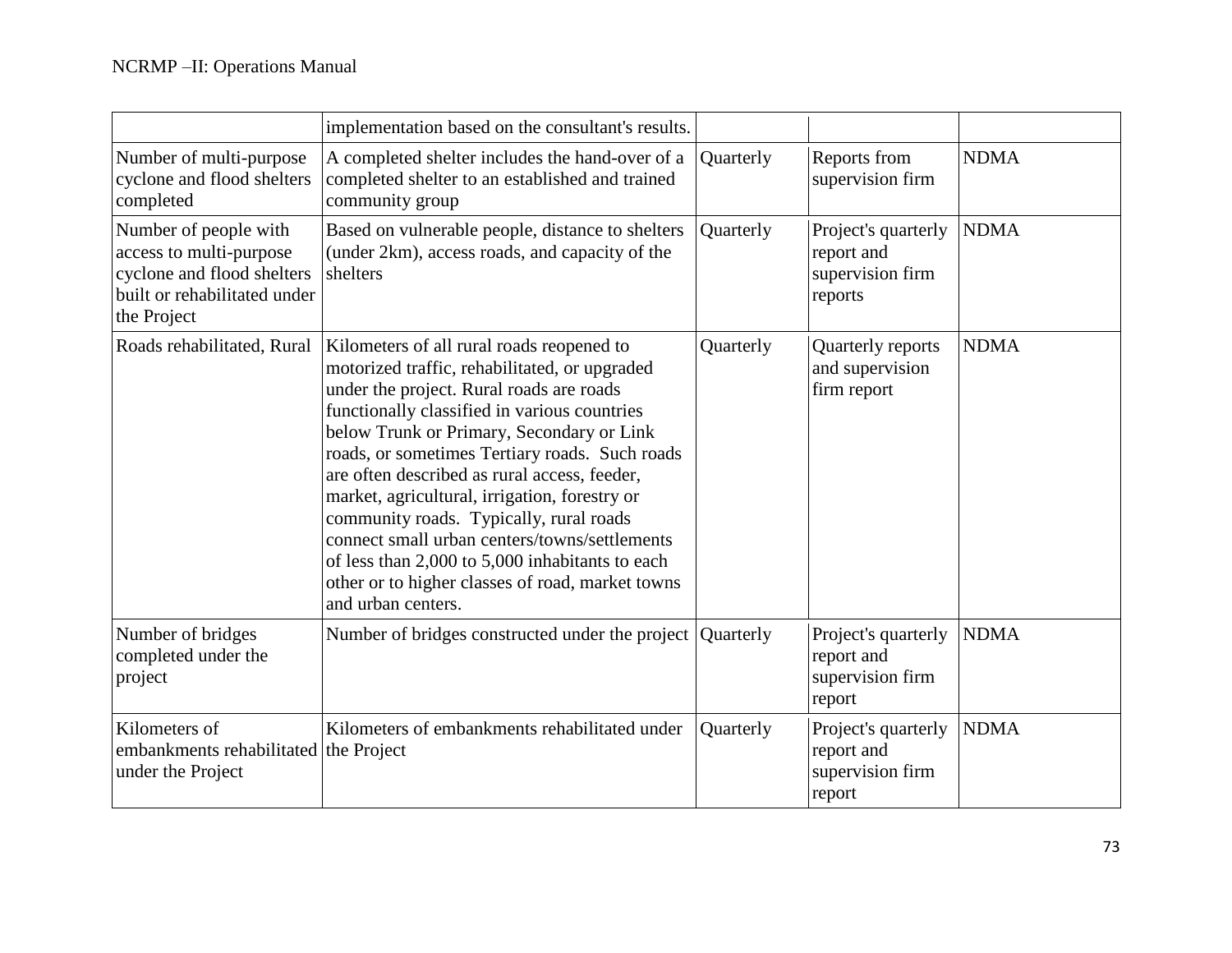| | | | | |
|---|---|---|---|---|
| | implementation based on the consultant's results. | | | |
| Number of multi-purpose cyclone and flood shelters completed | A completed shelter includes the hand-over of a completed shelter to an established and trained community group | Quarterly | Reports from supervision firm | NDMA |
| Number of people with access to multi-purpose cyclone and flood shelters built or rehabilitated under the Project | Based on vulnerable people, distance to shelters (under 2km), access roads, and capacity of the shelters | Quarterly | Project's quarterly report and supervision firm reports | NDMA |
| Roads rehabilitated, Rural | Kilometers of all rural roads reopened to motorized traffic, rehabilitated, or upgraded under the project. Rural roads are roads functionally classified in various countries below Trunk or Primary, Secondary or Link roads, or sometimes Tertiary roads. Such roads are often described as rural access, feeder, market, agricultural, irrigation, forestry or community roads. Typically, rural roads connect small urban centers/towns/settlements of less than 2,000 to 5,000 inhabitants to each other or to higher classes of road, market towns and urban centers. | Quarterly | Quarterly reports and supervision firm report | NDMA |
| Number of bridges completed under the project | Number of bridges constructed under the project | Quarterly | Project's quarterly report and supervision firm report | NDMA |
| Kilometers of embankments rehabilitated under the Project | Kilometers of embankments rehabilitated under the Project | Quarterly | Project's quarterly report and supervision firm report | NDMA |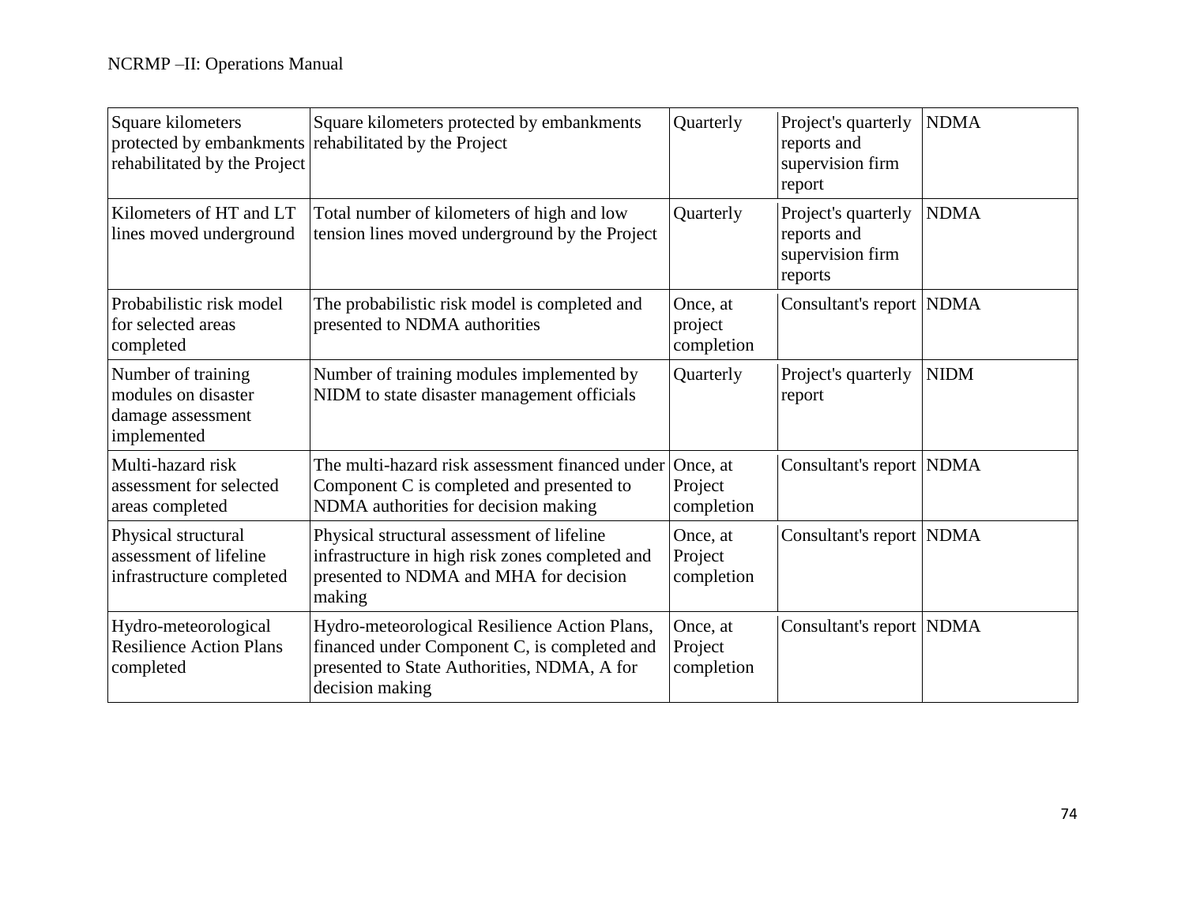| Square kilometers protected by embankments rehabilitated by the Project | Square kilometers protected by embankments rehabilitated by the Project | Quarterly | Project's quarterly reports and supervision firm report | NDMA |
|---|---|---|---|---|
| Kilometers of HT and LT lines moved underground | Total number of kilometers of high and low tension lines moved underground by the Project | Quarterly | Project's quarterly reports and supervision firm reports | NDMA |
| Probabilistic risk model for selected areas completed | The probabilistic risk model is completed and presented to NDMA authorities | Once, at project completion | Consultant's report | NDMA |
| Number of training modules on disaster damage assessment implemented | Number of training modules implemented by NIDM to state disaster management officials | Quarterly | Project's quarterly report | NIDM |
| Multi-hazard risk assessment for selected areas completed | The multi-hazard risk assessment financed under Component C is completed and presented to NDMA authorities for decision making | Once, at Project completion | Consultant's report | NDMA |
| Physical structural assessment of lifeline infrastructure completed | Physical structural assessment of lifeline infrastructure in high risk zones completed and presented to NDMA and MHA for decision making | Once, at Project completion | Consultant's report | NDMA |
| Hydro-meteorological Resilience Action Plans completed | Hydro-meteorological Resilience Action Plans, financed under Component C, is completed and presented to State Authorities, NDMA, A for decision making | Once, at Project completion | Consultant's report | NDMA |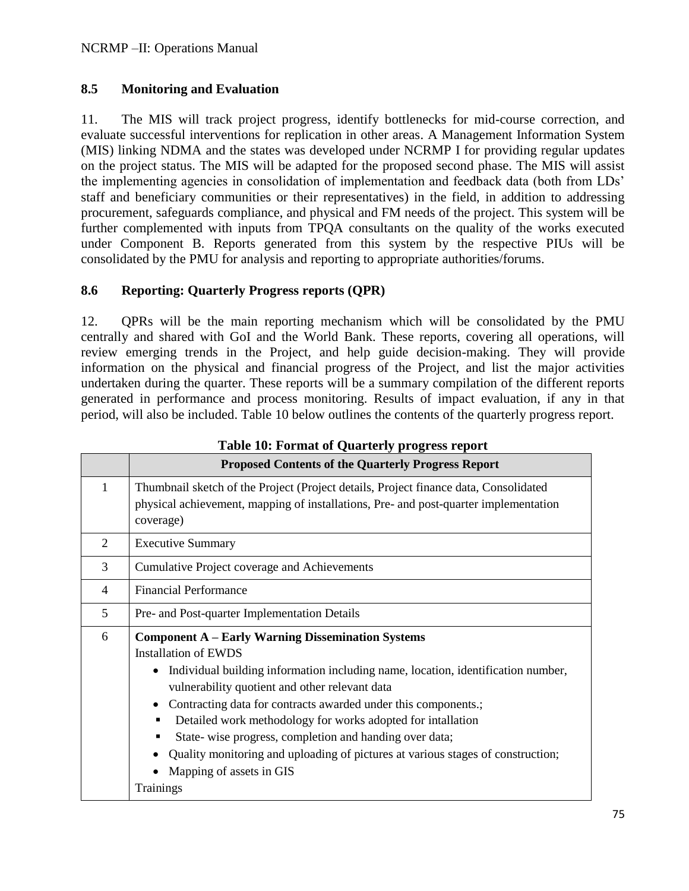## 8.5 Monitoring and Evaluation

11. The MIS will track project progress, identify bottlenecks for mid-course correction, and evaluate successful interventions for replication in other areas. A Management Information System (MIS) linking NDMA and the states was developed under NCRMP I for providing regular updates on the project status. The MIS will be adapted for the proposed second phase. The MIS will assist the implementing agencies in consolidation of implementation and feedback data (both from LDs' staff and beneficiary communities or their representatives) in the field, in addition to addressing procurement, safeguards compliance, and physical and FM needs of the project. This system will be further complemented with inputs from TPQA consultants on the quality of the works executed under Component B. Reports generated from this system by the respective PIUs will be consolidated by the PMU for analysis and reporting to appropriate authorities/forums.

## 8.6 Reporting: Quarterly Progress reports (QPR)

12. QPRs will be the main reporting mechanism which will be consolidated by the PMU centrally and shared with GoI and the World Bank. These reports, covering all operations, will review emerging trends in the Project, and help guide decision-making. They will provide information on the physical and financial progress of the Project, and list the major activities undertaken during the quarter. These reports will be a summary compilation of the different reports generated in performance and process monitoring. Results of impact evaluation, if any in that period, will also be included. Table 10 below outlines the contents of the quarterly progress report.

**Table 10: Format of Quarterly progress report**

| | **Proposed Contents of the Quarterly Progress Report** |
|---|---|
| 1 | Thumbnail sketch of the Project (Project details, Project finance data, Consolidated physical achievement, mapping of installations, Pre- and post-quarter implementation coverage) |
| 2 | Executive Summary |
| 3 | Cumulative Project coverage and Achievements |
| 4 | Financial Performance |
| 5 | Pre- and Post-quarter Implementation Details |
| 6 | **Component A – Early Warning Dissemination Systems**<br>Installation of EWDS<br>• Individual building information including name, location, identification number, vulnerability quotient and other relevant data<br>• Contracting data for contracts awarded under this components.;<br>▪ Detailed work methodology for works adopted for intallation<br>▪ State- wise progress, completion and handing over data;<br>• Quality monitoring and uploading of pictures at various stages of construction;<br>• Mapping of assets in GIS<br>Trainings |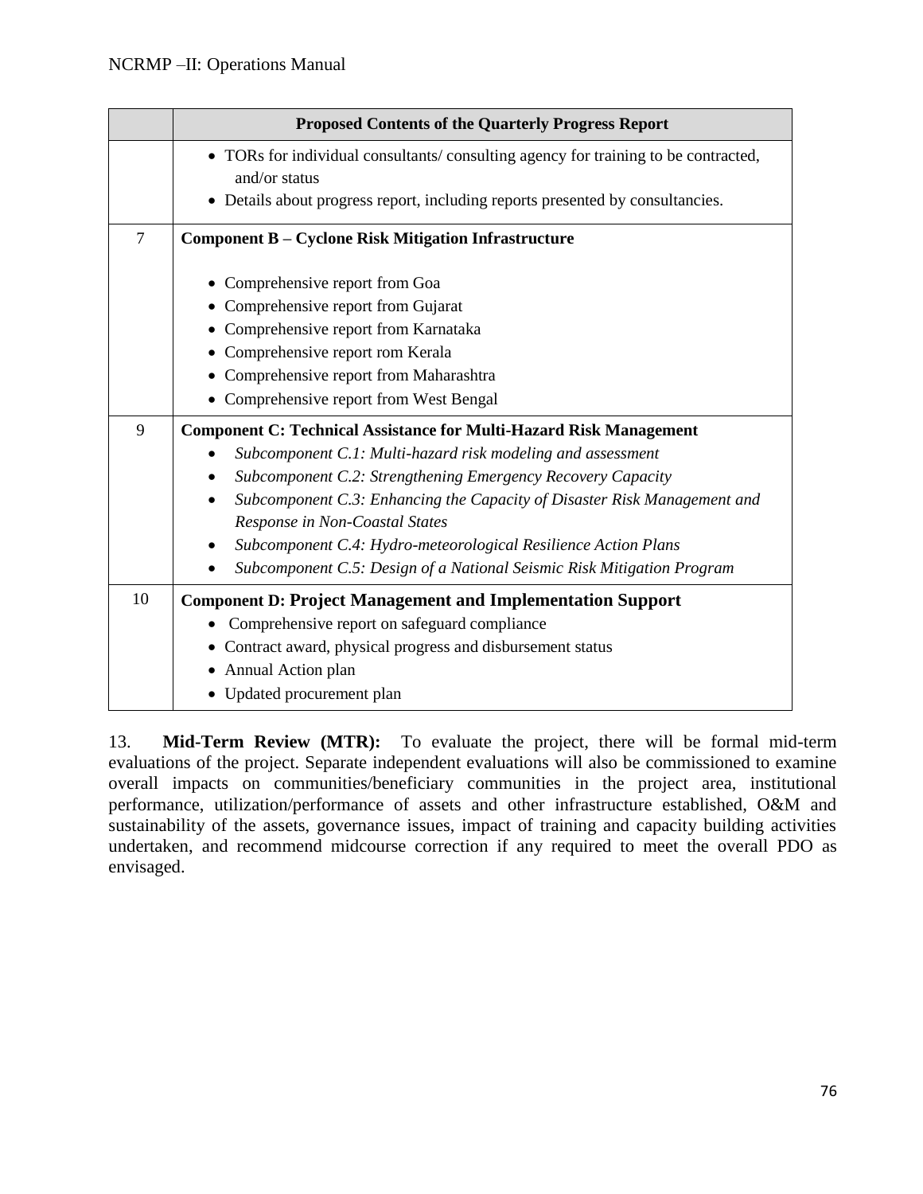| | Proposed Contents of the Quarterly Progress Report |
|---|---|
| | • TORs for individual consultants/ consulting agency for training to be contracted, and/or status<br>• Details about progress report, including reports presented by consultancies. |
| 7 | **Component B – Cyclone Risk Mitigation Infrastructure**<br><br>• Comprehensive report from Goa<br>• Comprehensive report from Gujarat<br>• Comprehensive report from Karnataka<br>• Comprehensive report rom Kerala<br>• Comprehensive report from Maharashtra<br>• Comprehensive report from West Bengal |
| 9 | **Component C: Technical Assistance for Multi-Hazard Risk Management**<br>• *Subcomponent C.1: Multi-hazard risk modeling and assessment*<br>• *Subcomponent C.2: Strengthening Emergency Recovery Capacity*<br>• *Subcomponent C.3: Enhancing the Capacity of Disaster Risk Management and Response in Non-Coastal States*<br>• *Subcomponent C.4: Hydro-meteorological Resilience Action Plans*<br>• *Subcomponent C.5: Design of a National Seismic Risk Mitigation Program* |
| 10 | **Component D: Project Management and Implementation Support**<br>• Comprehensive report on safeguard compliance<br>• Contract award, physical progress and disbursement status<br>• Annual Action plan<br>• Updated procurement plan |

13. **Mid-Term Review (MTR):** To evaluate the project, there will be formal mid-term evaluations of the project. Separate independent evaluations will also be commissioned to examine overall impacts on communities/beneficiary communities in the project area, institutional performance, utilization/performance of assets and other infrastructure established, O&M and sustainability of the assets, governance issues, impact of training and capacity building activities undertaken, and recommend midcourse correction if any required to meet the overall PDO as envisaged.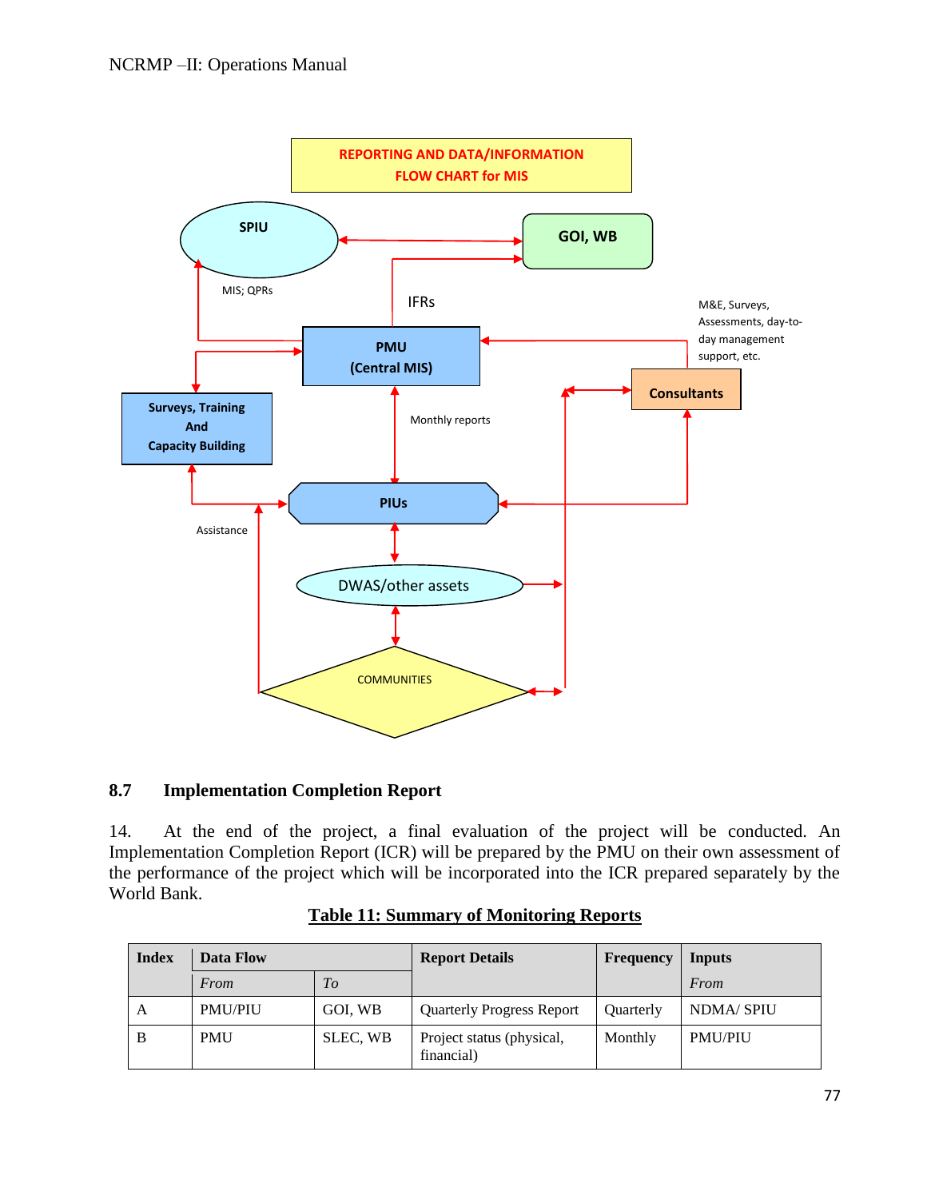REPORTING AND DATA/INFORMATION FLOW CHART for MIS

SPIU

GOI, WB

MIS; QPRs

IFRs

M&E, Surveys, Assessments, day-to-day management support, etc.

PMU (Central MIS)

Consultants

Surveys, Training And Capacity Building

Monthly reports

PIUs

Assistance

DWAS/other assets

COMMUNITIES

### 8.7 Implementation Completion Report

14. At the end of the project, a final evaluation of the project will be conducted. An Implementation Completion Report (ICR) will be prepared by the PMU on their own assessment of the performance of the project which will be incorporated into the ICR prepared separately by the World Bank.

**Table 11: Summary of Monitoring Reports**

| Index | Data Flow | | Report Details | Frequency | Inputs |
|---|---|---|---|---|---|
| | *From* | *To* | | | *From* |
| A | PMU/PIU | GOI, WB | Quarterly Progress Report | Quarterly | NDMA/ SPIU |
| B | PMU | SLEC, WB | Project status (physical, financial) | Monthly | PMU/PIU |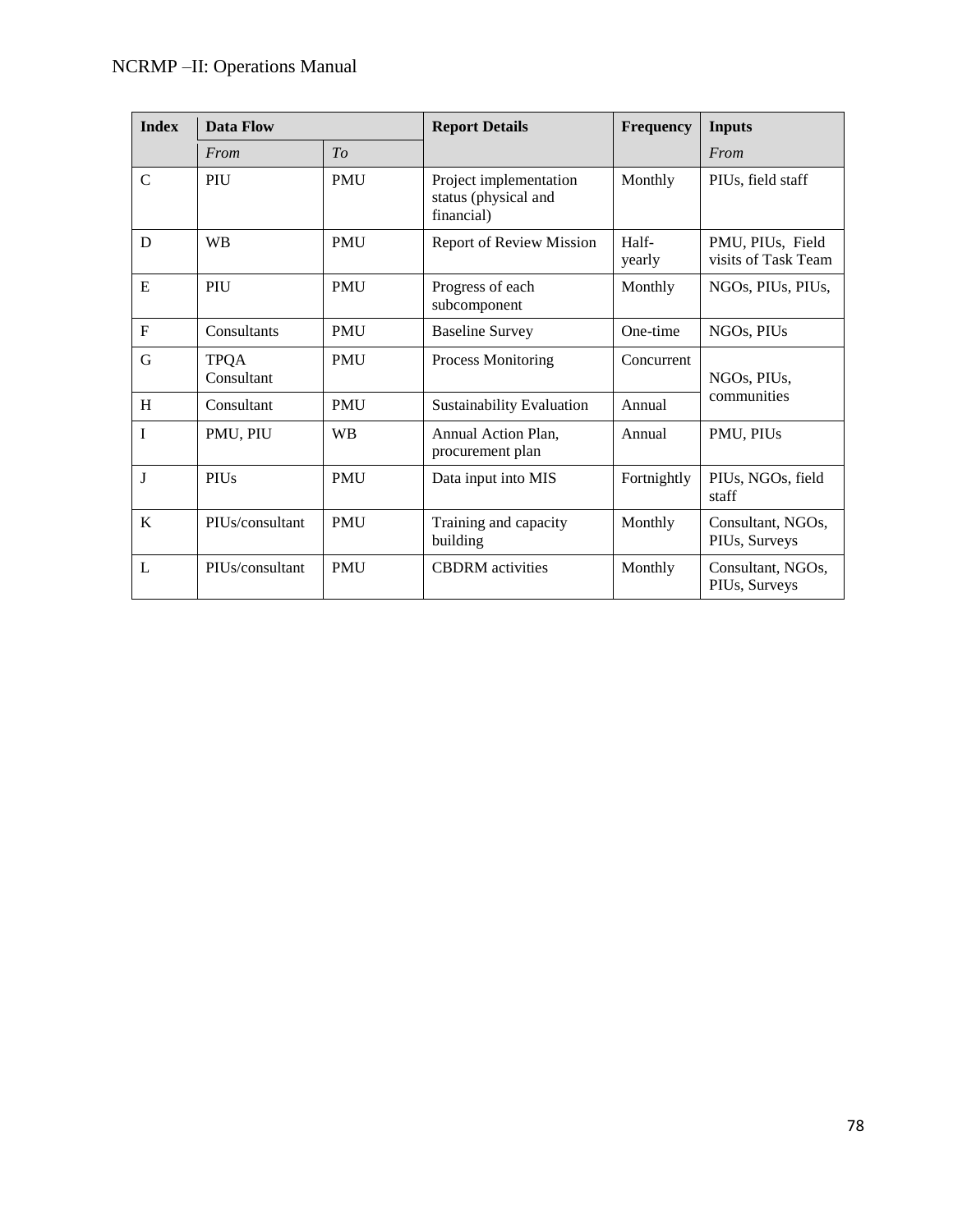| Index | Data Flow | | Report Details | Frequency | Inputs |
|---|---|---|---|---|---|
| | *From* | *To* | | | *From* |
| C | PIU | PMU | Project implementation status (physical and financial) | Monthly | PIUs, field staff |
| D | WB | PMU | Report of Review Mission | Half-yearly | PMU, PIUs, Field visits of Task Team |
| E | PIU | PMU | Progress of each subcomponent | Monthly | NGOs, PIUs, PIUs, |
| F | Consultants | PMU | Baseline Survey | One-time | NGOs, PIUs |
| G | TPQA Consultant | PMU | Process Monitoring | Concurrent | NGOs, PIUs, communities |
| H | Consultant | PMU | Sustainability Evaluation | Annual | |
| I | PMU, PIU | WB | Annual Action Plan, procurement plan | Annual | PMU, PIUs |
| J | PIUs | PMU | Data input into MIS | Fortnightly | PIUs, NGOs, field staff |
| K | PIUs/consultant | PMU | Training and capacity building | Monthly | Consultant, NGOs, PIUs, Surveys |
| L | PIUs/consultant | PMU | CBDRM activities | Monthly | Consultant, NGOs, PIUs, Surveys |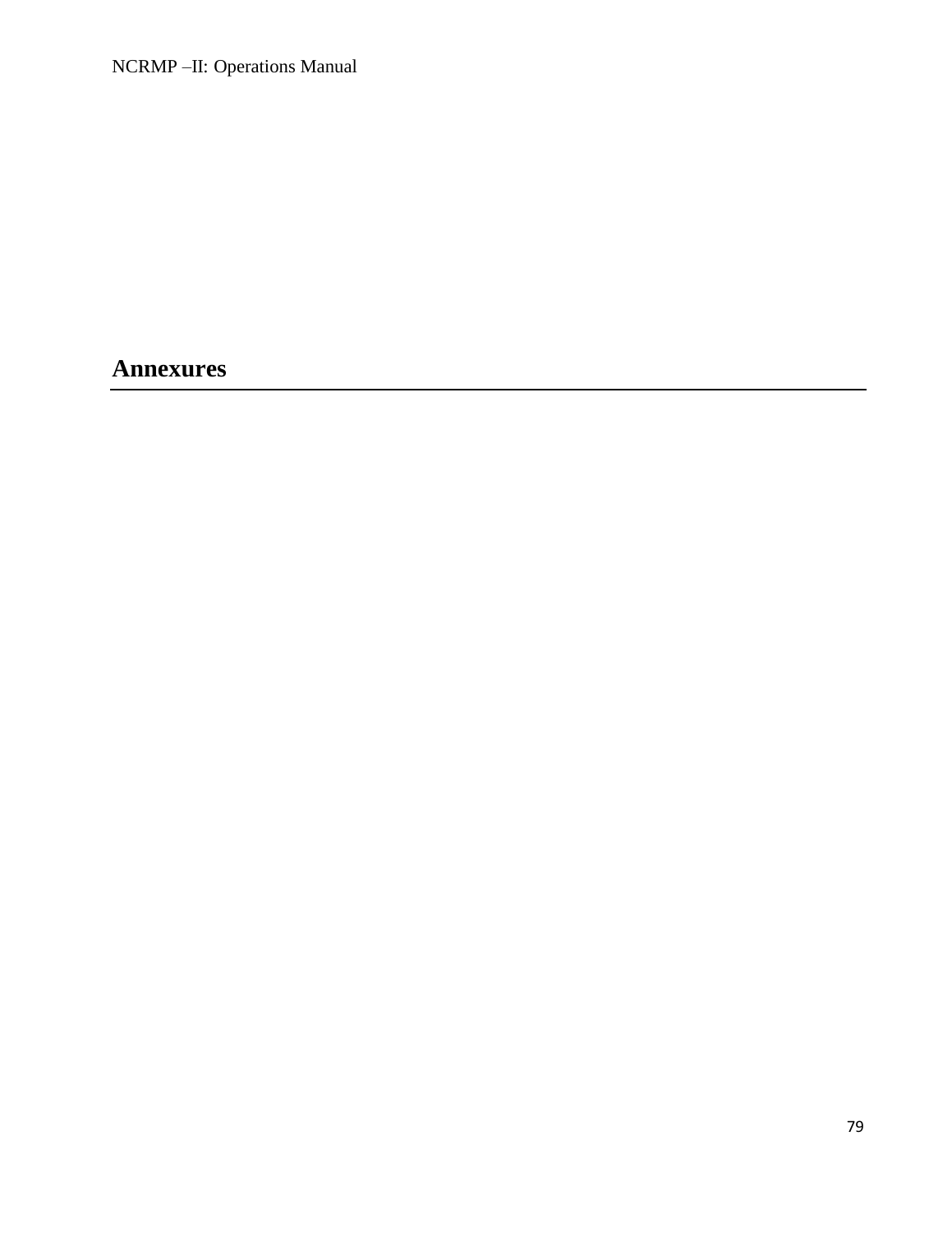# Annexures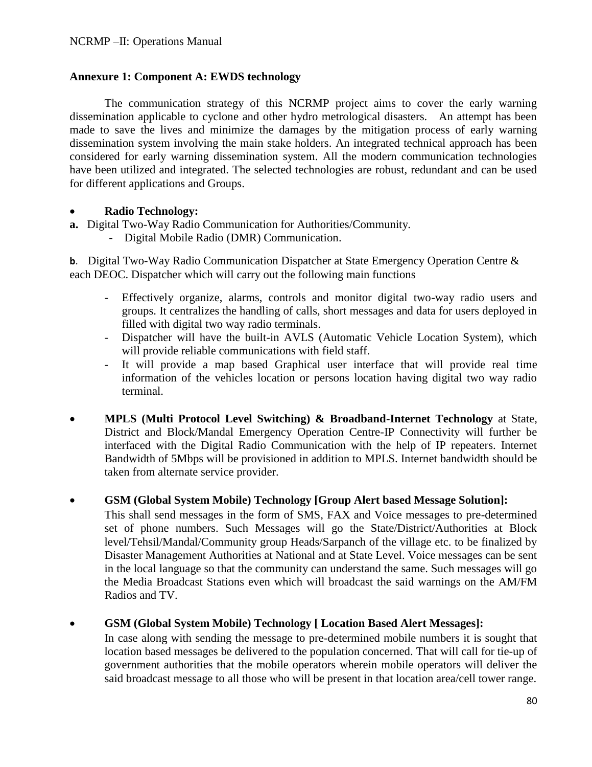**Annexure 1: Component A: EWDS technology**

The communication strategy of this NCRMP project aims to cover the early warning dissemination applicable to cyclone and other hydro metrological disasters. An attempt has been made to save the lives and minimize the damages by the mitigation process of early warning dissemination system involving the main stake holders. An integrated technical approach has been considered for early warning dissemination system. All the modern communication technologies have been utilized and integrated. The selected technologies are robust, redundant and can be used for different applications and Groups.

- **Radio Technology:**

**a.** Digital Two-Way Radio Communication for Authorities/Community.
  - Digital Mobile Radio (DMR) Communication.

**b**. Digital Two-Way Radio Communication Dispatcher at State Emergency Operation Centre & each DEOC. Dispatcher which will carry out the following main functions

  - Effectively organize, alarms, controls and monitor digital two-way radio users and groups. It centralizes the handling of calls, short messages and data for users deployed in filled with digital two way radio terminals.
  - Dispatcher will have the built-in AVLS (Automatic Vehicle Location System), which will provide reliable communications with field staff.
  - It will provide a map based Graphical user interface that will provide real time information of the vehicles location or persons location having digital two way radio terminal.

- **MPLS (Multi Protocol Level Switching) & Broadband-Internet Technology** at State, District and Block/Mandal Emergency Operation Centre-IP Connectivity will further be interfaced with the Digital Radio Communication with the help of IP repeaters. Internet Bandwidth of 5Mbps will be provisioned in addition to MPLS. Internet bandwidth should be taken from alternate service provider.

- **GSM (Global System Mobile) Technology [Group Alert based Message Solution]:**
  This shall send messages in the form of SMS, FAX and Voice messages to pre-determined set of phone numbers. Such Messages will go the State/District/Authorities at Block level/Tehsil/Mandal/Community group Heads/Sarpanch of the village etc. to be finalized by Disaster Management Authorities at National and at State Level. Voice messages can be sent in the local language so that the community can understand the same. Such messages will go the Media Broadcast Stations even which will broadcast the said warnings on the AM/FM Radios and TV.

- **GSM (Global System Mobile) Technology [ Location Based Alert Messages]:**
  In case along with sending the message to pre-determined mobile numbers it is sought that location based messages be delivered to the population concerned. That will call for tie-up of government authorities that the mobile operators wherein mobile operators will deliver the said broadcast message to all those who will be present in that location area/cell tower range.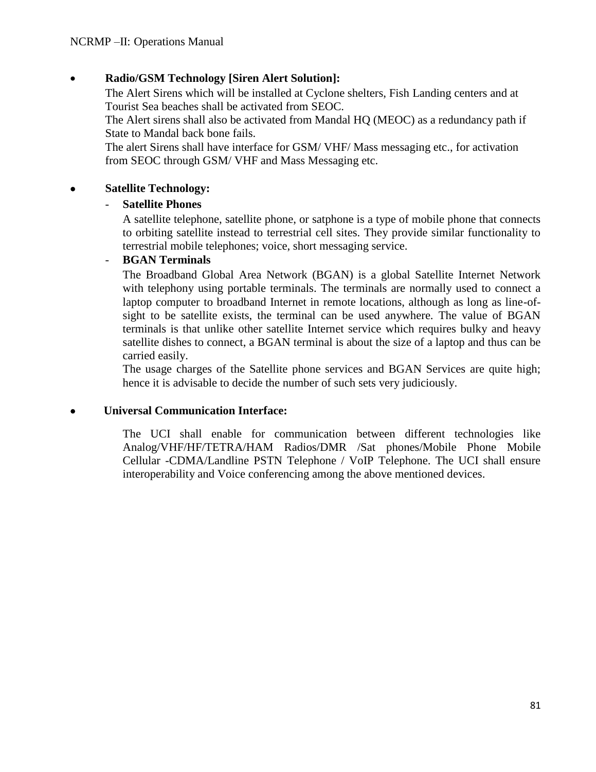- **Radio/GSM Technology [Siren Alert Solution]:**

  The Alert Sirens which will be installed at Cyclone shelters, Fish Landing centers and at Tourist Sea beaches shall be activated from SEOC.

  The Alert sirens shall also be activated from Mandal HQ (MEOC) as a redundancy path if State to Mandal back bone fails.

  The alert Sirens shall have interface for GSM/ VHF/ Mass messaging etc., for activation from SEOC through GSM/ VHF and Mass Messaging etc.

- **Satellite Technology:**

  - **Satellite Phones**

    A satellite telephone, satellite phone, or satphone is a type of mobile phone that connects to orbiting satellite instead to terrestrial cell sites. They provide similar functionality to terrestrial mobile telephones; voice, short messaging service.

  - **BGAN Terminals**

    The Broadband Global Area Network (BGAN) is a global Satellite Internet Network with telephony using portable terminals. The terminals are normally used to connect a laptop computer to broadband Internet in remote locations, although as long as line-of-sight to be satellite exists, the terminal can be used anywhere. The value of BGAN terminals is that unlike other satellite Internet service which requires bulky and heavy satellite dishes to connect, a BGAN terminal is about the size of a laptop and thus can be carried easily.

    The usage charges of the Satellite phone services and BGAN Services are quite high; hence it is advisable to decide the number of such sets very judiciously.

- **Universal Communication Interface:**

  The UCI shall enable for communication between different technologies like Analog/VHF/HF/TETRA/HAM Radios/DMR /Sat phones/Mobile Phone Mobile Cellular -CDMA/Landline PSTN Telephone / VoIP Telephone. The UCI shall ensure interoperability and Voice conferencing among the above mentioned devices.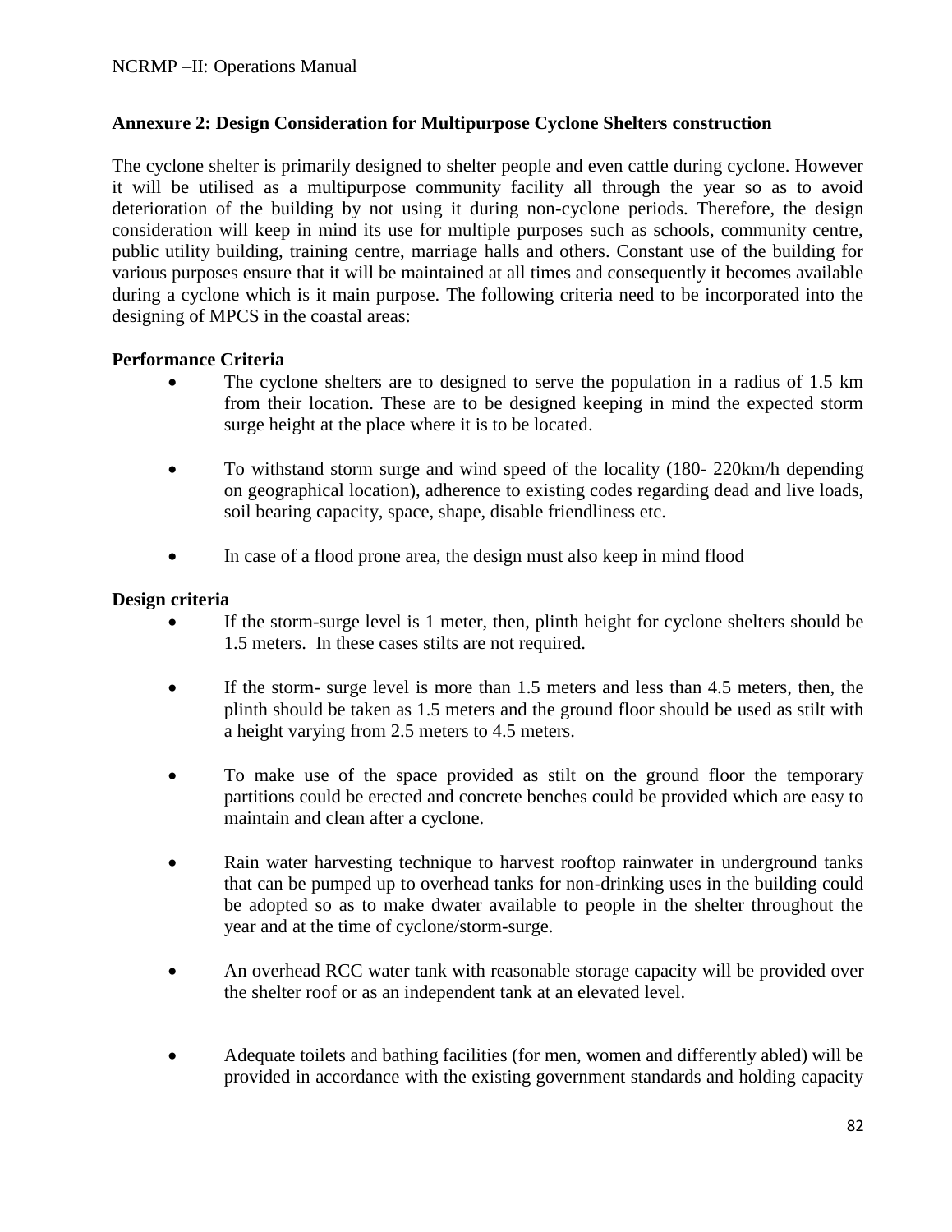## Annexure 2: Design Consideration for Multipurpose Cyclone Shelters construction

The cyclone shelter is primarily designed to shelter people and even cattle during cyclone. However it will be utilised as a multipurpose community facility all through the year so as to avoid deterioration of the building by not using it during non-cyclone periods. Therefore, the design consideration will keep in mind its use for multiple purposes such as schools, community centre, public utility building, training centre, marriage halls and others. Constant use of the building for various purposes ensure that it will be maintained at all times and consequently it becomes available during a cyclone which is it main purpose. The following criteria need to be incorporated into the designing of MPCS in the coastal areas:

**Performance Criteria**

- The cyclone shelters are to designed to serve the population in a radius of 1.5 km from their location. These are to be designed keeping in mind the expected storm surge height at the place where it is to be located.
- To withstand storm surge and wind speed of the locality (180- 220km/h depending on geographical location), adherence to existing codes regarding dead and live loads, soil bearing capacity, space, shape, disable friendliness etc.
- In case of a flood prone area, the design must also keep in mind flood

**Design criteria**

- If the storm-surge level is 1 meter, then, plinth height for cyclone shelters should be 1.5 meters. In these cases stilts are not required.
- If the storm- surge level is more than 1.5 meters and less than 4.5 meters, then, the plinth should be taken as 1.5 meters and the ground floor should be used as stilt with a height varying from 2.5 meters to 4.5 meters.
- To make use of the space provided as stilt on the ground floor the temporary partitions could be erected and concrete benches could be provided which are easy to maintain and clean after a cyclone.
- Rain water harvesting technique to harvest rooftop rainwater in underground tanks that can be pumped up to overhead tanks for non-drinking uses in the building could be adopted so as to make dwater available to people in the shelter throughout the year and at the time of cyclone/storm-surge.
- An overhead RCC water tank with reasonable storage capacity will be provided over the shelter roof or as an independent tank at an elevated level.
- Adequate toilets and bathing facilities (for men, women and differently abled) will be provided in accordance with the existing government standards and holding capacity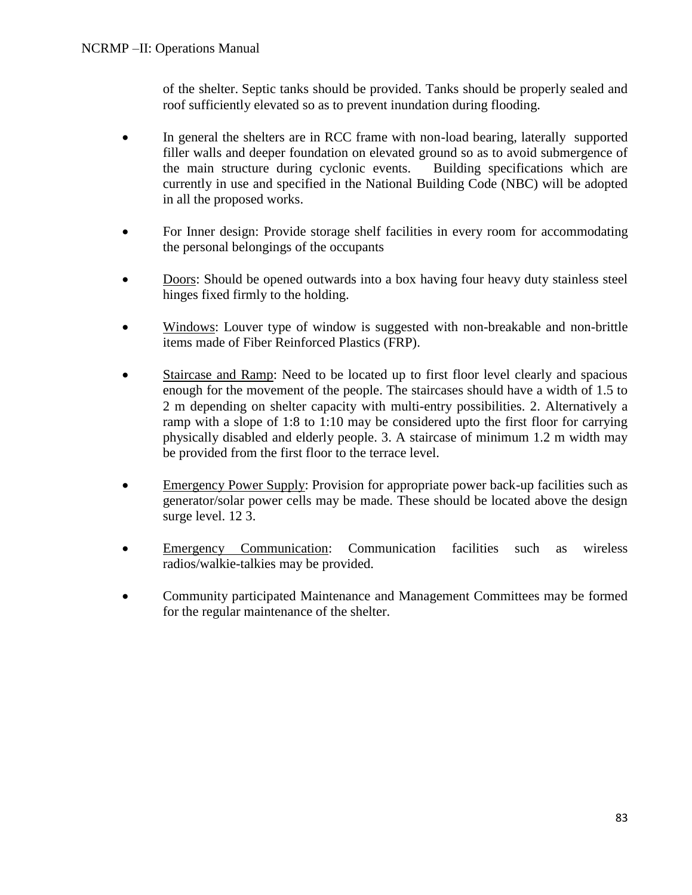of the shelter. Septic tanks should be provided. Tanks should be properly sealed and roof sufficiently elevated so as to prevent inundation during flooding.

- In general the shelters are in RCC frame with non-load bearing, laterally supported filler walls and deeper foundation on elevated ground so as to avoid submergence of the main structure during cyclonic events. Building specifications which are currently in use and specified in the National Building Code (NBC) will be adopted in all the proposed works.

- For Inner design: Provide storage shelf facilities in every room for accommodating the personal belongings of the occupants

- <u>Doors</u>: Should be opened outwards into a box having four heavy duty stainless steel hinges fixed firmly to the holding.

- <u>Windows</u>: Louver type of window is suggested with non-breakable and non-brittle items made of Fiber Reinforced Plastics (FRP).

- <u>Staircase and Ramp</u>: Need to be located up to first floor level clearly and spacious enough for the movement of the people. The staircases should have a width of 1.5 to 2 m depending on shelter capacity with multi-entry possibilities. 2. Alternatively a ramp with a slope of 1:8 to 1:10 may be considered upto the first floor for carrying physically disabled and elderly people. 3. A staircase of minimum 1.2 m width may be provided from the first floor to the terrace level.

- <u>Emergency Power Supply</u>: Provision for appropriate power back-up facilities such as generator/solar power cells may be made. These should be located above the design surge level. 12 3.

- <u>Emergency Communication</u>: Communication facilities such as wireless radios/walkie-talkies may be provided.

- Community participated Maintenance and Management Committees may be formed for the regular maintenance of the shelter.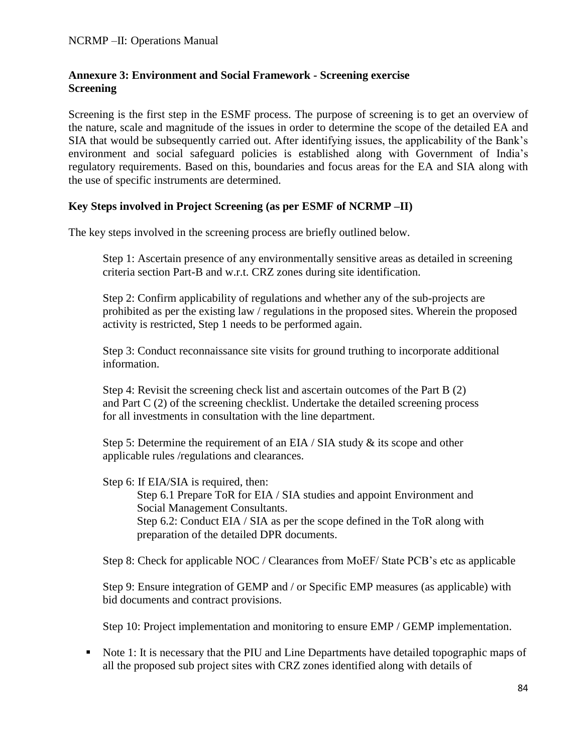## Annexure 3: Environment and Social Framework - Screening exercise

### Screening

Screening is the first step in the ESMF process. The purpose of screening is to get an overview of the nature, scale and magnitude of the issues in order to determine the scope of the detailed EA and SIA that would be subsequently carried out. After identifying issues, the applicability of the Bank's environment and social safeguard policies is established along with Government of India's regulatory requirements. Based on this, boundaries and focus areas for the EA and SIA along with the use of specific instruments are determined.

### Key Steps involved in Project Screening (as per ESMF of NCRMP –II)

The key steps involved in the screening process are briefly outlined below.

Step 1: Ascertain presence of any environmentally sensitive areas as detailed in screening criteria section Part-B and w.r.t. CRZ zones during site identification.

Step 2: Confirm applicability of regulations and whether any of the sub-projects are prohibited as per the existing law / regulations in the proposed sites. Wherein the proposed activity is restricted, Step 1 needs to be performed again.

Step 3: Conduct reconnaissance site visits for ground truthing to incorporate additional information.

Step 4: Revisit the screening check list and ascertain outcomes of the Part B (2) and Part C (2) of the screening checklist. Undertake the detailed screening process for all investments in consultation with the line department.

Step 5: Determine the requirement of an EIA / SIA study & its scope and other applicable rules /regulations and clearances.

Step 6: If EIA/SIA is required, then:

- Step 6.1 Prepare ToR for EIA / SIA studies and appoint Environment and Social Management Consultants.
- Step 6.2: Conduct EIA / SIA as per the scope defined in the ToR along with preparation of the detailed DPR documents.

Step 8: Check for applicable NOC / Clearances from MoEF/ State PCB's etc as applicable

Step 9: Ensure integration of GEMP and / or Specific EMP measures (as applicable) with bid documents and contract provisions.

Step 10: Project implementation and monitoring to ensure EMP / GEMP implementation.

- Note 1: It is necessary that the PIU and Line Departments have detailed topographic maps of all the proposed sub project sites with CRZ zones identified along with details of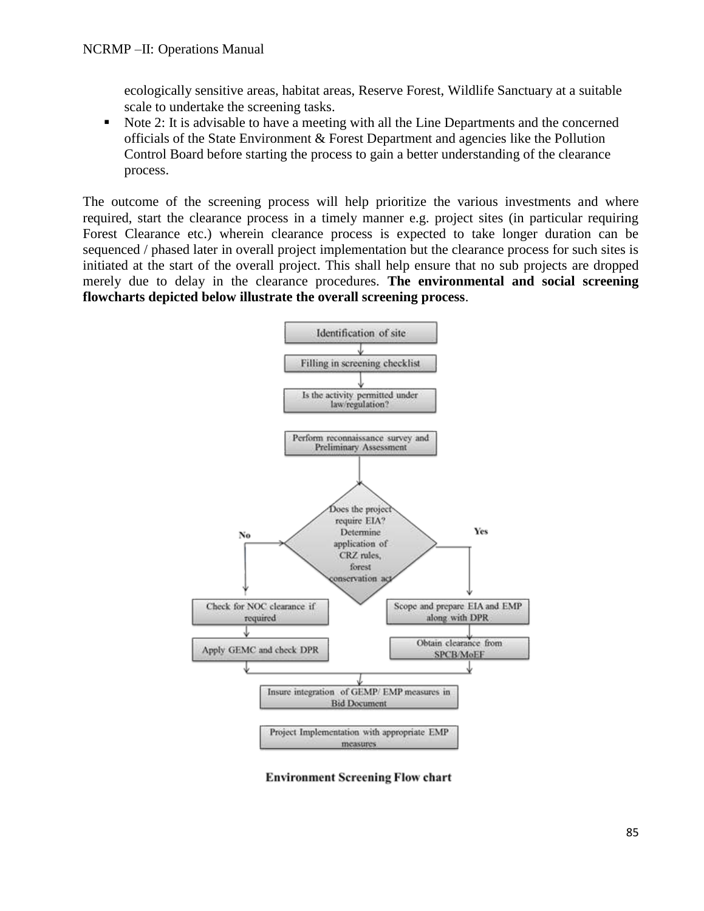ecologically sensitive areas, habitat areas, Reserve Forest, Wildlife Sanctuary at a suitable scale to undertake the screening tasks.

- Note 2: It is advisable to have a meeting with all the Line Departments and the concerned officials of the State Environment & Forest Department and agencies like the Pollution Control Board before starting the process to gain a better understanding of the clearance process.

The outcome of the screening process will help prioritize the various investments and where required, start the clearance process in a timely manner e.g. project sites (in particular requiring Forest Clearance etc.) wherein clearance process is expected to take longer duration can be sequenced / phased later in overall project implementation but the clearance process for such sites is initiated at the start of the overall project. This shall help ensure that no sub projects are dropped merely due to delay in the clearance procedures. **The environmental and social screening flowcharts depicted below illustrate the overall screening process**.

Identification of site
↓
Filling in screening checklist
↓
Is the activity permitted under law/regulation?

Perform reconnaissance survey and Preliminary Assessment
↓
Does the project require EIA? Determine application of CRZ rules, forest conservation act

No:
- Check for NOC clearance if required
- Apply GEMC and check DPR

Yes:
- Scope and prepare EIA and EMP along with DPR
- Obtain clearance from SPCB/MoEF

↓
Insure integration of GEMP/ EMP measures in Bid Document

Project Implementation with appropriate EMP measures

**Environment Screening Flow chart**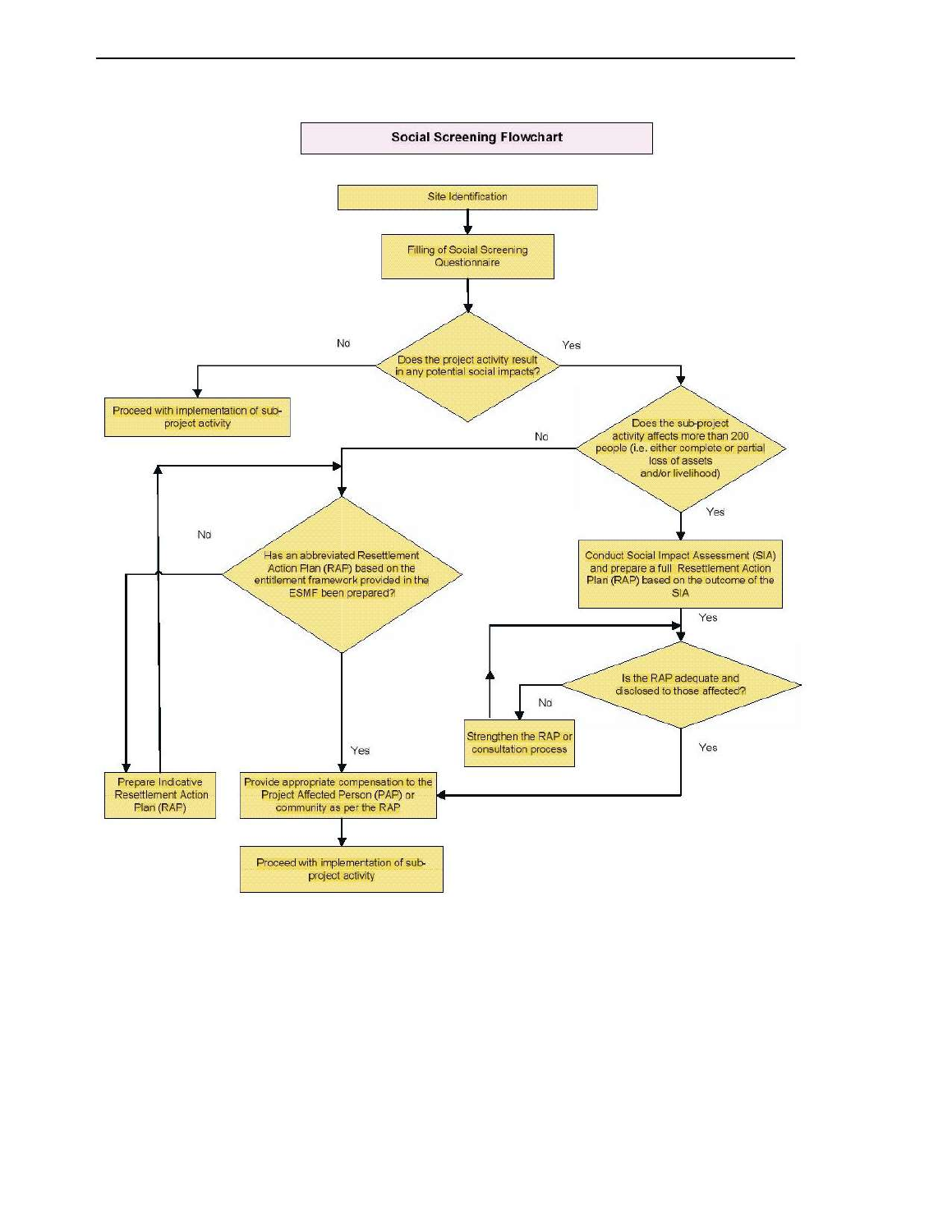**Social Screening Flowchart**

Site Identification

Filling of Social Screening Questionnaire

Does the project activity result in any potential social impacts?

No

Proceed with implementation of sub-project activity

Yes

Does the sub-project activity affects more than 200 people (i.e. either complete or partial loss of assets and/or livelihood)

No

Has an abbreviated Resettlement Action Plan (RAP) based on the entitlement framework provided in the ESMF been prepared?

No

Prepare Indicative Resettlement Action Plan (RAP)

Yes

Provide appropriate compensation to the Project Affected Person (PAP) or community as per the RAP

Proceed with implementation of sub-project activity

Yes

Conduct Social Impact Assessment (SIA) and prepare a full Resettlement Action Plan (RAP) based on the outcome of the SIA

Yes

Is the RAP adequate and disclosed to those affected?

No

Strengthen the RAP or consultation process

Yes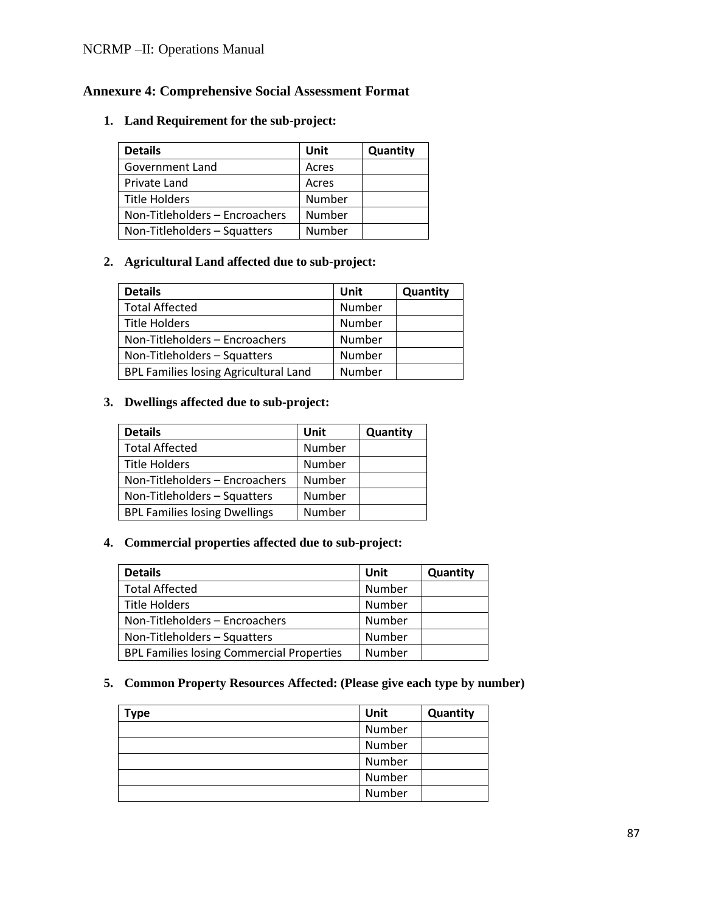## Annexure 4: Comprehensive Social Assessment Format

1. **Land Requirement for the sub-project:**

| Details | Unit | Quantity |
|---|---|---|
| Government Land | Acres | |
| Private Land | Acres | |
| Title Holders | Number | |
| Non-Titleholders – Encroachers | Number | |
| Non-Titleholders – Squatters | Number | |

2. **Agricultural Land affected due to sub-project:**

| Details | Unit | Quantity |
|---|---|---|
| Total Affected | Number | |
| Title Holders | Number | |
| Non-Titleholders – Encroachers | Number | |
| Non-Titleholders – Squatters | Number | |
| BPL Families losing Agricultural Land | Number | |

3. **Dwellings affected due to sub-project:**

| Details | Unit | Quantity |
|---|---|---|
| Total Affected | Number | |
| Title Holders | Number | |
| Non-Titleholders – Encroachers | Number | |
| Non-Titleholders – Squatters | Number | |
| BPL Families losing Dwellings | Number | |

4. **Commercial properties affected due to sub-project:**

| Details | Unit | Quantity |
|---|---|---|
| Total Affected | Number | |
| Title Holders | Number | |
| Non-Titleholders – Encroachers | Number | |
| Non-Titleholders – Squatters | Number | |
| BPL Families losing Commercial Properties | Number | |

5. **Common Property Resources Affected: (Please give each type by number)**

| Type | Unit | Quantity |
|---|---|---|
| | Number | |
| | Number | |
| | Number | |
| | Number | |
| | Number | |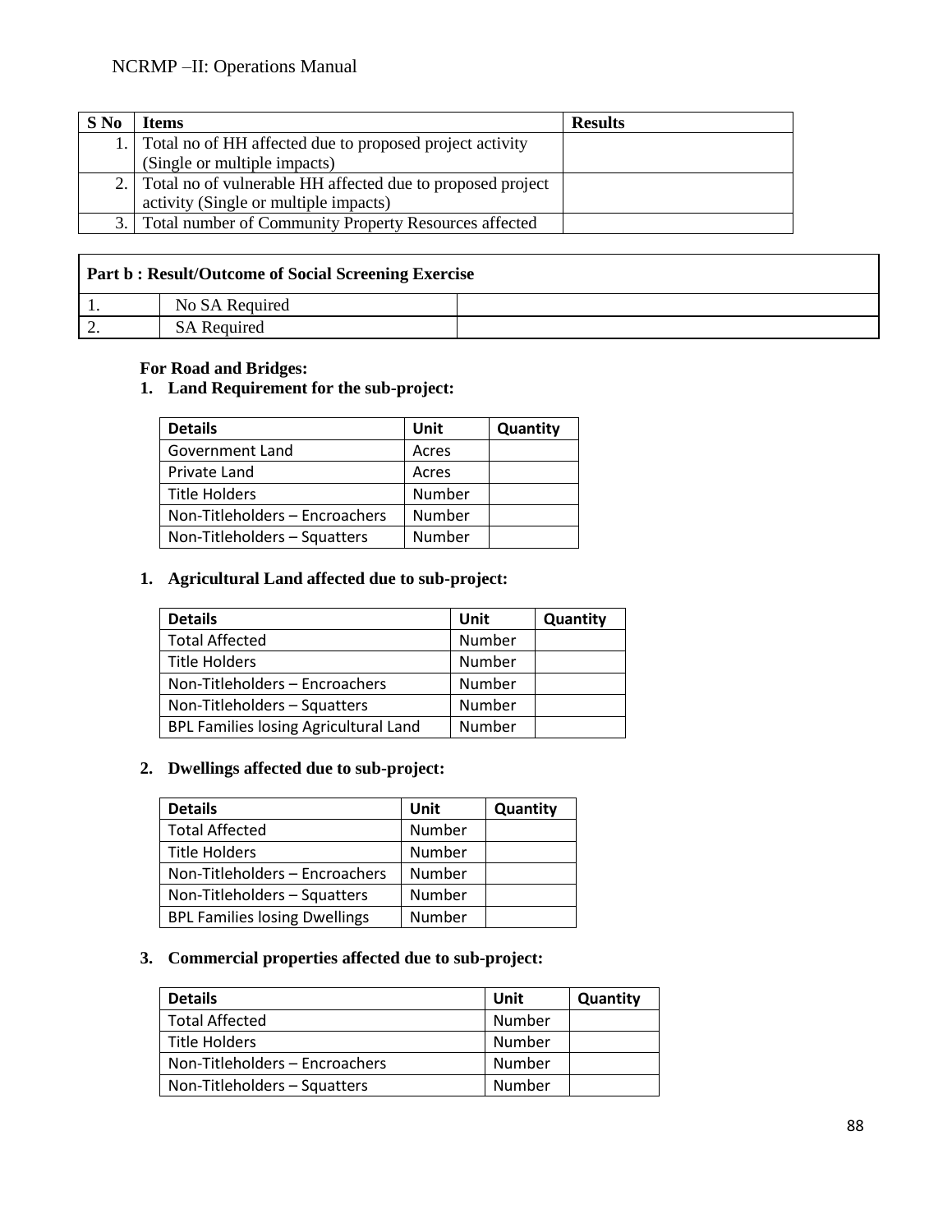| S No | Items | Results |
|---|---|---|
| 1. | Total no of HH affected due to proposed project activity (Single or multiple impacts) | |
| 2. | Total no of vulnerable HH affected due to proposed project activity (Single or multiple impacts) | |
| 3. | Total number of Community Property Resources affected | |

| Part b : Result/Outcome of Social Screening Exercise | | |
|---|---|---|
| 1. | No SA Required | |
| 2. | SA Required | |

**For Road and Bridges:**

**1. Land Requirement for the sub-project:**

| Details | Unit | Quantity |
|---|---|---|
| Government Land | Acres | |
| Private Land | Acres | |
| Title Holders | Number | |
| Non-Titleholders – Encroachers | Number | |
| Non-Titleholders – Squatters | Number | |

**1. Agricultural Land affected due to sub-project:**

| Details | Unit | Quantity |
|---|---|---|
| Total Affected | Number | |
| Title Holders | Number | |
| Non-Titleholders – Encroachers | Number | |
| Non-Titleholders – Squatters | Number | |
| BPL Families losing Agricultural Land | Number | |

**2. Dwellings affected due to sub-project:**

| Details | Unit | Quantity |
|---|---|---|
| Total Affected | Number | |
| Title Holders | Number | |
| Non-Titleholders – Encroachers | Number | |
| Non-Titleholders – Squatters | Number | |
| BPL Families losing Dwellings | Number | |

**3. Commercial properties affected due to sub-project:**

| Details | Unit | Quantity |
|---|---|---|
| Total Affected | Number | |
| Title Holders | Number | |
| Non-Titleholders – Encroachers | Number | |
| Non-Titleholders – Squatters | Number | |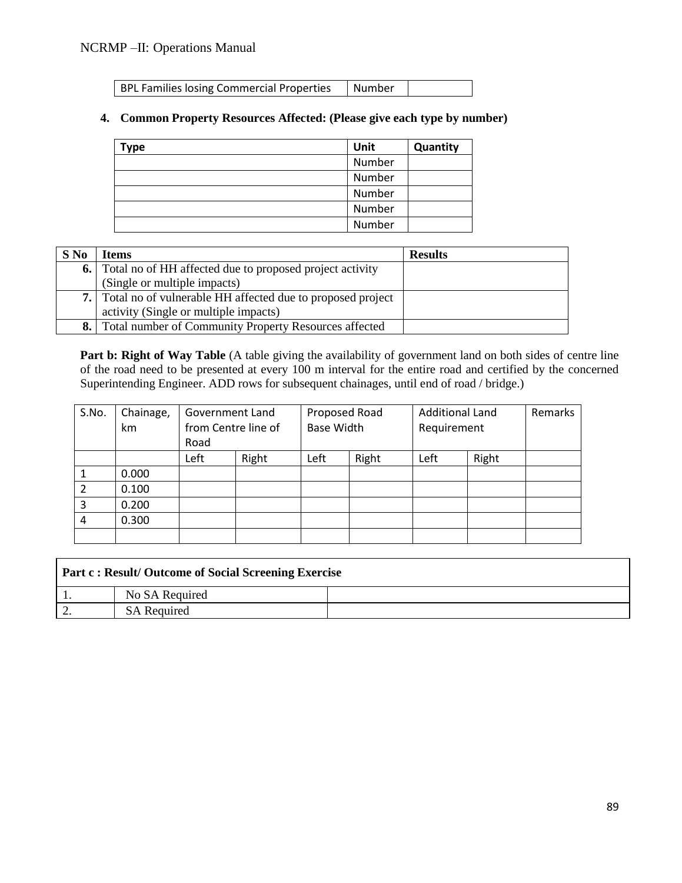| BPL Families losing Commercial Properties | Number | |
|---|---|---|

4. **Common Property Resources Affected: (Please give each type by number)**

| Type | Unit | Quantity |
|---|---|---|
| | Number | |
| | Number | |
| | Number | |
| | Number | |
| | Number | |

| S No | Items | Results |
|---|---|---|
| 6. | Total no of HH affected due to proposed project activity (Single or multiple impacts) | |
| 7. | Total no of vulnerable HH affected due to proposed project activity (Single or multiple impacts) | |
| 8. | Total number of Community Property Resources affected | |

**Part b: Right of Way Table** (A table giving the availability of government land on both sides of centre line of the road need to be presented at every 100 m interval for the entire road and certified by the concerned Superintending Engineer. ADD rows for subsequent chainages, until end of road / bridge.)

| S.No. | Chainage, km | Government Land from Centre line of Road | | Proposed Road Base Width | | Additional Land Requirement | | Remarks |
|---|---|---|---|---|---|---|---|---|
| | | Left | Right | Left | Right | Left | Right | |
| 1 | 0.000 | | | | | | | |
| 2 | 0.100 | | | | | | | |
| 3 | 0.200 | | | | | | | |
| 4 | 0.300 | | | | | | | |
| | | | | | | | | |

| **Part c : Result/ Outcome of Social Screening Exercise** | | |
|---|---|---|
| 1. | No SA Required | |
| 2. | SA Required | |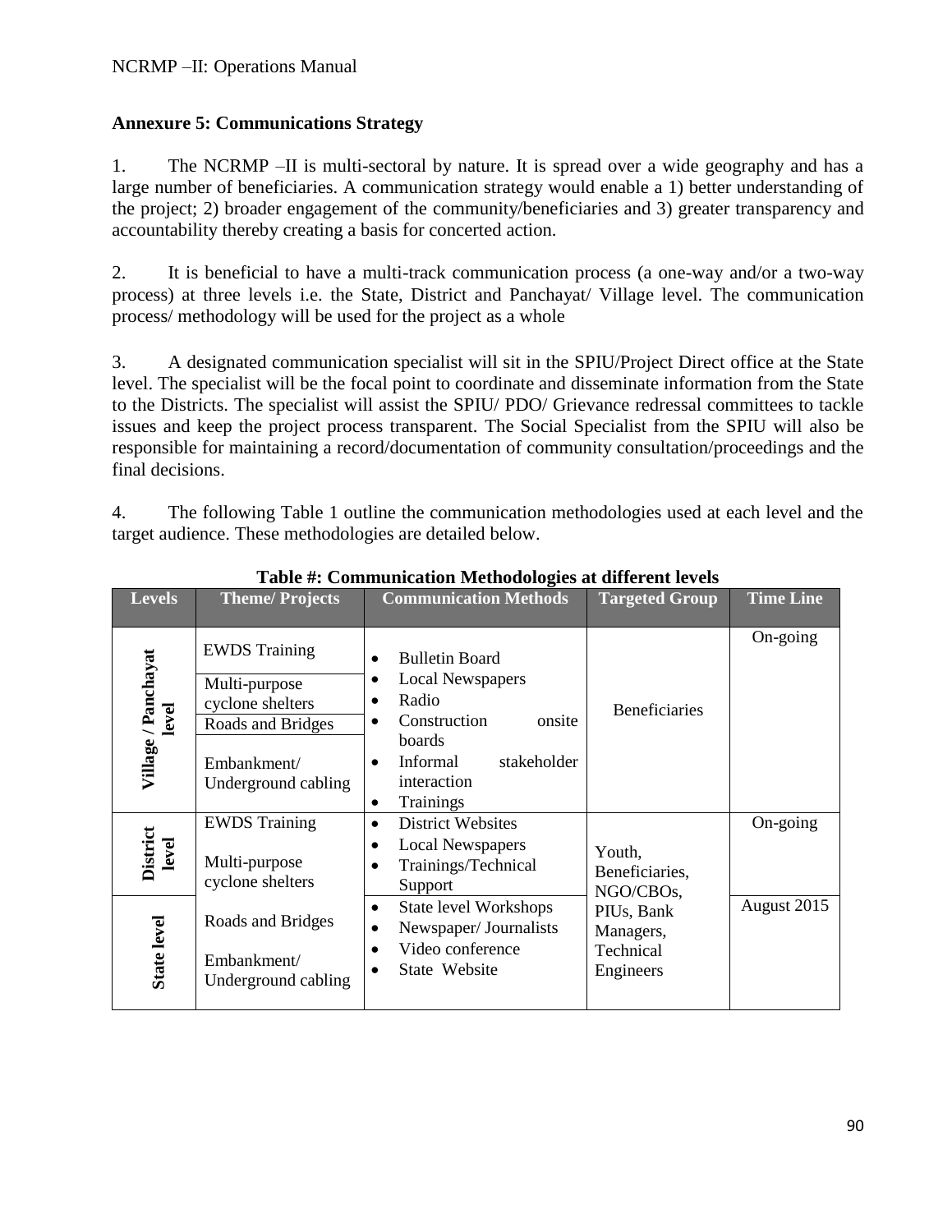## Annexure 5: Communications Strategy

1. The NCRMP –II is multi-sectoral by nature. It is spread over a wide geography and has a large number of beneficiaries. A communication strategy would enable a 1) better understanding of the project; 2) broader engagement of the community/beneficiaries and 3) greater transparency and accountability thereby creating a basis for concerted action.

2. It is beneficial to have a multi-track communication process (a one-way and/or a two-way process) at three levels i.e. the State, District and Panchayat/ Village level. The communication process/ methodology will be used for the project as a whole

3. A designated communication specialist will sit in the SPIU/Project Direct office at the State level. The specialist will be the focal point to coordinate and disseminate information from the State to the Districts. The specialist will assist the SPIU/ PDO/ Grievance redressal committees to tackle issues and keep the project process transparent. The Social Specialist from the SPIU will also be responsible for maintaining a record/documentation of community consultation/proceedings and the final decisions.

4. The following Table 1 outline the communication methodologies used at each level and the target audience. These methodologies are detailed below.

**Table #: Communication Methodologies at different levels**

| Levels | Theme/ Projects | Communication Methods | Targeted Group | Time Line |
|---|---|---|---|---|
| Village / Panchayat level | EWDS Training<br>Multi-purpose cyclone shelters<br>Roads and Bridges<br>Embankment/ Underground cabling | • Bulletin Board<br>• Local Newspapers<br>• Radio<br>• Construction onsite boards<br>• Informal stakeholder interaction<br>• Trainings | Beneficiaries | On-going |
| District level | EWDS Training<br>Multi-purpose cyclone shelters<br>Roads and Bridges<br>Embankment/ Underground cabling | • District Websites<br>• Local Newspapers<br>• Trainings/Technical Support | Youth, Beneficiaries, NGO/CBOs, PIUs, Bank Managers, Technical Engineers | On-going |
| State level | | • State level Workshops<br>• Newspaper/ Journalists<br>• Video conference<br>• State Website | | August 2015 |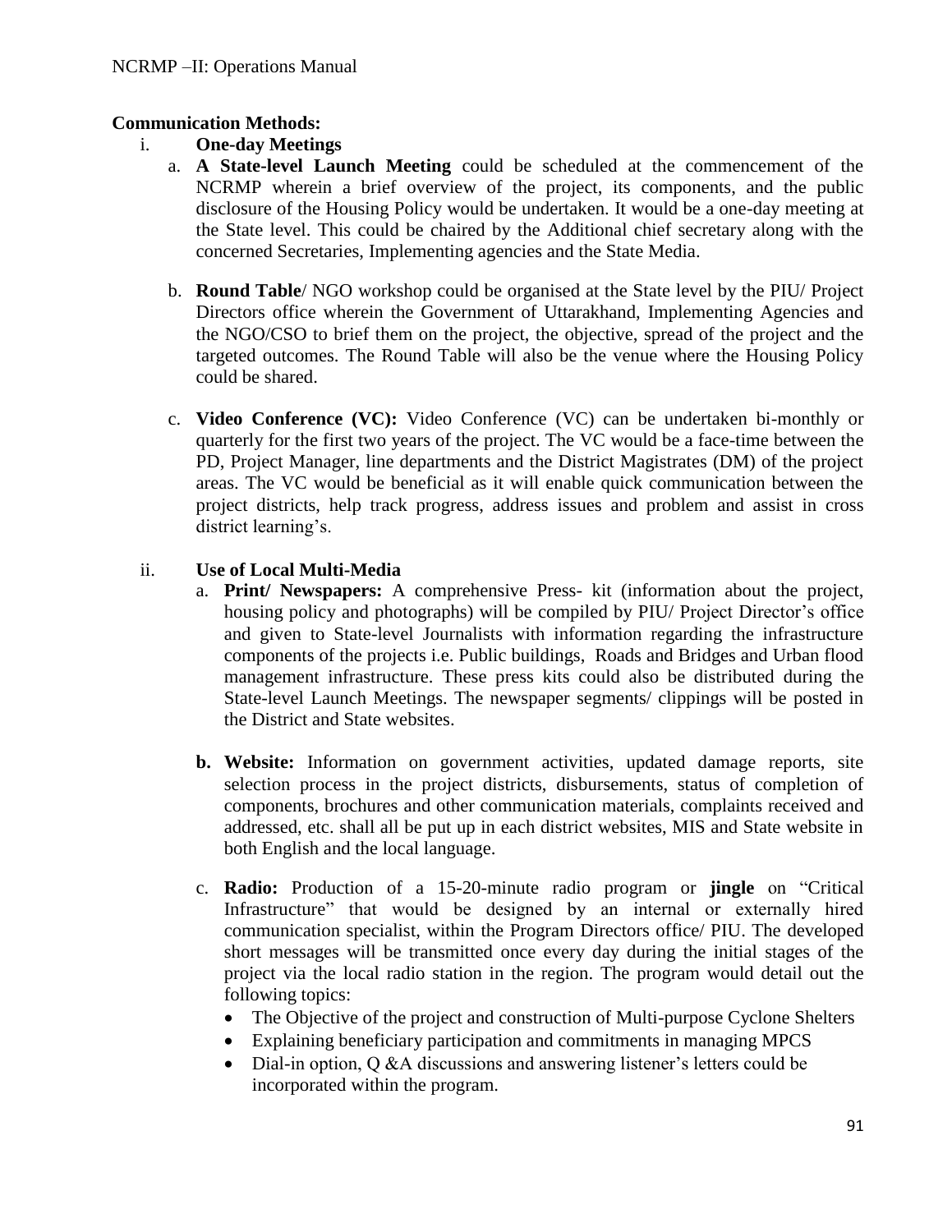**Communication Methods:**

i. **One-day Meetings**

   a. **A State-level Launch Meeting** could be scheduled at the commencement of the NCRMP wherein a brief overview of the project, its components, and the public disclosure of the Housing Policy would be undertaken. It would be a one-day meeting at the State level. This could be chaired by the Additional chief secretary along with the concerned Secretaries, Implementing agencies and the State Media.

   b. **Round Table**/ NGO workshop could be organised at the State level by the PIU/ Project Directors office wherein the Government of Uttarakhand, Implementing Agencies and the NGO/CSO to brief them on the project, the objective, spread of the project and the targeted outcomes. The Round Table will also be the venue where the Housing Policy could be shared.

   c. **Video Conference (VC):** Video Conference (VC) can be undertaken bi-monthly or quarterly for the first two years of the project. The VC would be a face-time between the PD, Project Manager, line departments and the District Magistrates (DM) of the project areas. The VC would be beneficial as it will enable quick communication between the project districts, help track progress, address issues and problem and assist in cross district learning's.

ii. **Use of Local Multi-Media**

   a. **Print/ Newspapers:** A comprehensive Press- kit (information about the project, housing policy and photographs) will be compiled by PIU/ Project Director's office and given to State-level Journalists with information regarding the infrastructure components of the projects i.e. Public buildings, Roads and Bridges and Urban flood management infrastructure. These press kits could also be distributed during the State-level Launch Meetings. The newspaper segments/ clippings will be posted in the District and State websites.

   **b. Website:** Information on government activities, updated damage reports, site selection process in the project districts, disbursements, status of completion of components, brochures and other communication materials, complaints received and addressed, etc. shall all be put up in each district websites, MIS and State website in both English and the local language.

   c. **Radio:** Production of a 15-20-minute radio program or **jingle** on "Critical Infrastructure" that would be designed by an internal or externally hired communication specialist, within the Program Directors office/ PIU. The developed short messages will be transmitted once every day during the initial stages of the project via the local radio station in the region. The program would detail out the following topics:

   - The Objective of the project and construction of Multi-purpose Cyclone Shelters
   - Explaining beneficiary participation and commitments in managing MPCS
   - Dial-in option, Q &A discussions and answering listener's letters could be incorporated within the program.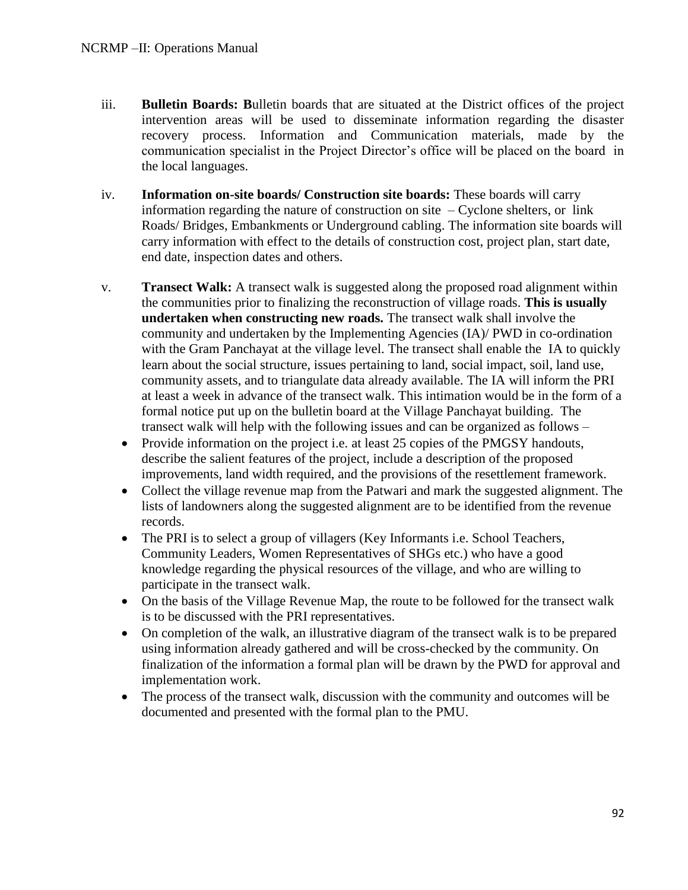iii. **Bulletin Boards: B**ulletin boards that are situated at the District offices of the project intervention areas will be used to disseminate information regarding the disaster recovery process. Information and Communication materials, made by the communication specialist in the Project Director's office will be placed on the board in the local languages.

iv. **Information on-site boards/ Construction site boards:** These boards will carry information regarding the nature of construction on site – Cyclone shelters, or link Roads/ Bridges, Embankments or Underground cabling. The information site boards will carry information with effect to the details of construction cost, project plan, start date, end date, inspection dates and others.

v. **Transect Walk:** A transect walk is suggested along the proposed road alignment within the communities prior to finalizing the reconstruction of village roads. **This is usually undertaken when constructing new roads.** The transect walk shall involve the community and undertaken by the Implementing Agencies (IA)/ PWD in co-ordination with the Gram Panchayat at the village level. The transect shall enable the IA to quickly learn about the social structure, issues pertaining to land, social impact, soil, land use, community assets, and to triangulate data already available. The IA will inform the PRI at least a week in advance of the transect walk. This intimation would be in the form of a formal notice put up on the bulletin board at the Village Panchayat building. The transect walk will help with the following issues and can be organized as follows –

- Provide information on the project i.e. at least 25 copies of the PMGSY handouts, describe the salient features of the project, include a description of the proposed improvements, land width required, and the provisions of the resettlement framework.
- Collect the village revenue map from the Patwari and mark the suggested alignment. The lists of landowners along the suggested alignment are to be identified from the revenue records.
- The PRI is to select a group of villagers (Key Informants i.e. School Teachers, Community Leaders, Women Representatives of SHGs etc.) who have a good knowledge regarding the physical resources of the village, and who are willing to participate in the transect walk.
- On the basis of the Village Revenue Map, the route to be followed for the transect walk is to be discussed with the PRI representatives.
- On completion of the walk, an illustrative diagram of the transect walk is to be prepared using information already gathered and will be cross-checked by the community. On finalization of the information a formal plan will be drawn by the PWD for approval and implementation work.
- The process of the transect walk, discussion with the community and outcomes will be documented and presented with the formal plan to the PMU.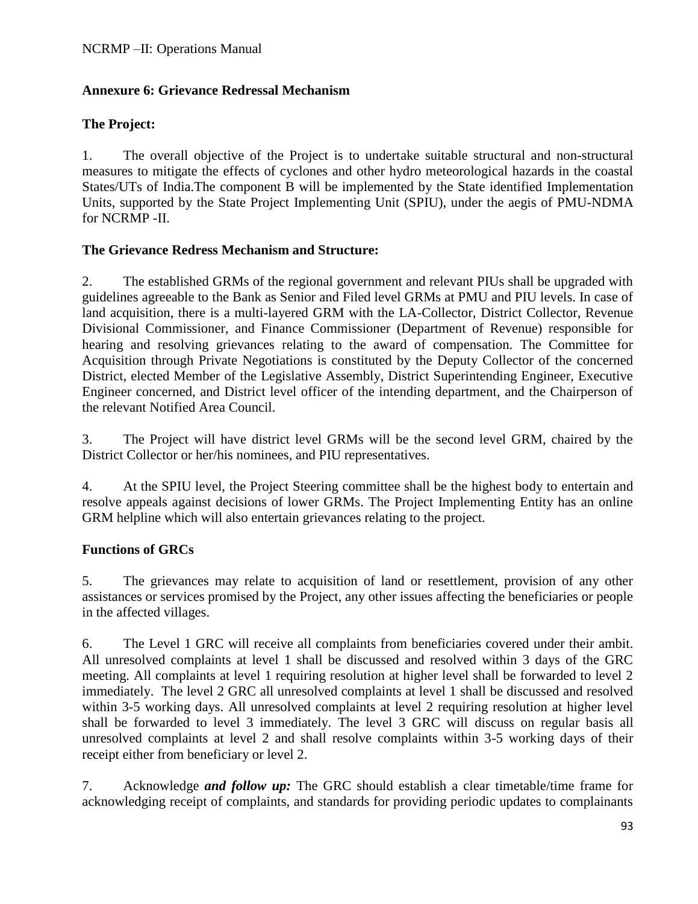## Annexure 6: Grievance Redressal Mechanism

### The Project:

1. The overall objective of the Project is to undertake suitable structural and non-structural measures to mitigate the effects of cyclones and other hydro meteorological hazards in the coastal States/UTs of India.The component B will be implemented by the State identified Implementation Units, supported by the State Project Implementing Unit (SPIU), under the aegis of PMU-NDMA for NCRMP -II.

### The Grievance Redress Mechanism and Structure:

2. The established GRMs of the regional government and relevant PIUs shall be upgraded with guidelines agreeable to the Bank as Senior and Filed level GRMs at PMU and PIU levels. In case of land acquisition, there is a multi-layered GRM with the LA-Collector, District Collector, Revenue Divisional Commissioner, and Finance Commissioner (Department of Revenue) responsible for hearing and resolving grievances relating to the award of compensation. The Committee for Acquisition through Private Negotiations is constituted by the Deputy Collector of the concerned District, elected Member of the Legislative Assembly, District Superintending Engineer, Executive Engineer concerned, and District level officer of the intending department, and the Chairperson of the relevant Notified Area Council.

3. The Project will have district level GRMs will be the second level GRM, chaired by the District Collector or her/his nominees, and PIU representatives.

4. At the SPIU level, the Project Steering committee shall be the highest body to entertain and resolve appeals against decisions of lower GRMs. The Project Implementing Entity has an online GRM helpline which will also entertain grievances relating to the project.

### Functions of GRCs

5. The grievances may relate to acquisition of land or resettlement, provision of any other assistances or services promised by the Project, any other issues affecting the beneficiaries or people in the affected villages.

6. The Level 1 GRC will receive all complaints from beneficiaries covered under their ambit. All unresolved complaints at level 1 shall be discussed and resolved within 3 days of the GRC meeting. All complaints at level 1 requiring resolution at higher level shall be forwarded to level 2 immediately. The level 2 GRC all unresolved complaints at level 1 shall be discussed and resolved within 3-5 working days. All unresolved complaints at level 2 requiring resolution at higher level shall be forwarded to level 3 immediately. The level 3 GRC will discuss on regular basis all unresolved complaints at level 2 and shall resolve complaints within 3-5 working days of their receipt either from beneficiary or level 2.

7. Acknowledge ***and follow up:*** The GRC should establish a clear timetable/time frame for acknowledging receipt of complaints, and standards for providing periodic updates to complainants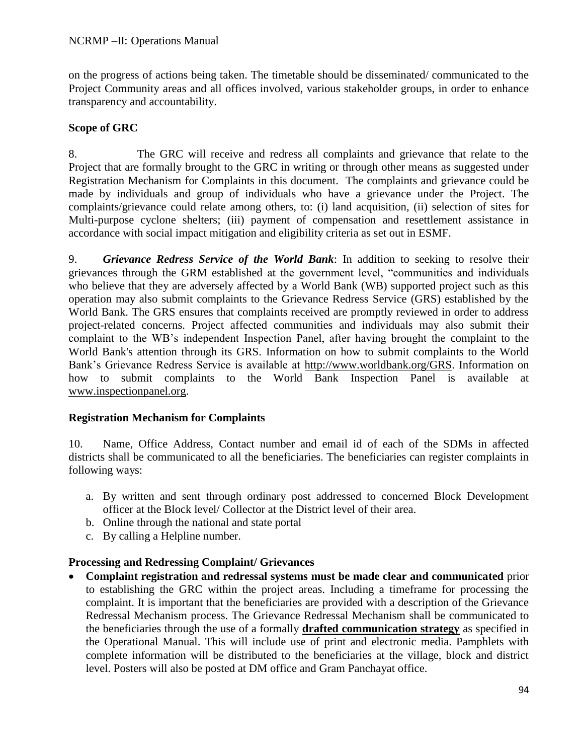on the progress of actions being taken. The timetable should be disseminated/ communicated to the Project Community areas and all offices involved, various stakeholder groups, in order to enhance transparency and accountability.

**Scope of GRC**

8. The GRC will receive and redress all complaints and grievance that relate to the Project that are formally brought to the GRC in writing or through other means as suggested under Registration Mechanism for Complaints in this document. The complaints and grievance could be made by individuals and group of individuals who have a grievance under the Project. The complaints/grievance could relate among others, to: (i) land acquisition, (ii) selection of sites for Multi-purpose cyclone shelters; (iii) payment of compensation and resettlement assistance in accordance with social impact mitigation and eligibility criteria as set out in ESMF.

9. ***Grievance Redress Service of the World Bank***: In addition to seeking to resolve their grievances through the GRM established at the government level, "communities and individuals who believe that they are adversely affected by a World Bank (WB) supported project such as this operation may also submit complaints to the Grievance Redress Service (GRS) established by the World Bank. The GRS ensures that complaints received are promptly reviewed in order to address project-related concerns. Project affected communities and individuals may also submit their complaint to the WB's independent Inspection Panel, after having brought the complaint to the World Bank's attention through its GRS. Information on how to submit complaints to the World Bank's Grievance Redress Service is available at http://www.worldbank.org/GRS. Information on how to submit complaints to the World Bank Inspection Panel is available at www.inspectionpanel.org.

**Registration Mechanism for Complaints**

10. Name, Office Address, Contact number and email id of each of the SDMs in affected districts shall be communicated to all the beneficiaries. The beneficiaries can register complaints in following ways:

a. By written and sent through ordinary post addressed to concerned Block Development officer at the Block level/ Collector at the District level of their area.
b. Online through the national and state portal
c. By calling a Helpline number.

**Processing and Redressing Complaint/ Grievances**

- **Complaint registration and redressal systems must be made clear and communicated** prior to establishing the GRC within the project areas. Including a timeframe for processing the complaint. It is important that the beneficiaries are provided with a description of the Grievance Redressal Mechanism process. The Grievance Redressal Mechanism shall be communicated to the beneficiaries through the use of a formally **drafted communication strategy** as specified in the Operational Manual. This will include use of print and electronic media. Pamphlets with complete information will be distributed to the beneficiaries at the village, block and district level. Posters will also be posted at DM office and Gram Panchayat office.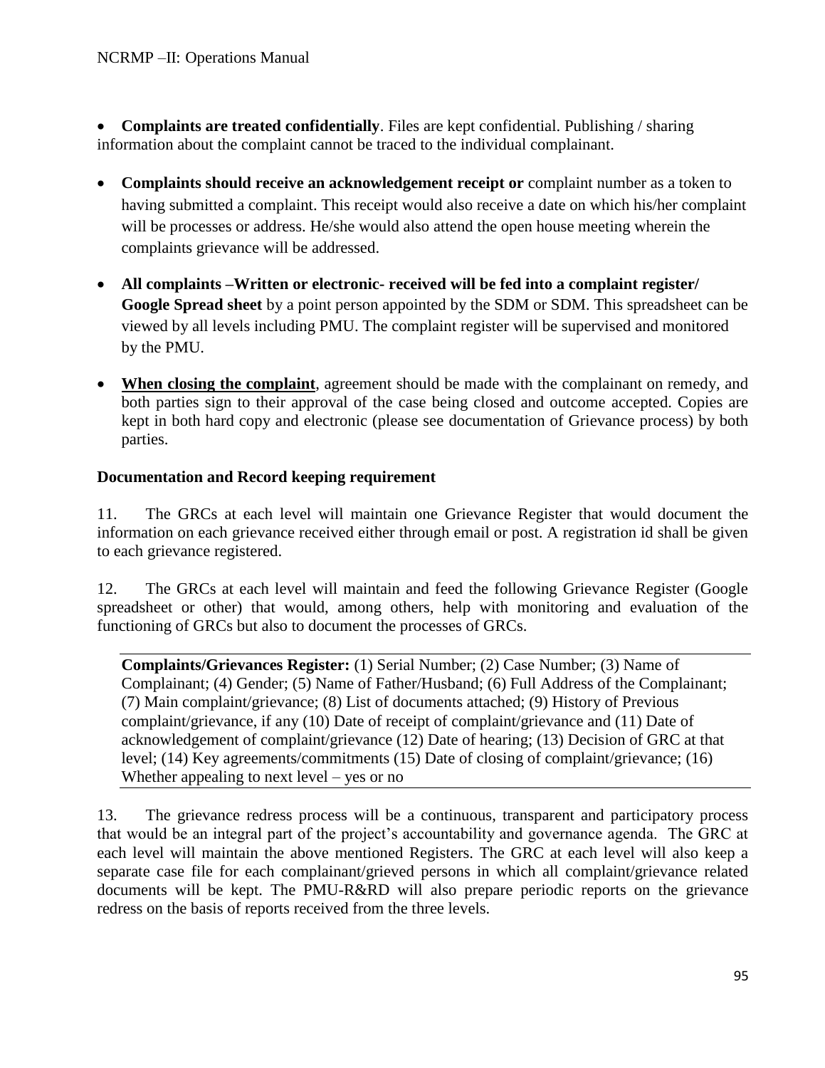- **Complaints are treated confidentially**. Files are kept confidential. Publishing / sharing information about the complaint cannot be traced to the individual complainant.

- **Complaints should receive an acknowledgement receipt or** complaint number as a token to having submitted a complaint. This receipt would also receive a date on which his/her complaint will be processes or address. He/she would also attend the open house meeting wherein the complaints grievance will be addressed.

- **All complaints –Written or electronic- received will be fed into a complaint register/ Google Spread sheet** by a point person appointed by the SDM or SDM. This spreadsheet can be viewed by all levels including PMU. The complaint register will be supervised and monitored by the PMU.

- **When closing the complaint**, agreement should be made with the complainant on remedy, and both parties sign to their approval of the case being closed and outcome accepted. Copies are kept in both hard copy and electronic (please see documentation of Grievance process) by both parties.

**Documentation and Record keeping requirement**

11. The GRCs at each level will maintain one Grievance Register that would document the information on each grievance received either through email or post. A registration id shall be given to each grievance registered.

12. The GRCs at each level will maintain and feed the following Grievance Register (Google spreadsheet or other) that would, among others, help with monitoring and evaluation of the functioning of GRCs but also to document the processes of GRCs.

**Complaints/Grievances Register:** (1) Serial Number; (2) Case Number; (3) Name of Complainant; (4) Gender; (5) Name of Father/Husband; (6) Full Address of the Complainant; (7) Main complaint/grievance; (8) List of documents attached; (9) History of Previous complaint/grievance, if any (10) Date of receipt of complaint/grievance and (11) Date of acknowledgement of complaint/grievance (12) Date of hearing; (13) Decision of GRC at that level; (14) Key agreements/commitments (15) Date of closing of complaint/grievance; (16) Whether appealing to next level – yes or no

13. The grievance redress process will be a continuous, transparent and participatory process that would be an integral part of the project's accountability and governance agenda. The GRC at each level will maintain the above mentioned Registers. The GRC at each level will also keep a separate case file for each complainant/grieved persons in which all complaint/grievance related documents will be kept. The PMU-R&RD will also prepare periodic reports on the grievance redress on the basis of reports received from the three levels.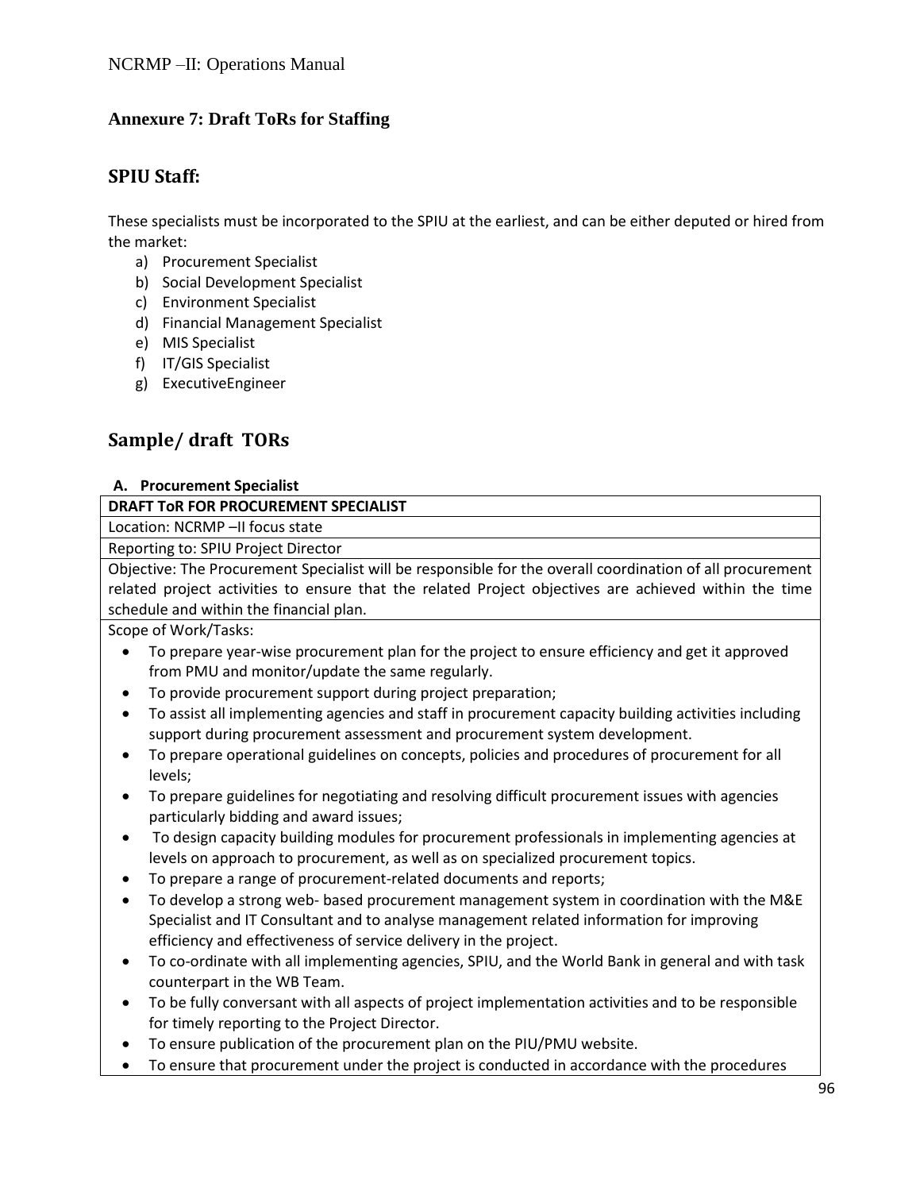## Annexure 7: Draft ToRs for Staffing

## SPIU Staff:

These specialists must be incorporated to the SPIU at the earliest, and can be either deputed or hired from the market:

a) Procurement Specialist
b) Social Development Specialist
c) Environment Specialist
d) Financial Management Specialist
e) MIS Specialist
f) IT/GIS Specialist
g) ExecutiveEngineer

## Sample/ draft TORs

### A. Procurement Specialist

**DRAFT ToR FOR PROCUREMENT SPECIALIST**

Location: NCRMP –II focus state

Reporting to: SPIU Project Director

Objective: The Procurement Specialist will be responsible for the overall coordination of all procurement related project activities to ensure that the related Project objectives are achieved within the time schedule and within the financial plan.

Scope of Work/Tasks:

- To prepare year-wise procurement plan for the project to ensure efficiency and get it approved from PMU and monitor/update the same regularly.
- To provide procurement support during project preparation;
- To assist all implementing agencies and staff in procurement capacity building activities including support during procurement assessment and procurement system development.
- To prepare operational guidelines on concepts, policies and procedures of procurement for all levels;
- To prepare guidelines for negotiating and resolving difficult procurement issues with agencies particularly bidding and award issues;
- To design capacity building modules for procurement professionals in implementing agencies at levels on approach to procurement, as well as on specialized procurement topics.
- To prepare a range of procurement-related documents and reports;
- To develop a strong web- based procurement management system in coordination with the M&E Specialist and IT Consultant and to analyse management related information for improving efficiency and effectiveness of service delivery in the project.
- To co-ordinate with all implementing agencies, SPIU, and the World Bank in general and with task counterpart in the WB Team.
- To be fully conversant with all aspects of project implementation activities and to be responsible for timely reporting to the Project Director.
- To ensure publication of the procurement plan on the PIU/PMU website.
- To ensure that procurement under the project is conducted in accordance with the procedures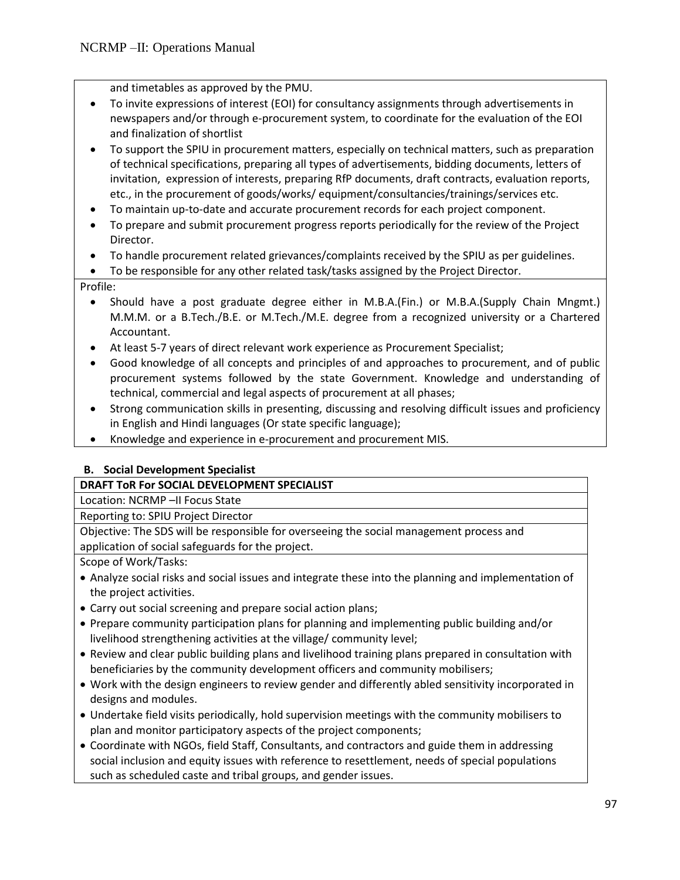and timetables as approved by the PMU.

- To invite expressions of interest (EOI) for consultancy assignments through advertisements in newspapers and/or through e-procurement system, to coordinate for the evaluation of the EOI and finalization of shortlist
- To support the SPIU in procurement matters, especially on technical matters, such as preparation of technical specifications, preparing all types of advertisements, bidding documents, letters of invitation, expression of interests, preparing RfP documents, draft contracts, evaluation reports, etc., in the procurement of goods/works/ equipment/consultancies/trainings/services etc.
- To maintain up-to-date and accurate procurement records for each project component.
- To prepare and submit procurement progress reports periodically for the review of the Project Director.
- To handle procurement related grievances/complaints received by the SPIU as per guidelines.
- To be responsible for any other related task/tasks assigned by the Project Director.

Profile:

- Should have a post graduate degree either in M.B.A.(Fin.) or M.B.A.(Supply Chain Mngmt.) M.M.M. or a B.Tech./B.E. or M.Tech./M.E. degree from a recognized university or a Chartered Accountant.
- At least 5-7 years of direct relevant work experience as Procurement Specialist;
- Good knowledge of all concepts and principles of and approaches to procurement, and of public procurement systems followed by the state Government. Knowledge and understanding of technical, commercial and legal aspects of procurement at all phases;
- Strong communication skills in presenting, discussing and resolving difficult issues and proficiency in English and Hindi languages (Or state specific language);
- Knowledge and experience in e-procurement and procurement MIS.

### B. Social Development Specialist

**DRAFT ToR For SOCIAL DEVELOPMENT SPECIALIST**

Location: NCRMP –II Focus State

Reporting to: SPIU Project Director

Objective: The SDS will be responsible for overseeing the social management process and application of social safeguards for the project.

Scope of Work/Tasks:

- Analyze social risks and social issues and integrate these into the planning and implementation of the project activities.
- Carry out social screening and prepare social action plans;
- Prepare community participation plans for planning and implementing public building and/or livelihood strengthening activities at the village/ community level;
- Review and clear public building plans and livelihood training plans prepared in consultation with beneficiaries by the community development officers and community mobilisers;
- Work with the design engineers to review gender and differently abled sensitivity incorporated in designs and modules.
- Undertake field visits periodically, hold supervision meetings with the community mobilisers to plan and monitor participatory aspects of the project components;
- Coordinate with NGOs, field Staff, Consultants, and contractors and guide them in addressing social inclusion and equity issues with reference to resettlement, needs of special populations such as scheduled caste and tribal groups, and gender issues.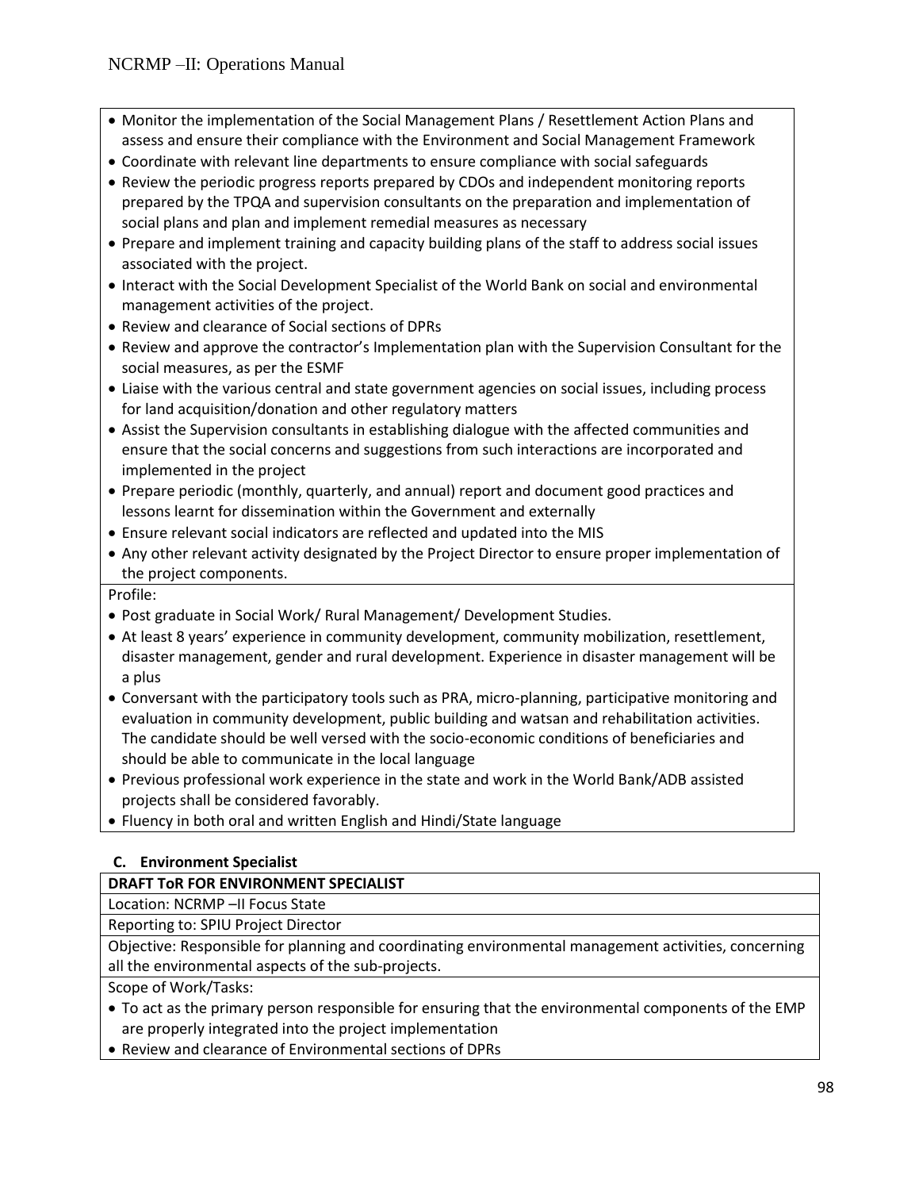- Monitor the implementation of the Social Management Plans / Resettlement Action Plans and assess and ensure their compliance with the Environment and Social Management Framework
- Coordinate with relevant line departments to ensure compliance with social safeguards
- Review the periodic progress reports prepared by CDOs and independent monitoring reports prepared by the TPQA and supervision consultants on the preparation and implementation of social plans and plan and implement remedial measures as necessary
- Prepare and implement training and capacity building plans of the staff to address social issues associated with the project.
- Interact with the Social Development Specialist of the World Bank on social and environmental management activities of the project.
- Review and clearance of Social sections of DPRs
- Review and approve the contractor's Implementation plan with the Supervision Consultant for the social measures, as per the ESMF
- Liaise with the various central and state government agencies on social issues, including process for land acquisition/donation and other regulatory matters
- Assist the Supervision consultants in establishing dialogue with the affected communities and ensure that the social concerns and suggestions from such interactions are incorporated and implemented in the project
- Prepare periodic (monthly, quarterly, and annual) report and document good practices and lessons learnt for dissemination within the Government and externally
- Ensure relevant social indicators are reflected and updated into the MIS
- Any other relevant activity designated by the Project Director to ensure proper implementation of the project components.

Profile:

- Post graduate in Social Work/ Rural Management/ Development Studies.
- At least 8 years' experience in community development, community mobilization, resettlement, disaster management, gender and rural development. Experience in disaster management will be a plus
- Conversant with the participatory tools such as PRA, micro-planning, participative monitoring and evaluation in community development, public building and watsan and rehabilitation activities. The candidate should be well versed with the socio-economic conditions of beneficiaries and should be able to communicate in the local language
- Previous professional work experience in the state and work in the World Bank/ADB assisted projects shall be considered favorably.
- Fluency in both oral and written English and Hindi/State language

### C. Environment Specialist

**DRAFT ToR FOR ENVIRONMENT SPECIALIST**

Location: NCRMP –II Focus State

Reporting to: SPIU Project Director

Objective: Responsible for planning and coordinating environmental management activities, concerning all the environmental aspects of the sub-projects.

Scope of Work/Tasks:

- To act as the primary person responsible for ensuring that the environmental components of the EMP are properly integrated into the project implementation
- Review and clearance of Environmental sections of DPRs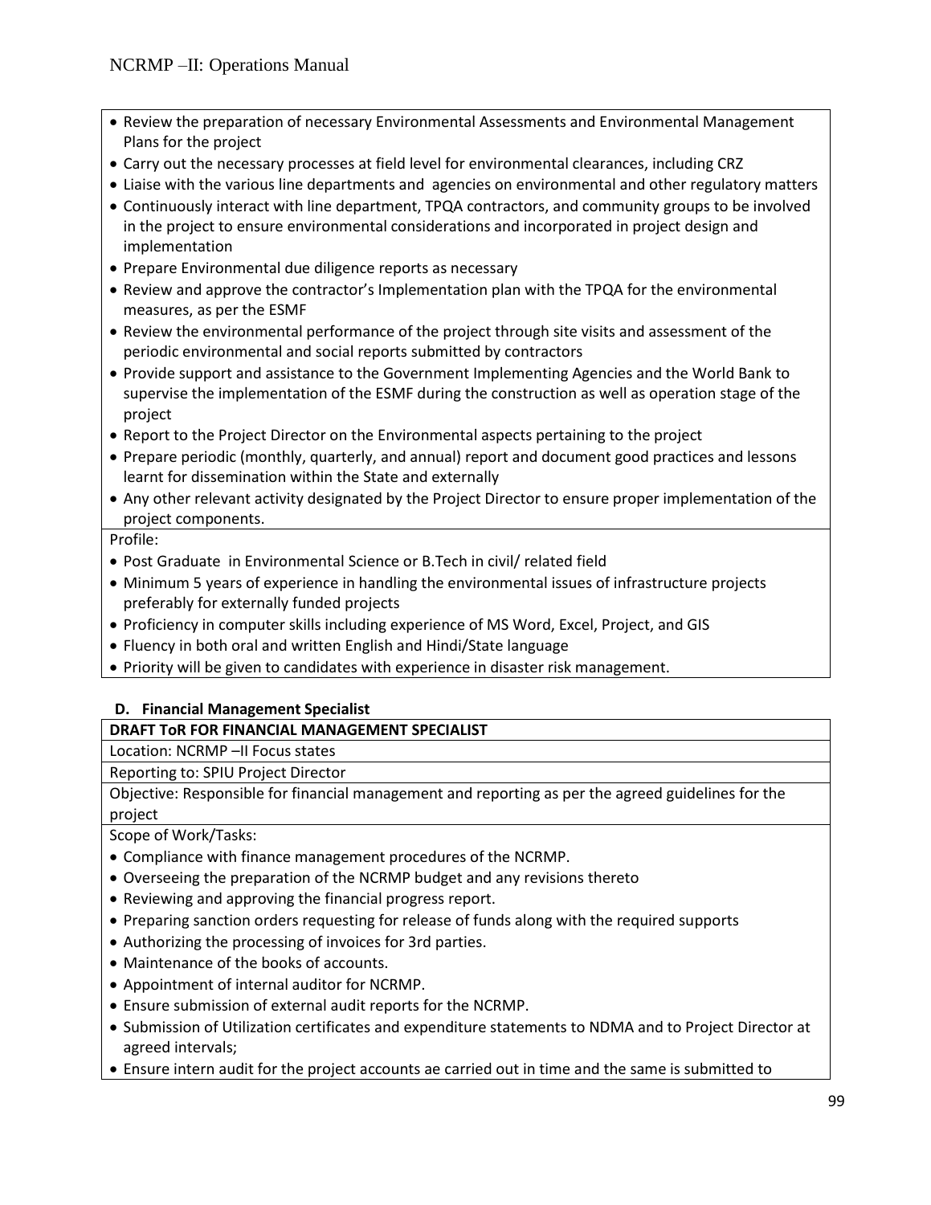- Review the preparation of necessary Environmental Assessments and Environmental Management Plans for the project
- Carry out the necessary processes at field level for environmental clearances, including CRZ
- Liaise with the various line departments and agencies on environmental and other regulatory matters
- Continuously interact with line department, TPQA contractors, and community groups to be involved in the project to ensure environmental considerations and incorporated in project design and implementation
- Prepare Environmental due diligence reports as necessary
- Review and approve the contractor's Implementation plan with the TPQA for the environmental measures, as per the ESMF
- Review the environmental performance of the project through site visits and assessment of the periodic environmental and social reports submitted by contractors
- Provide support and assistance to the Government Implementing Agencies and the World Bank to supervise the implementation of the ESMF during the construction as well as operation stage of the project
- Report to the Project Director on the Environmental aspects pertaining to the project
- Prepare periodic (monthly, quarterly, and annual) report and document good practices and lessons learnt for dissemination within the State and externally
- Any other relevant activity designated by the Project Director to ensure proper implementation of the project components.

Profile:

- Post Graduate in Environmental Science or B.Tech in civil/ related field
- Minimum 5 years of experience in handling the environmental issues of infrastructure projects preferably for externally funded projects
- Proficiency in computer skills including experience of MS Word, Excel, Project, and GIS
- Fluency in both oral and written English and Hindi/State language
- Priority will be given to candidates with experience in disaster risk management.

### D. Financial Management Specialist

**DRAFT ToR FOR FINANCIAL MANAGEMENT SPECIALIST**

Location: NCRMP –II Focus states

Reporting to: SPIU Project Director

Objective: Responsible for financial management and reporting as per the agreed guidelines for the project

Scope of Work/Tasks:

- Compliance with finance management procedures of the NCRMP.
- Overseeing the preparation of the NCRMP budget and any revisions thereto
- Reviewing and approving the financial progress report.
- Preparing sanction orders requesting for release of funds along with the required supports
- Authorizing the processing of invoices for 3rd parties.
- Maintenance of the books of accounts.
- Appointment of internal auditor for NCRMP.
- Ensure submission of external audit reports for the NCRMP.
- Submission of Utilization certificates and expenditure statements to NDMA and to Project Director at agreed intervals;
- Ensure intern audit for the project accounts ae carried out in time and the same is submitted to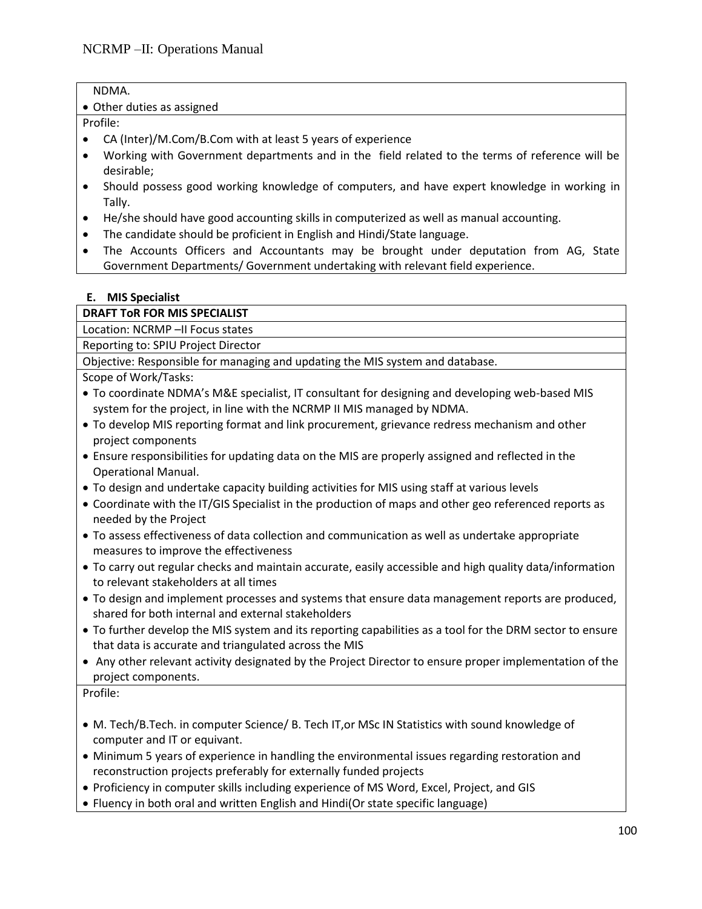NDMA.

- Other duties as assigned

Profile:

- CA (Inter)/M.Com/B.Com with at least 5 years of experience
- Working with Government departments and in the field related to the terms of reference will be desirable;
- Should possess good working knowledge of computers, and have expert knowledge in working in Tally.
- He/she should have good accounting skills in computerized as well as manual accounting.
- The candidate should be proficient in English and Hindi/State language.
- The Accounts Officers and Accountants may be brought under deputation from AG, State Government Departments/ Government undertaking with relevant field experience.

### E. MIS Specialist

**DRAFT ToR FOR MIS SPECIALIST**

Location: NCRMP –II Focus states

Reporting to: SPIU Project Director

Objective: Responsible for managing and updating the MIS system and database.

Scope of Work/Tasks:

- To coordinate NDMA's M&E specialist, IT consultant for designing and developing web-based MIS system for the project, in line with the NCRMP II MIS managed by NDMA.
- To develop MIS reporting format and link procurement, grievance redress mechanism and other project components
- Ensure responsibilities for updating data on the MIS are properly assigned and reflected in the Operational Manual.
- To design and undertake capacity building activities for MIS using staff at various levels
- Coordinate with the IT/GIS Specialist in the production of maps and other geo referenced reports as needed by the Project
- To assess effectiveness of data collection and communication as well as undertake appropriate measures to improve the effectiveness
- To carry out regular checks and maintain accurate, easily accessible and high quality data/information to relevant stakeholders at all times
- To design and implement processes and systems that ensure data management reports are produced, shared for both internal and external stakeholders
- To further develop the MIS system and its reporting capabilities as a tool for the DRM sector to ensure that data is accurate and triangulated across the MIS
- Any other relevant activity designated by the Project Director to ensure proper implementation of the project components.

Profile:

- M. Tech/B.Tech. in computer Science/ B. Tech IT,or MSc IN Statistics with sound knowledge of computer and IT or equivant.
- Minimum 5 years of experience in handling the environmental issues regarding restoration and reconstruction projects preferably for externally funded projects
- Proficiency in computer skills including experience of MS Word, Excel, Project, and GIS
- Fluency in both oral and written English and Hindi(Or state specific language)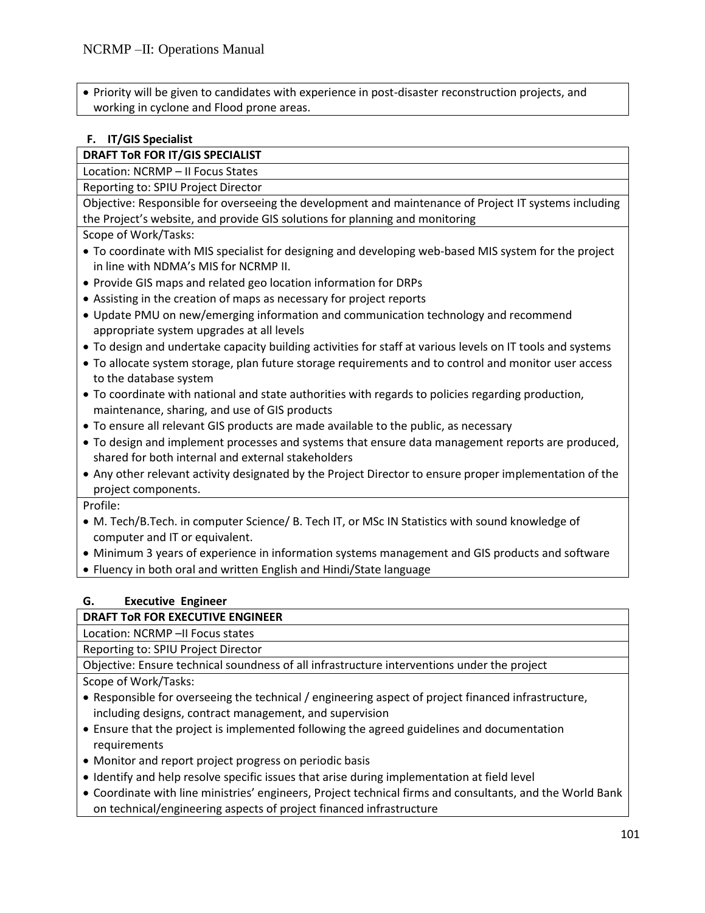- Priority will be given to candidates with experience in post-disaster reconstruction projects, and working in cyclone and Flood prone areas.

### F. IT/GIS Specialist

**DRAFT ToR FOR IT/GIS SPECIALIST**

Location: NCRMP – II Focus States

Reporting to: SPIU Project Director

Objective: Responsible for overseeing the development and maintenance of Project IT systems including the Project's website, and provide GIS solutions for planning and monitoring

Scope of Work/Tasks:

- To coordinate with MIS specialist for designing and developing web-based MIS system for the project in line with NDMA's MIS for NCRMP II.
- Provide GIS maps and related geo location information for DRPs
- Assisting in the creation of maps as necessary for project reports
- Update PMU on new/emerging information and communication technology and recommend appropriate system upgrades at all levels
- To design and undertake capacity building activities for staff at various levels on IT tools and systems
- To allocate system storage, plan future storage requirements and to control and monitor user access to the database system
- To coordinate with national and state authorities with regards to policies regarding production, maintenance, sharing, and use of GIS products
- To ensure all relevant GIS products are made available to the public, as necessary
- To design and implement processes and systems that ensure data management reports are produced, shared for both internal and external stakeholders
- Any other relevant activity designated by the Project Director to ensure proper implementation of the project components.

Profile:

- M. Tech/B.Tech. in computer Science/ B. Tech IT, or MSc IN Statistics with sound knowledge of computer and IT or equivalent.
- Minimum 3 years of experience in information systems management and GIS products and software
- Fluency in both oral and written English and Hindi/State language

### G. Executive Engineer

**DRAFT ToR FOR EXECUTIVE ENGINEER**

Location: NCRMP –II Focus states

Reporting to: SPIU Project Director

Objective: Ensure technical soundness of all infrastructure interventions under the project

Scope of Work/Tasks:

- Responsible for overseeing the technical / engineering aspect of project financed infrastructure, including designs, contract management, and supervision
- Ensure that the project is implemented following the agreed guidelines and documentation requirements
- Monitor and report project progress on periodic basis
- Identify and help resolve specific issues that arise during implementation at field level
- Coordinate with line ministries' engineers, Project technical firms and consultants, and the World Bank on technical/engineering aspects of project financed infrastructure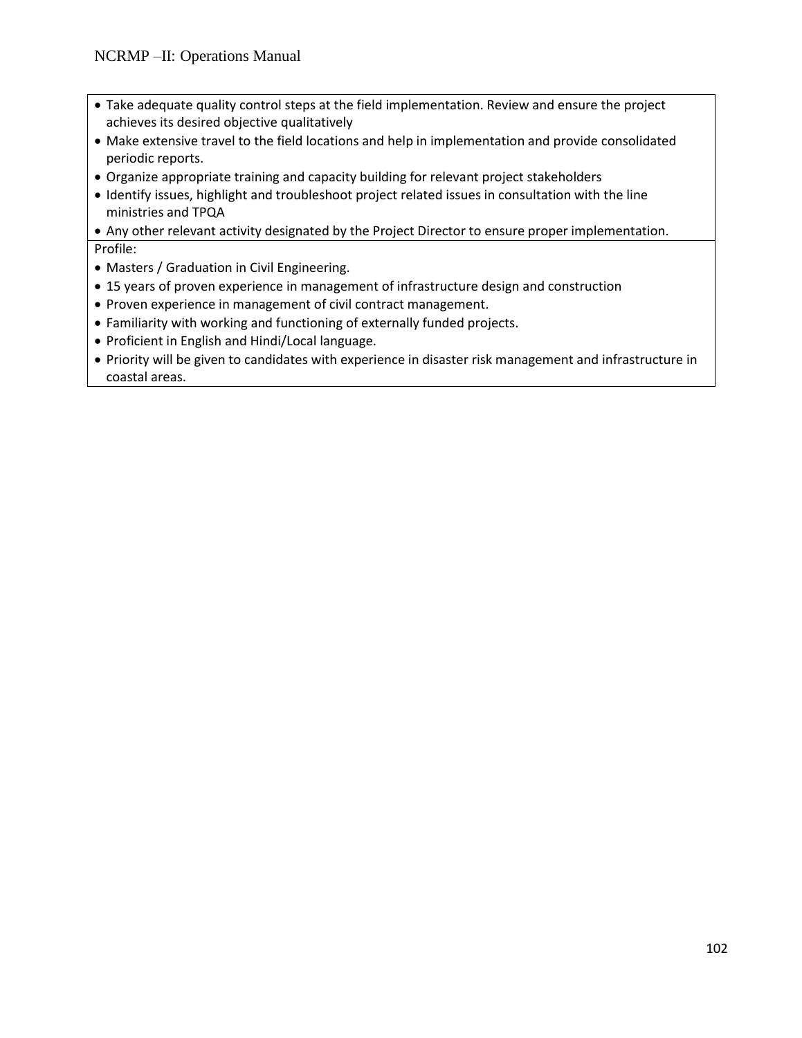- Take adequate quality control steps at the field implementation. Review and ensure the project achieves its desired objective qualitatively
- Make extensive travel to the field locations and help in implementation and provide consolidated periodic reports.
- Organize appropriate training and capacity building for relevant project stakeholders
- Identify issues, highlight and troubleshoot project related issues in consultation with the line ministries and TPQA
- Any other relevant activity designated by the Project Director to ensure proper implementation.

Profile:

- Masters / Graduation in Civil Engineering.
- 15 years of proven experience in management of infrastructure design and construction
- Proven experience in management of civil contract management.
- Familiarity with working and functioning of externally funded projects.
- Proficient in English and Hindi/Local language.
- Priority will be given to candidates with experience in disaster risk management and infrastructure in coastal areas.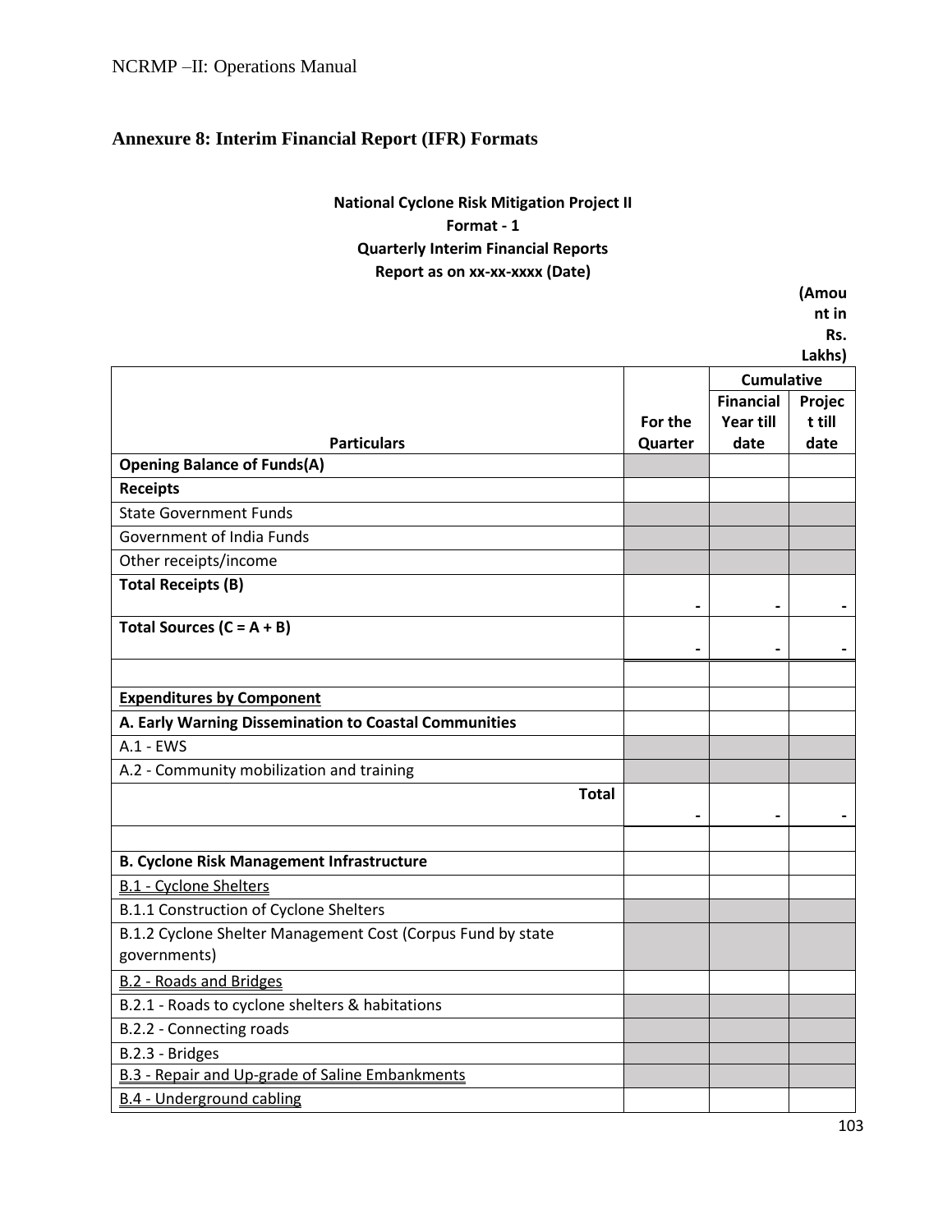## Annexure 8: Interim Financial Report (IFR) Formats

**National Cyclone Risk Mitigation Project II**
**Format - 1**
**Quarterly Interim Financial Reports**
**Report as on xx-xx-xxxx (Date)**

**(Amount in Rs. Lakhs)**

| Particulars | For the Quarter | Cumulative | |
|---|---|---|---|
| | | Financial Year till date | Project till date |
| **Opening Balance of Funds(A)** | | | |
| **Receipts** | | | |
| State Government Funds | | | |
| Government of India Funds | | | |
| Other receipts/income | | | |
| **Total Receipts (B)** | - | - | - |
| **Total Sources (C = A + B)** | - | - | - |
| | | | |
| **Expenditures by Component** | | | |
| **A. Early Warning Dissemination to Coastal Communities** | | | |
| A.1 - EWS | | | |
| A.2 - Community mobilization and training | | | |
| **Total** | - | - | - |
| | | | |
| **B. Cyclone Risk Management Infrastructure** | | | |
| B.1 - Cyclone Shelters | | | |
| B.1.1 Construction of Cyclone Shelters | | | |
| B.1.2 Cyclone Shelter Management Cost (Corpus Fund by state governments) | | | |
| B.2 - Roads and Bridges | | | |
| B.2.1 - Roads to cyclone shelters & habitations | | | |
| B.2.2 - Connecting roads | | | |
| B.2.3 - Bridges | | | |
| B.3 - Repair and Up-grade of Saline Embankments | | | |
| B.4 - Underground cabling | | | |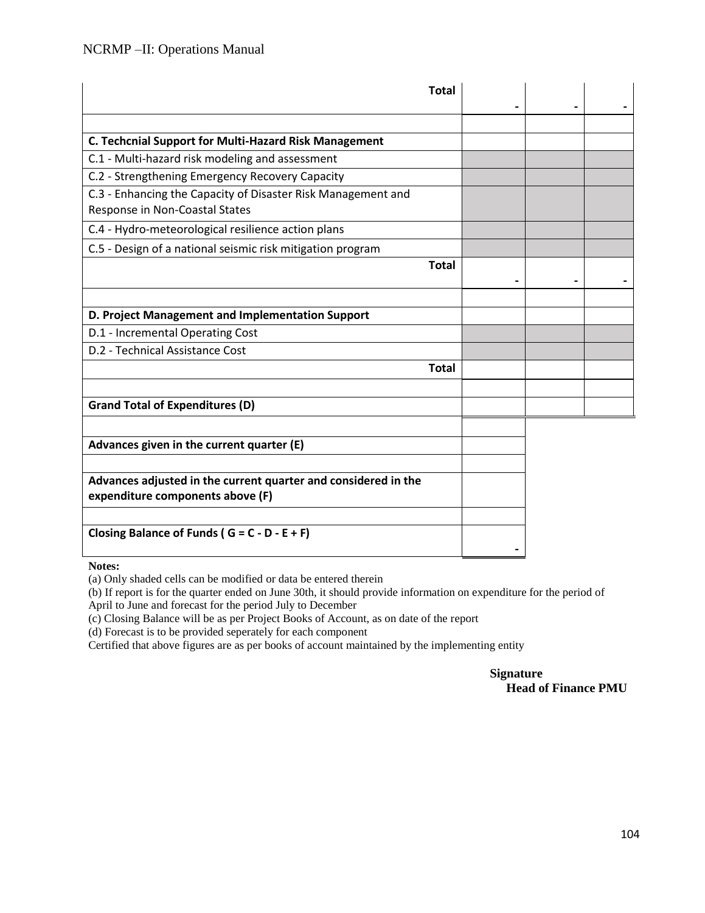| | | | |
|---|---|---|---|
| **Total** | - | - | - |
| | | | |
| **C. Techcnial Support for Multi-Hazard Risk Management** | | | |
| C.1 - Multi-hazard risk modeling and assessment | | | |
| C.2 - Strengthening Emergency Recovery Capacity | | | |
| C.3 - Enhancing the Capacity of Disaster Risk Management and Response in Non-Coastal States | | | |
| C.4 - Hydro-meteorological resilience action plans | | | |
| C.5 - Design of a national seismic risk mitigation program | | | |
| **Total** | - | - | - |
| | | | |
| **D. Project Management and Implementation Support** | | | |
| D.1 - Incremental Operating Cost | | | |
| D.2 - Technical Assistance Cost | | | |
| **Total** | | | |
| | | | |
| **Grand Total of Expenditures (D)** | | | |
| | | | |
| **Advances given in the current quarter (E)** | | | |
| | | | |
| **Advances adjusted in the current quarter and considered in the expenditure components above (F)** | | | |
| | | | |
| **Closing Balance of Funds ( G = C - D - E + F)** | - | | |

**Notes:**

(a) Only shaded cells can be modified or data be entered therein

(b) If report is for the quarter ended on June 30th, it should provide information on expenditure for the period of April to June and forecast for the period July to December

(c) Closing Balance will be as per Project Books of Account, as on date of the report

(d) Forecast is to be provided seperately for each component

Certified that above figures are as per books of account maintained by the implementing entity

**Signature**
**Head of Finance PMU**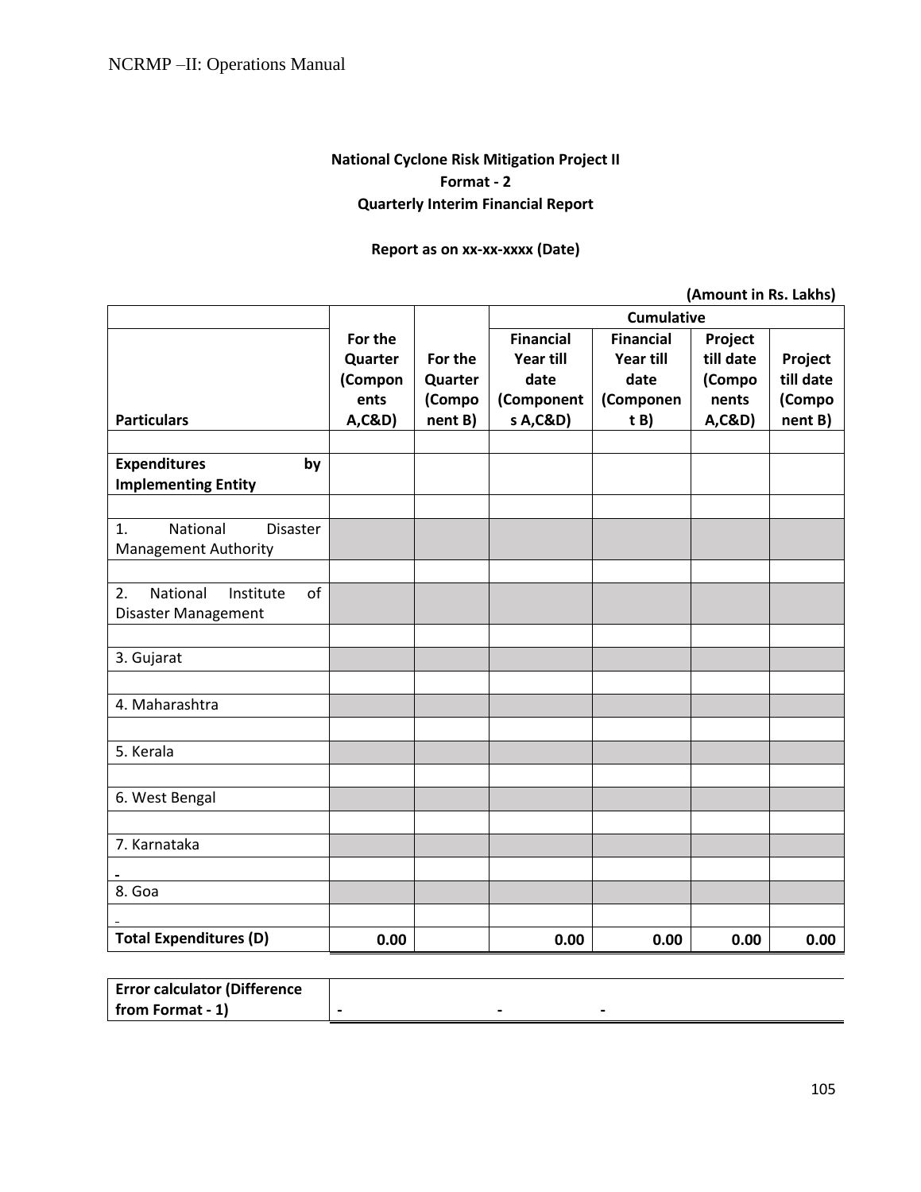**National Cyclone Risk Mitigation Project II**

**Format - 2**

**Quarterly Interim Financial Report**

**Report as on xx-xx-xxxx (Date)**

**(Amount in Rs. Lakhs)**

| | | | Cumulative | | | |
|---|---|---|---|---|---|---|
| **Particulars** | **For the Quarter (Components A,C&D)** | **For the Quarter (Component B)** | **Financial Year till date (Components A,C&D)** | **Financial Year till date (Component B)** | **Project till date (Components A,C&D)** | **Project till date (Component B)** |
| | | | | | | |
| **Expenditures by Implementing Entity** | | | | | | |
| | | | | | | |
| 1. National Disaster Management Authority | | | | | | |
| | | | | | | |
| 2. National Institute of Disaster Management | | | | | | |
| | | | | | | |
| 3. Gujarat | | | | | | |
| | | | | | | |
| 4. Maharashtra | | | | | | |
| | | | | | | |
| 5. Kerala | | | | | | |
| | | | | | | |
| 6. West Bengal | | | | | | |
| | | | | | | |
| 7. Karnataka | | | | | | |
| - | | | | | | |
| 8. Goa | | | | | | |
| - | | | | | | |
| **Total Expenditures (D)** | **0.00** | | **0.00** | **0.00** | **0.00** | **0.00** |

| | | | |
|---|---|---|---|
| **Error calculator (Difference from Format - 1)** | **-** | **-** | **-** |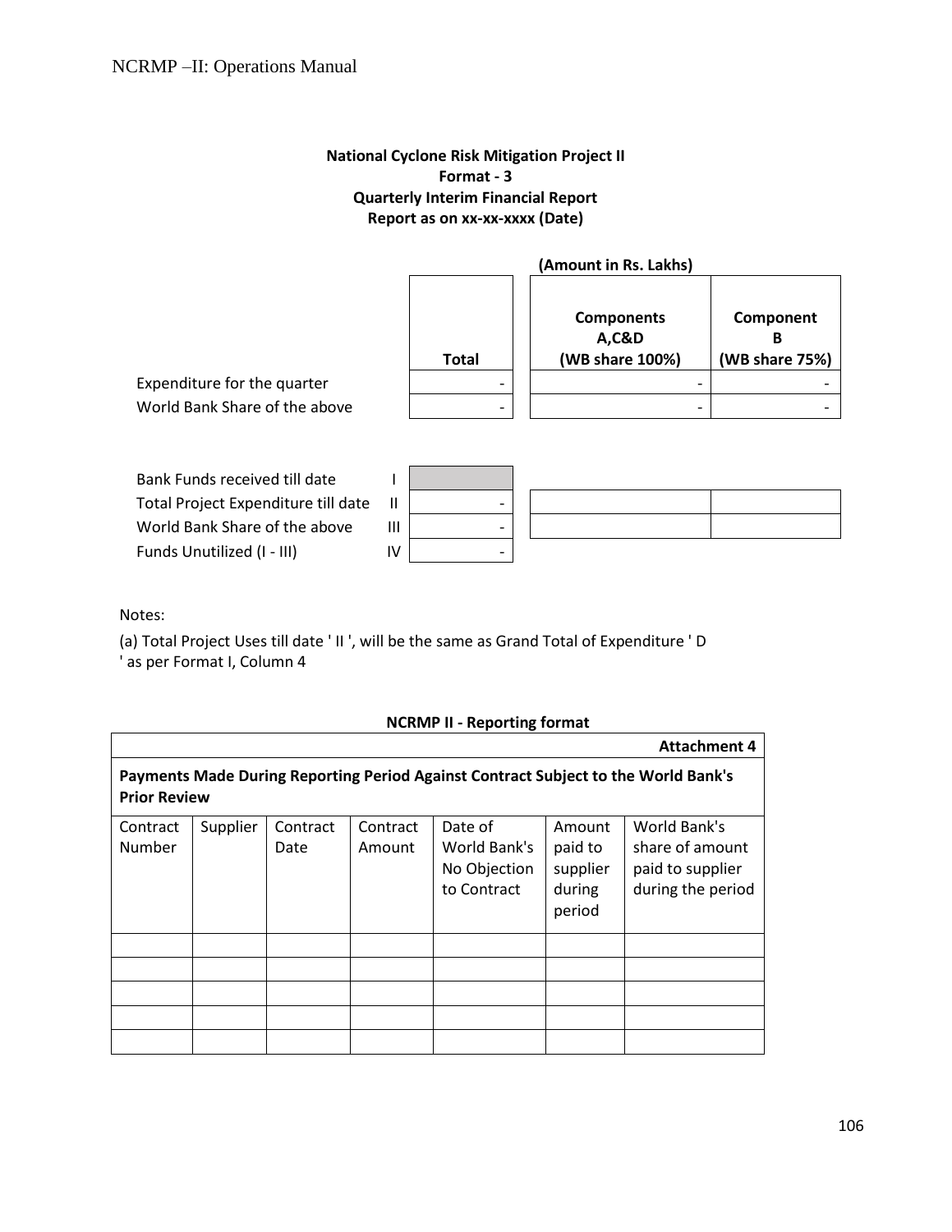**National Cyclone Risk Mitigation Project II**
**Format - 3**
**Quarterly Interim Financial Report**
**Report as on xx-xx-xxxx (Date)**

**(Amount in Rs. Lakhs)**

| | | Total | Components A,C&D (WB share 100%) | Component B (WB share 75%) |
|---|---|---|---|---|
| Expenditure for the quarter | | - | - | - |
| World Bank Share of the above | | - | - | - |

| | | | | |
|---|---|---|---|---|
| Bank Funds received till date | I | | | |
| Total Project Expenditure till date | II | - | | |
| World Bank Share of the above | III | - | | |
| Funds Unutilized (I - III) | IV | - | | |

Notes:

(a) Total Project Uses till date ' II ', will be the same as Grand Total of Expenditure ' D ' as per Format I, Column 4

**NCRMP II - Reporting format**

**Attachment 4**

**Payments Made During Reporting Period Against Contract Subject to the World Bank's Prior Review**

| Contract Number | Supplier | Contract Date | Contract Amount | Date of World Bank's No Objection to Contract | Amount paid to supplier during period | World Bank's share of amount paid to supplier during the period |
|---|---|---|---|---|---|---|
| | | | | | | |
| | | | | | | |
| | | | | | | |
| | | | | | | |
| | | | | | | |